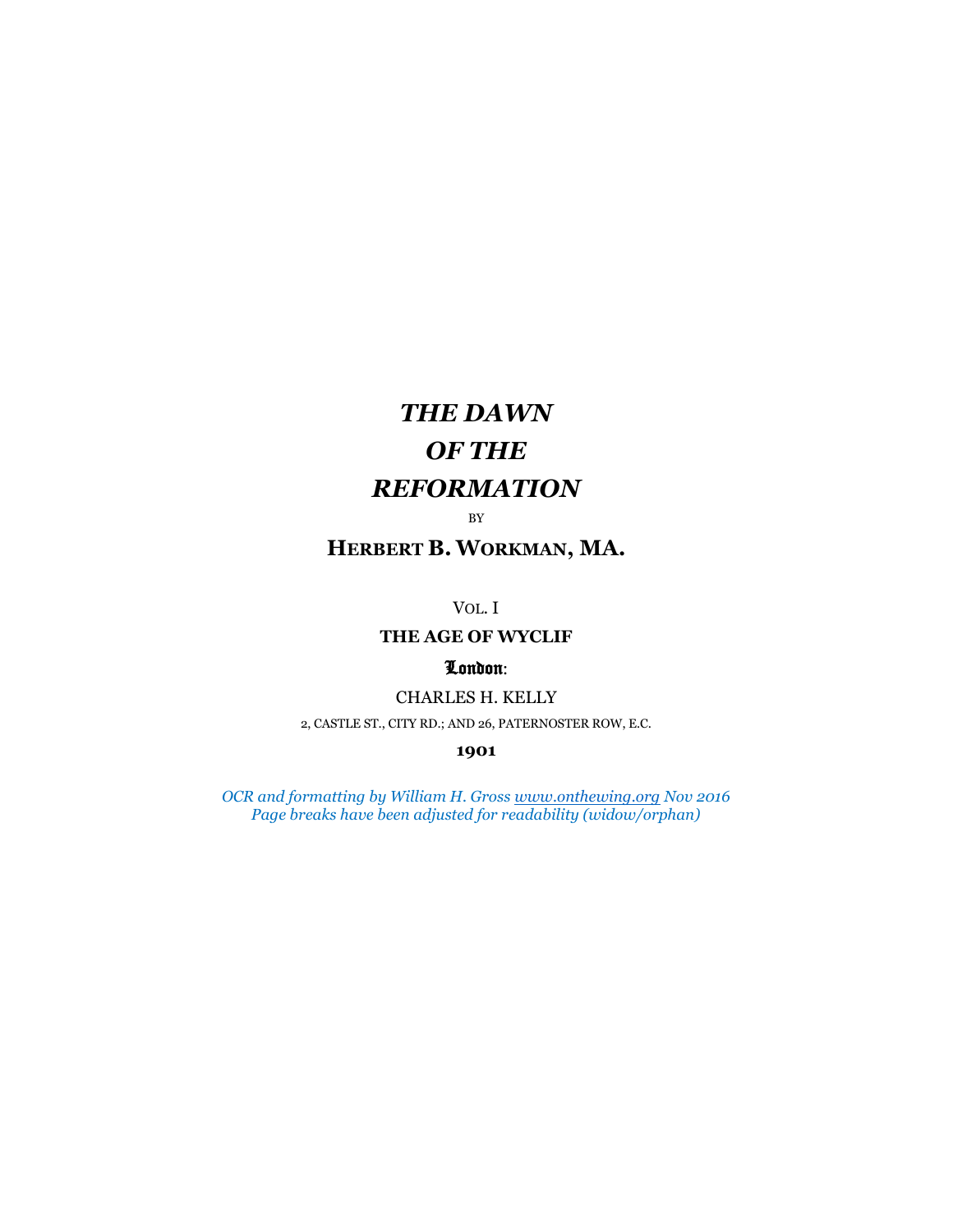# *THE DAWN OF THE REFORMATION*

BY

## HERBERT B. WORKMAN, MA.

VOL. I

**THE AGE OF WYCLIF**

London:

CHARLES H. KELLY

2, CASTLE ST., CITY RD.; AND 26, PATERNOSTER ROW, E.C.

**1901**

*OCR and formatting by William H. Gross www.onthewing.org Nov 2016*
*Page breaks have been adjusted for readability (widow/orphan)*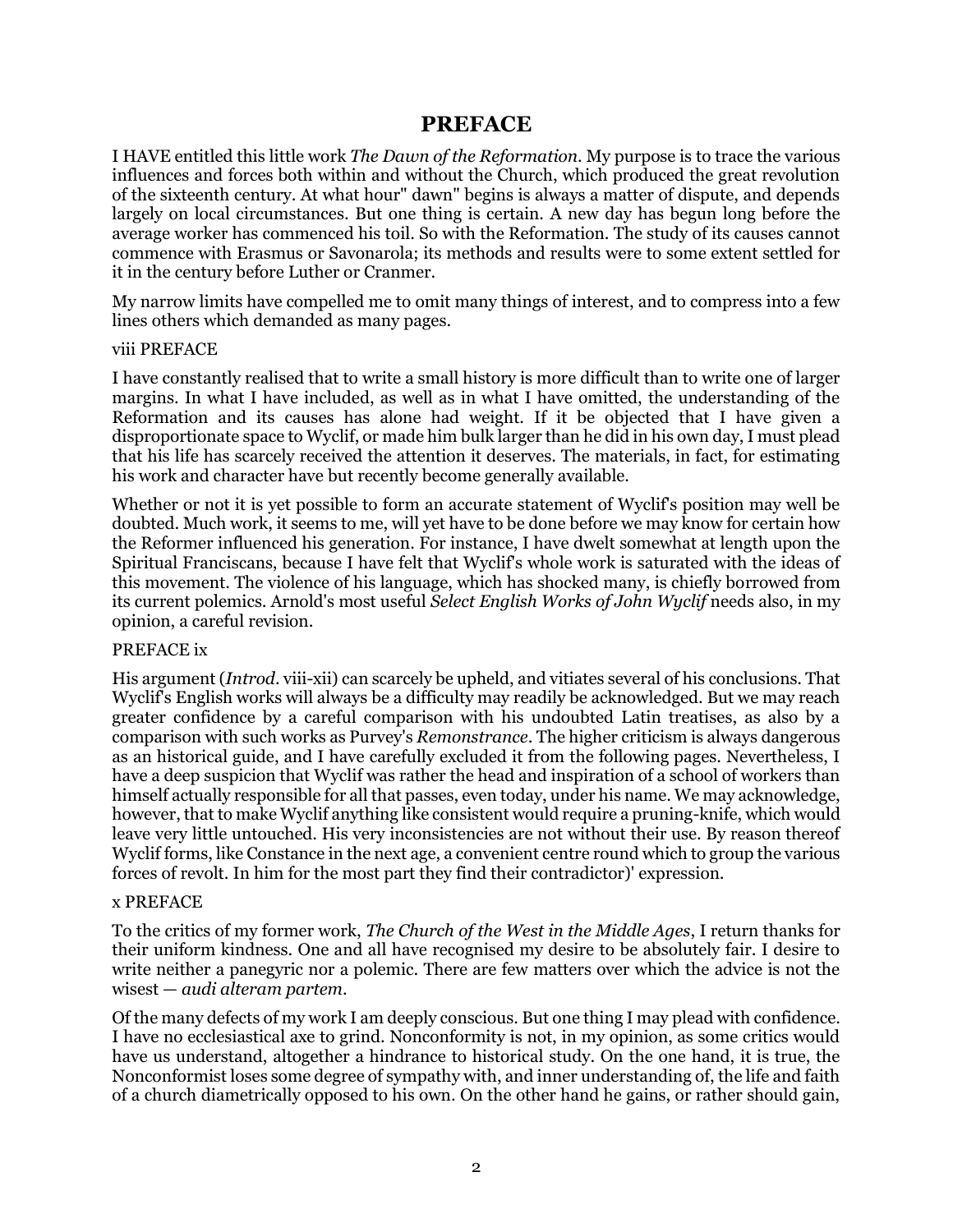# PREFACE

I HAVE entitled this little work *The Dawn of the Reformation*. My purpose is to trace the various influences and forces both within and without the Church, which produced the great revolution of the sixteenth century. At what hour" dawn" begins is always a matter of dispute, and depends largely on local circumstances. But one thing is certain. A new day has begun long before the average worker has commenced his toil. So with the Reformation. The study of its causes cannot commence with Erasmus or Savonarola; its methods and results were to some extent settled for it in the century before Luther or Cranmer.

My narrow limits have compelled me to omit many things of interest, and to compress into a few lines others which demanded as many pages.

I have constantly realised that to write a small history is more difficult than to write one of larger margins. In what I have included, as well as in what I have omitted, the understanding of the Reformation and its causes has alone had weight. If it be objected that I have given a disproportionate space to Wyclif, or made him bulk larger than he did in his own day, I must plead that his life has scarcely received the attention it deserves. The materials, in fact, for estimating his work and character have but recently become generally available.

Whether or not it is yet possible to form an accurate statement of Wyclif's position may well be doubted. Much work, it seems to me, will yet have to be done before we may know for certain how the Reformer influenced his generation. For instance, I have dwelt somewhat at length upon the Spiritual Franciscans, because I have felt that Wyclif's whole work is saturated with the ideas of this movement. The violence of his language, which has shocked many, is chiefly borrowed from its current polemics. Arnold's most useful *Select English Works of John Wyclif* needs also, in my opinion, a careful revision.

His argument (*Introd*. viii-xii) can scarcely be upheld, and vitiates several of his conclusions. That Wyclif's English works will always be a difficulty may readily be acknowledged. But we may reach greater confidence by a careful comparison with his undoubted Latin treatises, as also by a comparison with such works as Purvey's *Remonstrance*. The higher criticism is always dangerous as an historical guide, and I have carefully excluded it from the following pages. Nevertheless, I have a deep suspicion that Wyclif was rather the head and inspiration of a school of workers than himself actually responsible for all that passes, even today, under his name. We may acknowledge, however, that to make Wyclif anything like consistent would require a pruning-knife, which would leave very little untouched. His very inconsistencies are not without their use. By reason thereof Wyclif forms, like Constance in the next age, a convenient centre round which to group the various forces of revolt. In him for the most part they find their contradictor)' expression.

To the critics of my former work, *The Church of the West in the Middle Ages*, I return thanks for their uniform kindness. One and all have recognised my desire to be absolutely fair. I desire to write neither a panegyric nor a polemic. There are few matters over which the advice is not the wisest — *audi alteram partem*.

Of the many defects of my work I am deeply conscious. But one thing I may plead with confidence. I have no ecclesiastical axe to grind. Nonconformity is not, in my opinion, as some critics would have us understand, altogether a hindrance to historical study. On the one hand, it is true, the Nonconformist loses some degree of sympathy with, and inner understanding of, the life and faith of a church diametrically opposed to his own. On the other hand he gains, or rather should gain,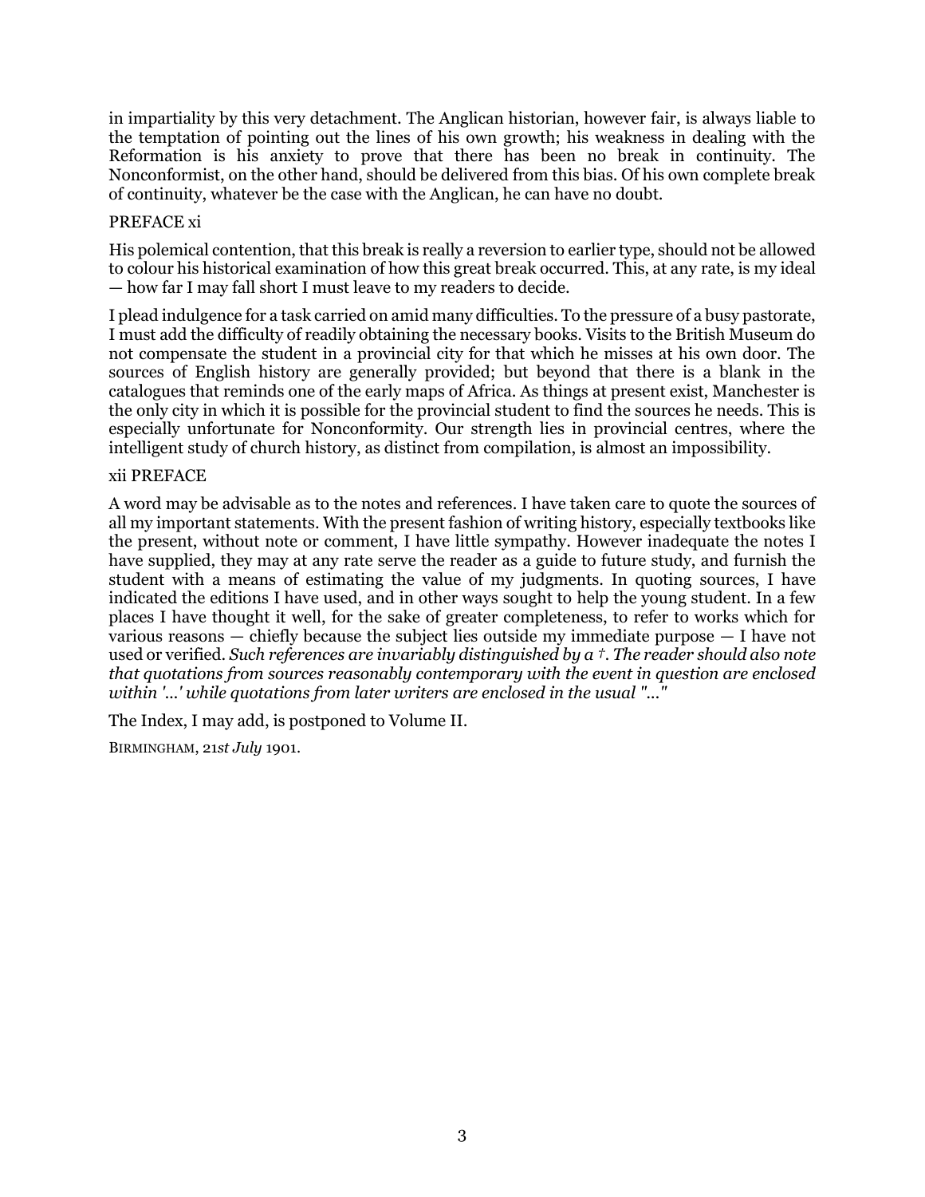in impartiality by this very detachment. The Anglican historian, however fair, is always liable to the temptation of pointing out the lines of his own growth; his weakness in dealing with the Reformation is his anxiety to prove that there has been no break in continuity. The Nonconformist, on the other hand, should be delivered from this bias. Of his own complete break of continuity, whatever be the case with the Anglican, he can have no doubt.

His polemical contention, that this break is really a reversion to earlier type, should not be allowed to colour his historical examination of how this great break occurred. This, at any rate, is my ideal — how far I may fall short I must leave to my readers to decide.

I plead indulgence for a task carried on amid many difficulties. To the pressure of a busy pastorate, I must add the difficulty of readily obtaining the necessary books. Visits to the British Museum do not compensate the student in a provincial city for that which he misses at his own door. The sources of English history are generally provided; but beyond that there is a blank in the catalogues that reminds one of the early maps of Africa. As things at present exist, Manchester is the only city in which it is possible for the provincial student to find the sources he needs. This is especially unfortunate for Nonconformity. Our strength lies in provincial centres, where the intelligent study of church history, as distinct from compilation, is almost an impossibility.

A word may be advisable as to the notes and references. I have taken care to quote the sources of all my important statements. With the present fashion of writing history, especially textbooks like the present, without note or comment, I have little sympathy. However inadequate the notes I have supplied, they may at any rate serve the reader as a guide to future study, and furnish the student with a means of estimating the value of my judgments. In quoting sources, I have indicated the editions I have used, and in other ways sought to help the young student. In a few places I have thought it well, for the sake of greater completeness, to refer to works which for various reasons — chiefly because the subject lies outside my immediate purpose — I have not used or verified. *Such references are invariably distinguished by a †. The reader should also note that quotations from sources reasonably contemporary with the event in question are enclosed within '...' while quotations from later writers are enclosed in the usual "..."*

The Index, I may add, is postponed to Volume II.

BIRMINGHAM, 21*st July* 1901.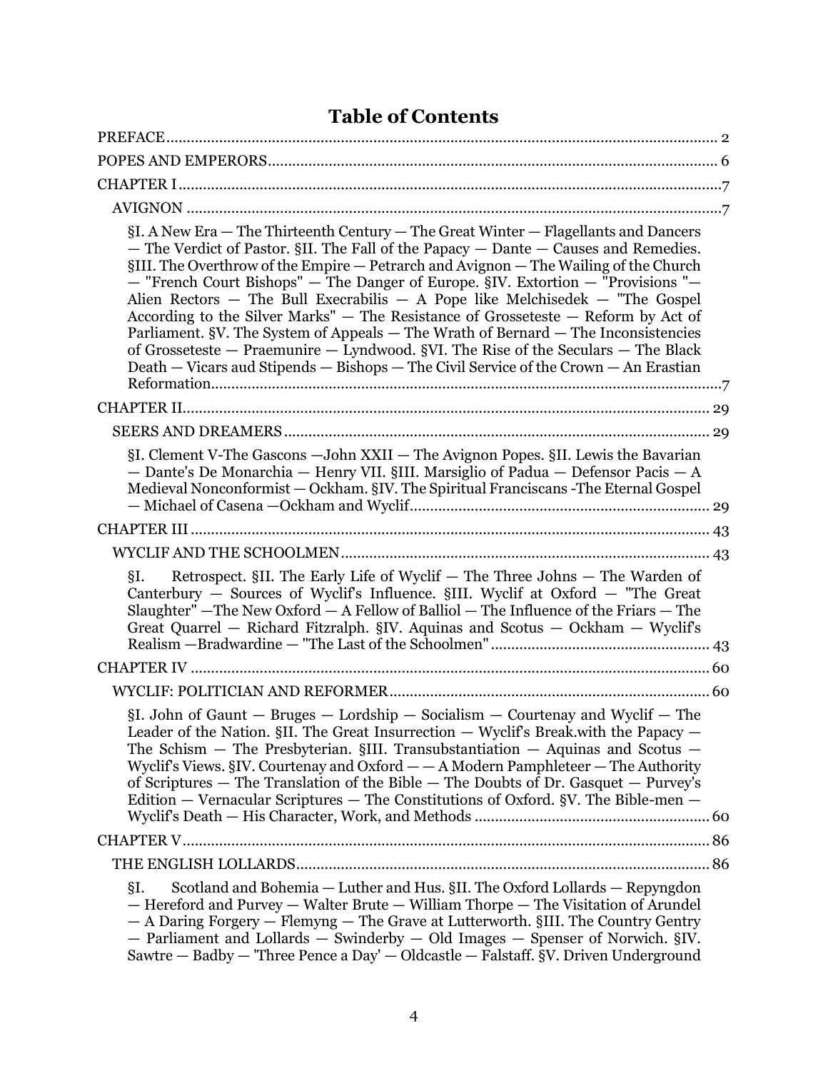# Table of Contents

PREFACE........................................................................................................................ 2

POPES AND EMPERORS.............................................................................................. 6

CHAPTER I.....................................................................................................................7

AVIGNON ..................................................................................................................7

§I. A New Era — The Thirteenth Century — The Great Winter — Flagellants and Dancers — The Verdict of Pastor. §II. The Fall of the Papacy — Dante — Causes and Remedies. §III. The Overthrow of the Empire — Petrarch and Avignon — The Wailing of the Church — "French Court Bishops" — The Danger of Europe. §IV. Extortion — "Provisions "— Alien Rectors — The Bull Execrabilis — A Pope like Melchisedek — "The Gospel According to the Silver Marks" — The Resistance of Grosseteste — Reform by Act of Parliament. §V. The System of Appeals — The Wrath of Bernard — The Inconsistencies of Grosseteste — Praemunire — Lyndwood. §VI. The Rise of the Seculars — The Black Death — Vicars aud Stipends — Bishops — The Civil Service of the Crown — An Erastian Reformation.............................................................................................................7

CHAPTER II................................................................................................................ 29

SEERS AND DREAMERS........................................................................................ 29

§I. Clement V-The Gascons —John XXII — The Avignon Popes. §II. Lewis the Bavarian — Dante's De Monarchia — Henry VII. §III. Marsiglio of Padua — Defensor Pacis — A Medieval Nonconformist — Ockham. §IV. The Spiritual Franciscans -The Eternal Gospel — Michael of Casena —Ockham and Wyclif.......................................................................... 29

CHAPTER III .............................................................................................................. 43

WYCLIF AND THE SCHOOLMEN.......................................................................... 43

§I. Retrospect. §II. The Early Life of Wyclif — The Three Johns — The Warden of Canterbury — Sources of Wyclif's Influence. §III. Wyclif at Oxford — "The Great Slaughter" —The New Oxford — A Fellow of Balliol — The Influence of the Friars — The Great Quarrel — Richard Fitzralph. §IV. Aquinas and Scotus — Ockham — Wyclif's Realism —Bradwardine — "The Last of the Schoolmen"...................................................... 43

CHAPTER IV .............................................................................................................. 60

WYCLIF: POLITICIAN AND REFORMER.............................................................. 60

§I. John of Gaunt — Bruges — Lordship — Socialism — Courtenay and Wyclif — The Leader of the Nation. §II. The Great Insurrection — Wyclif's Break.with the Papacy — The Schism — The Presbyterian. §III. Transubstantiation — Aquinas and Scotus — Wyclif's Views. §IV. Courtenay and Oxford — — A Modern Pamphleteer — The Authority of Scriptures — The Translation of the Bible — The Doubts of Dr. Gasquet — Purvey's Edition — Vernacular Scriptures — The Constitutions of Oxford. §V. The Bible-men — Wyclif's Death — His Character, Work, and Methods .......................................................... 60

CHAPTER V................................................................................................................. 86

THE ENGLISH LOLLARDS..................................................................................... 86

§I. Scotland and Bohemia — Luther and Hus. §II. The Oxford Lollards — Repyngdon — Hereford and Purvey — Walter Brute — William Thorpe — The Visitation of Arundel — A Daring Forgery — Flemyng — The Grave at Lutterworth. §III. The Country Gentry — Parliament and Lollards — Swinderby — Old Images — Spenser of Norwich. §IV. Sawtre — Badby — 'Three Pence a Day' — Oldcastle — Falstaff. §V. Driven Underground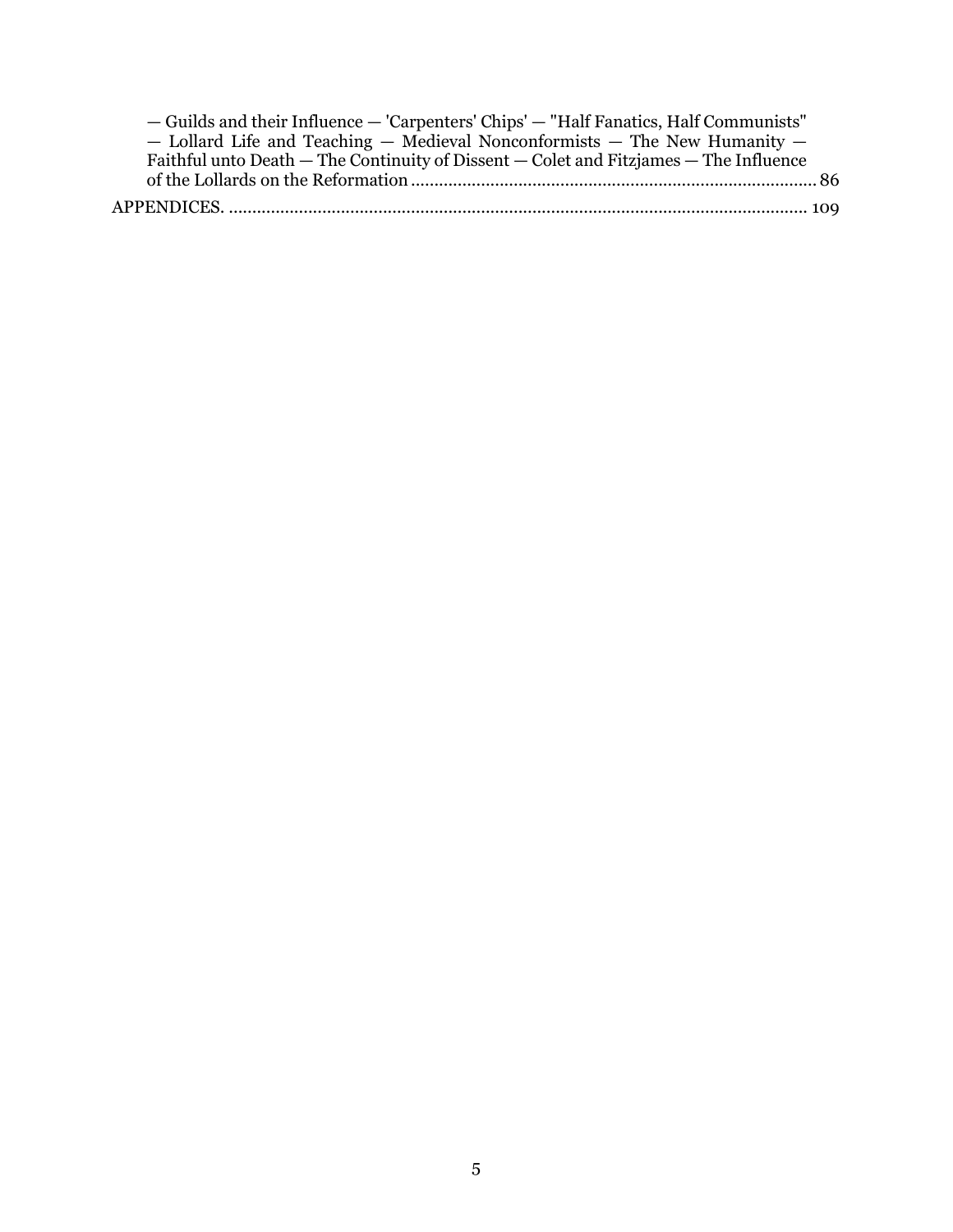— Guilds and their Influence — 'Carpenters' Chips' — "Half Fanatics, Half Communists" — Lollard Life and Teaching — Medieval Nonconformists — The New Humanity — Faithful unto Death — The Continuity of Dissent — Colet and Fitzjames — The Influence of the Lollards on the Reformation ........................................................................................ 86

APPENDICES. .......................................................................................................................... 109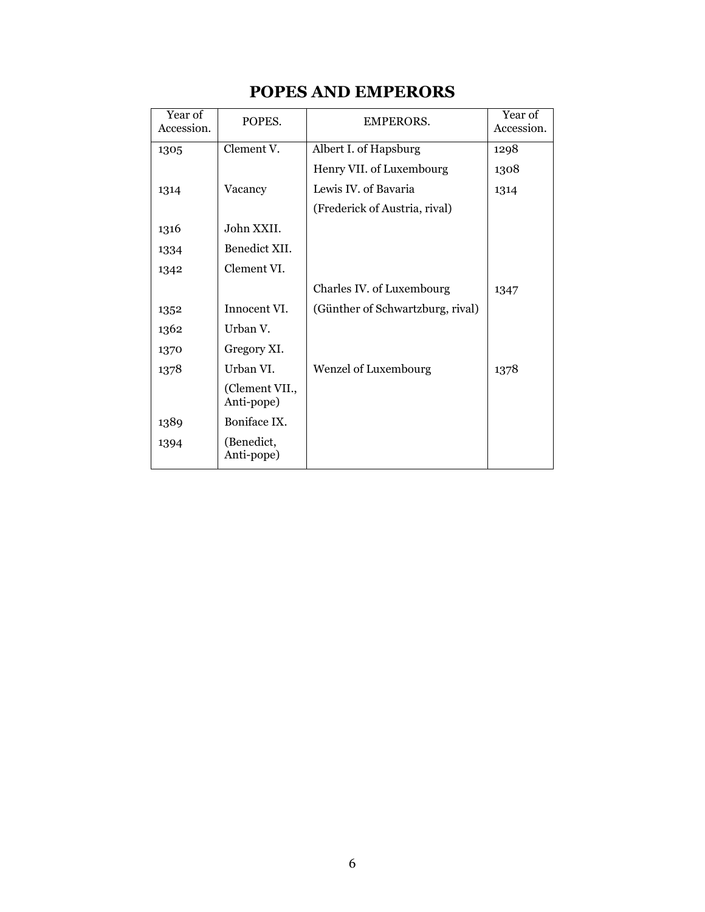## POPES AND EMPERORS

| Year of Accession. | POPES. | EMPERORS. | Year of Accession. |
|---|---|---|---|
| 1305 | Clement V. | Albert I. of Hapsburg | 1298 |
| | | Henry VII. of Luxembourg | 1308 |
| 1314 | Vacancy | Lewis IV. of Bavaria | 1314 |
| | | (Frederick of Austria, rival) | |
| 1316 | John XXII. | | |
| 1334 | Benedict XII. | | |
| 1342 | Clement VI. | | |
| | | Charles IV. of Luxembourg | 1347 |
| 1352 | Innocent VI. | (Günther of Schwartzburg, rival) | |
| 1362 | Urban V. | | |
| 1370 | Gregory XI. | | |
| 1378 | Urban VI. | Wenzel of Luxembourg | 1378 |
| | (Clement VII., Anti-pope) | | |
| 1389 | Boniface IX. | | |
| 1394 | (Benedict, Anti-pope) | | |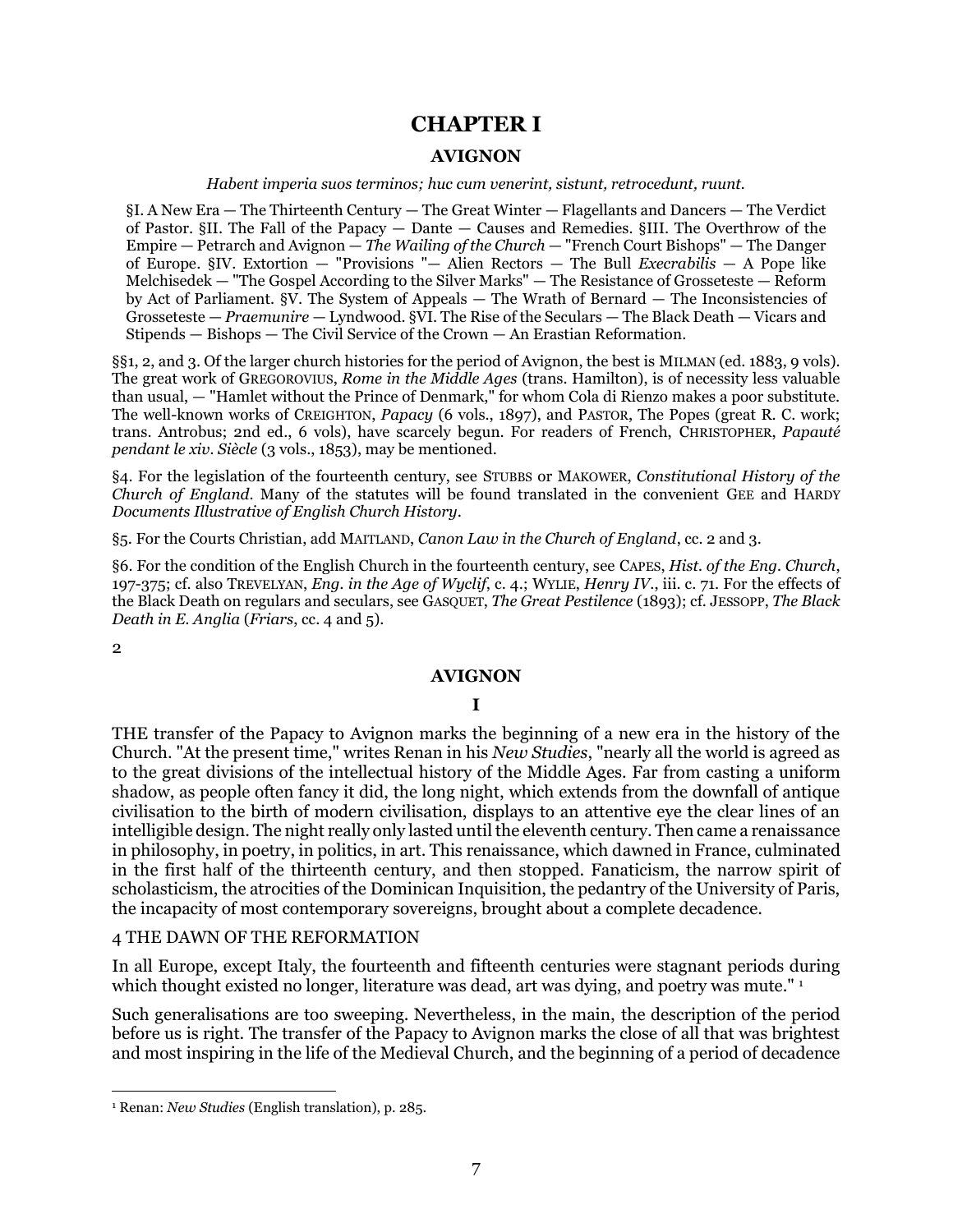# CHAPTER I

## AVIGNON

*Habent imperia suos terminos; huc cum venerint, sistunt, retrocedunt, ruunt.*

§I. A New Era — The Thirteenth Century — The Great Winter — Flagellants and Dancers — The Verdict of Pastor. §II. The Fall of the Papacy — Dante — Causes and Remedies. §III. The Overthrow of the Empire — Petrarch and Avignon — *The Wailing of the Church* — "French Court Bishops" — The Danger of Europe. §IV. Extortion — "Provisions "— Alien Rectors — The Bull *Execrabilis* — A Pope like Melchisedek — "The Gospel According to the Silver Marks" — The Resistance of Grosseteste — Reform by Act of Parliament. §V. The System of Appeals — The Wrath of Bernard — The Inconsistencies of Grosseteste — *Praemunire* — Lyndwood. §VI. The Rise of the Seculars — The Black Death — Vicars and Stipends — Bishops — The Civil Service of the Crown — An Erastian Reformation.

§§1, 2, and 3. Of the larger church histories for the period of Avignon, the best is MILMAN (ed. 1883, 9 vols). The great work of GREGOROVIUS, *Rome in the Middle Ages* (trans. Hamilton), is of necessity less valuable than usual, — "Hamlet without the Prince of Denmark," for whom Cola di Rienzo makes a poor substitute. The well-known works of CREIGHTON, *Papacy* (6 vols., 1897), and PASTOR, The Popes (great R. C. work; trans. Antrobus; 2nd ed., 6 vols), have scarcely begun. For readers of French, CHRISTOPHER, *Papauté pendant le xiv. Siècle* (3 vols., 1853), may be mentioned.

§4. For the legislation of the fourteenth century, see STUBBS or MAKOWER, *Constitutional History of the Church of England*. Many of the statutes will be found translated in the convenient GEE and HARDY *Documents Illustrative of English Church History*.

§5. For the Courts Christian, add MAITLAND, *Canon Law in the Church of England*, cc. 2 and 3.

§6. For the condition of the English Church in the fourteenth century, see CAPES, *Hist. of the Eng. Church*, 197-375; cf. also TREVELYAN, *Eng. in the Age of Wyclif*, c. 4.; WYLIE, *Henry IV.*, iii. c. 71. For the effects of the Black Death on regulars and seculars, see GASQUET, *The Great Pestilence* (1893); cf. JESSOPP, *The Black Death in E. Anglia* (*Friars*, cc. 4 and 5).

## AVIGNON

### I

THE transfer of the Papacy to Avignon marks the beginning of a new era in the history of the Church. "At the present time," writes Renan in his *New Studies*, "nearly all the world is agreed as to the great divisions of the intellectual history of the Middle Ages. Far from casting a uniform shadow, as people often fancy it did, the long night, which extends from the downfall of antique civilisation to the birth of modern civilisation, displays to an attentive eye the clear lines of an intelligible design. The night really only lasted until the eleventh century. Then came a renaissance in philosophy, in poetry, in politics, in art. This renaissance, which dawned in France, culminated in the first half of the thirteenth century, and then stopped. Fanaticism, the narrow spirit of scholasticism, the atrocities of the Dominican Inquisition, the pedantry of the University of Paris, the incapacity of most contemporary sovereigns, brought about a complete decadence.

In all Europe, except Italy, the fourteenth and fifteenth centuries were stagnant periods during which thought existed no longer, literature was dead, art was dying, and poetry was mute." [1]

Such generalisations are too sweeping. Nevertheless, in the main, the description of the period before us is right. The transfer of the Papacy to Avignon marks the close of all that was brightest and most inspiring in the life of the Medieval Church, and the beginning of a period of decadence

[1] Renan: *New Studies* (English translation), p. 285.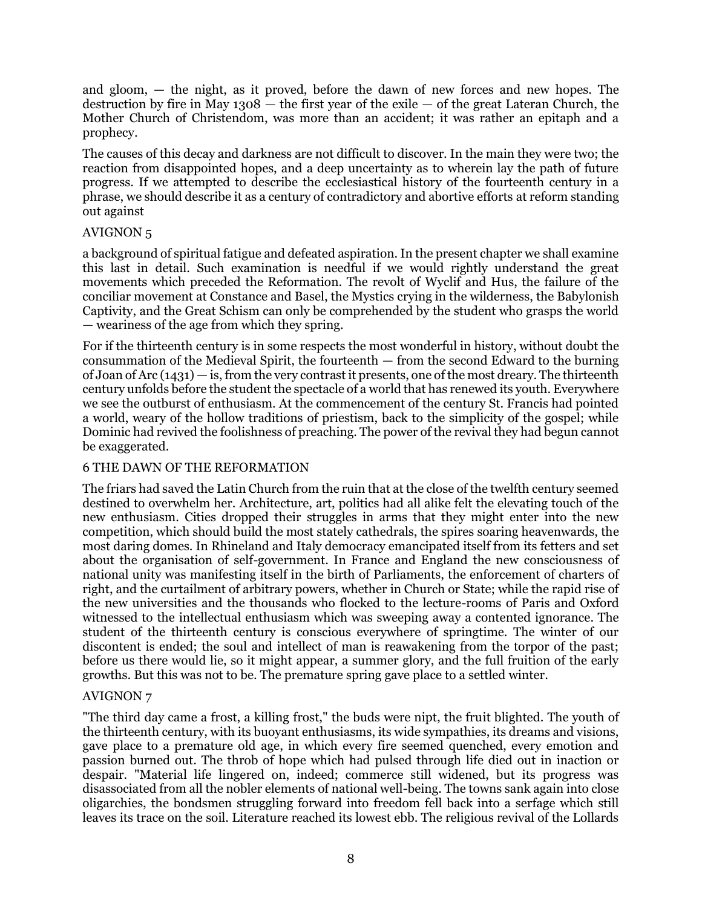and gloom, — the night, as it proved, before the dawn of new forces and new hopes. The destruction by fire in May 1308 — the first year of the exile — of the great Lateran Church, the Mother Church of Christendom, was more than an accident; it was rather an epitaph and a prophecy.

The causes of this decay and darkness are not difficult to discover. In the main they were two; the reaction from disappointed hopes, and a deep uncertainty as to wherein lay the path of future progress. If we attempted to describe the ecclesiastical history of the fourteenth century in a phrase, we should describe it as a century of contradictory and abortive efforts at reform standing out against a background of spiritual fatigue and defeated aspiration. In the present chapter we shall examine this last in detail. Such examination is needful if we would rightly understand the great movements which preceded the Reformation. The revolt of Wyclif and Hus, the failure of the conciliar movement at Constance and Basel, the Mystics crying in the wilderness, the Babylonish Captivity, and the Great Schism can only be comprehended by the student who grasps the world — weariness of the age from which they spring.

For if the thirteenth century is in some respects the most wonderful in history, without doubt the consummation of the Medieval Spirit, the fourteenth — from the second Edward to the burning of Joan of Arc (1431) — is, from the very contrast it presents, one of the most dreary. The thirteenth century unfolds before the student the spectacle of a world that has renewed its youth. Everywhere we see the outburst of enthusiasm. At the commencement of the century St. Francis had pointed a world, weary of the hollow traditions of priestism, back to the simplicity of the gospel; while Dominic had revived the foolishness of preaching. The power of the revival they had begun cannot be exaggerated.

The friars had saved the Latin Church from the ruin that at the close of the twelfth century seemed destined to overwhelm her. Architecture, art, politics had all alike felt the elevating touch of the new enthusiasm. Cities dropped their struggles in arms that they might enter into the new competition, which should build the most stately cathedrals, the spires soaring heavenwards, the most daring domes. In Rhineland and Italy democracy emancipated itself from its fetters and set about the organisation of self-government. In France and England the new consciousness of national unity was manifesting itself in the birth of Parliaments, the enforcement of charters of right, and the curtailment of arbitrary powers, whether in Church or State; while the rapid rise of the new universities and the thousands who flocked to the lecture-rooms of Paris and Oxford witnessed to the intellectual enthusiasm which was sweeping away a contented ignorance. The student of the thirteenth century is conscious everywhere of springtime. The winter of our discontent is ended; the soul and intellect of man is reawakening from the torpor of the past; before us there would lie, so it might appear, a summer glory, and the full fruition of the early growths. But this was not to be. The premature spring gave place to a settled winter.

"The third day came a frost, a killing frost," the buds were nipt, the fruit blighted. The youth of the thirteenth century, with its buoyant enthusiasms, its wide sympathies, its dreams and visions, gave place to a premature old age, in which every fire seemed quenched, every emotion and passion burned out. The throb of hope which had pulsed through life died out in inaction or despair. "Material life lingered on, indeed; commerce still widened, but its progress was disassociated from all the nobler elements of national well-being. The towns sank again into close oligarchies, the bondsmen struggling forward into freedom fell back into a serfage which still leaves its trace on the soil. Literature reached its lowest ebb. The religious revival of the Lollards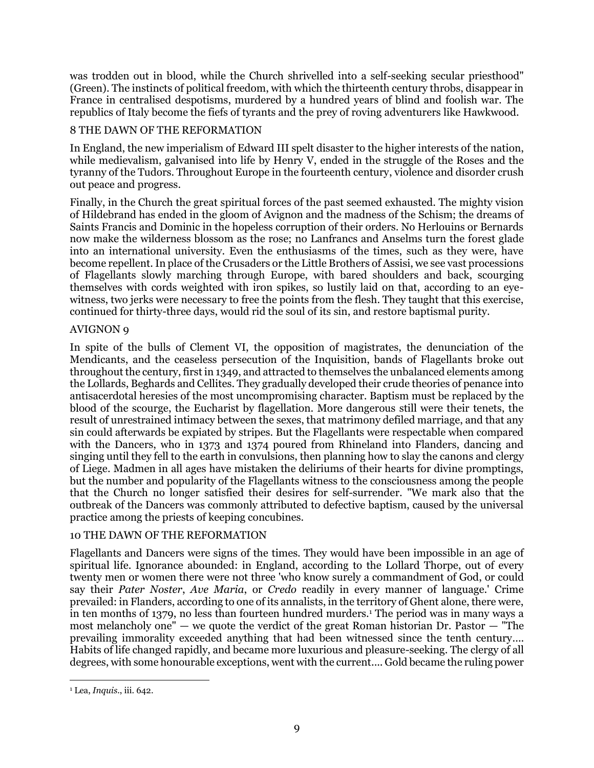was trodden out in blood, while the Church shrivelled into a self-seeking secular priesthood" (Green). The instincts of political freedom, with which the thirteenth century throbs, disappear in France in centralised despotisms, murdered by a hundred years of blind and foolish war. The republics of Italy become the fiefs of tyrants and the prey of roving adventurers like Hawkwood.

In England, the new imperialism of Edward III spelt disaster to the higher interests of the nation, while medievalism, galvanised into life by Henry V, ended in the struggle of the Roses and the tyranny of the Tudors. Throughout Europe in the fourteenth century, violence and disorder crush out peace and progress.

Finally, in the Church the great spiritual forces of the past seemed exhausted. The mighty vision of Hildebrand has ended in the gloom of Avignon and the madness of the Schism; the dreams of Saints Francis and Dominic in the hopeless corruption of their orders. No Herlouins or Bernards now make the wilderness blossom as the rose; no Lanfrancs and Anselms turn the forest glade into an international university. Even the enthusiasms of the times, such as they were, have become repellent. In place of the Crusaders or the Little Brothers of Assisi, we see vast processions of Flagellants slowly marching through Europe, with bared shoulders and back, scourging themselves with cords weighted with iron spikes, so lustily laid on that, according to an eye-witness, two jerks were necessary to free the points from the flesh. They taught that this exercise, continued for thirty-three days, would rid the soul of its sin, and restore baptismal purity.

In spite of the bulls of Clement VI, the opposition of magistrates, the denunciation of the Mendicants, and the ceaseless persecution of the Inquisition, bands of Flagellants broke out throughout the century, first in 1349, and attracted to themselves the unbalanced elements among the Lollards, Beghards and Cellites. They gradually developed their crude theories of penance into antisacerdotal heresies of the most uncompromising character. Baptism must be replaced by the blood of the scourge, the Eucharist by flagellation. More dangerous still were their tenets, the result of unrestrained intimacy between the sexes, that matrimony defiled marriage, and that any sin could afterwards be expiated by stripes. But the Flagellants were respectable when compared with the Dancers, who in 1373 and 1374 poured from Rhineland into Flanders, dancing and singing until they fell to the earth in convulsions, then planning how to slay the canons and clergy of Liege. Madmen in all ages have mistaken the deliriums of their hearts for divine promptings, but the number and popularity of the Flagellants witness to the consciousness among the people that the Church no longer satisfied their desires for self-surrender. "We mark also that the outbreak of the Dancers was commonly attributed to defective baptism, caused by the universal practice among the priests of keeping concubines.

Flagellants and Dancers were signs of the times. They would have been impossible in an age of spiritual life. Ignorance abounded: in England, according to the Lollard Thorpe, out of every twenty men or women there were not three 'who know surely a commandment of God, or could say their *Pater Noster*, *Ave Maria*, or *Credo* readily in every manner of language.' Crime prevailed: in Flanders, according to one of its annalists, in the territory of Ghent alone, there were, in ten months of 1379, no less than fourteen hundred murders.[1] The period was in many ways a most melancholy one" — we quote the verdict of the great Roman historian Dr. Pastor — "The prevailing immorality exceeded anything that had been witnessed since the tenth century.... Habits of life changed rapidly, and became more luxurious and pleasure-seeking. The clergy of all degrees, with some honourable exceptions, went with the current.... Gold became the ruling power

[1] Lea, *Inquis*., iii. 642.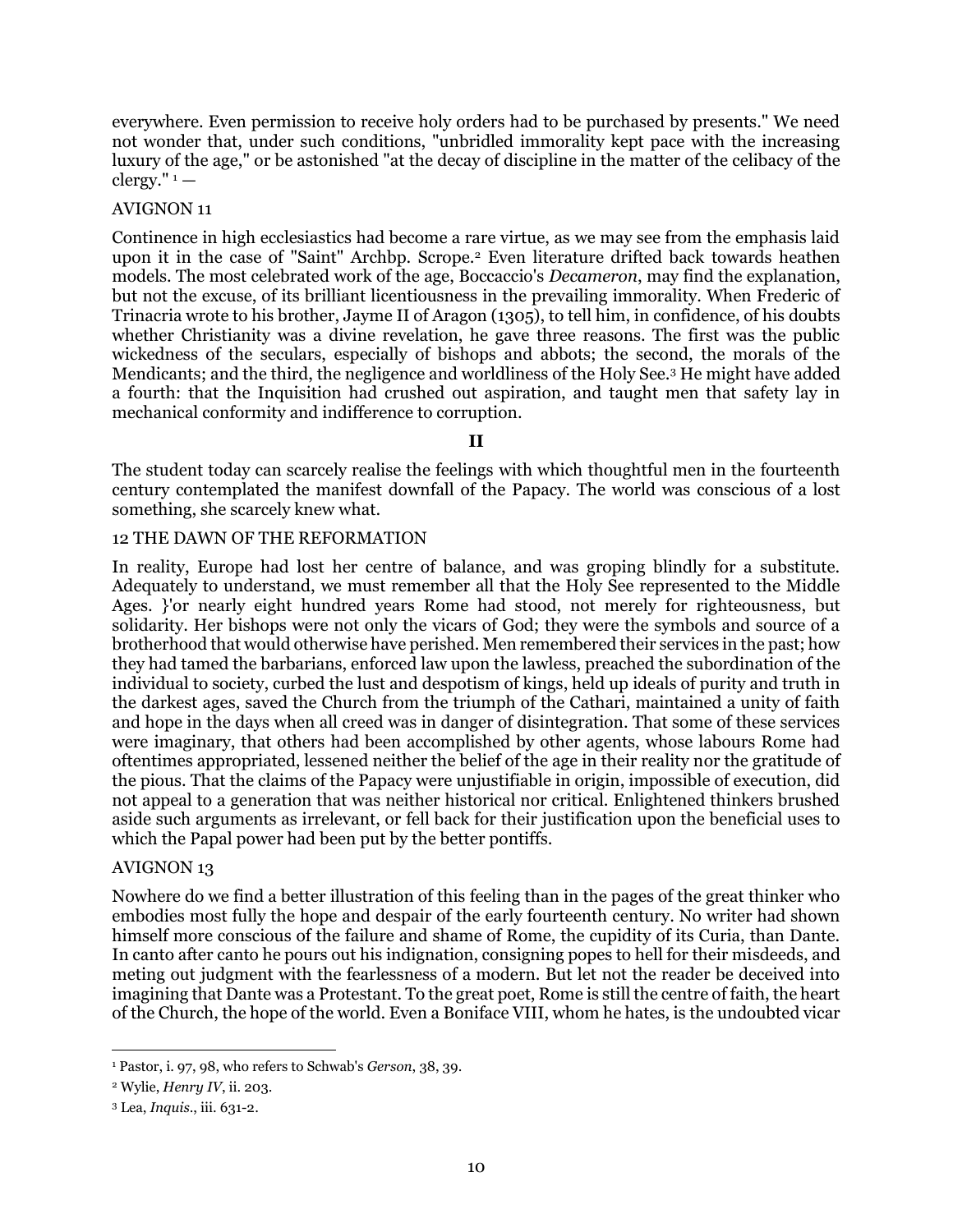everywhere. Even permission to receive holy orders had to be purchased by presents." We need not wonder that, under such conditions, "unbridled immorality kept pace with the increasing luxury of the age," or be astonished "at the decay of discipline in the matter of the celibacy of the clergy." [1] —

Continence in high ecclesiastics had become a rare virtue, as we may see from the emphasis laid upon it in the case of "Saint" Archbp. Scrope.[2] Even literature drifted back towards heathen models. The most celebrated work of the age, Boccaccio's *Decameron*, may find the explanation, but not the excuse, of its brilliant licentiousness in the prevailing immorality. When Frederic of Trinacria wrote to his brother, Jayme II of Aragon (1305), to tell him, in confidence, of his doubts whether Christianity was a divine revelation, he gave three reasons. The first was the public wickedness of the seculars, especially of bishops and abbots; the second, the morals of the Mendicants; and the third, the negligence and worldliness of the Holy See.[3] He might have added a fourth: that the Inquisition had crushed out aspiration, and taught men that safety lay in mechanical conformity and indifference to corruption.

## II

The student today can scarcely realise the feelings with which thoughtful men in the fourteenth century contemplated the manifest downfall of the Papacy. The world was conscious of a lost something, she scarcely knew what.

In reality, Europe had lost her centre of balance, and was groping blindly for a substitute. Adequately to understand, we must remember all that the Holy See represented to the Middle Ages. }'or nearly eight hundred years Rome had stood, not merely for righteousness, but solidarity. Her bishops were not only the vicars of God; they were the symbols and source of a brotherhood that would otherwise have perished. Men remembered their services in the past; how they had tamed the barbarians, enforced law upon the lawless, preached the subordination of the individual to society, curbed the lust and despotism of kings, held up ideals of purity and truth in the darkest ages, saved the Church from the triumph of the Cathari, maintained a unity of faith and hope in the days when all creed was in danger of disintegration. That some of these services were imaginary, that others had been accomplished by other agents, whose labours Rome had oftentimes appropriated, lessened neither the belief of the age in their reality nor the gratitude of the pious. That the claims of the Papacy were unjustifiable in origin, impossible of execution, did not appeal to a generation that was neither historical nor critical. Enlightened thinkers brushed aside such arguments as irrelevant, or fell back for their justification upon the beneficial uses to which the Papal power had been put by the better pontiffs.

Nowhere do we find a better illustration of this feeling than in the pages of the great thinker who embodies most fully the hope and despair of the early fourteenth century. No writer had shown himself more conscious of the failure and shame of Rome, the cupidity of its Curia, than Dante. In canto after canto he pours out his indignation, consigning popes to hell for their misdeeds, and meting out judgment with the fearlessness of a modern. But let not the reader be deceived into imagining that Dante was a Protestant. To the great poet, Rome is still the centre of faith, the heart of the Church, the hope of the world. Even a Boniface VIII, whom he hates, is the undoubted vicar

---

[1] Pastor, i. 97, 98, who refers to Schwab's *Gerson*, 38, 39.

[2] Wylie, *Henry IV*, ii. 203.

[3] Lea, *Inquis.*, iii. 631-2.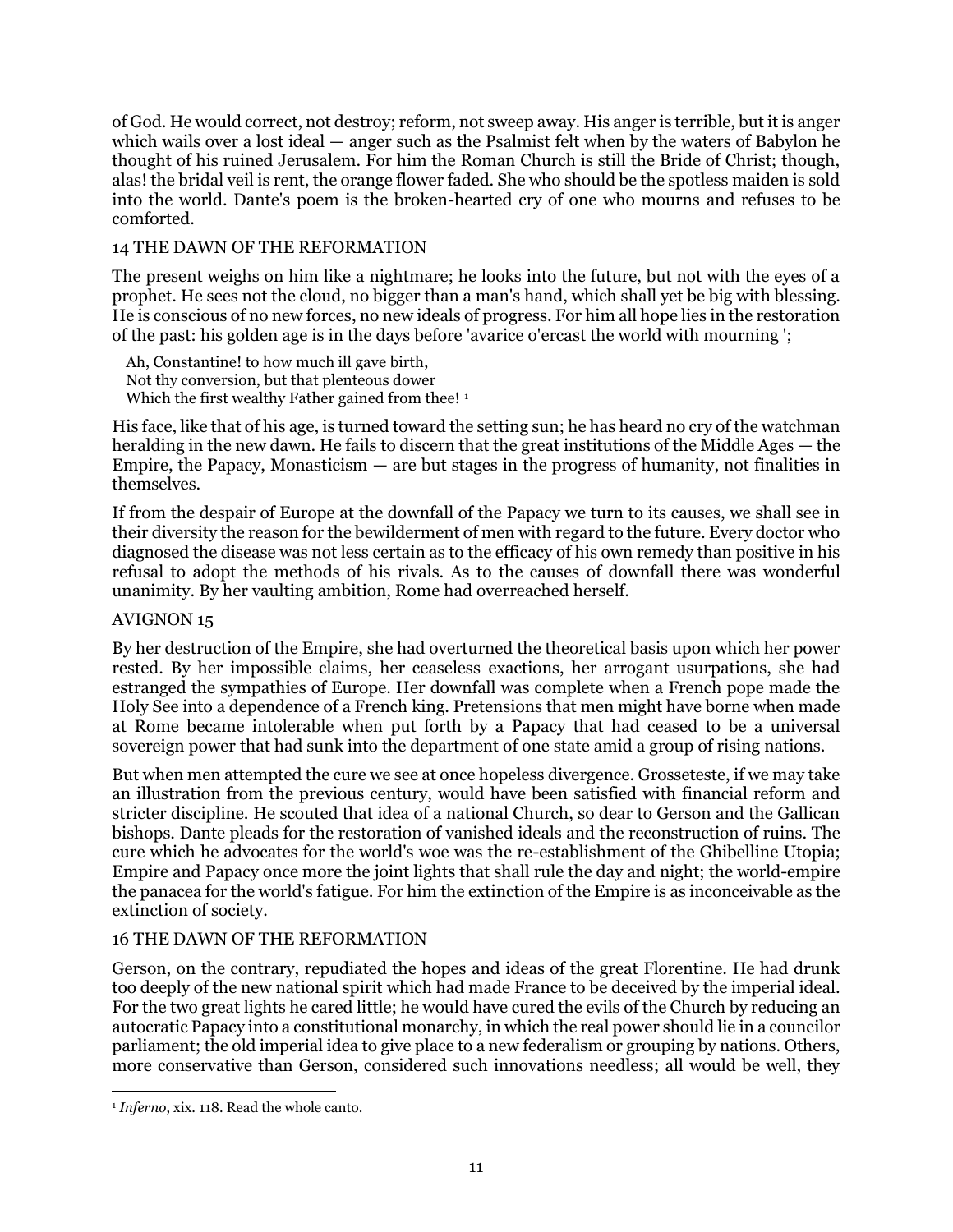of God. He would correct, not destroy; reform, not sweep away. His anger is terrible, but it is anger which wails over a lost ideal — anger such as the Psalmist felt when by the waters of Babylon he thought of his ruined Jerusalem. For him the Roman Church is still the Bride of Christ; though, alas! the bridal veil is rent, the orange flower faded. She who should be the spotless maiden is sold into the world. Dante's poem is the broken-hearted cry of one who mourns and refuses to be comforted.

The present weighs on him like a nightmare; he looks into the future, but not with the eyes of a prophet. He sees not the cloud, no bigger than a man's hand, which shall yet be big with blessing. He is conscious of no new forces, no new ideals of progress. For him all hope lies in the restoration of the past: his golden age is in the days before 'avarice o'ercast the world with mourning ';

> Ah, Constantine! to how much ill gave birth,
> Not thy conversion, but that plenteous dower
> Which the first wealthy Father gained from thee! [1]

His face, like that of his age, is turned toward the setting sun; he has heard no cry of the watchman heralding in the new dawn. He fails to discern that the great institutions of the Middle Ages — the Empire, the Papacy, Monasticism — are but stages in the progress of humanity, not finalities in themselves.

If from the despair of Europe at the downfall of the Papacy we turn to its causes, we shall see in their diversity the reason for the bewilderment of men with regard to the future. Every doctor who diagnosed the disease was not less certain as to the efficacy of his own remedy than positive in his refusal to adopt the methods of his rivals. As to the causes of downfall there was wonderful unanimity. By her vaulting ambition, Rome had overreached herself.

By her destruction of the Empire, she had overturned the theoretical basis upon which her power rested. By her impossible claims, her ceaseless exactions, her arrogant usurpations, she had estranged the sympathies of Europe. Her downfall was complete when a French pope made the Holy See into a dependence of a French king. Pretensions that men might have borne when made at Rome became intolerable when put forth by a Papacy that had ceased to be a universal sovereign power that had sunk into the department of one state amid a group of rising nations.

But when men attempted the cure we see at once hopeless divergence. Grosseteste, if we may take an illustration from the previous century, would have been satisfied with financial reform and stricter discipline. He scouted that idea of a national Church, so dear to Gerson and the Gallican bishops. Dante pleads for the restoration of vanished ideals and the reconstruction of ruins. The cure which he advocates for the world's woe was the re-establishment of the Ghibelline Utopia; Empire and Papacy once more the joint lights that shall rule the day and night; the world-empire the panacea for the world's fatigue. For him the extinction of the Empire is as inconceivable as the extinction of society.

Gerson, on the contrary, repudiated the hopes and ideas of the great Florentine. He had drunk too deeply of the new national spirit which had made France to be deceived by the imperial ideal. For the two great lights he cared little; he would have cured the evils of the Church by reducing an autocratic Papacy into a constitutional monarchy, in which the real power should lie in a councilor parliament; the old imperial idea to give place to a new federalism or grouping by nations. Others, more conservative than Gerson, considered such innovations needless; all would be well, they

---

[1] *Inferno*, xix. 118. Read the whole canto.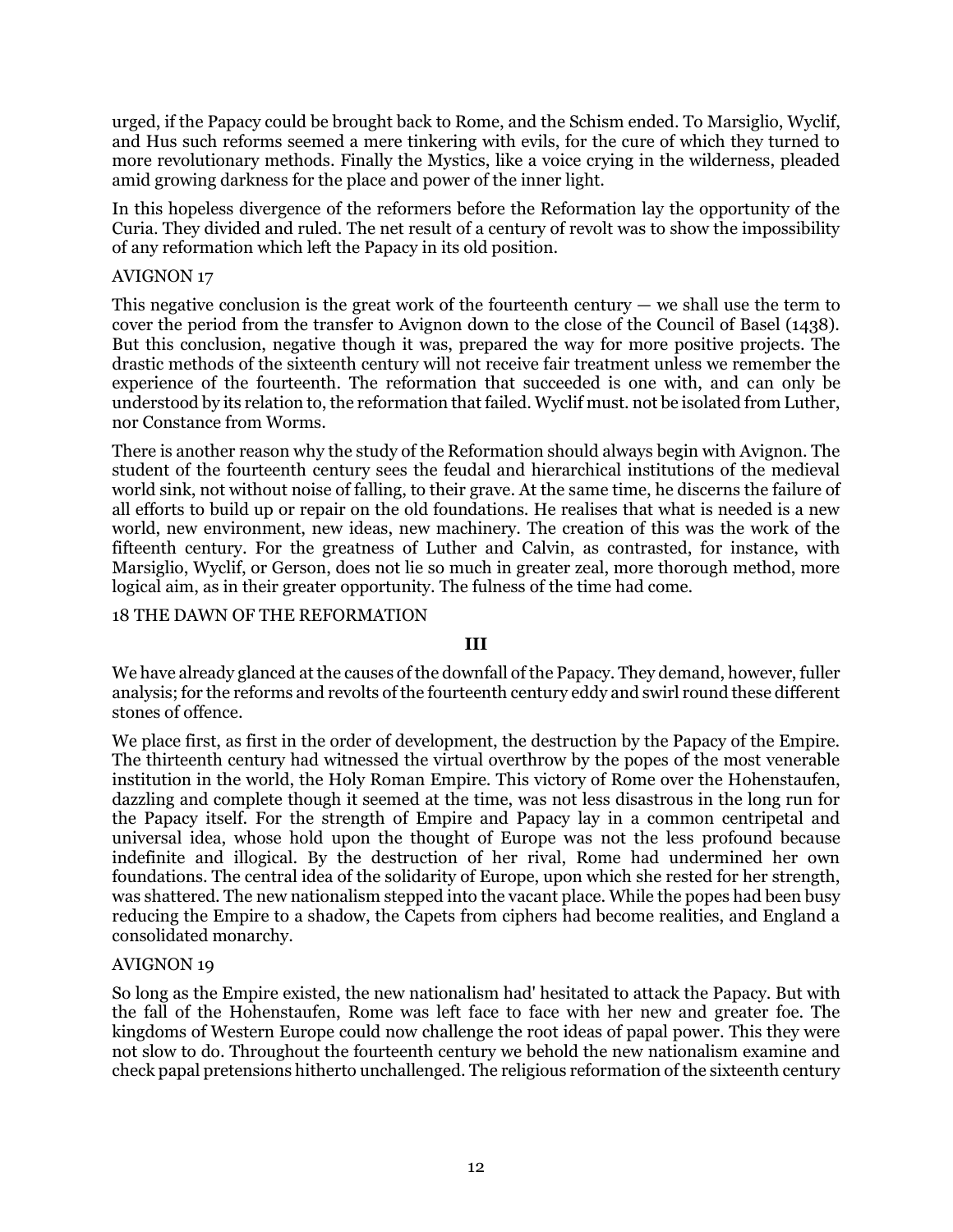urged, if the Papacy could be brought back to Rome, and the Schism ended. To Marsiglio, Wyclif, and Hus such reforms seemed a mere tinkering with evils, for the cure of which they turned to more revolutionary methods. Finally the Mystics, like a voice crying in the wilderness, pleaded amid growing darkness for the place and power of the inner light.

In this hopeless divergence of the reformers before the Reformation lay the opportunity of the Curia. They divided and ruled. The net result of a century of revolt was to show the impossibility of any reformation which left the Papacy in its old position.

This negative conclusion is the great work of the fourteenth century — we shall use the term to cover the period from the transfer to Avignon down to the close of the Council of Basel (1438). But this conclusion, negative though it was, prepared the way for more positive projects. The drastic methods of the sixteenth century will not receive fair treatment unless we remember the experience of the fourteenth. The reformation that succeeded is one with, and can only be understood by its relation to, the reformation that failed. Wyclif must. not be isolated from Luther, nor Constance from Worms.

There is another reason why the study of the Reformation should always begin with Avignon. The student of the fourteenth century sees the feudal and hierarchical institutions of the medieval world sink, not without noise of falling, to their grave. At the same time, he discerns the failure of all efforts to build up or repair on the old foundations. He realises that what is needed is a new world, new environment, new ideas, new machinery. The creation of this was the work of the fifteenth century. For the greatness of Luther and Calvin, as contrasted, for instance, with Marsiglio, Wyclif, or Gerson, does not lie so much in greater zeal, more thorough method, more logical aim, as in their greater opportunity. The fulness of the time had come.

### III

We have already glanced at the causes of the downfall of the Papacy. They demand, however, fuller analysis; for the reforms and revolts of the fourteenth century eddy and swirl round these different stones of offence.

We place first, as first in the order of development, the destruction by the Papacy of the Empire. The thirteenth century had witnessed the virtual overthrow by the popes of the most venerable institution in the world, the Holy Roman Empire. This victory of Rome over the Hohenstaufen, dazzling and complete though it seemed at the time, was not less disastrous in the long run for the Papacy itself. For the strength of Empire and Papacy lay in a common centripetal and universal idea, whose hold upon the thought of Europe was not the less profound because indefinite and illogical. By the destruction of her rival, Rome had undermined her own foundations. The central idea of the solidarity of Europe, upon which she rested for her strength, was shattered. The new nationalism stepped into the vacant place. While the popes had been busy reducing the Empire to a shadow, the Capets from ciphers had become realities, and England a consolidated monarchy.

So long as the Empire existed, the new nationalism had' hesitated to attack the Papacy. But with the fall of the Hohenstaufen, Rome was left face to face with her new and greater foe. The kingdoms of Western Europe could now challenge the root ideas of papal power. This they were not slow to do. Throughout the fourteenth century we behold the new nationalism examine and check papal pretensions hitherto unchallenged. The religious reformation of the sixteenth century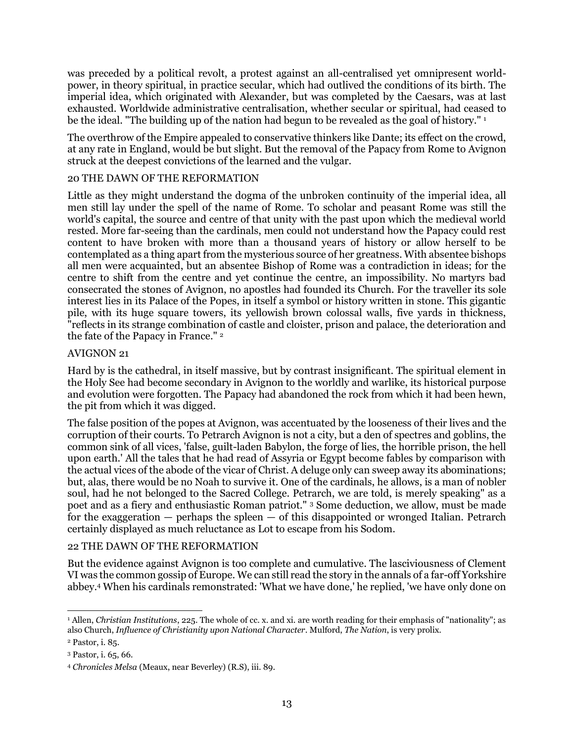was preceded by a political revolt, a protest against an all-centralised yet omnipresent world-power, in theory spiritual, in practice secular, which had outlived the conditions of its birth. The imperial idea, which originated with Alexander, but was completed by the Caesars, was at last exhausted. Worldwide administrative centralisation, whether secular or spiritual, had ceased to be the ideal. "The building up of the nation had begun to be revealed as the goal of history." [1]

The overthrow of the Empire appealed to conservative thinkers like Dante; its effect on the crowd, at any rate in England, would be but slight. But the removal of the Papacy from Rome to Avignon struck at the deepest convictions of the learned and the vulgar.

Little as they might understand the dogma of the unbroken continuity of the imperial idea, all men still lay under the spell of the name of Rome. To scholar and peasant Rome was still the world's capital, the source and centre of that unity with the past upon which the medieval world rested. More far-seeing than the cardinals, men could not understand how the Papacy could rest content to have broken with more than a thousand years of history or allow herself to be contemplated as a thing apart from the mysterious source of her greatness. With absentee bishops all men were acquainted, but an absentee Bishop of Rome was a contradiction in ideas; for the centre to shift from the centre and yet continue the centre, an impossibility. No martyrs bad consecrated the stones of Avignon, no apostles had founded its Church. For the traveller its sole interest lies in its Palace of the Popes, in itself a symbol or history written in stone. This gigantic pile, with its huge square towers, its yellowish brown colossal walls, five yards in thickness, "reflects in its strange combination of castle and cloister, prison and palace, the deterioration and the fate of the Papacy in France." [2]

Hard by is the cathedral, in itself massive, but by contrast insignificant. The spiritual element in the Holy See had become secondary in Avignon to the worldly and warlike, its historical purpose and evolution were forgotten. The Papacy had abandoned the rock from which it had been hewn, the pit from which it was digged.

The false position of the popes at Avignon, was accentuated by the looseness of their lives and the corruption of their courts. To Petrarch Avignon is not a city, but a den of spectres and goblins, the common sink of all vices, 'false, guilt-laden Babylon, the forge of lies, the horrible prison, the hell upon earth.' All the tales that he had read of Assyria or Egypt become fables by comparison with the actual vices of the abode of the vicar of Christ. A deluge only can sweep away its abominations; but, alas, there would be no Noah to survive it. One of the cardinals, he allows, is a man of nobler soul, had he not belonged to the Sacred College. Petrarch, we are told, is merely speaking" as a poet and as a fiery and enthusiastic Roman patriot." [3] Some deduction, we allow, must be made for the exaggeration — perhaps the spleen — of this disappointed or wronged Italian. Petrarch certainly displayed as much reluctance as Lot to escape from his Sodom.

But the evidence against Avignon is too complete and cumulative. The lasciviousness of Clement VI was the common gossip of Europe. We can still read the story in the annals of a far-off Yorkshire abbey.[4] When his cardinals remonstrated: 'What we have done,' he replied, 'we have only done on

---

[1] Allen, *Christian Institutions*, 225. The whole of cc. x. and xi. are worth reading for their emphasis of "nationality"; as also Church, *Influence of Christianity upon National Character*. Mulford, *The Nation*, is very prolix.

[2] Pastor, i. 85.

[3] Pastor, i. 65, 66.

[4] *Chronicles Melsa* (Meaux, near Beverley) (R.S), iii. 89.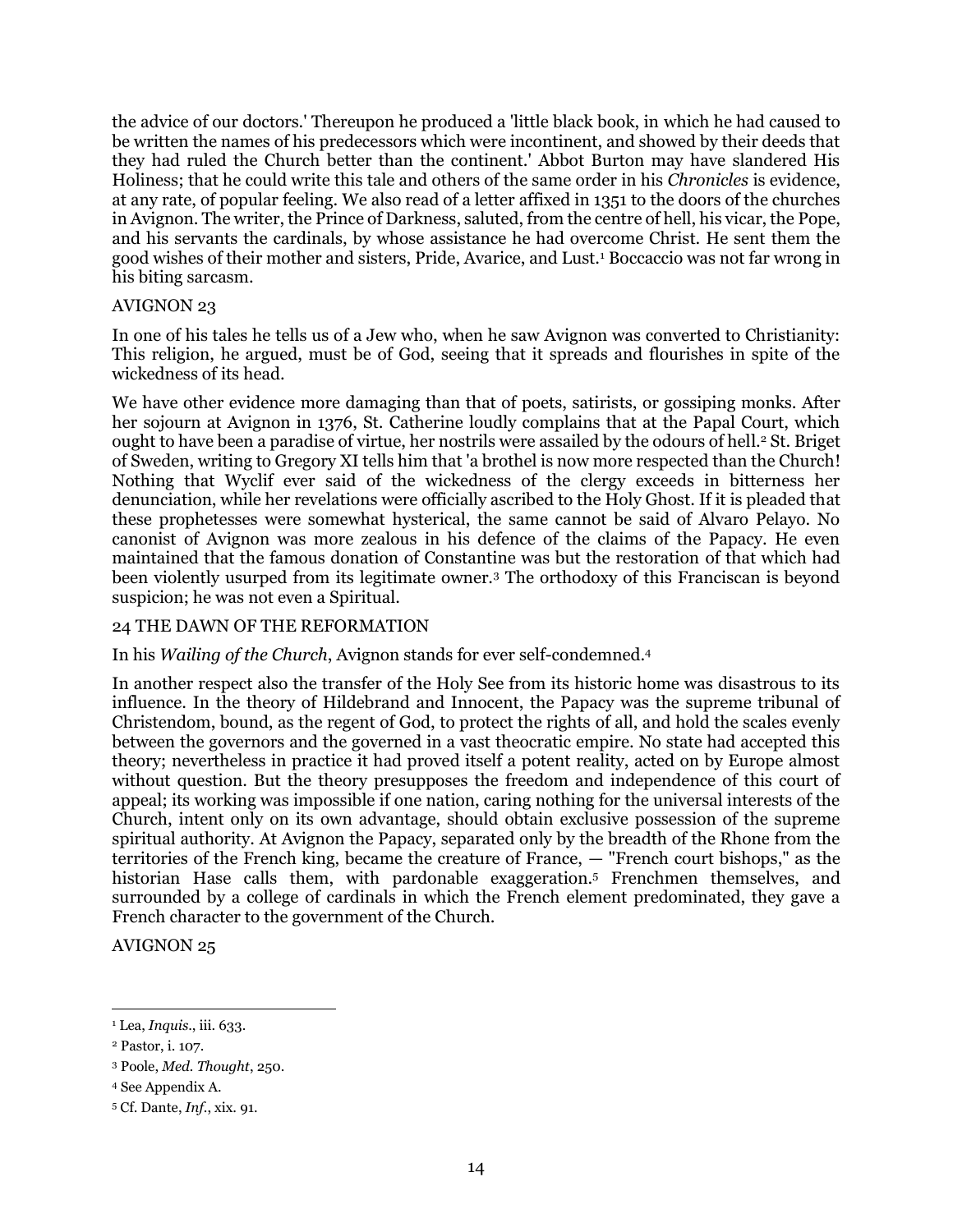the advice of our doctors.' Thereupon he produced a 'little black book, in which he had caused to be written the names of his predecessors which were incontinent, and showed by their deeds that they had ruled the Church better than the continent.' Abbot Burton may have slandered His Holiness; that he could write this tale and others of the same order in his *Chronicles* is evidence, at any rate, of popular feeling. We also read of a letter affixed in 1351 to the doors of the churches in Avignon. The writer, the Prince of Darkness, saluted, from the centre of hell, his vicar, the Pope, and his servants the cardinals, by whose assistance he had overcome Christ. He sent them the good wishes of their mother and sisters, Pride, Avarice, and Lust.[1] Boccaccio was not far wrong in his biting sarcasm.

In one of his tales he tells us of a Jew who, when he saw Avignon was converted to Christianity: This religion, he argued, must be of God, seeing that it spreads and flourishes in spite of the wickedness of its head.

We have other evidence more damaging than that of poets, satirists, or gossiping monks. After her sojourn at Avignon in 1376, St. Catherine loudly complains that at the Papal Court, which ought to have been a paradise of virtue, her nostrils were assailed by the odours of hell.[2] St. Briget of Sweden, writing to Gregory XI tells him that 'a brothel is now more respected than the Church! Nothing that Wyclif ever said of the wickedness of the clergy exceeds in bitterness her denunciation, while her revelations were officially ascribed to the Holy Ghost. If it is pleaded that these prophetesses were somewhat hysterical, the same cannot be said of Alvaro Pelayo. No canonist of Avignon was more zealous in his defence of the claims of the Papacy. He even maintained that the famous donation of Constantine was but the restoration of that which had been violently usurped from its legitimate owner.[3] The orthodoxy of this Franciscan is beyond suspicion; he was not even a Spiritual.

In his *Wailing of the Church*, Avignon stands for ever self-condemned.[4]

In another respect also the transfer of the Holy See from its historic home was disastrous to its influence. In the theory of Hildebrand and Innocent, the Papacy was the supreme tribunal of Christendom, bound, as the regent of God, to protect the rights of all, and hold the scales evenly between the governors and the governed in a vast theocratic empire. No state had accepted this theory; nevertheless in practice it had proved itself a potent reality, acted on by Europe almost without question. But the theory presupposes the freedom and independence of this court of appeal; its working was impossible if one nation, caring nothing for the universal interests of the Church, intent only on its own advantage, should obtain exclusive possession of the supreme spiritual authority. At Avignon the Papacy, separated only by the breadth of the Rhone from the territories of the French king, became the creature of France, — "French court bishops," as the historian Hase calls them, with pardonable exaggeration.[5] Frenchmen themselves, and surrounded by a college of cardinals in which the French element predominated, they gave a French character to the government of the Church.

---

[1] Lea, *Inquis.*, iii. 633.

[2] Pastor, i. 107.

[3] Poole, *Med. Thought*, 250.

[4] See Appendix A.

[5] Cf. Dante, *Inf.*, xix. 91.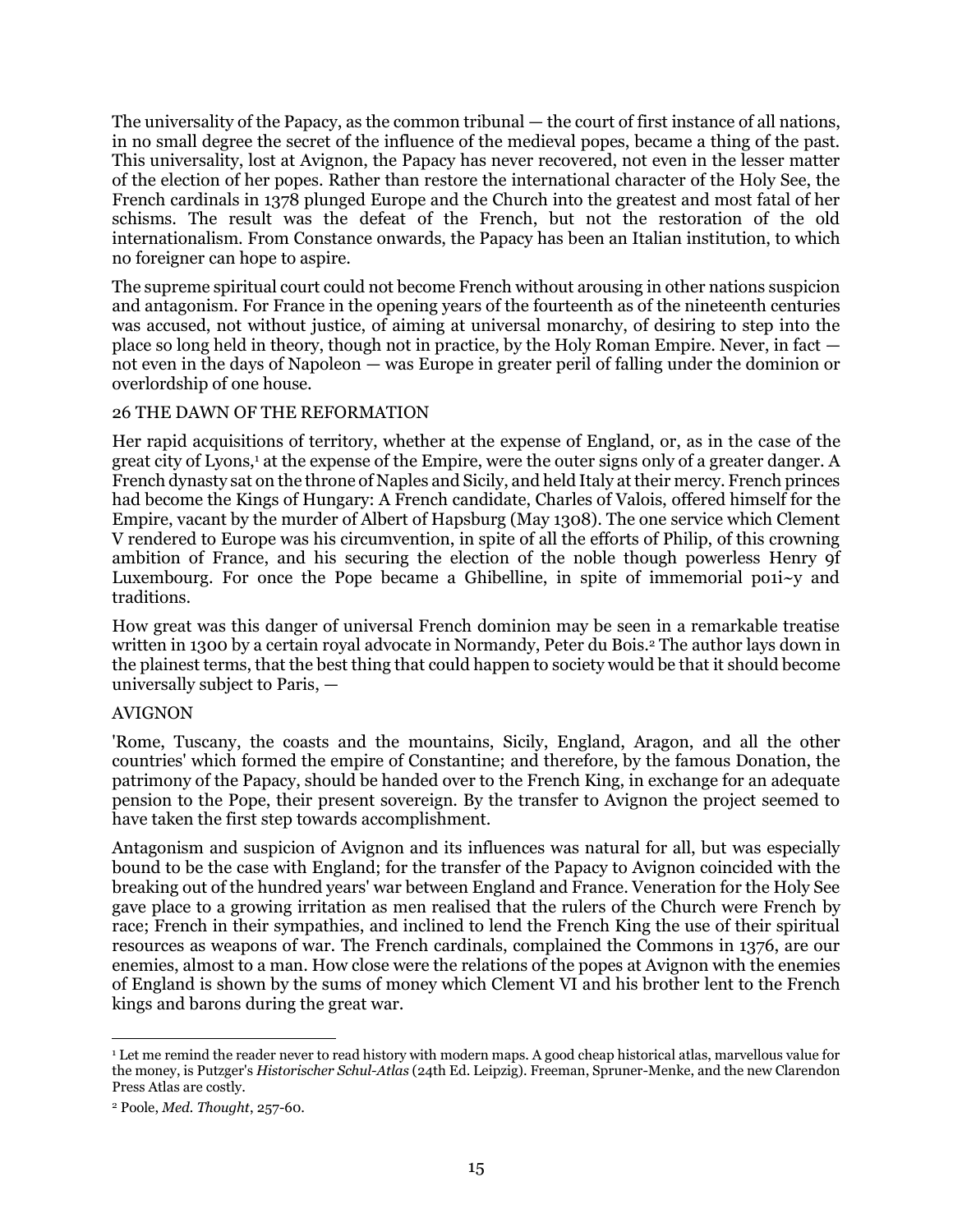The universality of the Papacy, as the common tribunal — the court of first instance of all nations, in no small degree the secret of the influence of the medieval popes, became a thing of the past. This universality, lost at Avignon, the Papacy has never recovered, not even in the lesser matter of the election of her popes. Rather than restore the international character of the Holy See, the French cardinals in 1378 plunged Europe and the Church into the greatest and most fatal of her schisms. The result was the defeat of the French, but not the restoration of the old internationalism. From Constance onwards, the Papacy has been an Italian institution, to which no foreigner can hope to aspire.

The supreme spiritual court could not become French without arousing in other nations suspicion and antagonism. For France in the opening years of the fourteenth as of the nineteenth centuries was accused, not without justice, of aiming at universal monarchy, of desiring to step into the place so long held in theory, though not in practice, by the Holy Roman Empire. Never, in fact — not even in the days of Napoleon — was Europe in greater peril of falling under the dominion or overlordship of one house.

26 THE DAWN OF THE REFORMATION

Her rapid acquisitions of territory, whether at the expense of England, or, as in the case of the great city of Lyons,[1] at the expense of the Empire, were the outer signs only of a greater danger. A French dynasty sat on the throne of Naples and Sicily, and held Italy at their mercy. French princes had become the Kings of Hungary: A French candidate, Charles of Valois, offered himself for the Empire, vacant by the murder of Albert of Hapsburg (May 1308). The one service which Clement V rendered to Europe was his circumvention, in spite of all the efforts of Philip, of this crowning ambition of France, and his securing the election of the noble though powerless Henry 9f Luxembourg. For once the Pope became a Ghibelline, in spite of immemorial po1i~y and traditions.

How great was this danger of universal French dominion may be seen in a remarkable treatise written in 1300 by a certain royal advocate in Normandy, Peter du Bois.[2] The author lays down in the plainest terms, that the best thing that could happen to society would be that it should become universally subject to Paris, —

AVIGNON

'Rome, Tuscany, the coasts and the mountains, Sicily, England, Aragon, and all the other countries' which formed the empire of Constantine; and therefore, by the famous Donation, the patrimony of the Papacy, should be handed over to the French King, in exchange for an adequate pension to the Pope, their present sovereign. By the transfer to Avignon the project seemed to have taken the first step towards accomplishment.

Antagonism and suspicion of Avignon and its influences was natural for all, but was especially bound to be the case with England; for the transfer of the Papacy to Avignon coincided with the breaking out of the hundred years' war between England and France. Veneration for the Holy See gave place to a growing irritation as men realised that the rulers of the Church were French by race; French in their sympathies, and inclined to lend the French King the use of their spiritual resources as weapons of war. The French cardinals, complained the Commons in 1376, are our enemies, almost to a man. How close were the relations of the popes at Avignon with the enemies of England is shown by the sums of money which Clement VI and his brother lent to the French kings and barons during the great war.

---

[1] Let me remind the reader never to read history with modern maps. A good cheap historical atlas, marvellous value for the money, is Putzger's *Historischer Schul-Atlas* (24th Ed. Leipzig). Freeman, Spruner-Menke, and the new Clarendon Press Atlas are costly.

[2] Poole, *Med. Thought*, 257-60.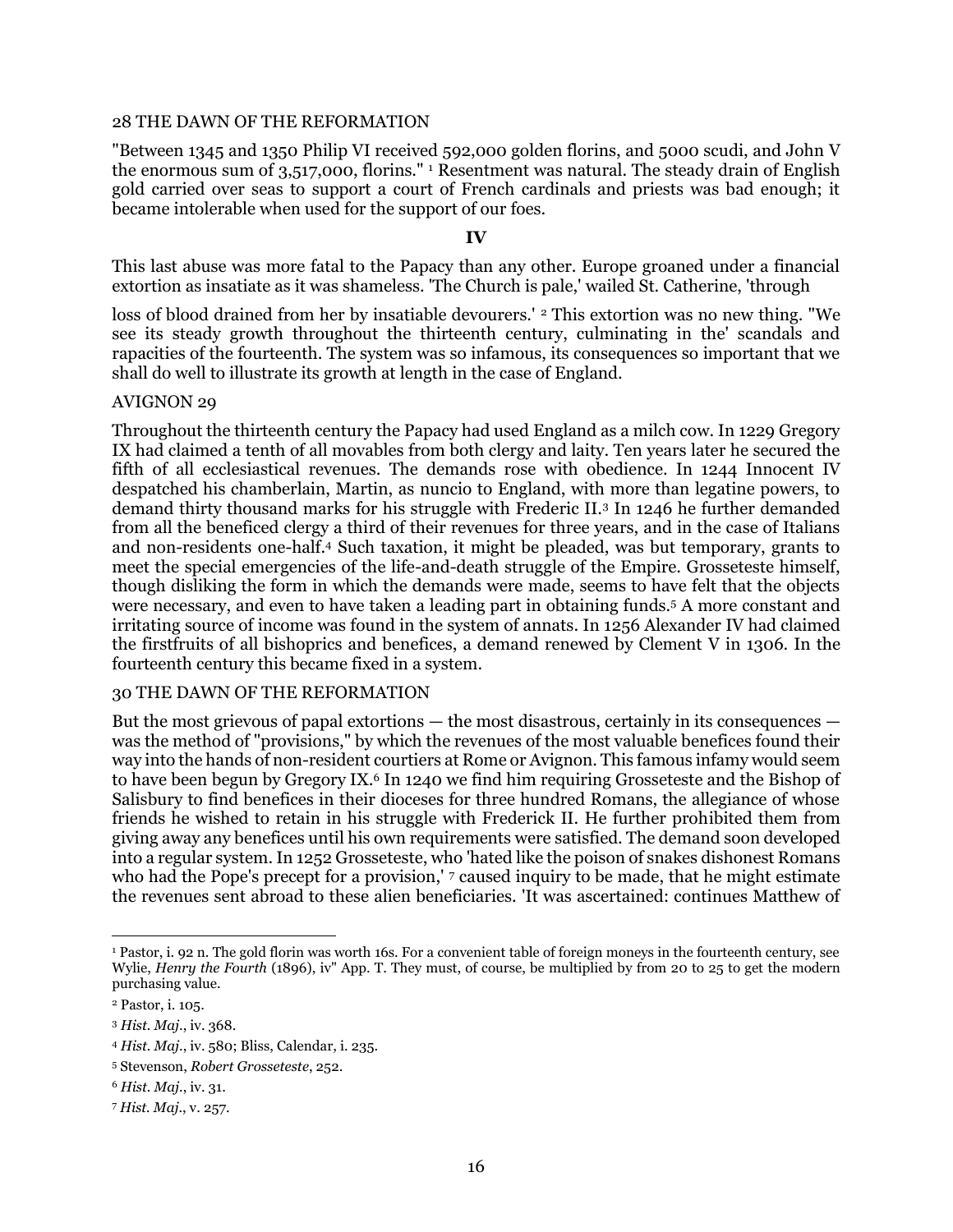"Between 1345 and 1350 Philip VI received 592,000 golden florins, and 5000 scudi, and John V the enormous sum of 3,517,000, florins." [1] Resentment was natural. The steady drain of English gold carried over seas to support a court of French cardinals and priests was bad enough; it became intolerable when used for the support of our foes.

## IV

This last abuse was more fatal to the Papacy than any other. Europe groaned under a financial extortion as insatiate as it was shameless. 'The Church is pale,' wailed St. Catherine, 'through loss of blood drained from her by insatiable devourers.' [2] This extortion was no new thing. "We see its steady growth throughout the thirteenth century, culminating in the' scandals and rapacities of the fourteenth. The system was so infamous, its consequences so important that we shall do well to illustrate its growth at length in the case of England.

Throughout the thirteenth century the Papacy had used England as a milch cow. In 1229 Gregory IX had claimed a tenth of all movables from both clergy and laity. Ten years later he secured the fifth of all ecclesiastical revenues. The demands rose with obedience. In 1244 Innocent IV despatched his chamberlain, Martin, as nuncio to England, with more than legatine powers, to demand thirty thousand marks for his struggle with Frederic II.[3] In 1246 he further demanded from all the beneficed clergy a third of their revenues for three years, and in the case of Italians and non-residents one-half.[4] Such taxation, it might be pleaded, was but temporary, grants to meet the special emergencies of the life-and-death struggle of the Empire. Grosseteste himself, though disliking the form in which the demands were made, seems to have felt that the objects were necessary, and even to have taken a leading part in obtaining funds.[5] A more constant and irritating source of income was found in the system of annats. In 1256 Alexander IV had claimed the firstfruits of all bishoprics and benefices, a demand renewed by Clement V in 1306. In the fourteenth century this became fixed in a system.

But the most grievous of papal extortions — the most disastrous, certainly in its consequences — was the method of "provisions," by which the revenues of the most valuable benefices found their way into the hands of non-resident courtiers at Rome or Avignon. This famous infamy would seem to have been begun by Gregory IX.[6] In 1240 we find him requiring Grosseteste and the Bishop of Salisbury to find benefices in their dioceses for three hundred Romans, the allegiance of whose friends he wished to retain in his struggle with Frederick II. He further prohibited them from giving away any benefices until his own requirements were satisfied. The demand soon developed into a regular system. In 1252 Grosseteste, who 'hated like the poison of snakes dishonest Romans who had the Pope's precept for a provision,' [7] caused inquiry to be made, that he might estimate the revenues sent abroad to these alien beneficiaries. 'It was ascertained: continues Matthew of

---

[1] Pastor, i. 92 n. The gold florin was worth 16s. For a convenient table of foreign moneys in the fourteenth century, see Wylie, *Henry the Fourth* (1896), iv" App. T. They must, of course, be multiplied by from 20 to 25 to get the modern purchasing value.

[2] Pastor, i. 105.

[3] *Hist. Maj.*, iv. 368.

[4] *Hist. Maj.*, iv. 580; Bliss, Calendar, i. 235.

[5] Stevenson, *Robert Grosseteste*, 252.

[6] *Hist. Maj.*, iv. 31.

[7] *Hist. Maj.*, v. 257.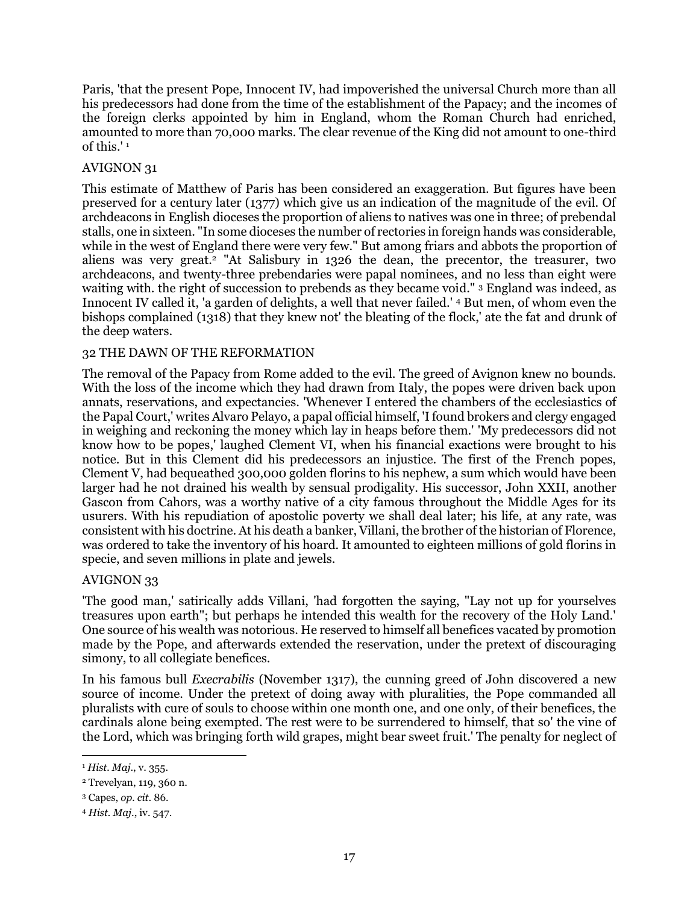Paris, 'that the present Pope, Innocent IV, had impoverished the universal Church more than all his predecessors had done from the time of the establishment of the Papacy; and the incomes of the foreign clerks appointed by him in England, whom the Roman Church had enriched, amounted to more than 70,000 marks. The clear revenue of the King did not amount to one-third of this.' [1]

This estimate of Matthew of Paris has been considered an exaggeration. But figures have been preserved for a century later (1377) which give us an indication of the magnitude of the evil. Of archdeacons in English dioceses the proportion of aliens to natives was one in three; of prebendal stalls, one in sixteen. "In some dioceses the number of rectories in foreign hands was considerable, while in the west of England there were very few." But among friars and abbots the proportion of aliens was very great.[2] "At Salisbury in 1326 the dean, the precentor, the treasurer, two archdeacons, and twenty-three prebendaries were papal nominees, and no less than eight were waiting with. the right of succession to prebends as they became void." [3] England was indeed, as Innocent IV called it, 'a garden of delights, a well that never failed.' [4] But men, of whom even the bishops complained (1318) that they knew not' the bleating of the flock,' ate the fat and drunk of the deep waters.

The removal of the Papacy from Rome added to the evil. The greed of Avignon knew no bounds. With the loss of the income which they had drawn from Italy, the popes were driven back upon annats, reservations, and expectancies. 'Whenever I entered the chambers of the ecclesiastics of the Papal Court,' writes Alvaro Pelayo, a papal official himself, 'I found brokers and clergy engaged in weighing and reckoning the money which lay in heaps before them.' 'My predecessors did not know how to be popes,' laughed Clement VI, when his financial exactions were brought to his notice. But in this Clement did his predecessors an injustice. The first of the French popes, Clement V, had bequeathed 300,000 golden florins to his nephew, a sum which would have been larger had he not drained his wealth by sensual prodigality. His successor, John XXII, another Gascon from Cahors, was a worthy native of a city famous throughout the Middle Ages for its usurers. With his repudiation of apostolic poverty we shall deal later; his life, at any rate, was consistent with his doctrine. At his death a banker, Villani, the brother of the historian of Florence, was ordered to take the inventory of his hoard. It amounted to eighteen millions of gold florins in specie, and seven millions in plate and jewels.

'The good man,' satirically adds Villani, 'had forgotten the saying, "Lay not up for yourselves treasures upon earth"; but perhaps he intended this wealth for the recovery of the Holy Land.' One source of his wealth was notorious. He reserved to himself all benefices vacated by promotion made by the Pope, and afterwards extended the reservation, under the pretext of discouraging simony, to all collegiate benefices.

In his famous bull *Execrabilis* (November 1317), the cunning greed of John discovered a new source of income. Under the pretext of doing away with pluralities, the Pope commanded all pluralists with cure of souls to choose within one month one, and one only, of their benefices, the cardinals alone being exempted. The rest were to be surrendered to himself, that so' the vine of the Lord, which was bringing forth wild grapes, might bear sweet fruit.' The penalty for neglect of

---

[1] *Hist. Maj.*, v. 355.

[2] Trevelyan, 119, 360 n.

[3] Capes, *op. cit*. 86.

[4] *Hist. Maj.*, iv. 547.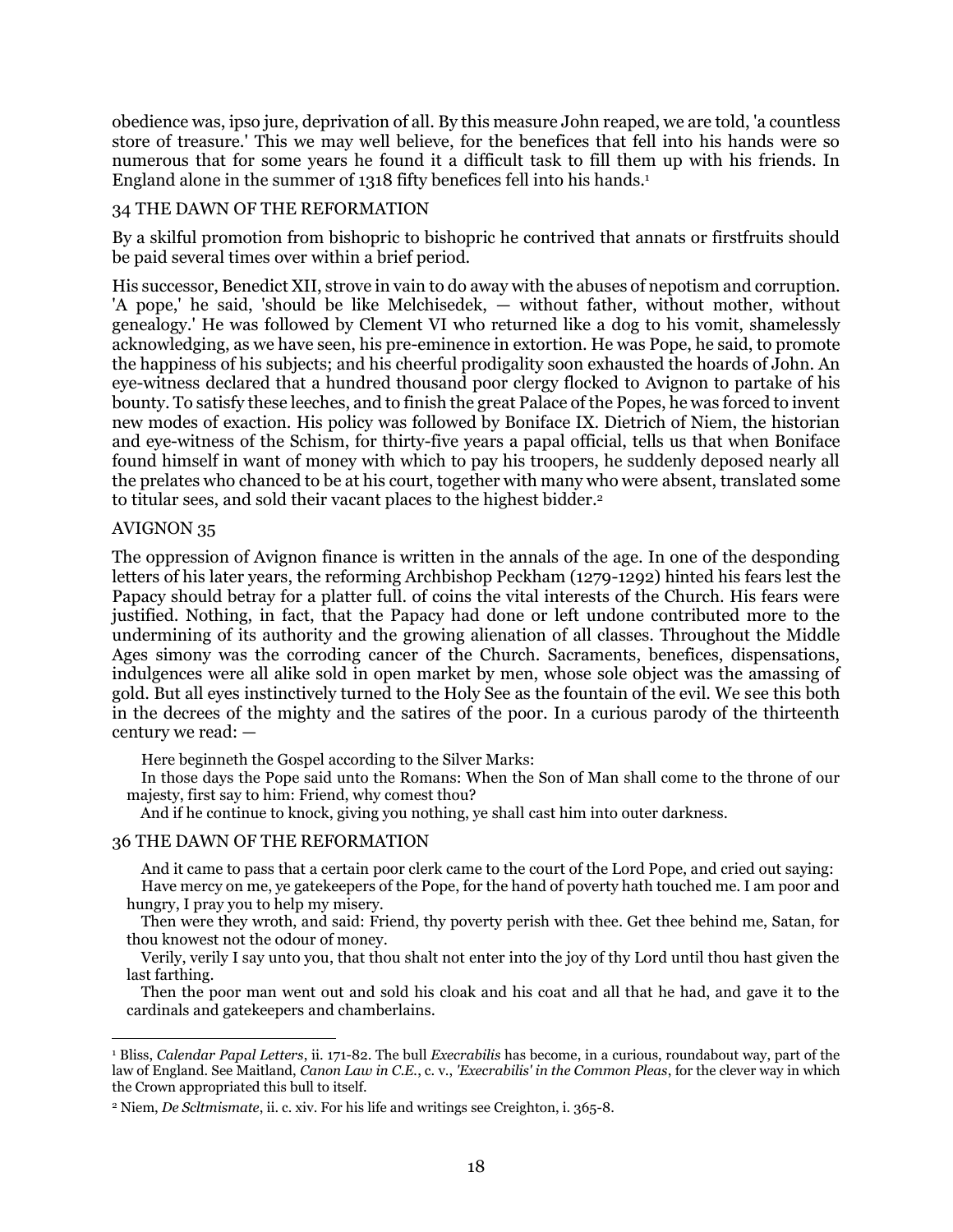obedience was, ipso jure, deprivation of all. By this measure John reaped, we are told, 'a countless store of treasure.' This we may well believe, for the benefices that fell into his hands were so numerous that for some years he found it a difficult task to fill them up with his friends. In England alone in the summer of 1318 fifty benefices fell into his hands.[1]

By a skilful promotion from bishopric to bishopric he contrived that annats or firstfruits should be paid several times over within a brief period.

His successor, Benedict XII, strove in vain to do away with the abuses of nepotism and corruption. 'A pope,' he said, 'should be like Melchisedek, — without father, without mother, without genealogy.' He was followed by Clement VI who returned like a dog to his vomit, shamelessly acknowledging, as we have seen, his pre-eminence in extortion. He was Pope, he said, to promote the happiness of his subjects; and his cheerful prodigality soon exhausted the hoards of John. An eye-witness declared that a hundred thousand poor clergy flocked to Avignon to partake of his bounty. To satisfy these leeches, and to finish the great Palace of the Popes, he was forced to invent new modes of exaction. His policy was followed by Boniface IX. Dietrich of Niem, the historian and eye-witness of the Schism, for thirty-five years a papal official, tells us that when Boniface found himself in want of money with which to pay his troopers, he suddenly deposed nearly all the prelates who chanced to be at his court, together with many who were absent, translated some to titular sees, and sold their vacant places to the highest bidder.[2]

The oppression of Avignon finance is written in the annals of the age. In one of the desponding letters of his later years, the reforming Archbishop Peckham (1279-1292) hinted his fears lest the Papacy should betray for a platter full. of coins the vital interests of the Church. His fears were justified. Nothing, in fact, that the Papacy had done or left undone contributed more to the undermining of its authority and the growing alienation of all classes. Throughout the Middle Ages simony was the corroding cancer of the Church. Sacraments, benefices, dispensations, indulgences were all alike sold in open market by men, whose sole object was the amassing of gold. But all eyes instinctively turned to the Holy See as the fountain of the evil. We see this both in the decrees of the mighty and the satires of the poor. In a curious parody of the thirteenth century we read: —

> Here beginneth the Gospel according to the Silver Marks:
>
> In those days the Pope said unto the Romans: When the Son of Man shall come to the throne of our majesty, first say to him: Friend, why comest thou?
>
> And if he continue to knock, giving you nothing, ye shall cast him into outer darkness.
>
> And it came to pass that a certain poor clerk came to the court of the Lord Pope, and cried out saying:
>
> Have mercy on me, ye gatekeepers of the Pope, for the hand of poverty hath touched me. I am poor and hungry, I pray you to help my misery.
>
> Then were they wroth, and said: Friend, thy poverty perish with thee. Get thee behind me, Satan, for thou knowest not the odour of money.
>
> Verily, verily I say unto you, that thou shalt not enter into the joy of thy Lord until thou hast given the last farthing.
>
> Then the poor man went out and sold his cloak and his coat and all that he had, and gave it to the cardinals and gatekeepers and chamberlains.

---

[1] Bliss, *Calendar Papal Letters*, ii. 171-82. The bull *Execrabilis* has become, in a curious, roundabout way, part of the law of England. See Maitland, *Canon Law in C.E.*, c. v., *'Execrabilis' in the Common Pleas*, for the clever way in which the Crown appropriated this bull to itself.

[2] Niem, *De Scltmismate*, ii. c. xiv. For his life and writings see Creighton, i. 365-8.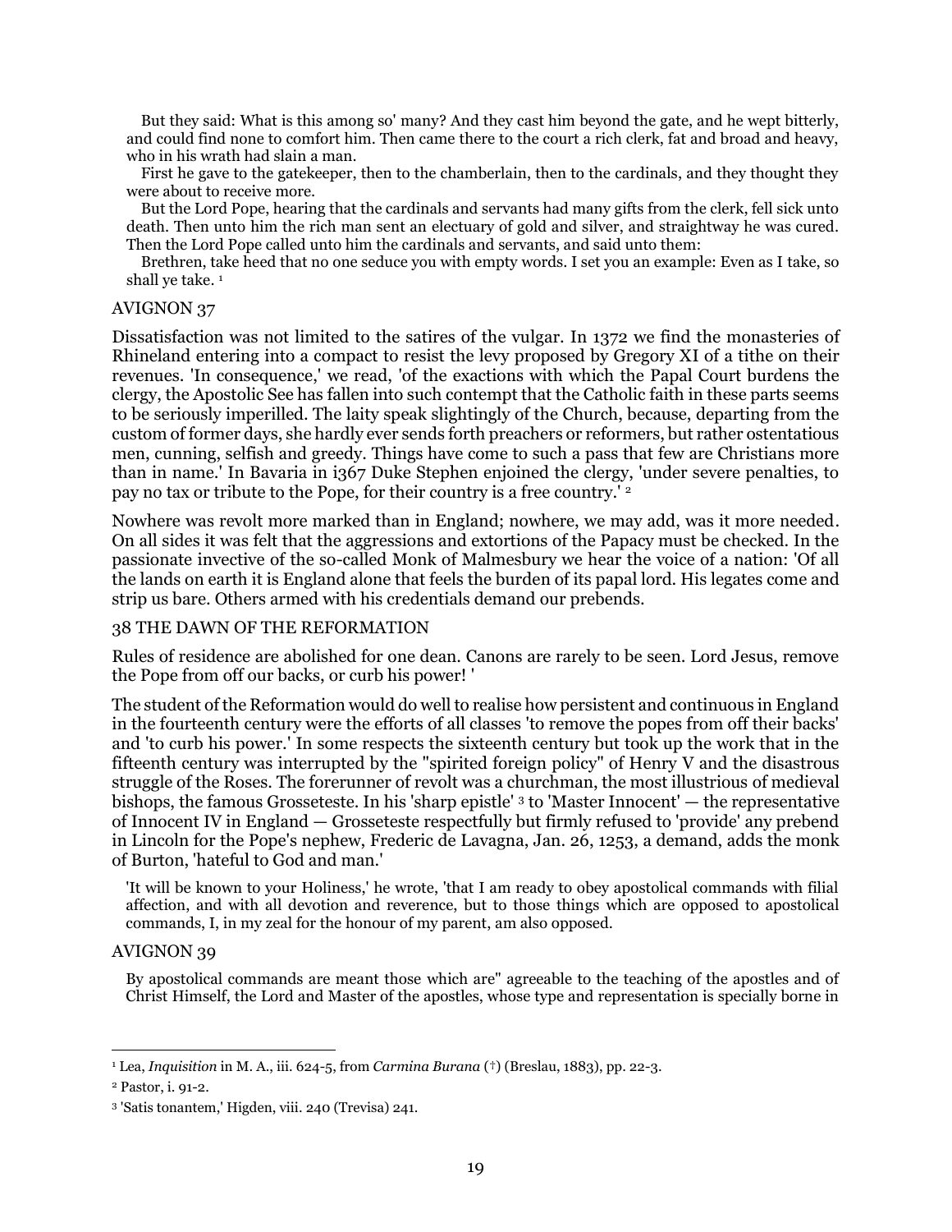But they said: What is this among so' many? And they cast him beyond the gate, and he wept bitterly, and could find none to comfort him. Then came there to the court a rich clerk, fat and broad and heavy, who in his wrath had slain a man.

First he gave to the gatekeeper, then to the chamberlain, then to the cardinals, and they thought they were about to receive more.

But the Lord Pope, hearing that the cardinals and servants had many gifts from the clerk, fell sick unto death. Then unto him the rich man sent an electuary of gold and silver, and straightway he was cured. Then the Lord Pope called unto him the cardinals and servants, and said unto them:

Brethren, take heed that no one seduce you with empty words. I set you an example: Even as I take, so shall ye take. [1]

AVIGNON 37

Dissatisfaction was not limited to the satires of the vulgar. In 1372 we find the monasteries of Rhineland entering into a compact to resist the levy proposed by Gregory XI of a tithe on their revenues. 'In consequence,' we read, 'of the exactions with which the Papal Court burdens the clergy, the Apostolic See has fallen into such contempt that the Catholic faith in these parts seems to be seriously imperilled. The laity speak slightingly of the Church, because, departing from the custom of former days, she hardly ever sends forth preachers or reformers, but rather ostentatious men, cunning, selfish and greedy. Things have come to such a pass that few are Christians more than in name.' In Bavaria in i367 Duke Stephen enjoined the clergy, 'under severe penalties, to pay no tax or tribute to the Pope, for their country is a free country.' [2]

Nowhere was revolt more marked than in England; nowhere, we may add, was it more needed. On all sides it was felt that the aggressions and extortions of the Papacy must be checked. In the passionate invective of the so-called Monk of Malmesbury we hear the voice of a nation: 'Of all the lands on earth it is England alone that feels the burden of its papal lord. His legates come and strip us bare. Others armed with his credentials demand our prebends.

38 THE DAWN OF THE REFORMATION

Rules of residence are abolished for one dean. Canons are rarely to be seen. Lord Jesus, remove the Pope from off our backs, or curb his power! '

The student of the Reformation would do well to realise how persistent and continuous in England in the fourteenth century were the efforts of all classes 'to remove the popes from off their backs' and 'to curb his power.' In some respects the sixteenth century but took up the work that in the fifteenth century was interrupted by the "spirited foreign policy" of Henry V and the disastrous struggle of the Roses. The forerunner of revolt was a churchman, the most illustrious of medieval bishops, the famous Grosseteste. In his 'sharp epistle' [3] to 'Master Innocent' — the representative of Innocent IV in England — Grosseteste respectfully but firmly refused to 'provide' any prebend in Lincoln for the Pope's nephew, Frederic de Lavagna, Jan. 26, 1253, a demand, adds the monk of Burton, 'hateful to God and man.'

> 'It will be known to your Holiness,' he wrote, 'that I am ready to obey apostolical commands with filial affection, and with all devotion and reverence, but to those things which are opposed to apostolical commands, I, in my zeal for the honour of my parent, am also opposed.
>
> AVIGNON 39
>
> By apostolical commands are meant those which are" agreeable to the teaching of the apostles and of Christ Himself, the Lord and Master of the apostles, whose type and representation is specially borne in

---

[1] Lea, *Inquisition* in M. A., iii. 624-5, from *Carmina Burana* (†) (Breslau, 1883), pp. 22-3.

[2] Pastor, i. 91-2.

[3] 'Satis tonantem,' Higden, viii. 240 (Trevisa) 241.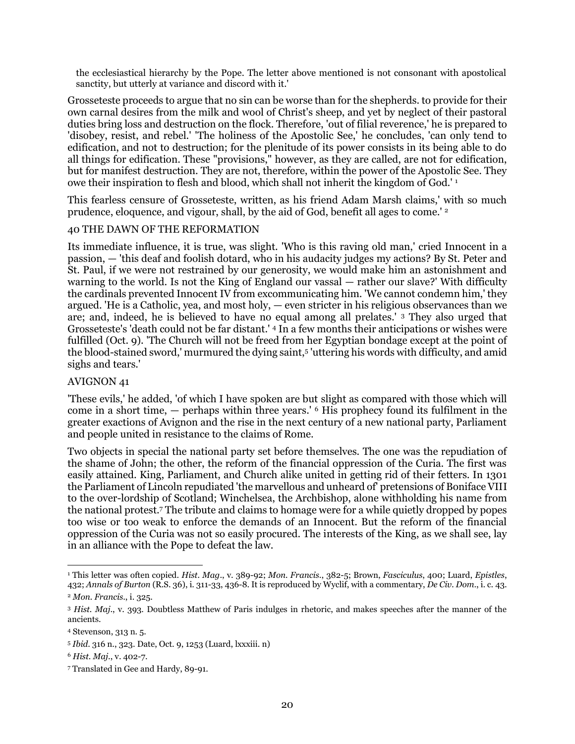the ecclesiastical hierarchy by the Pope. The letter above mentioned is not consonant with apostolical sanctity, but utterly at variance and discord with it.'

Grosseteste proceeds to argue that no sin can be worse than for the shepherds. to provide for their own carnal desires from the milk and wool of Christ's sheep, and yet by neglect of their pastoral duties bring loss and destruction on the flock. Therefore, 'out of filial reverence,' he is prepared to 'disobey, resist, and rebel.' 'The holiness of the Apostolic See,' he concludes, 'can only tend to edification, and not to destruction; for the plenitude of its power consists in its being able to do all things for edification. These "provisions," however, as they are called, are not for edification, but for manifest destruction. They are not, therefore, within the power of the Apostolic See. They owe their inspiration to flesh and blood, which shall not inherit the kingdom of God.' [1]

This fearless censure of Grosseteste, written, as his friend Adam Marsh claims,' with so much prudence, eloquence, and vigour, shall, by the aid of God, benefit all ages to come.' [2]

40 THE DAWN OF THE REFORMATION

Its immediate influence, it is true, was slight. 'Who is this raving old man,' cried Innocent in a passion, — 'this deaf and foolish dotard, who in his audacity judges my actions? By St. Peter and St. Paul, if we were not restrained by our generosity, we would make him an astonishment and warning to the world. Is not the King of England our vassal — rather our slave?' With difficulty the cardinals prevented Innocent IV from excommunicating him. 'We cannot condemn him,' they argued. 'He is a Catholic, yea, and most holy, — even stricter in his religious observances than we are; and, indeed, he is believed to have no equal among all prelates.' [3] They also urged that Grosseteste's 'death could not be far distant.' [4] In a few months their anticipations or wishes were fulfilled (Oct. 9). 'The Church will not be freed from her Egyptian bondage except at the point of the blood-stained sword,' murmured the dying saint,[5] 'uttering his words with difficulty, and amid sighs and tears.'

AVIGNON 41

'These evils,' he added, 'of which I have spoken are but slight as compared with those which will come in a short time, — perhaps within three years.' [6] His prophecy found its fulfilment in the greater exactions of Avignon and the rise in the next century of a new national party, Parliament and people united in resistance to the claims of Rome.

Two objects in special the national party set before themselves. The one was the repudiation of the shame of John; the other, the reform of the financial oppression of the Curia. The first was easily attained. King, Parliament, and Church alike united in getting rid of their fetters. In 1301 the Parliament of Lincoln repudiated 'the marvellous and unheard of' pretensions of Boniface VIII to the over-lordship of Scotland; Winchelsea, the Archbishop, alone withholding his name from the national protest.[7] The tribute and claims to homage were for a while quietly dropped by popes too wise or too weak to enforce the demands of an Innocent. But the reform of the financial oppression of the Curia was not so easily procured. The interests of the King, as we shall see, lay in an alliance with the Pope to defeat the law.

---

[1] This letter was often copied. *Hist. Mag.*, v. 389-92; *Mon. Francis.*, 382-5; Brown, *Fasciculus*, 400; Luard, *Epistles*, 432; *Annals of Burton* (R.S. 36), i. 311-33, 436-8. It is reproduced by Wyclif, with a commentary, *De Civ. Dom.*, i. c. 43.

[2] *Mon. Francis.*, i. 325.

[3] *Hist. Maj.*, v. 393. Doubtless Matthew of Paris indulges in rhetoric, and makes speeches after the manner of the ancients.

[4] Stevenson, 313 n. 5.

[5] *Ibid.* 316 n., 323. Date, Oct. 9, 1253 (Luard, lxxxiii. n)

[6] *Hist. Maj.*, v. 402-7.

[7] Translated in Gee and Hardy, 89-91.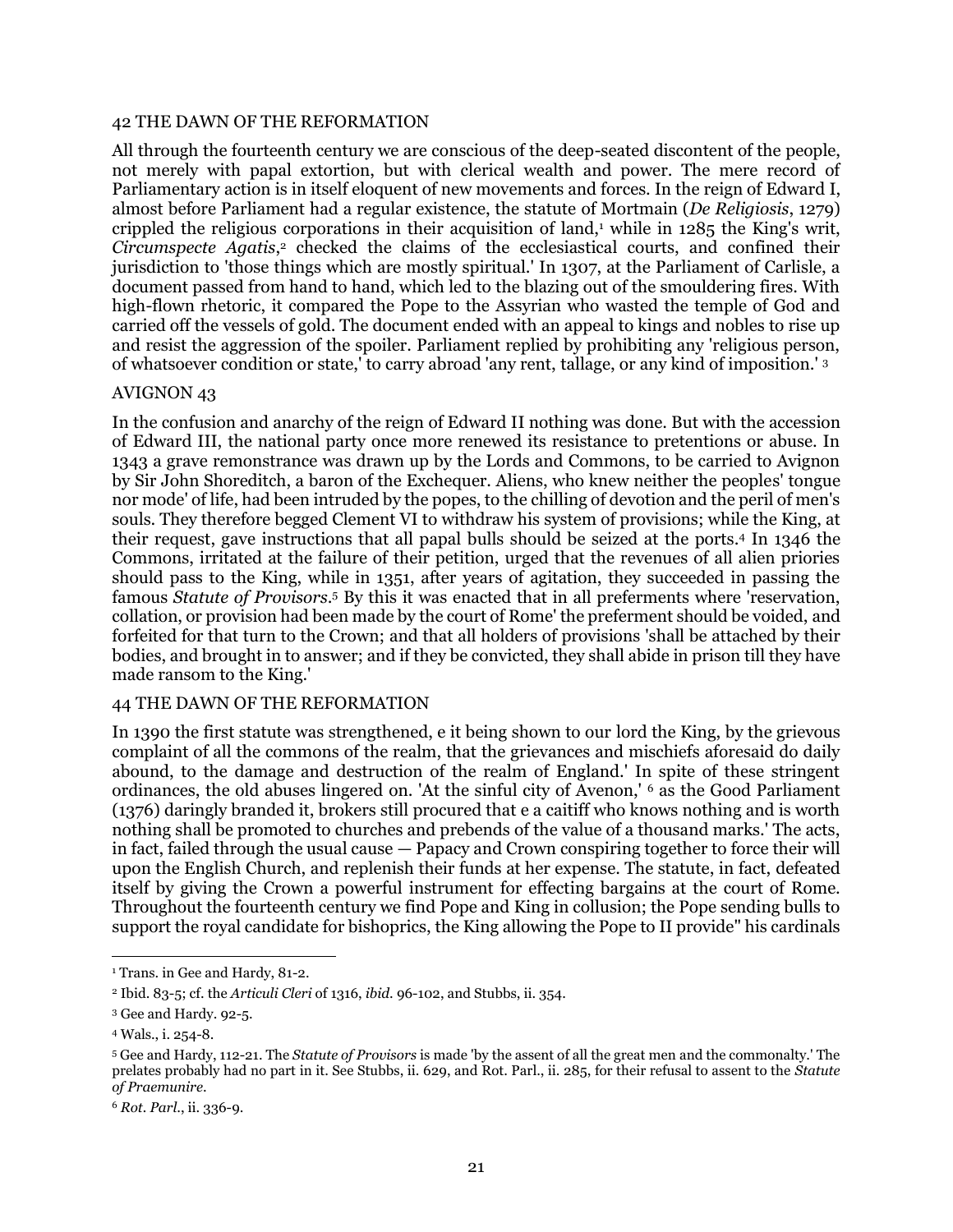All through the fourteenth century we are conscious of the deep-seated discontent of the people, not merely with papal extortion, but with clerical wealth and power. The mere record of Parliamentary action is in itself eloquent of new movements and forces. In the reign of Edward I, almost before Parliament had a regular existence, the statute of Mortmain (*De Religiosis*, 1279) crippled the religious corporations in their acquisition of land,[1] while in 1285 the King's writ, *Circumspecte Agatis*,[2] checked the claims of the ecclesiastical courts, and confined their jurisdiction to 'those things which are mostly spiritual.' In 1307, at the Parliament of Carlisle, a document passed from hand to hand, which led to the blazing out of the smouldering fires. With high-flown rhetoric, it compared the Pope to the Assyrian who wasted the temple of God and carried off the vessels of gold. The document ended with an appeal to kings and nobles to rise up and resist the aggression of the spoiler. Parliament replied by prohibiting any 'religious person, of whatsoever condition or state,' to carry abroad 'any rent, tallage, or any kind of imposition.' [3]

In the confusion and anarchy of the reign of Edward II nothing was done. But with the accession of Edward III, the national party once more renewed its resistance to pretentions or abuse. In 1343 a grave remonstrance was drawn up by the Lords and Commons, to be carried to Avignon by Sir John Shoreditch, a baron of the Exchequer. Aliens, who knew neither the peoples' tongue nor mode' of life, had been intruded by the popes, to the chilling of devotion and the peril of men's souls. They therefore begged Clement VI to withdraw his system of provisions; while the King, at their request, gave instructions that all papal bulls should be seized at the ports.[4] In 1346 the Commons, irritated at the failure of their petition, urged that the revenues of all alien priories should pass to the King, while in 1351, after years of agitation, they succeeded in passing the famous *Statute of Provisors*.[5] By this it was enacted that in all preferments where 'reservation, collation, or provision had been made by the court of Rome' the preferment should be voided, and forfeited for that turn to the Crown; and that all holders of provisions 'shall be attached by their bodies, and brought in to answer; and if they be convicted, they shall abide in prison till they have made ransom to the King.'

In 1390 the first statute was strengthened, e it being shown to our lord the King, by the grievous complaint of all the commons of the realm, that the grievances and mischiefs aforesaid do daily abound, to the damage and destruction of the realm of England.' In spite of these stringent ordinances, the old abuses lingered on. 'At the sinful city of Avenon,' [6] as the Good Parliament (1376) daringly branded it, brokers still procured that e a caitiff who knows nothing and is worth nothing shall be promoted to churches and prebends of the value of a thousand marks.' The acts, in fact, failed through the usual cause — Papacy and Crown conspiring together to force their will upon the English Church, and replenish their funds at her expense. The statute, in fact, defeated itself by giving the Crown a powerful instrument for effecting bargains at the court of Rome. Throughout the fourteenth century we find Pope and King in collusion; the Pope sending bulls to support the royal candidate for bishoprics, the King allowing the Pope to II provide" his cardinals

---

[1] Trans. in Gee and Hardy, 81-2.

[2] Ibid. 83-5; cf. the *Articuli Cleri* of 1316, *ibid.* 96-102, and Stubbs, ii. 354.

[3] Gee and Hardy. 92-5.

[4] Wals., i. 254-8.

[5] Gee and Hardy, 112-21. The *Statute of Provisors* is made 'by the assent of all the great men and the commonalty.' The prelates probably had no part in it. See Stubbs, ii. 629, and Rot. Parl., ii. 285, for their refusal to assent to the *Statute of Praemunire*.

[6] *Rot. Parl.*, ii. 336-9.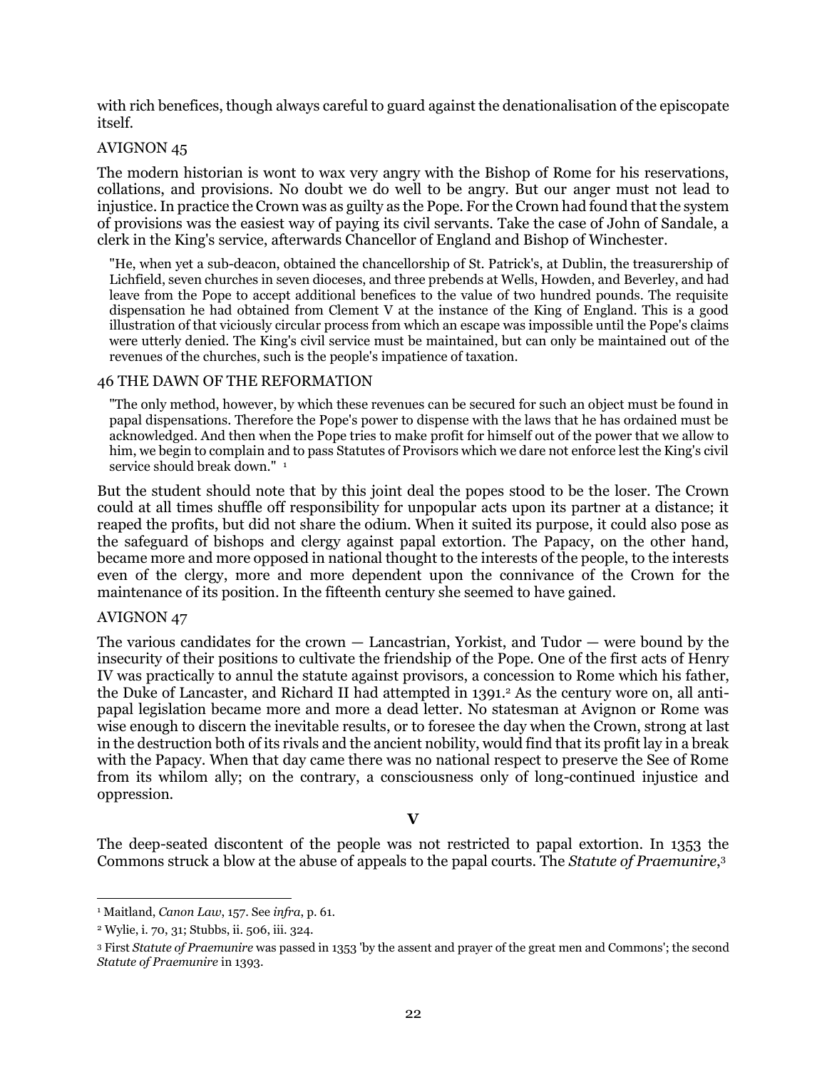with rich benefices, though always careful to guard against the denationalisation of the episcopate itself.

The modern historian is wont to wax very angry with the Bishop of Rome for his reservations, collations, and provisions. No doubt we do well to be angry. But our anger must not lead to injustice. In practice the Crown was as guilty as the Pope. For the Crown had found that the system of provisions was the easiest way of paying its civil servants. Take the case of John of Sandale, a clerk in the King's service, afterwards Chancellor of England and Bishop of Winchester.

> "He, when yet a sub-deacon, obtained the chancellorship of St. Patrick's, at Dublin, the treasurership of Lichfield, seven churches in seven dioceses, and three prebends at Wells, Howden, and Beverley, and had leave from the Pope to accept additional benefices to the value of two hundred pounds. The requisite dispensation he had obtained from Clement V at the instance of the King of England. This is a good illustration of that viciously circular process from which an escape was impossible until the Pope's claims were utterly denied. The King's civil service must be maintained, but can only be maintained out of the revenues of the churches, such is the people's impatience of taxation.
>
> "The only method, however, by which these revenues can be secured for such an object must be found in papal dispensations. Therefore the Pope's power to dispense with the laws that he has ordained must be acknowledged. And then when the Pope tries to make profit for himself out of the power that we allow to him, we begin to complain and to pass Statutes of Provisors which we dare not enforce lest the King's civil service should break down." [1]

But the student should note that by this joint deal the popes stood to be the loser. The Crown could at all times shuffle off responsibility for unpopular acts upon its partner at a distance; it reaped the profits, but did not share the odium. When it suited its purpose, it could also pose as the safeguard of bishops and clergy against papal extortion. The Papacy, on the other hand, became more and more opposed in national thought to the interests of the people, to the interests even of the clergy, more and more dependent upon the connivance of the Crown for the maintenance of its position. In the fifteenth century she seemed to have gained.

The various candidates for the crown — Lancastrian, Yorkist, and Tudor — were bound by the insecurity of their positions to cultivate the friendship of the Pope. One of the first acts of Henry IV was practically to annul the statute against provisors, a concession to Rome which his father, the Duke of Lancaster, and Richard II had attempted in 1391.[2] As the century wore on, all anti-papal legislation became more and more a dead letter. No statesman at Avignon or Rome was wise enough to discern the inevitable results, or to foresee the day when the Crown, strong at last in the destruction both of its rivals and the ancient nobility, would find that its profit lay in a break with the Papacy. When that day came there was no national respect to preserve the See of Rome from its whilom ally; on the contrary, a consciousness only of long-continued injustice and oppression.

## V

The deep-seated discontent of the people was not restricted to papal extortion. In 1353 the Commons struck a blow at the abuse of appeals to the papal courts. The *Statute of Praemunire*,[3]

---

[1] Maitland, *Canon Law*, 157. See *infra*, p. 61.

[2] Wylie, i. 70, 31; Stubbs, ii. 506, iii. 324.

[3] First *Statute of Praemunire* was passed in 1353 'by the assent and prayer of the great men and Commons'; the second *Statute of Praemunire* in 1393.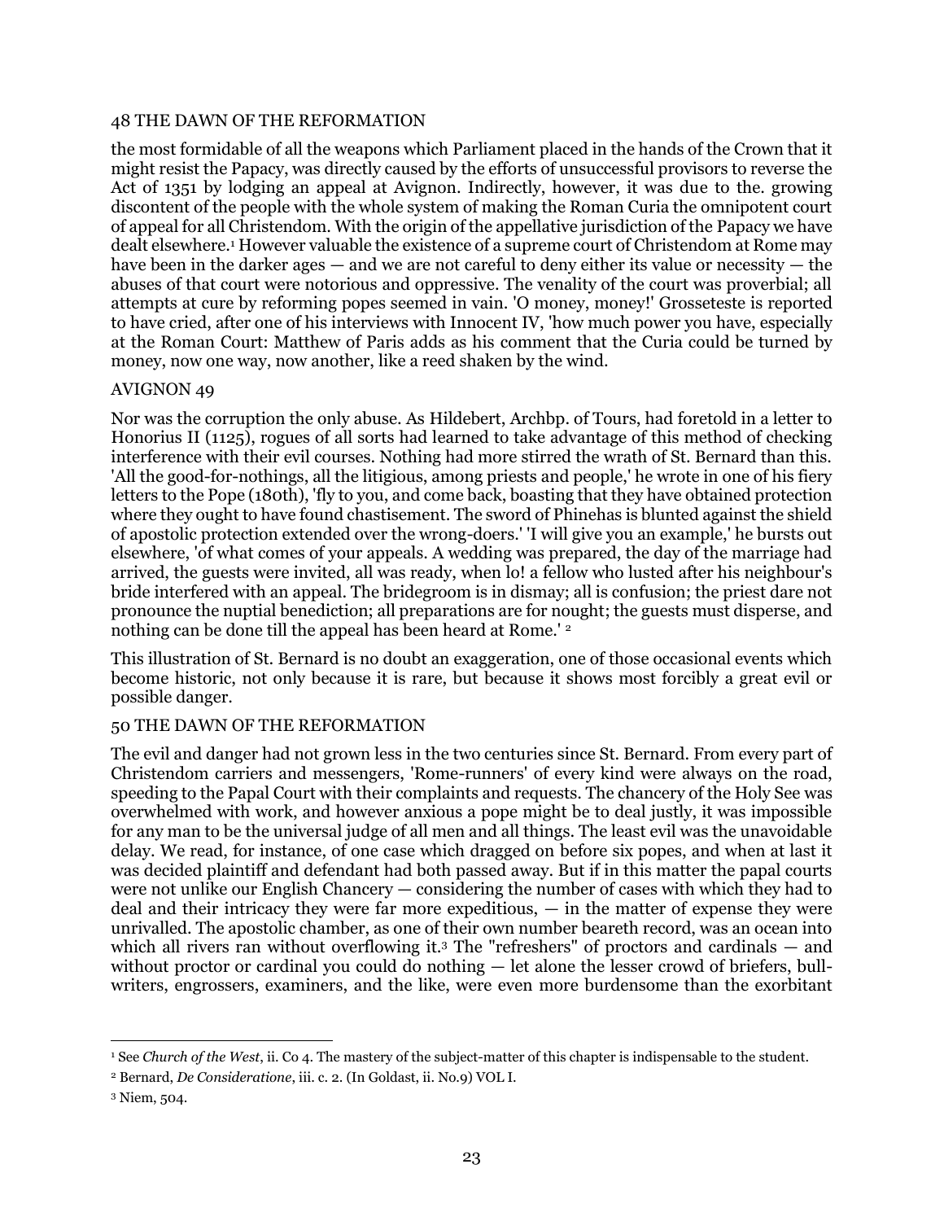the most formidable of all the weapons which Parliament placed in the hands of the Crown that it might resist the Papacy, was directly caused by the efforts of unsuccessful provisors to reverse the Act of 1351 by lodging an appeal at Avignon. Indirectly, however, it was due to the. growing discontent of the people with the whole system of making the Roman Curia the omnipotent court of appeal for all Christendom. With the origin of the appellative jurisdiction of the Papacy we have dealt elsewhere.[1] However valuable the existence of a supreme court of Christendom at Rome may have been in the darker ages — and we are not careful to deny either its value or necessity — the abuses of that court were notorious and oppressive. The venality of the court was proverbial; all attempts at cure by reforming popes seemed in vain. 'O money, money!' Grosseteste is reported to have cried, after one of his interviews with Innocent IV, 'how much power you have, especially at the Roman Court: Matthew of Paris adds as his comment that the Curia could be turned by money, now one way, now another, like a reed shaken by the wind.

Nor was the corruption the only abuse. As Hildebert, Archbp. of Tours, had foretold in a letter to Honorius II (1125), rogues of all sorts had learned to take advantage of this method of checking interference with their evil courses. Nothing had more stirred the wrath of St. Bernard than this. 'All the good-for-nothings, all the litigious, among priests and people,' he wrote in one of his fiery letters to the Pope (180th), 'fly to you, and come back, boasting that they have obtained protection where they ought to have found chastisement. The sword of Phinehas is blunted against the shield of apostolic protection extended over the wrong-doers.' 'I will give you an example,' he bursts out elsewhere, 'of what comes of your appeals. A wedding was prepared, the day of the marriage had arrived, the guests were invited, all was ready, when lo! a fellow who lusted after his neighbour's bride interfered with an appeal. The bridegroom is in dismay; all is confusion; the priest dare not pronounce the nuptial benediction; all preparations are for nought; the guests must disperse, and nothing can be done till the appeal has been heard at Rome.' [2]

This illustration of St. Bernard is no doubt an exaggeration, one of those occasional events which become historic, not only because it is rare, but because it shows most forcibly a great evil or possible danger.

The evil and danger had not grown less in the two centuries since St. Bernard. From every part of Christendom carriers and messengers, 'Rome-runners' of every kind were always on the road, speeding to the Papal Court with their complaints and requests. The chancery of the Holy See was overwhelmed with work, and however anxious a pope might be to deal justly, it was impossible for any man to be the universal judge of all men and all things. The least evil was the unavoidable delay. We read, for instance, of one case which dragged on before six popes, and when at last it was decided plaintiff and defendant had both passed away. But if in this matter the papal courts were not unlike our English Chancery — considering the number of cases with which they had to deal and their intricacy they were far more expeditious, — in the matter of expense they were unrivalled. The apostolic chamber, as one of their own number beareth record, was an ocean into which all rivers ran without overflowing it.[3] The "refreshers" of proctors and cardinals — and without proctor or cardinal you could do nothing — let alone the lesser crowd of briefers, bull-writers, engrossers, examiners, and the like, were even more burdensome than the exorbitant

[1] See *Church of the West*, ii. Co 4. The mastery of the subject-matter of this chapter is indispensable to the student.

[2] Bernard, *De Consideratione*, iii. c. 2. (In Goldast, ii. No.9) VOL I.

[3] Niem, 504.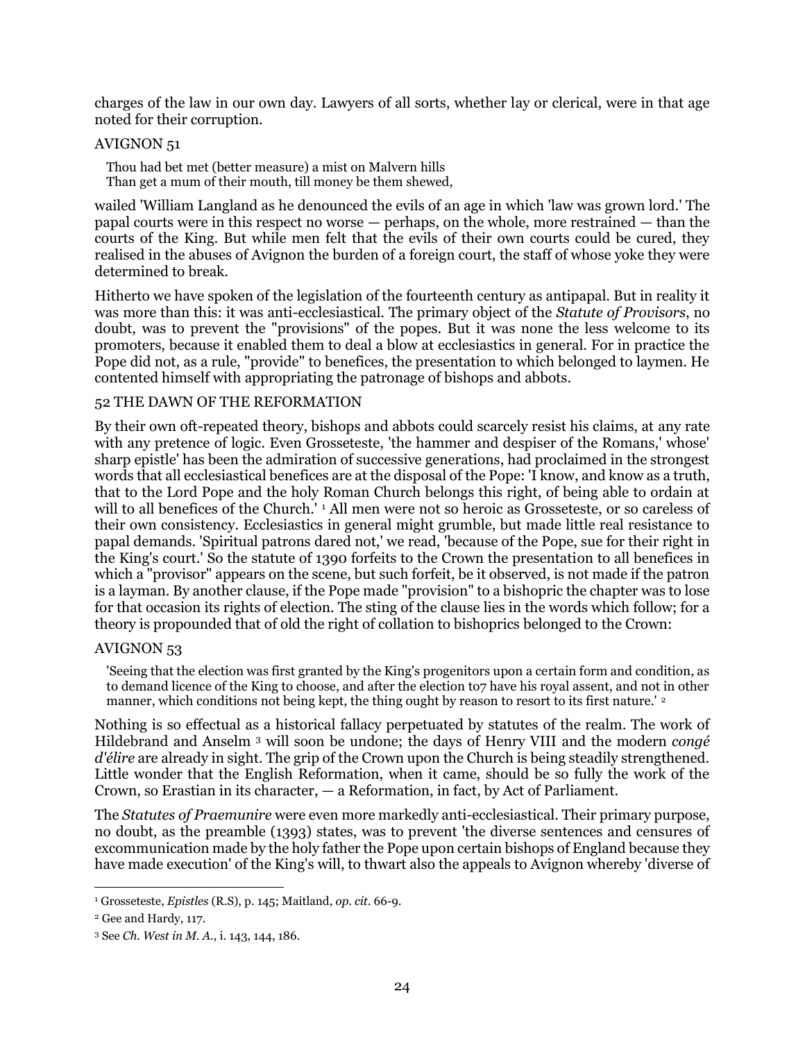charges of the law in our own day. Lawyers of all sorts, whether lay or clerical, were in that age noted for their corruption.

> Thou had bet met (better measure) a mist on Malvern hills
> Than get a mum of their mouth, till money be them shewed,

wailed 'William Langland as he denounced the evils of an age in which 'law was grown lord.' The papal courts were in this respect no worse — perhaps, on the whole, more restrained — than the courts of the King. But while men felt that the evils of their own courts could be cured, they realised in the abuses of Avignon the burden of a foreign court, the staff of whose yoke they were determined to break.

Hitherto we have spoken of the legislation of the fourteenth century as antipapal. But in reality it was more than this: it was anti-ecclesiastical. The primary object of the *Statute of Provisors*, no doubt, was to prevent the "provisions" of the popes. But it was none the less welcome to its promoters, because it enabled them to deal a blow at ecclesiastics in general. For in practice the Pope did not, as a rule, "provide" to benefices, the presentation to which belonged to laymen. He contented himself with appropriating the patronage of bishops and abbots.

By their own oft-repeated theory, bishops and abbots could scarcely resist his claims, at any rate with any pretence of logic. Even Grosseteste, 'the hammer and despiser of the Romans,' whose' sharp epistle' has been the admiration of successive generations, had proclaimed in the strongest words that all ecclesiastical benefices are at the disposal of the Pope: 'I know, and know as a truth, that to the Lord Pope and the holy Roman Church belongs this right, of being able to ordain at will to all benefices of the Church.' [1] All men were not so heroic as Grosseteste, or so careless of their own consistency. Ecclesiastics in general might grumble, but made little real resistance to papal demands. 'Spiritual patrons dared not,' we read, 'because of the Pope, sue for their right in the King's court.' So the statute of 1390 forfeits to the Crown the presentation to all benefices in which a "provisor" appears on the scene, but such forfeit, be it observed, is not made if the patron is a layman. By another clause, if the Pope made "provision" to a bishopric the chapter was to lose for that occasion its rights of election. The sting of the clause lies in the words which follow; for a theory is propounded that of old the right of collation to bishoprics belonged to the Crown:

> 'Seeing that the election was first granted by the King's progenitors upon a certain form and condition, as to demand licence of the King to choose, and after the election to7 have his royal assent, and not in other manner, which conditions not being kept, the thing ought by reason to resort to its first nature.' [2]

Nothing is so effectual as a historical fallacy perpetuated by statutes of the realm. The work of Hildebrand and Anselm [3] will soon be undone; the days of Henry VIII and the modern *congé d'élire* are already in sight. The grip of the Crown upon the Church is being steadily strengthened. Little wonder that the English Reformation, when it came, should be so fully the work of the Crown, so Erastian in its character, — a Reformation, in fact, by Act of Parliament.

The *Statutes of Praemunire* were even more markedly anti-ecclesiastical. Their primary purpose, no doubt, as the preamble (1393) states, was to prevent 'the diverse sentences and censures of excommunication made by the holy father the Pope upon certain bishops of England because they have made execution' of the King's will, to thwart also the appeals to Avignon whereby 'diverse of

---

[1] Grosseteste, *Epistles* (R.S), p. 145; Maitland, *op. cit*. 66-9.

[2] Gee and Hardy, 117.

[3] See *Ch. West in M. A.*, i. 143, 144, 186.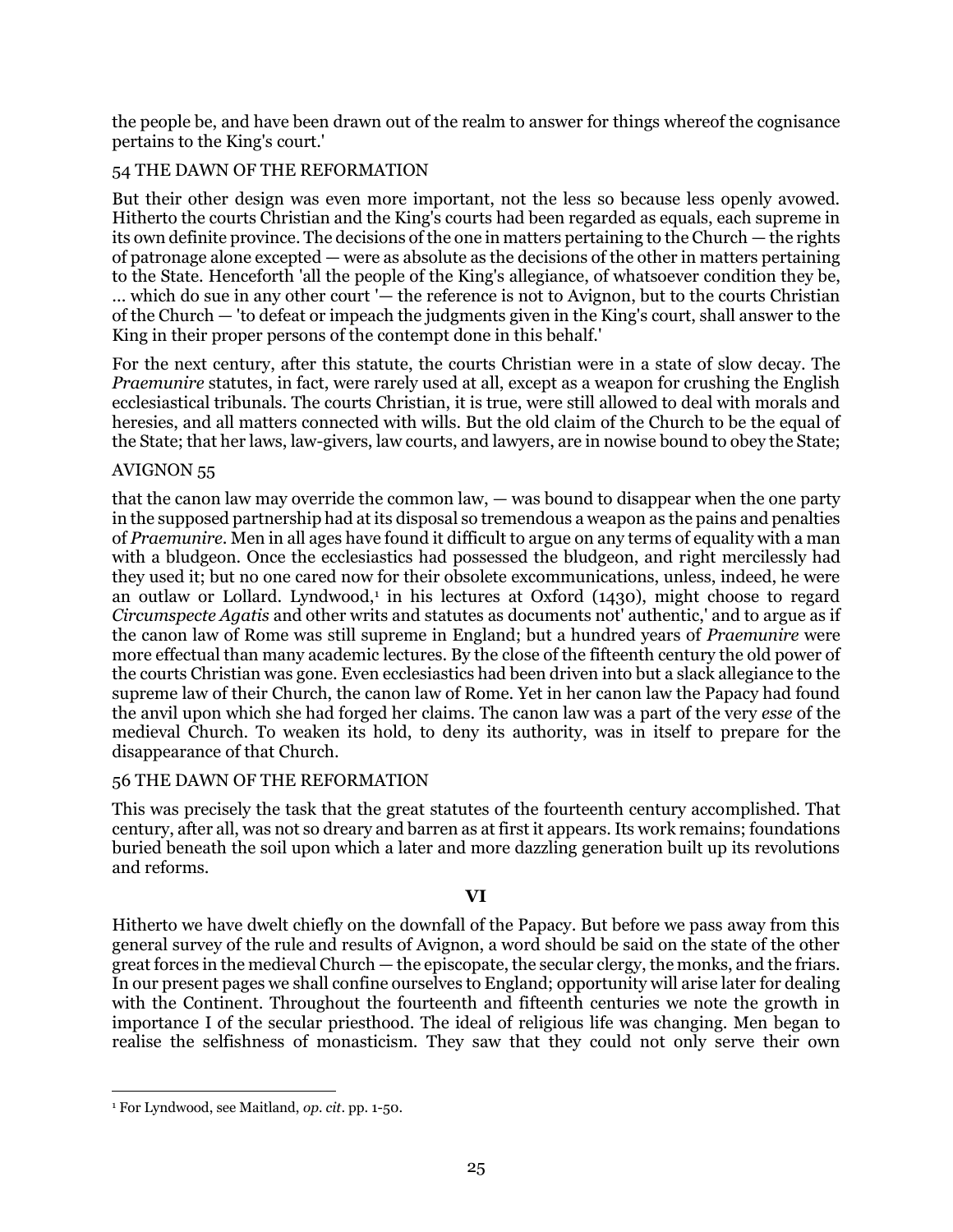the people be, and have been drawn out of the realm to answer for things whereof the cognisance pertains to the King's court.'

But their other design was even more important, not the less so because less openly avowed. Hitherto the courts Christian and the King's courts had been regarded as equals, each supreme in its own definite province. The decisions of the one in matters pertaining to the Church — the rights of patronage alone excepted — were as absolute as the decisions of the other in matters pertaining to the State. Henceforth 'all the people of the King's allegiance, of whatsoever condition they be, ... which do sue in any other court '— the reference is not to Avignon, but to the courts Christian of the Church — 'to defeat or impeach the judgments given in the King's court, shall answer to the King in their proper persons of the contempt done in this behalf.'

For the next century, after this statute, the courts Christian were in a state of slow decay. The *Praemunire* statutes, in fact, were rarely used at all, except as a weapon for crushing the English ecclesiastical tribunals. The courts Christian, it is true, were still allowed to deal with morals and heresies, and all matters connected with wills. But the old claim of the Church to be the equal of the State; that her laws, law-givers, law courts, and lawyers, are in nowise bound to obey the State; that the canon law may override the common law, — was bound to disappear when the one party in the supposed partnership had at its disposal so tremendous a weapon as the pains and penalties of *Praemunire*. Men in all ages have found it difficult to argue on any terms of equality with a man with a bludgeon. Once the ecclesiastics had possessed the bludgeon, and right mercilessly had they used it; but no one cared now for their obsolete excommunications, unless, indeed, he were an outlaw or Lollard. Lyndwood,[1] in his lectures at Oxford (1430), might choose to regard *Circumspecte Agatis* and other writs and statutes as documents not' authentic,' and to argue as if the canon law of Rome was still supreme in England; but a hundred years of *Praemunire* were more effectual than many academic lectures. By the close of the fifteenth century the old power of the courts Christian was gone. Even ecclesiastics had been driven into but a slack allegiance to the supreme law of their Church, the canon law of Rome. Yet in her canon law the Papacy had found the anvil upon which she had forged her claims. The canon law was a part of the very *esse* of the medieval Church. To weaken its hold, to deny its authority, was in itself to prepare for the disappearance of that Church.

This was precisely the task that the great statutes of the fourteenth century accomplished. That century, after all, was not so dreary and barren as at first it appears. Its work remains; foundations buried beneath the soil upon which a later and more dazzling generation built up its revolutions and reforms.

### VI

Hitherto we have dwelt chiefly on the downfall of the Papacy. But before we pass away from this general survey of the rule and results of Avignon, a word should be said on the state of the other great forces in the medieval Church — the episcopate, the secular clergy, the monks, and the friars. In our present pages we shall confine ourselves to England; opportunity will arise later for dealing with the Continent. Throughout the fourteenth and fifteenth centuries we note the growth in importance I of the secular priesthood. The ideal of religious life was changing. Men began to realise the selfishness of monasticism. They saw that they could not only serve their own

[1] For Lyndwood, see Maitland, *op. cit*. pp. 1-50.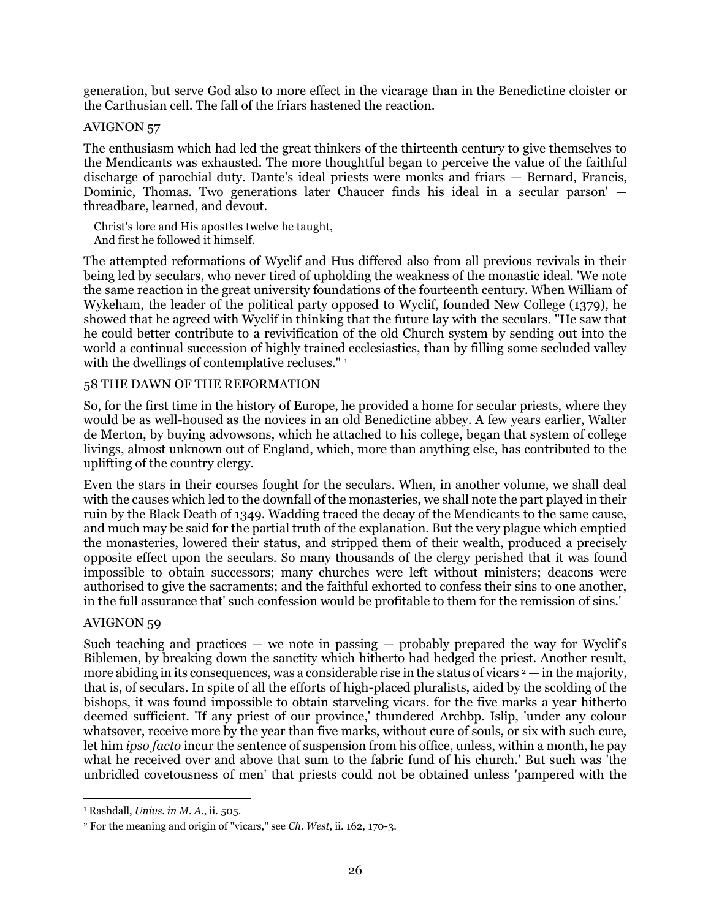generation, but serve God also to more effect in the vicarage than in the Benedictine cloister or the Carthusian cell. The fall of the friars hastened the reaction.

The enthusiasm which had led the great thinkers of the thirteenth century to give themselves to the Mendicants was exhausted. The more thoughtful began to perceive the value of the faithful discharge of parochial duty. Dante's ideal priests were monks and friars — Bernard, Francis, Dominic, Thomas. Two generations later Chaucer finds his ideal in a secular parson' — threadbare, learned, and devout.

> Christ's lore and His apostles twelve he taught,
> And first he followed it himself.

The attempted reformations of Wyclif and Hus differed also from all previous revivals in their being led by seculars, who never tired of upholding the weakness of the monastic ideal. 'We note the same reaction in the great university foundations of the fourteenth century. When William of Wykeham, the leader of the political party opposed to Wyclif, founded New College (1379), he showed that he agreed with Wyclif in thinking that the future lay with the seculars. "He saw that he could better contribute to a revivification of the old Church system by sending out into the world a continual succession of highly trained ecclesiastics, than by filling some secluded valley with the dwellings of contemplative recluses." [1]

So, for the first time in the history of Europe, he provided a home for secular priests, where they would be as well-housed as the novices in an old Benedictine abbey. A few years earlier, Walter de Merton, by buying advowsons, which he attached to his college, began that system of college livings, almost unknown out of England, which, more than anything else, has contributed to the uplifting of the country clergy.

Even the stars in their courses fought for the seculars. When, in another volume, we shall deal with the causes which led to the downfall of the monasteries, we shall note the part played in their ruin by the Black Death of 1349. Wadding traced the decay of the Mendicants to the same cause, and much may be said for the partial truth of the explanation. But the very plague which emptied the monasteries, lowered their status, and stripped them of their wealth, produced a precisely opposite effect upon the seculars. So many thousands of the clergy perished that it was found impossible to obtain successors; many churches were left without ministers; deacons were authorised to give the sacraments; and the faithful exhorted to confess their sins to one another, in the full assurance that' such confession would be profitable to them for the remission of sins.'

Such teaching and practices — we note in passing — probably prepared the way for Wyclif's Biblemen, by breaking down the sanctity which hitherto had hedged the priest. Another result, more abiding in its consequences, was a considerable rise in the status of vicars [2] — in the majority, that is, of seculars. In spite of all the efforts of high-placed pluralists, aided by the scolding of the bishops, it was found impossible to obtain starveling vicars. for the five marks a year hitherto deemed sufficient. 'If any priest of our province,' thundered Archbp. Islip, 'under any colour whatsoever, receive more by the year than five marks, without cure of souls, or six with such cure, let him *ipso facto* incur the sentence of suspension from his office, unless, within a month, he pay what he received over and above that sum to the fabric fund of his church.' But such was 'the unbridled covetousness of men' that priests could not be obtained unless 'pampered with the

---

[1] Rashdall, *Univs. in M. A.*, ii. 505.

[2] For the meaning and origin of "vicars," see *Ch. West*, ii. 162, 170-3.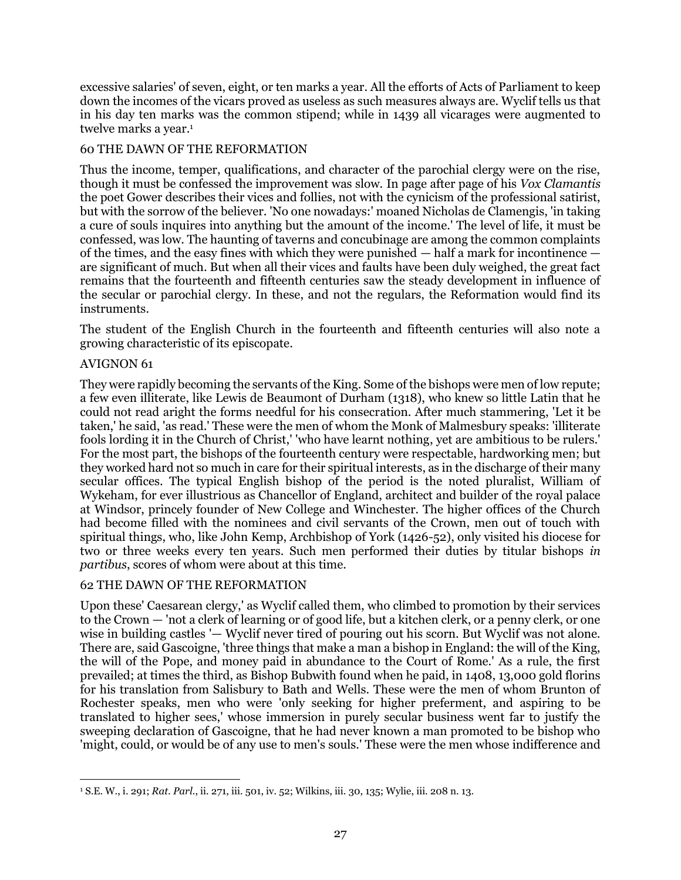excessive salaries' of seven, eight, or ten marks a year. All the efforts of Acts of Parliament to keep down the incomes of the vicars proved as useless as such measures always are. Wyclif tells us that in his day ten marks was the common stipend; while in 1439 all vicarages were augmented to twelve marks a year.[1]

Thus the income, temper, qualifications, and character of the parochial clergy were on the rise, though it must be confessed the improvement was slow. In page after page of his *Vox Clamantis* the poet Gower describes their vices and follies, not with the cynicism of the professional satirist, but with the sorrow of the believer. 'No one nowadays:' moaned Nicholas de Clamengis, 'in taking a cure of souls inquires into anything but the amount of the income.' The level of life, it must be confessed, was low. The haunting of taverns and concubinage are among the common complaints of the times, and the easy fines with which they were punished — half a mark for incontinence — are significant of much. But when all their vices and faults have been duly weighed, the great fact remains that the fourteenth and fifteenth centuries saw the steady development in influence of the secular or parochial clergy. In these, and not the regulars, the Reformation would find its instruments.

The student of the English Church in the fourteenth and fifteenth centuries will also note a growing characteristic of its episcopate.

They were rapidly becoming the servants of the King. Some of the bishops were men of low repute; a few even illiterate, like Lewis de Beaumont of Durham (1318), who knew so little Latin that he could not read aright the forms needful for his consecration. After much stammering, 'Let it be taken,' he said, 'as read.' These were the men of whom the Monk of Malmesbury speaks: 'illiterate fools lording it in the Church of Christ,' 'who have learnt nothing, yet are ambitious to be rulers.' For the most part, the bishops of the fourteenth century were respectable, hardworking men; but they worked hard not so much in care for their spiritual interests, as in the discharge of their many secular offices. The typical English bishop of the period is the noted pluralist, William of Wykeham, for ever illustrious as Chancellor of England, architect and builder of the royal palace at Windsor, princely founder of New College and Winchester. The higher offices of the Church had become filled with the nominees and civil servants of the Crown, men out of touch with spiritual things, who, like John Kemp, Archbishop of York (1426-52), only visited his diocese for two or three weeks every ten years. Such men performed their duties by titular bishops *in partibus*, scores of whom were about at this time.

Upon these' Caesarean clergy,' as Wyclif called them, who climbed to promotion by their services to the Crown — 'not a clerk of learning or of good life, but a kitchen clerk, or a penny clerk, or one wise in building castles '— Wyclif never tired of pouring out his scorn. But Wyclif was not alone. There are, said Gascoigne, 'three things that make a man a bishop in England: the will of the King, the will of the Pope, and money paid in abundance to the Court of Rome.' As a rule, the first prevailed; at times the third, as Bishop Bubwith found when he paid, in 1408, 13,000 gold florins for his translation from Salisbury to Bath and Wells. These were the men of whom Brunton of Rochester speaks, men who were 'only seeking for higher preferment, and aspiring to be translated to higher sees,' whose immersion in purely secular business went far to justify the sweeping declaration of Gascoigne, that he had never known a man promoted to be bishop who 'might, could, or would be of any use to men's souls.' These were the men whose indifference and

---

[1] S.E. W., i. 291; *Rat. Parl.*, ii. 271, iii. 501, iv. 52; Wilkins, iii. 30, 135; Wylie, iii. 208 n. 13.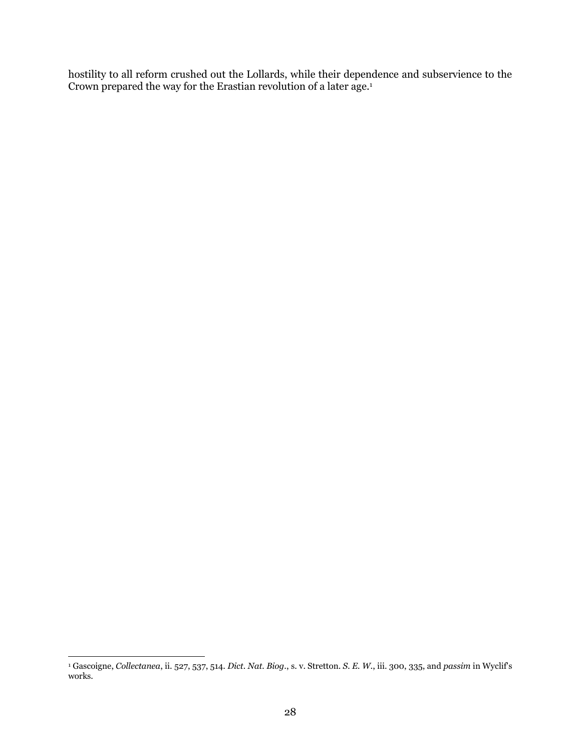hostility to all reform crushed out the Lollards, while their dependence and subservience to the Crown prepared the way for the Erastian revolution of a later age.[1]

[1] Gascoigne, *Collectanea*, ii. 527, 537, 514. *Dict. Nat. Biog.*, s. v. Stretton. *S. E. W.*, iii. 300, 335, and *passim* in Wyclif's works.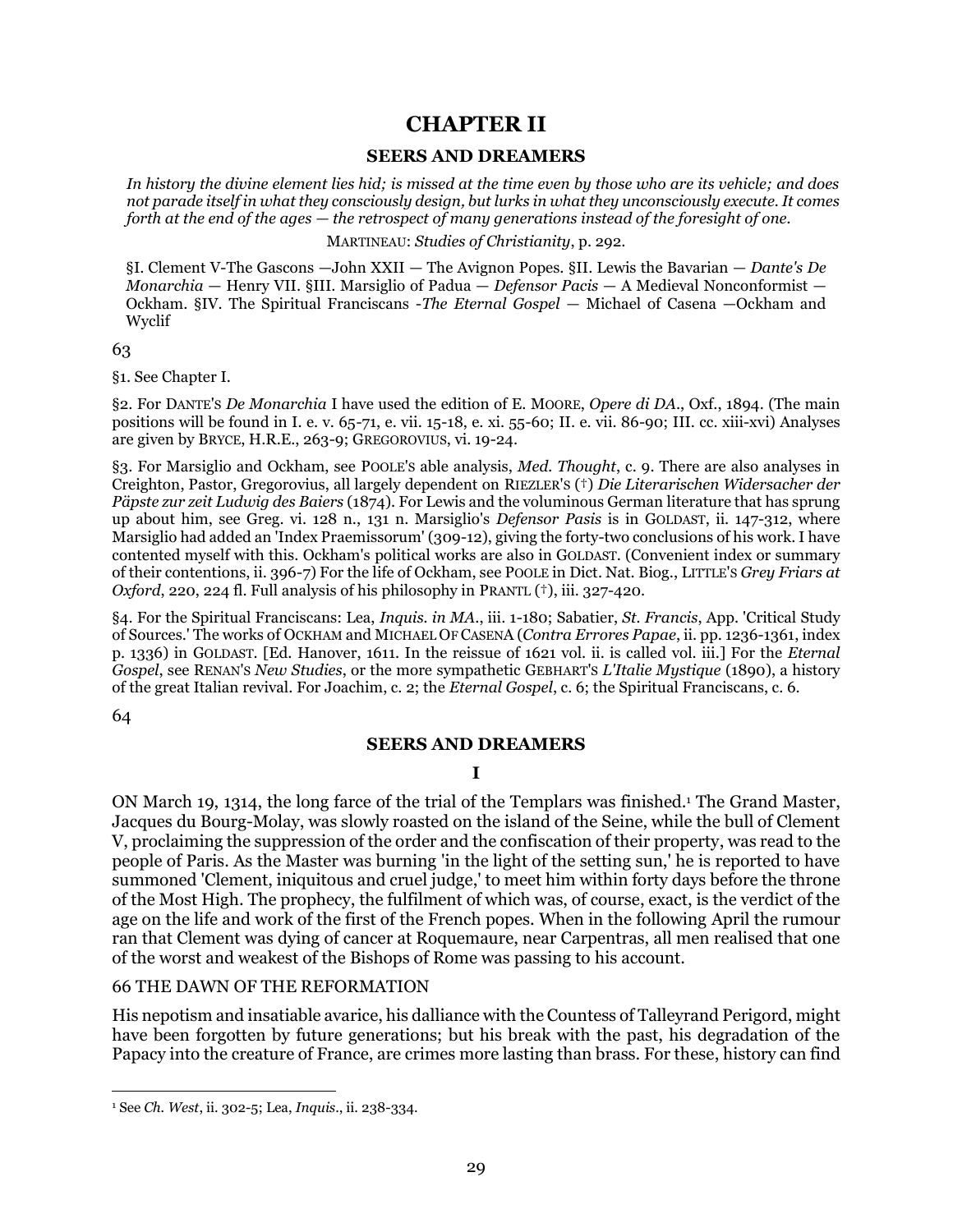# CHAPTER II

## SEERS AND DREAMERS

*In history the divine element lies hid; is missed at the time even by those who are its vehicle; and does not parade itself in what they consciously design, but lurks in what they unconsciously execute. It comes forth at the end of the ages — the retrospect of many generations instead of the foresight of one.*

MARTINEAU: *Studies of Christianity*, p. 292.

§I. Clement V-The Gascons —John XXII — The Avignon Popes. §II. Lewis the Bavarian — *Dante's De Monarchia* — Henry VII. §III. Marsiglio of Padua — *Defensor Pacis* — A Medieval Nonconformist — Ockham. §IV. The Spiritual Franciscans -*The Eternal Gospel* — Michael of Casena —Ockham and Wyclif

63

§1. See Chapter I.

§2. For DANTE'S *De Monarchia* I have used the edition of E. MOORE, *Opere di DA*., Oxf., 1894. (The main positions will be found in I. e. v. 65-71, e. vii. 15-18, e. xi. 55-60; II. e. vii. 86-90; III. cc. xiii-xvi) Analyses are given by BRYCE, H.R.E., 263-9; GREGOROVIUS, vi. 19-24.

§3. For Marsiglio and Ockham, see POOLE'S able analysis, *Med. Thought*, c. 9. There are also analyses in Creighton, Pastor, Gregorovius, all largely dependent on RIEZLER'S (†) *Die Literarischen Widersacher der Päpste zur zeit Ludwig des Baiers* (1874). For Lewis and the voluminous German literature that has sprung up about him, see Greg. vi. 128 n., 131 n. Marsiglio's *Defensor Pasis* is in GOLDAST, ii. 147-312, where Marsiglio had added an 'Index Praemissorum' (309-12), giving the forty-two conclusions of his work. I have contented myself with this. Ockham's political works are also in GOLDAST. (Convenient index or summary of their contentions, ii. 396-7) For the life of Ockham, see POOLE in Dict. Nat. Biog., LITTLE'S *Grey Friars at Oxford*, 220, 224 fl. Full analysis of his philosophy in PRANTL (†), iii. 327-420.

§4. For the Spiritual Franciscans: Lea, *Inquis. in MA*., iii. 1-180; Sabatier, *St. Francis*, App. 'Critical Study of Sources.' The works of OCKHAM and MICHAEL OF CASENA (*Contra Errores Papae*, ii. pp. 1236-1361, index p. 1336) in GOLDAST. [Ed. Hanover, 1611. In the reissue of 1621 vol. ii. is called vol. iii.] For the *Eternal Gospel*, see RENAN'S *New Studies*, or the more sympathetic GEBHART'S *L'Italie Mystique* (1890), a history of the great Italian revival. For Joachim, c. 2; the *Eternal Gospel*, c. 6; the Spiritual Franciscans, c. 6.

64

## SEERS AND DREAMERS

### I

ON March 19, 1314, the long farce of the trial of the Templars was finished.[1] The Grand Master, Jacques du Bourg-Molay, was slowly roasted on the island of the Seine, while the bull of Clement V, proclaiming the suppression of the order and the confiscation of their property, was read to the people of Paris. As the Master was burning 'in the light of the setting sun,' he is reported to have summoned 'Clement, iniquitous and cruel judge,' to meet him within forty days before the throne of the Most High. The prophecy, the fulfilment of which was, of course, exact, is the verdict of the age on the life and work of the first of the French popes. When in the following April the rumour ran that Clement was dying of cancer at Roquemaure, near Carpentras, all men realised that one of the worst and weakest of the Bishops of Rome was passing to his account.

66 THE DAWN OF THE REFORMATION

His nepotism and insatiable avarice, his dalliance with the Countess of Talleyrand Perigord, might have been forgotten by future generations; but his break with the past, his degradation of the Papacy into the creature of France, are crimes more lasting than brass. For these, history can find

[1] See *Ch. West*, ii. 302-5; Lea, *Inquis*., ii. 238-334.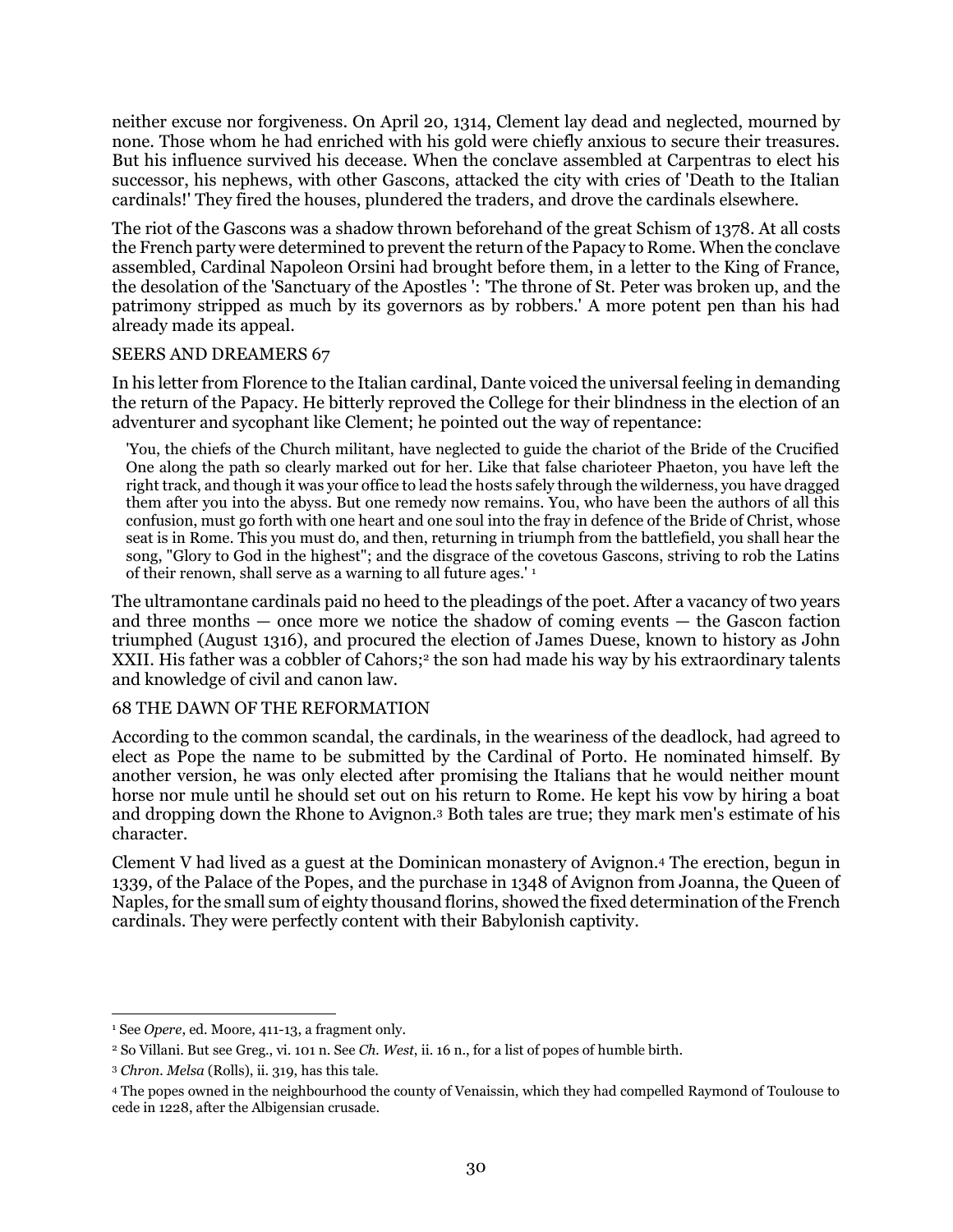neither excuse nor forgiveness. On April 20, 1314, Clement lay dead and neglected, mourned by none. Those whom he had enriched with his gold were chiefly anxious to secure their treasures. But his influence survived his decease. When the conclave assembled at Carpentras to elect his successor, his nephews, with other Gascons, attacked the city with cries of 'Death to the Italian cardinals!' They fired the houses, plundered the traders, and drove the cardinals elsewhere.

The riot of the Gascons was a shadow thrown beforehand of the great Schism of 1378. At all costs the French party were determined to prevent the return of the Papacy to Rome. When the conclave assembled, Cardinal Napoleon Orsini had brought before them, in a letter to the King of France, the desolation of the 'Sanctuary of the Apostles ': 'The throne of St. Peter was broken up, and the patrimony stripped as much by its governors as by robbers.' A more potent pen than his had already made its appeal.

In his letter from Florence to the Italian cardinal, Dante voiced the universal feeling in demanding the return of the Papacy. He bitterly reproved the College for their blindness in the election of an adventurer and sycophant like Clement; he pointed out the way of repentance:

> 'You, the chiefs of the Church militant, have neglected to guide the chariot of the Bride of the Crucified One along the path so clearly marked out for her. Like that false charioteer Phaeton, you have left the right track, and though it was your office to lead the hosts safely through the wilderness, you have dragged them after you into the abyss. But one remedy now remains. You, who have been the authors of all this confusion, must go forth with one heart and one soul into the fray in defence of the Bride of Christ, whose seat is in Rome. This you must do, and then, returning in triumph from the battlefield, you shall hear the song, "Glory to God in the highest"; and the disgrace of the covetous Gascons, striving to rob the Latins of their renown, shall serve as a warning to all future ages.' [1]

The ultramontane cardinals paid no heed to the pleadings of the poet. After a vacancy of two years and three months — once more we notice the shadow of coming events — the Gascon faction triumphed (August 1316), and procured the election of James Duese, known to history as John XXII. His father was a cobbler of Cahors;[2] the son had made his way by his extraordinary talents and knowledge of civil and canon law.

According to the common scandal, the cardinals, in the weariness of the deadlock, had agreed to elect as Pope the name to be submitted by the Cardinal of Porto. He nominated himself. By another version, he was only elected after promising the Italians that he would neither mount horse nor mule until he should set out on his return to Rome. He kept his vow by hiring a boat and dropping down the Rhone to Avignon.[3] Both tales are true; they mark men's estimate of his character.

Clement V had lived as a guest at the Dominican monastery of Avignon.[4] The erection, begun in 1339, of the Palace of the Popes, and the purchase in 1348 of Avignon from Joanna, the Queen of Naples, for the small sum of eighty thousand florins, showed the fixed determination of the French cardinals. They were perfectly content with their Babylonish captivity.

---

[1] See *Opere*, ed. Moore, 411-13, a fragment only.

[2] So Villani. But see Greg., vi. 101 n. See *Ch. West*, ii. 16 n., for a list of popes of humble birth.

[3] *Chron. Melsa* (Rolls), ii. 319, has this tale.

[4] The popes owned in the neighbourhood the county of Venaissin, which they had compelled Raymond of Toulouse to cede in 1228, after the Albigensian crusade.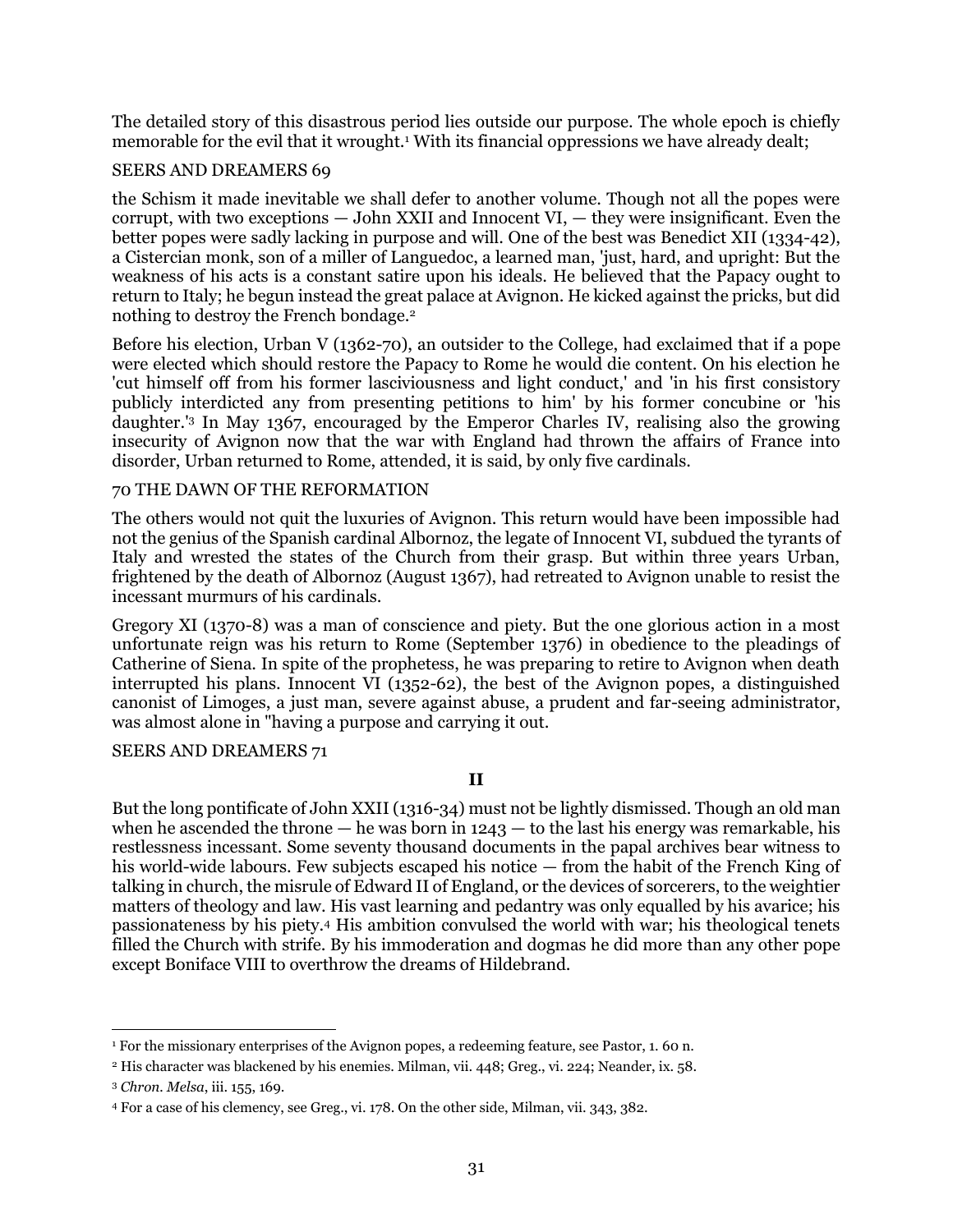The detailed story of this disastrous period lies outside our purpose. The whole epoch is chiefly memorable for the evil that it wrought.[1] With its financial oppressions we have already dealt;

the Schism it made inevitable we shall defer to another volume. Though not all the popes were corrupt, with two exceptions — John XXII and Innocent VI, — they were insignificant. Even the better popes were sadly lacking in purpose and will. One of the best was Benedict XII (1334-42), a Cistercian monk, son of a miller of Languedoc, a learned man, 'just, hard, and upright: But the weakness of his acts is a constant satire upon his ideals. He believed that the Papacy ought to return to Italy; he begun instead the great palace at Avignon. He kicked against the pricks, but did nothing to destroy the French bondage.[2]

Before his election, Urban V (1362-70), an outsider to the College, had exclaimed that if a pope were elected which should restore the Papacy to Rome he would die content. On his election he 'cut himself off from his former lasciviousness and light conduct,' and 'in his first consistory publicly interdicted any from presenting petitions to him' by his former concubine or 'his daughter.'[3] In May 1367, encouraged by the Emperor Charles IV, realising also the growing insecurity of Avignon now that the war with England had thrown the affairs of France into disorder, Urban returned to Rome, attended, it is said, by only five cardinals.

The others would not quit the luxuries of Avignon. This return would have been impossible had not the genius of the Spanish cardinal Albornoz, the legate of Innocent VI, subdued the tyrants of Italy and wrested the states of the Church from their grasp. But within three years Urban, frightened by the death of Albornoz (August 1367), had retreated to Avignon unable to resist the incessant murmurs of his cardinals.

Gregory XI (1370-8) was a man of conscience and piety. But the one glorious action in a most unfortunate reign was his return to Rome (September 1376) in obedience to the pleadings of Catherine of Siena. In spite of the prophetess, he was preparing to retire to Avignon when death interrupted his plans. Innocent VI (1352-62), the best of the Avignon popes, a distinguished canonist of Limoges, a just man, severe against abuse, a prudent and far-seeing administrator, was almost alone in "having a purpose and carrying it out.

## II

But the long pontificate of John XXII (1316-34) must not be lightly dismissed. Though an old man when he ascended the throne — he was born in 1243 — to the last his energy was remarkable, his restlessness incessant. Some seventy thousand documents in the papal archives bear witness to his world-wide labours. Few subjects escaped his notice — from the habit of the French King of talking in church, the misrule of Edward II of England, or the devices of sorcerers, to the weightier matters of theology and law. His vast learning and pedantry was only equalled by his avarice; his passionateness by his piety.[4] His ambition convulsed the world with war; his theological tenets filled the Church with strife. By his immoderation and dogmas he did more than any other pope except Boniface VIII to overthrow the dreams of Hildebrand.

---

[1] For the missionary enterprises of the Avignon popes, a redeeming feature, see Pastor, 1. 60 n.

[2] His character was blackened by his enemies. Milman, vii. 448; Greg., vi. 224; Neander, ix. 58.

[3] *Chron. Melsa*, iii. 155, 169.

[4] For a case of his clemency, see Greg., vi. 178. On the other side, Milman, vii. 343, 382.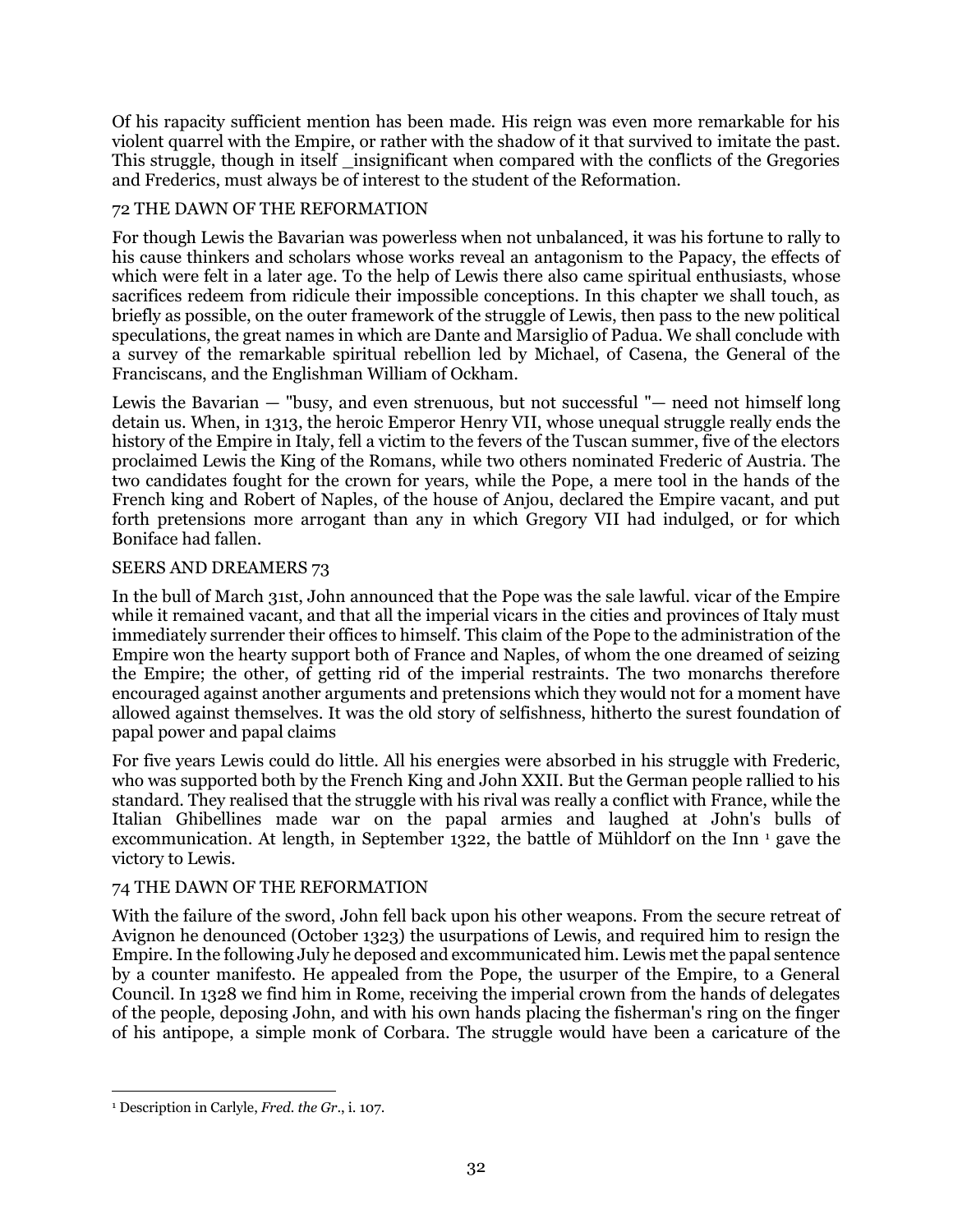Of his rapacity sufficient mention has been made. His reign was even more remarkable for his violent quarrel with the Empire, or rather with the shadow of it that survived to imitate the past. This struggle, though in itself _insignificant when compared with the conflicts of the Gregories and Frederics, must always be of interest to the student of the Reformation.

For though Lewis the Bavarian was powerless when not unbalanced, it was his fortune to rally to his cause thinkers and scholars whose works reveal an antagonism to the Papacy, the effects of which were felt in a later age. To the help of Lewis there also came spiritual enthusiasts, whose sacrifices redeem from ridicule their impossible conceptions. In this chapter we shall touch, as briefly as possible, on the outer framework of the struggle of Lewis, then pass to the new political speculations, the great names in which are Dante and Marsiglio of Padua. We shall conclude with a survey of the remarkable spiritual rebellion led by Michael, of Casena, the General of the Franciscans, and the Englishman William of Ockham.

Lewis the Bavarian — "busy, and even strenuous, but not successful "— need not himself long detain us. When, in 1313, the heroic Emperor Henry VII, whose unequal struggle really ends the history of the Empire in Italy, fell a victim to the fevers of the Tuscan summer, five of the electors proclaimed Lewis the King of the Romans, while two others nominated Frederic of Austria. The two candidates fought for the crown for years, while the Pope, a mere tool in the hands of the French king and Robert of Naples, of the house of Anjou, declared the Empire vacant, and put forth pretensions more arrogant than any in which Gregory VII had indulged, or for which Boniface had fallen.

In the bull of March 31st, John announced that the Pope was the sale lawful. vicar of the Empire while it remained vacant, and that all the imperial vicars in the cities and provinces of Italy must immediately surrender their offices to himself. This claim of the Pope to the administration of the Empire won the hearty support both of France and Naples, of whom the one dreamed of seizing the Empire; the other, of getting rid of the imperial restraints. The two monarchs therefore encouraged against another arguments and pretensions which they would not for a moment have allowed against themselves. It was the old story of selfishness, hitherto the surest foundation of papal power and papal claims

For five years Lewis could do little. All his energies were absorbed in his struggle with Frederic, who was supported both by the French King and John XXII. But the German people rallied to his standard. They realised that the struggle with his rival was really a conflict with France, while the Italian Ghibellines made war on the papal armies and laughed at John's bulls of excommunication. At length, in September 1322, the battle of Mühldorf on the Inn [1] gave the victory to Lewis.

With the failure of the sword, John fell back upon his other weapons. From the secure retreat of Avignon he denounced (October 1323) the usurpations of Lewis, and required him to resign the Empire. In the following July he deposed and excommunicated him. Lewis met the papal sentence by a counter manifesto. He appealed from the Pope, the usurper of the Empire, to a General Council. In 1328 we find him in Rome, receiving the imperial crown from the hands of delegates of the people, deposing John, and with his own hands placing the fisherman's ring on the finger of his antipope, a simple monk of Corbara. The struggle would have been a caricature of the

[1] Description in Carlyle, *Fred. the Gr*., i. 107.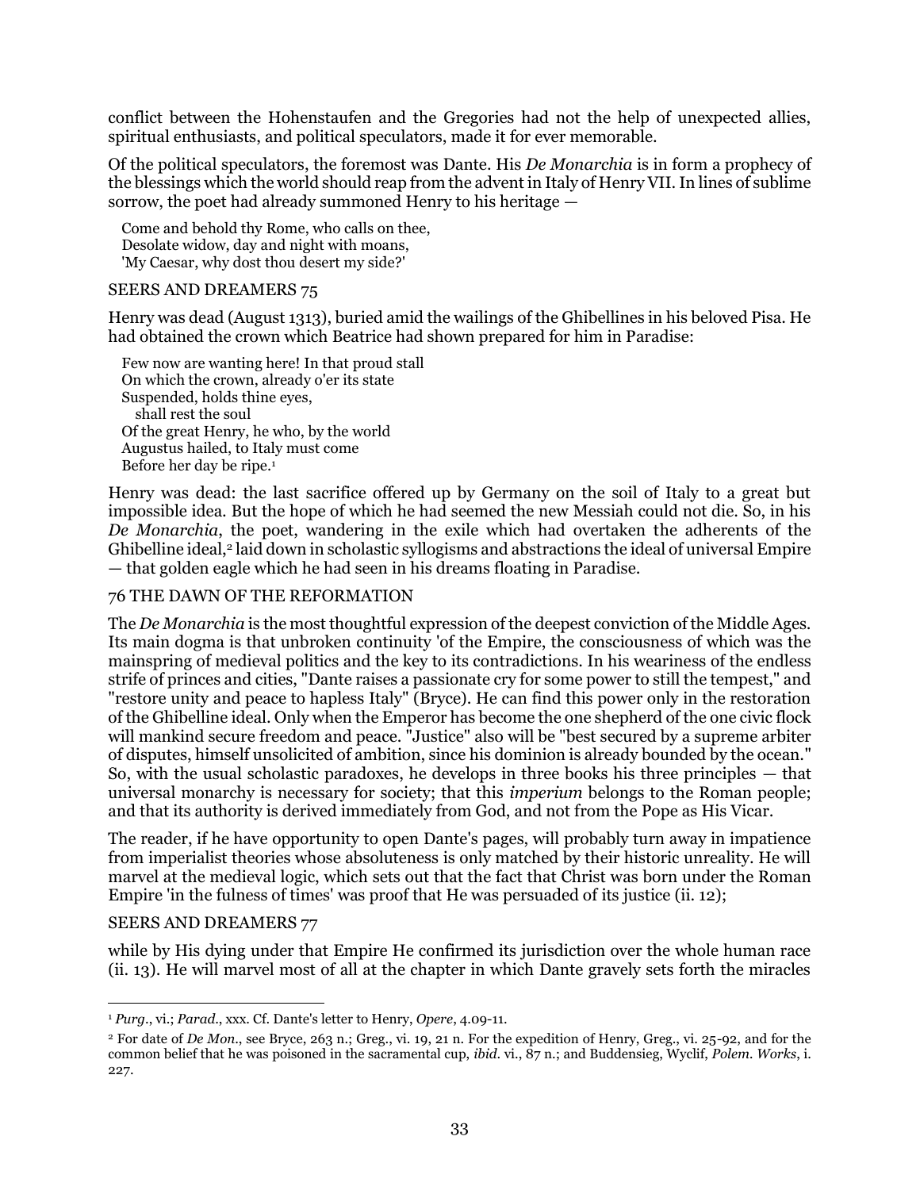conflict between the Hohenstaufen and the Gregories had not the help of unexpected allies, spiritual enthusiasts, and political speculators, made it for ever memorable.

Of the political speculators, the foremost was Dante. His *De Monarchia* is in form a prophecy of the blessings which the world should reap from the advent in Italy of Henry VII. In lines of sublime sorrow, the poet had already summoned Henry to his heritage —

> Come and behold thy Rome, who calls on thee,
> Desolate widow, day and night with moans,
> 'My Caesar, why dost thou desert my side?'

Henry was dead (August 1313), buried amid the wailings of the Ghibellines in his beloved Pisa. He had obtained the crown which Beatrice had shown prepared for him in Paradise:

> Few now are wanting here! In that proud stall
> On which the crown, already o'er its state
> Suspended, holds thine eyes,
> shall rest the soul
> Of the great Henry, he who, by the world
> Augustus hailed, to Italy must come
> Before her day be ripe.[1]

Henry was dead: the last sacrifice offered up by Germany on the soil of Italy to a great but impossible idea. But the hope of which he had seemed the new Messiah could not die. So, in his *De Monarchia*, the poet, wandering in the exile which had overtaken the adherents of the Ghibelline ideal,[2] laid down in scholastic syllogisms and abstractions the ideal of universal Empire — that golden eagle which he had seen in his dreams floating in Paradise.

The *De Monarchia* is the most thoughtful expression of the deepest conviction of the Middle Ages. Its main dogma is that unbroken continuity 'of the Empire, the consciousness of which was the mainspring of medieval politics and the key to its contradictions. In his weariness of the endless strife of princes and cities, "Dante raises a passionate cry for some power to still the tempest," and "restore unity and peace to hapless Italy" (Bryce). He can find this power only in the restoration of the Ghibelline ideal. Only when the Emperor has become the one shepherd of the one civic flock will mankind secure freedom and peace. "Justice" also will be "best secured by a supreme arbiter of disputes, himself unsolicited of ambition, since his dominion is already bounded by the ocean." So, with the usual scholastic paradoxes, he develops in three books his three principles — that universal monarchy is necessary for society; that this *imperium* belongs to the Roman people; and that its authority is derived immediately from God, and not from the Pope as His Vicar.

The reader, if he have opportunity to open Dante's pages, will probably turn away in impatience from imperialist theories whose absoluteness is only matched by their historic unreality. He will marvel at the medieval logic, which sets out that the fact that Christ was born under the Roman Empire 'in the fulness of times' was proof that He was persuaded of its justice (ii. 12); while by His dying under that Empire He confirmed its jurisdiction over the whole human race (ii. 13). He will marvel most of all at the chapter in which Dante gravely sets forth the miracles

---

[1] *Purg*., vi.; *Parad*., xxx. Cf. Dante's letter to Henry, *Opere*, 4.09-11.

[2] For date of *De Mon*., see Bryce, 263 n.; Greg., vi. 19, 21 n. For the expedition of Henry, Greg., vi. 25-92, and for the common belief that he was poisoned in the sacramental cup, *ibid*. vi., 87 n.; and Buddensieg, Wyclif, *Polem. Works*, i. 227.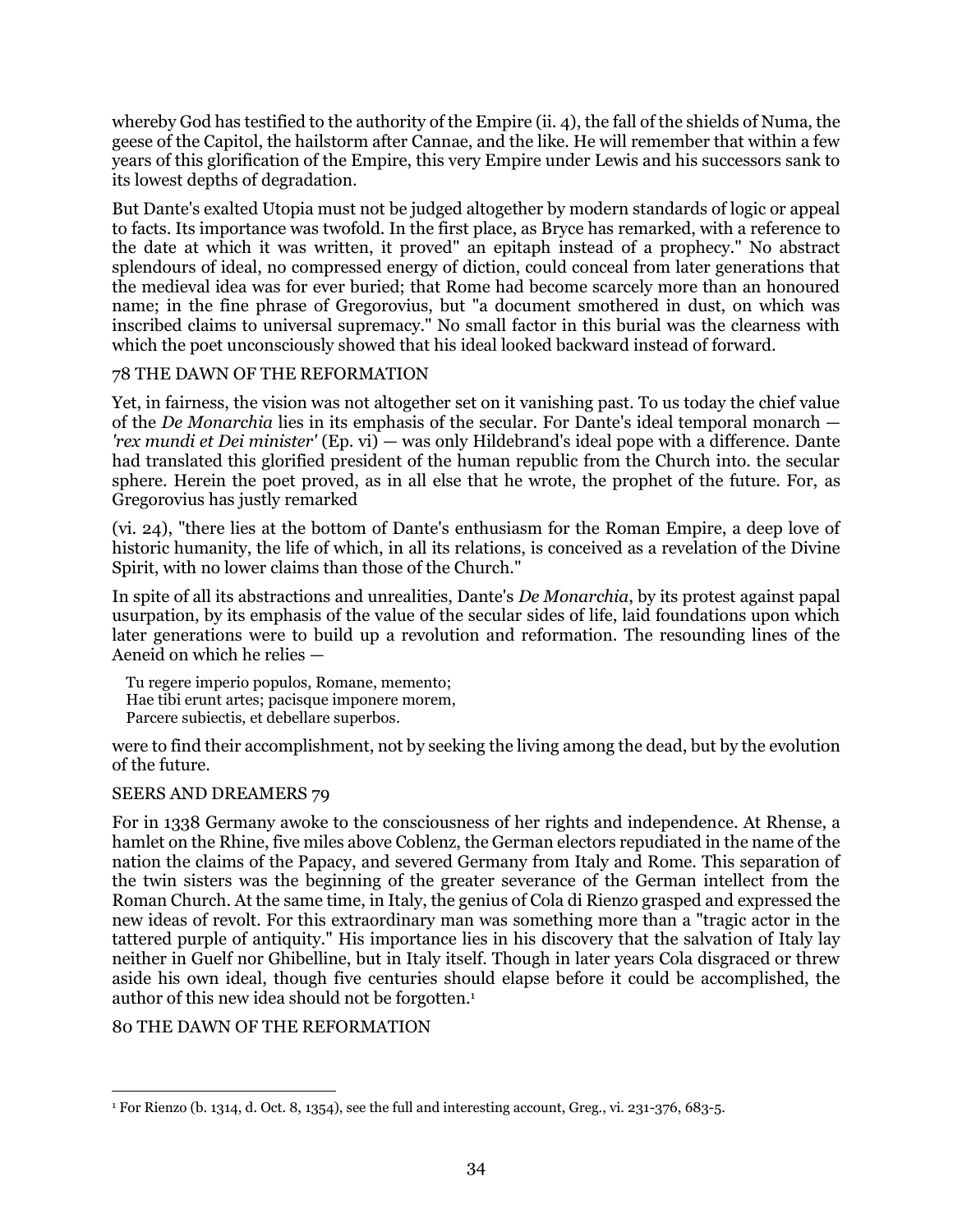whereby God has testified to the authority of the Empire (ii. 4), the fall of the shields of Numa, the geese of the Capitol, the hailstorm after Cannae, and the like. He will remember that within a few years of this glorification of the Empire, this very Empire under Lewis and his successors sank to its lowest depths of degradation.

But Dante's exalted Utopia must not be judged altogether by modern standards of logic or appeal to facts. Its importance was twofold. In the first place, as Bryce has remarked, with a reference to the date at which it was written, it proved" an epitaph instead of a prophecy." No abstract splendours of ideal, no compressed energy of diction, could conceal from later generations that the medieval idea was for ever buried; that Rome had become scarcely more than an honoured name; in the fine phrase of Gregorovius, but "a document smothered in dust, on which was inscribed claims to universal supremacy." No small factor in this burial was the clearness with which the poet unconsciously showed that his ideal looked backward instead of forward.

Yet, in fairness, the vision was not altogether set on it vanishing past. To us today the chief value of the *De Monarchia* lies in its emphasis of the secular. For Dante's ideal temporal monarch — *'rex mundi et Dei minister'* (Ep. vi) — was only Hildebrand's ideal pope with a difference. Dante had translated this glorified president of the human republic from the Church into. the secular sphere. Herein the poet proved, as in all else that he wrote, the prophet of the future. For, as Gregorovius has justly remarked

(vi. 24), "there lies at the bottom of Dante's enthusiasm for the Roman Empire, a deep love of historic humanity, the life of which, in all its relations, is conceived as a revelation of the Divine Spirit, with no lower claims than those of the Church."

In spite of all its abstractions and unrealities, Dante's *De Monarchia*, by its protest against papal usurpation, by its emphasis of the value of the secular sides of life, laid foundations upon which later generations were to build up a revolution and reformation. The resounding lines of the Aeneid on which he relies —

> Tu regere imperio populos, Romane, memento;
> Hae tibi erunt artes; pacisque imponere morem,
> Parcere subiectis, et debellare superbos.

were to find their accomplishment, not by seeking the living among the dead, but by the evolution of the future.

For in 1338 Germany awoke to the consciousness of her rights and independence. At Rhense, a hamlet on the Rhine, five miles above Coblenz, the German electors repudiated in the name of the nation the claims of the Papacy, and severed Germany from Italy and Rome. This separation of the twin sisters was the beginning of the greater severance of the German intellect from the Roman Church. At the same time, in Italy, the genius of Cola di Rienzo grasped and expressed the new ideas of revolt. For this extraordinary man was something more than a "tragic actor in the tattered purple of antiquity." His importance lies in his discovery that the salvation of Italy lay neither in Guelf nor Ghibelline, but in Italy itself. Though in later years Cola disgraced or threw aside his own ideal, though five centuries should elapse before it could be accomplished, the author of this new idea should not be forgotten.[1]

---

[1] For Rienzo (b. 1314, d. Oct. 8, 1354), see the full and interesting account, Greg., vi. 231-376, 683-5.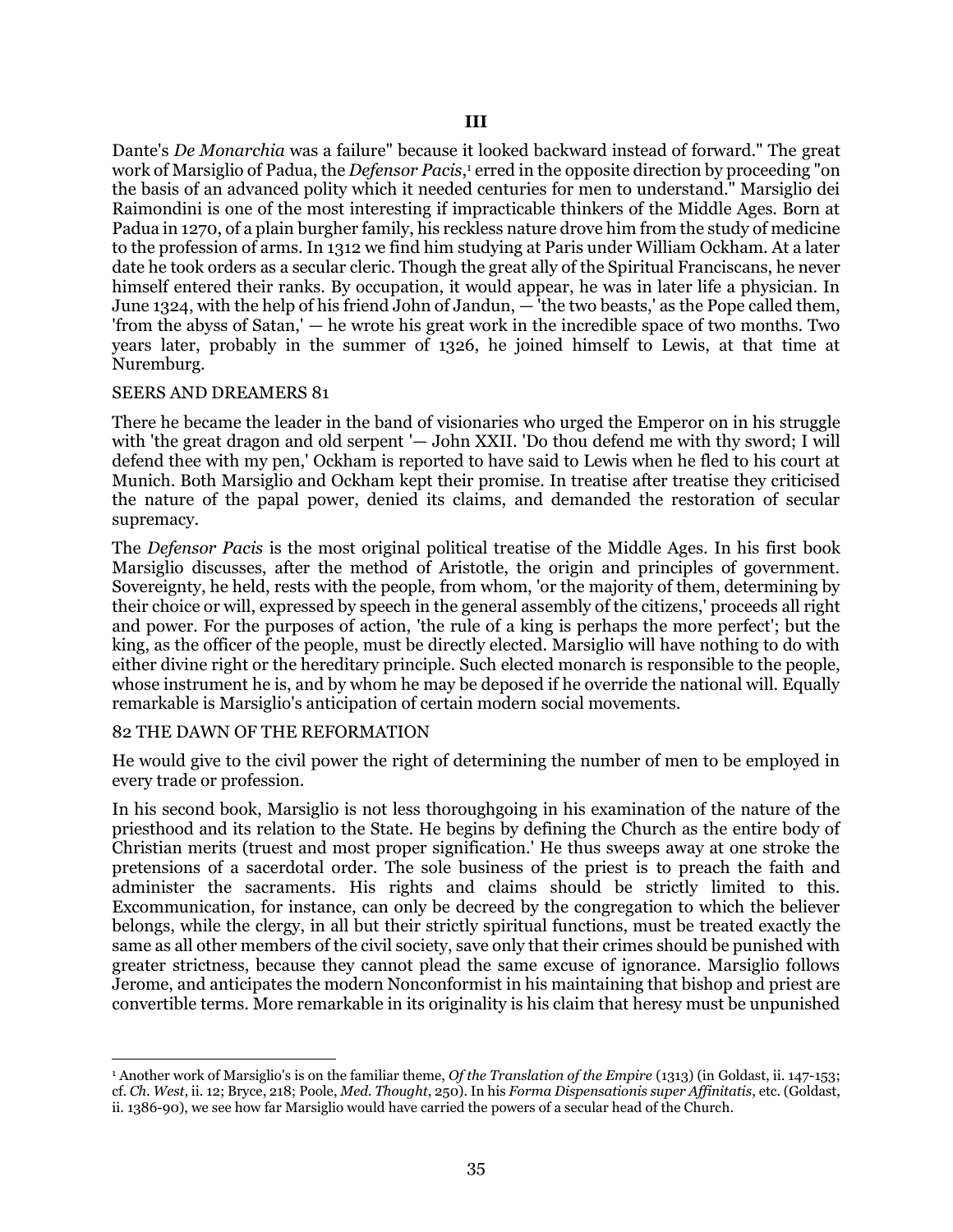### III

Dante's *De Monarchia* was a failure" because it looked backward instead of forward." The great work of Marsiglio of Padua, the *Defensor Pacis*,[1] erred in the opposite direction by proceeding "on the basis of an advanced polity which it needed centuries for men to understand." Marsiglio dei Raimondini is one of the most interesting if impracticable thinkers of the Middle Ages. Born at Padua in 1270, of a plain burgher family, his reckless nature drove him from the study of medicine to the profession of arms. In 1312 we find him studying at Paris under William Ockham. At a later date he took orders as a secular cleric. Though the great ally of the Spiritual Franciscans, he never himself entered their ranks. By occupation, it would appear, he was in later life a physician. In June 1324, with the help of his friend John of Jandun, — 'the two beasts,' as the Pope called them, 'from the abyss of Satan,' — he wrote his great work in the incredible space of two months. Two years later, probably in the summer of 1326, he joined himself to Lewis, at that time at Nuremburg.

SEERS AND DREAMERS 81

There he became the leader in the band of visionaries who urged the Emperor on in his struggle with 'the great dragon and old serpent '— John XXII. 'Do thou defend me with thy sword; I will defend thee with my pen,' Ockham is reported to have said to Lewis when he fled to his court at Munich. Both Marsiglio and Ockham kept their promise. In treatise after treatise they criticised the nature of the papal power, denied its claims, and demanded the restoration of secular supremacy.

The *Defensor Pacis* is the most original political treatise of the Middle Ages. In his first book Marsiglio discusses, after the method of Aristotle, the origin and principles of government. Sovereignty, he held, rests with the people, from whom, 'or the majority of them, determining by their choice or will, expressed by speech in the general assembly of the citizens,' proceeds all right and power. For the purposes of action, 'the rule of a king is perhaps the more perfect'; but the king, as the officer of the people, must be directly elected. Marsiglio will have nothing to do with either divine right or the hereditary principle. Such elected monarch is responsible to the people, whose instrument he is, and by whom he may be deposed if he override the national will. Equally remarkable is Marsiglio's anticipation of certain modern social movements.

82 THE DAWN OF THE REFORMATION

He would give to the civil power the right of determining the number of men to be employed in every trade or profession.

In his second book, Marsiglio is not less thoroughgoing in his examination of the nature of the priesthood and its relation to the State. He begins by defining the Church as the entire body of Christian merits (truest and most proper signification.' He thus sweeps away at one stroke the pretensions of a sacerdotal order. The sole business of the priest is to preach the faith and administer the sacraments. His rights and claims should be strictly limited to this. Excommunication, for instance, can only be decreed by the congregation to which the believer belongs, while the clergy, in all but their strictly spiritual functions, must be treated exactly the same as all other members of the civil society, save only that their crimes should be punished with greater strictness, because they cannot plead the same excuse of ignorance. Marsiglio follows Jerome, and anticipates the modern Nonconformist in his maintaining that bishop and priest are convertible terms. More remarkable in its originality is his claim that heresy must be unpunished

---

[1] Another work of Marsiglio's is on the familiar theme, *Of the Translation of the Empire* (1313) (in Goldast, ii. 147-153; cf. *Ch. West*, ii. 12; Bryce, 218; Poole, *Med. Thought*, 250). In his *Forma Dispensationis super Affinitatis*, etc. (Goldast, ii. 1386-90), we see how far Marsiglio would have carried the powers of a secular head of the Church.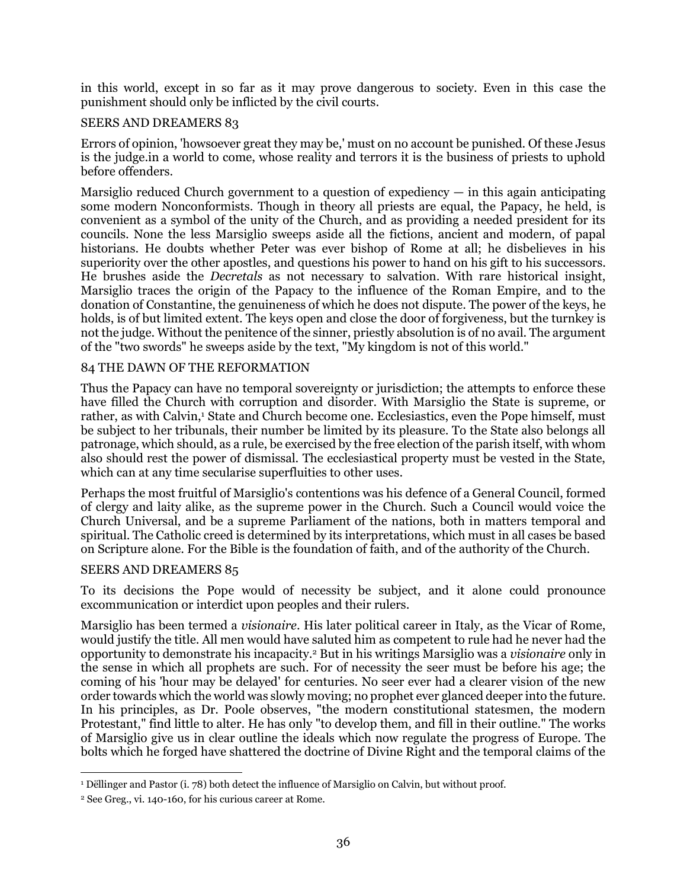in this world, except in so far as it may prove dangerous to society. Even in this case the punishment should only be inflicted by the civil courts.

Errors of opinion, 'howsoever great they may be,' must on no account be punished. Of these Jesus is the judge.in a world to come, whose reality and terrors it is the business of priests to uphold before offenders.

Marsiglio reduced Church government to a question of expediency — in this again anticipating some modern Nonconformists. Though in theory all priests are equal, the Papacy, he held, is convenient as a symbol of the unity of the Church, and as providing a needed president for its councils. None the less Marsiglio sweeps aside all the fictions, ancient and modern, of papal historians. He doubts whether Peter was ever bishop of Rome at all; he disbelieves in his superiority over the other apostles, and questions his power to hand on his gift to his successors. He brushes aside the *Decretals* as not necessary to salvation. With rare historical insight, Marsiglio traces the origin of the Papacy to the influence of the Roman Empire, and to the donation of Constantine, the genuineness of which he does not dispute. The power of the keys, he holds, is of but limited extent. The keys open and close the door of forgiveness, but the turnkey is not the judge. Without the penitence of the sinner, priestly absolution is of no avail. The argument of the "two swords" he sweeps aside by the text, "My kingdom is not of this world."

Thus the Papacy can have no temporal sovereignty or jurisdiction; the attempts to enforce these have filled the Church with corruption and disorder. With Marsiglio the State is supreme, or rather, as with Calvin,[1] State and Church become one. Ecclesiastics, even the Pope himself, must be subject to her tribunals, their number be limited by its pleasure. To the State also belongs all patronage, which should, as a rule, be exercised by the free election of the parish itself, with whom also should rest the power of dismissal. The ecclesiastical property must be vested in the State, which can at any time secularise superfluities to other uses.

Perhaps the most fruitful of Marsiglio's contentions was his defence of a General Council, formed of clergy and laity alike, as the supreme power in the Church. Such a Council would voice the Church Universal, and be a supreme Parliament of the nations, both in matters temporal and spiritual. The Catholic creed is determined by its interpretations, which must in all cases be based on Scripture alone. For the Bible is the foundation of faith, and of the authority of the Church.

To its decisions the Pope would of necessity be subject, and it alone could pronounce excommunication or interdict upon peoples and their rulers.

Marsiglio has been termed a *visionaire*. His later political career in Italy, as the Vicar of Rome, would justify the title. All men would have saluted him as competent to rule had he never had the opportunity to demonstrate his incapacity.[2] But in his writings Marsiglio was a *visionaire* only in the sense in which all prophets are such. For of necessity the seer must be before his age; the coming of his 'hour may be delayed' for centuries. No seer ever had a clearer vision of the new order towards which the world was slowly moving; no prophet ever glanced deeper into the future. In his principles, as Dr. Poole observes, "the modern constitutional statesmen, the modern Protestant," find little to alter. He has only "to develop them, and fill in their outline." The works of Marsiglio give us in clear outline the ideals which now regulate the progress of Europe. The bolts which he forged have shattered the doctrine of Divine Right and the temporal claims of the

---

[1] Dëllinger and Pastor (i. 78) both detect the influence of Marsiglio on Calvin, but without proof.

[2] See Greg., vi. 140-160, for his curious career at Rome.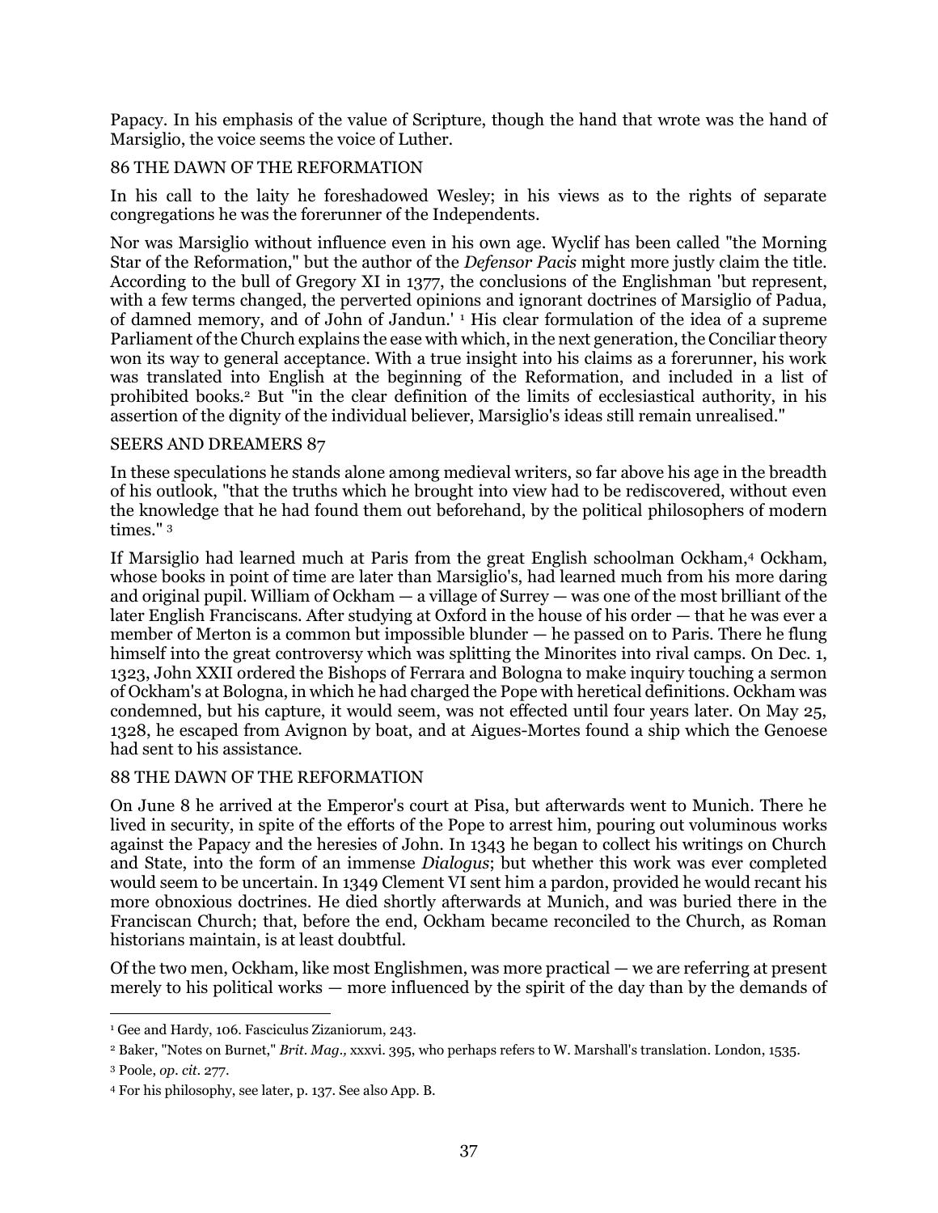Papacy. In his emphasis of the value of Scripture, though the hand that wrote was the hand of Marsiglio, the voice seems the voice of Luther.

In his call to the laity he foreshadowed Wesley; in his views as to the rights of separate congregations he was the forerunner of the Independents.

Nor was Marsiglio without influence even in his own age. Wyclif has been called "the Morning Star of the Reformation," but the author of the *Defensor Pacis* might more justly claim the title. According to the bull of Gregory XI in 1377, the conclusions of the Englishman 'but represent, with a few terms changed, the perverted opinions and ignorant doctrines of Marsiglio of Padua, of damned memory, and of John of Jandun.' [1] His clear formulation of the idea of a supreme Parliament of the Church explains the ease with which, in the next generation, the Conciliar theory won its way to general acceptance. With a true insight into his claims as a forerunner, his work was translated into English at the beginning of the Reformation, and included in a list of prohibited books.[2] But "in the clear definition of the limits of ecclesiastical authority, in his assertion of the dignity of the individual believer, Marsiglio's ideas still remain unrealised."

In these speculations he stands alone among medieval writers, so far above his age in the breadth of his outlook, "that the truths which he brought into view had to be rediscovered, without even the knowledge that he had found them out beforehand, by the political philosophers of modern times." [3]

If Marsiglio had learned much at Paris from the great English schoolman Ockham,[4] Ockham, whose books in point of time are later than Marsiglio's, had learned much from his more daring and original pupil. William of Ockham — a village of Surrey — was one of the most brilliant of the later English Franciscans. After studying at Oxford in the house of his order — that he was ever a member of Merton is a common but impossible blunder — he passed on to Paris. There he flung himself into the great controversy which was splitting the Minorites into rival camps. On Dec. 1, 1323, John XXII ordered the Bishops of Ferrara and Bologna to make inquiry touching a sermon of Ockham's at Bologna, in which he had charged the Pope with heretical definitions. Ockham was condemned, but his capture, it would seem, was not effected until four years later. On May 25, 1328, he escaped from Avignon by boat, and at Aigues-Mortes found a ship which the Genoese had sent to his assistance.

On June 8 he arrived at the Emperor's court at Pisa, but afterwards went to Munich. There he lived in security, in spite of the efforts of the Pope to arrest him, pouring out voluminous works against the Papacy and the heresies of John. In 1343 he began to collect his writings on Church and State, into the form of an immense *Dialogus*; but whether this work was ever completed would seem to be uncertain. In 1349 Clement VI sent him a pardon, provided he would recant his more obnoxious doctrines. He died shortly afterwards at Munich, and was buried there in the Franciscan Church; that, before the end, Ockham became reconciled to the Church, as Roman historians maintain, is at least doubtful.

Of the two men, Ockham, like most Englishmen, was more practical — we are referring at present merely to his political works — more influenced by the spirit of the day than by the demands of

---

[1] Gee and Hardy, 106. Fasciculus Zizaniorum, 243.

[2] Baker, "Notes on Burnet," *Brit. Mag.,* xxxvi. 395, who perhaps refers to W. Marshall's translation. London, 1535.

[3] Poole, *op. cit.* 277.

[4] For his philosophy, see later, p. 137. See also App. B.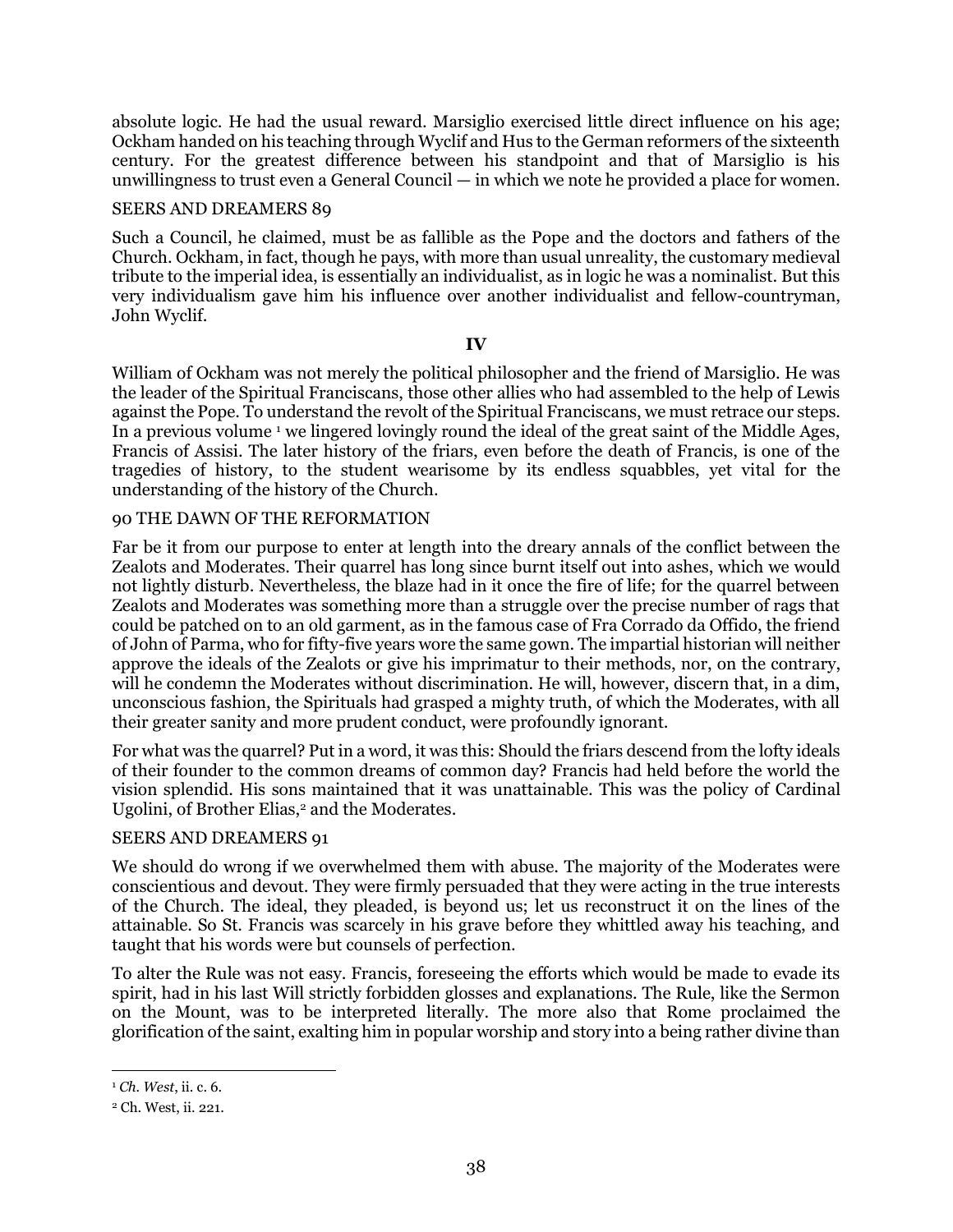absolute logic. He had the usual reward. Marsiglio exercised little direct influence on his age; Ockham handed on his teaching through Wyclif and Hus to the German reformers of the sixteenth century. For the greatest difference between his standpoint and that of Marsiglio is his unwillingness to trust even a General Council — in which we note he provided a place for women.

Such a Council, he claimed, must be as fallible as the Pope and the doctors and fathers of the Church. Ockham, in fact, though he pays, with more than usual unreality, the customary medieval tribute to the imperial idea, is essentially an individualist, as in logic he was a nominalist. But this very individualism gave him his influence over another individualist and fellow-countryman, John Wyclif.

**IV**

William of Ockham was not merely the political philosopher and the friend of Marsiglio. He was the leader of the Spiritual Franciscans, those other allies who had assembled to the help of Lewis against the Pope. To understand the revolt of the Spiritual Franciscans, we must retrace our steps. In a previous volume [1] we lingered lovingly round the ideal of the great saint of the Middle Ages, Francis of Assisi. The later history of the friars, even before the death of Francis, is one of the tragedies of history, to the student wearisome by its endless squabbles, yet vital for the understanding of the history of the Church.

Far be it from our purpose to enter at length into the dreary annals of the conflict between the Zealots and Moderates. Their quarrel has long since burnt itself out into ashes, which we would not lightly disturb. Nevertheless, the blaze had in it once the fire of life; for the quarrel between Zealots and Moderates was something more than a struggle over the precise number of rags that could be patched on to an old garment, as in the famous case of Fra Corrado da Offido, the friend of John of Parma, who for fifty-five years wore the same gown. The impartial historian will neither approve the ideals of the Zealots or give his imprimatur to their methods, nor, on the contrary, will he condemn the Moderates without discrimination. He will, however, discern that, in a dim, unconscious fashion, the Spirituals had grasped a mighty truth, of which the Moderates, with all their greater sanity and more prudent conduct, were profoundly ignorant.

For what was the quarrel? Put in a word, it was this: Should the friars descend from the lofty ideals of their founder to the common dreams of common day? Francis had held before the world the vision splendid. His sons maintained that it was unattainable. This was the policy of Cardinal Ugolini, of Brother Elias,[2] and the Moderates.

We should do wrong if we overwhelmed them with abuse. The majority of the Moderates were conscientious and devout. They were firmly persuaded that they were acting in the true interests of the Church. The ideal, they pleaded, is beyond us; let us reconstruct it on the lines of the attainable. So St. Francis was scarcely in his grave before they whittled away his teaching, and taught that his words were but counsels of perfection.

To alter the Rule was not easy. Francis, foreseeing the efforts which would be made to evade its spirit, had in his last Will strictly forbidden glosses and explanations. The Rule, like the Sermon on the Mount, was to be interpreted literally. The more also that Rome proclaimed the glorification of the saint, exalting him in popular worship and story into a being rather divine than

---

[1] *Ch. West*, ii. c. 6.

[2] Ch. West, ii. 221.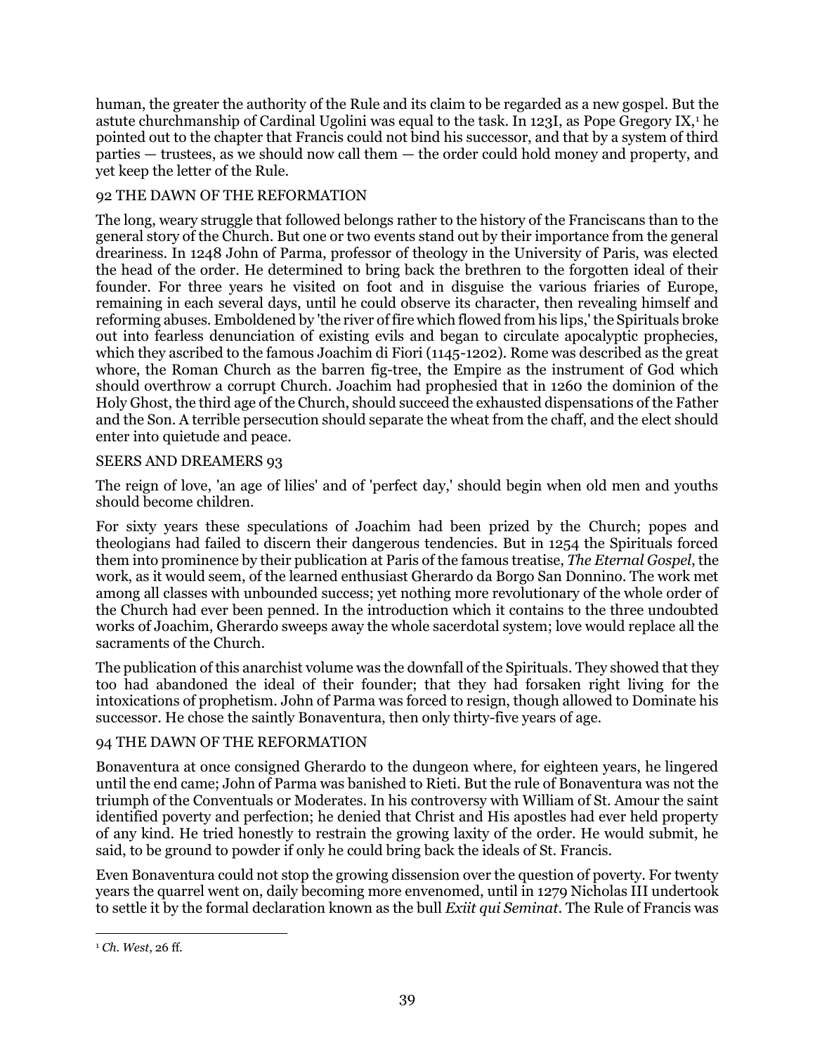human, the greater the authority of the Rule and its claim to be regarded as a new gospel. But the astute churchmanship of Cardinal Ugolini was equal to the task. In 123I, as Pope Gregory IX,[1] he pointed out to the chapter that Francis could not bind his successor, and that by a system of third parties — trustees, as we should now call them — the order could hold money and property, and yet keep the letter of the Rule.

92 THE DAWN OF THE REFORMATION

The long, weary struggle that followed belongs rather to the history of the Franciscans than to the general story of the Church. But one or two events stand out by their importance from the general dreariness. In 1248 John of Parma, professor of theology in the University of Paris, was elected the head of the order. He determined to bring back the brethren to the forgotten ideal of their founder. For three years he visited on foot and in disguise the various friaries of Europe, remaining in each several days, until he could observe its character, then revealing himself and reforming abuses. Emboldened by 'the river of fire which flowed from his lips,' the Spirituals broke out into fearless denunciation of existing evils and began to circulate apocalyptic prophecies, which they ascribed to the famous Joachim di Fiori (1145-1202). Rome was described as the great whore, the Roman Church as the barren fig-tree, the Empire as the instrument of God which should overthrow a corrupt Church. Joachim had prophesied that in 1260 the dominion of the Holy Ghost, the third age of the Church, should succeed the exhausted dispensations of the Father and the Son. A terrible persecution should separate the wheat from the chaff, and the elect should enter into quietude and peace.

SEERS AND DREAMERS 93

The reign of love, 'an age of lilies' and of 'perfect day,' should begin when old men and youths should become children.

For sixty years these speculations of Joachim had been prized by the Church; popes and theologians had failed to discern their dangerous tendencies. But in 1254 the Spirituals forced them into prominence by their publication at Paris of the famous treatise, *The Eternal Gospel*, the work, as it would seem, of the learned enthusiast Gherardo da Borgo San Donnino. The work met among all classes with unbounded success; yet nothing more revolutionary of the whole order of the Church had ever been penned. In the introduction which it contains to the three undoubted works of Joachim, Gherardo sweeps away the whole sacerdotal system; love would replace all the sacraments of the Church.

The publication of this anarchist volume was the downfall of the Spirituals. They showed that they too had abandoned the ideal of their founder; that they had forsaken right living for the intoxications of prophetism. John of Parma was forced to resign, though allowed to Dominate his successor. He chose the saintly Bonaventura, then only thirty-five years of age.

94 THE DAWN OF THE REFORMATION

Bonaventura at once consigned Gherardo to the dungeon where, for eighteen years, he lingered until the end came; John of Parma was banished to Rieti. But the rule of Bonaventura was not the triumph of the Conventuals or Moderates. In his controversy with William of St. Amour the saint identified poverty and perfection; he denied that Christ and His apostles had ever held property of any kind. He tried honestly to restrain the growing laxity of the order. He would submit, he said, to be ground to powder if only he could bring back the ideals of St. Francis.

Even Bonaventura could not stop the growing dissension over the question of poverty. For twenty years the quarrel went on, daily becoming more envenomed, until in 1279 Nicholas III undertook to settle it by the formal declaration known as the bull *Exiit qui Seminat*. The Rule of Francis was

[1] *Ch. West*, 26 ff.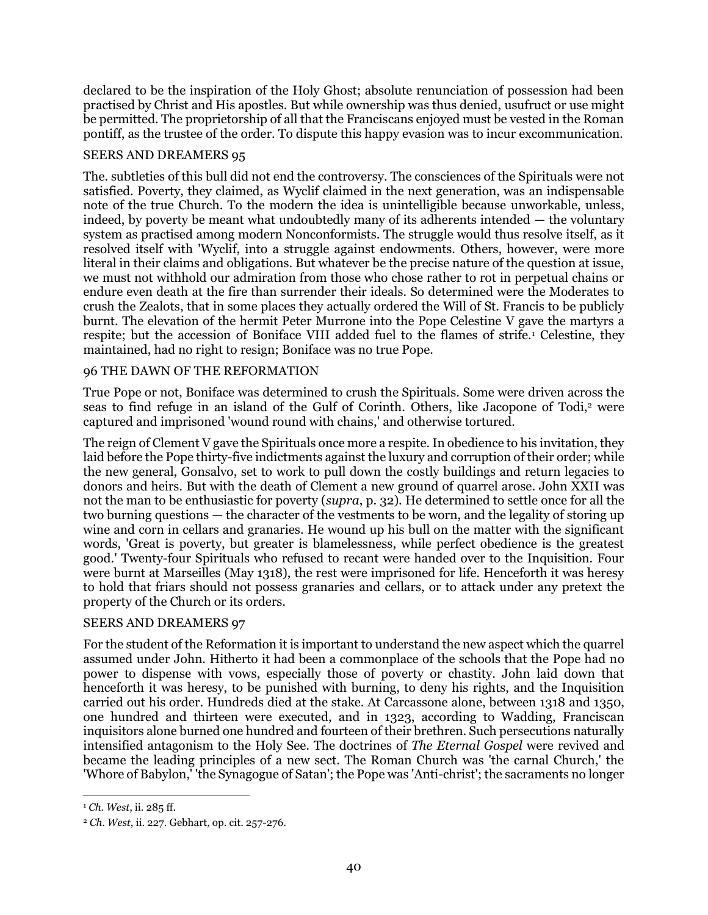declared to be the inspiration of the Holy Ghost; absolute renunciation of possession had been practised by Christ and His apostles. But while ownership was thus denied, usufruct or use might be permitted. The proprietorship of all that the Franciscans enjoyed must be vested in the Roman pontiff, as the trustee of the order. To dispute this happy evasion was to incur excommunication.

The. subtleties of this bull did not end the controversy. The consciences of the Spirituals were not satisfied. Poverty, they claimed, as Wyclif claimed in the next generation, was an indispensable note of the true Church. To the modern the idea is unintelligible because unworkable, unless, indeed, by poverty be meant what undoubtedly many of its adherents intended — the voluntary system as practised among modern Nonconformists. The struggle would thus resolve itself, as it resolved itself with 'Wyclif, into a struggle against endowments. Others, however, were more literal in their claims and obligations. But whatever be the precise nature of the question at issue, we must not withhold our admiration from those who chose rather to rot in perpetual chains or endure even death at the fire than surrender their ideals. So determined were the Moderates to crush the Zealots, that in some places they actually ordered the Will of St. Francis to be publicly burnt. The elevation of the hermit Peter Murrone into the Pope Celestine V gave the martyrs a respite; but the accession of Boniface VIII added fuel to the flames of strife.[1] Celestine, they maintained, had no right to resign; Boniface was no true Pope.

True Pope or not, Boniface was determined to crush the Spirituals. Some were driven across the seas to find refuge in an island of the Gulf of Corinth. Others, like Jacopone of Todi,[2] were captured and imprisoned 'wound round with chains,' and otherwise tortured.

The reign of Clement V gave the Spirituals once more a respite. In obedience to his invitation, they laid before the Pope thirty-five indictments against the luxury and corruption of their order; while the new general, Gonsalvo, set to work to pull down the costly buildings and return legacies to donors and heirs. But with the death of Clement a new ground of quarrel arose. John XXII was not the man to be enthusiastic for poverty (*supra*, p. 32). He determined to settle once for all the two burning questions — the character of the vestments to be worn, and the legality of storing up wine and corn in cellars and granaries. He wound up his bull on the matter with the significant words, 'Great is poverty, but greater is blamelessness, while perfect obedience is the greatest good.' Twenty-four Spirituals who refused to recant were handed over to the Inquisition. Four were burnt at Marseilles (May 1318), the rest were imprisoned for life. Henceforth it was heresy to hold that friars should not possess granaries and cellars, or to attack under any pretext the property of the Church or its orders.

For the student of the Reformation it is important to understand the new aspect which the quarrel assumed under John. Hitherto it had been a commonplace of the schools that the Pope had no power to dispense with vows, especially those of poverty or chastity. John laid down that henceforth it was heresy, to be punished with burning, to deny his rights, and the Inquisition carried out his order. Hundreds died at the stake. At Carcassone alone, between 1318 and 1350, one hundred and thirteen were executed, and in 1323, according to Wadding, Franciscan inquisitors alone burned one hundred and fourteen of their brethren. Such persecutions naturally intensified antagonism to the Holy See. The doctrines of *The Eternal Gospel* were revived and became the leading principles of a new sect. The Roman Church was 'the carnal Church,' the 'Whore of Babylon,' 'the Synagogue of Satan'; the Pope was 'Anti-christ'; the sacraments no longer

---

[1] *Ch. West*, ii. 285 ff.

[2] *Ch. West*, ii. 227. Gebhart, op. cit. 257-276.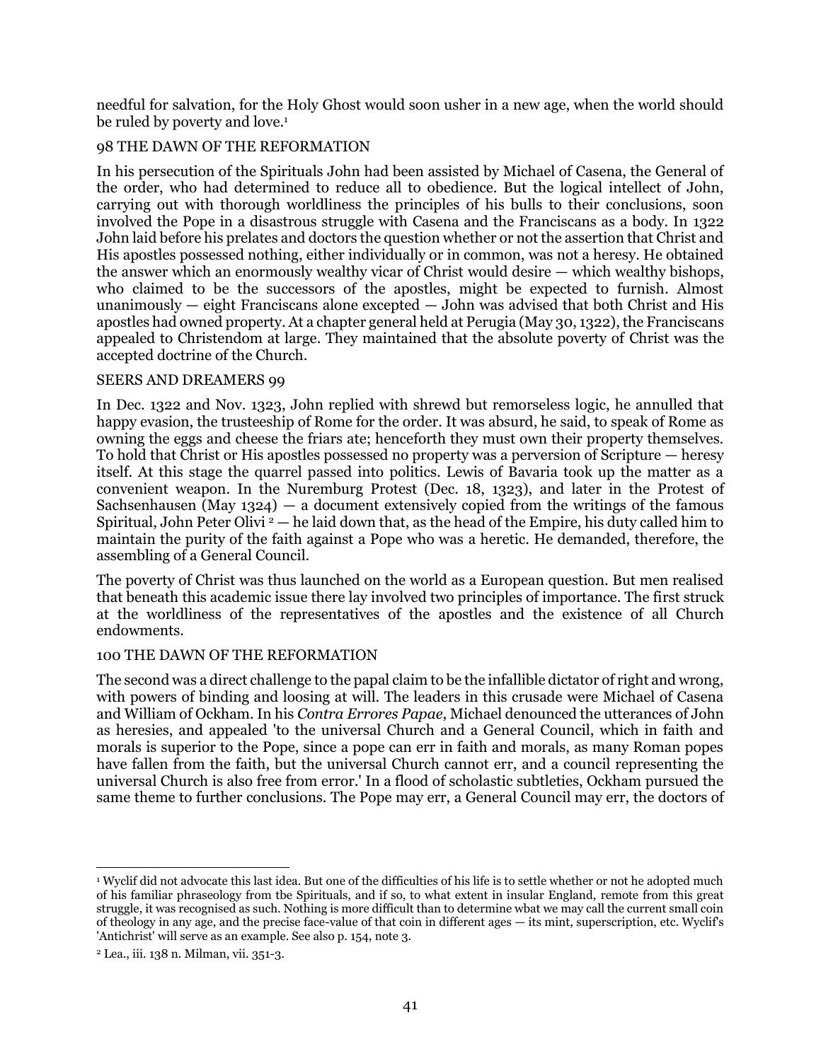needful for salvation, for the Holy Ghost would soon usher in a new age, when the world should be ruled by poverty and love.[1]

In his persecution of the Spirituals John had been assisted by Michael of Casena, the General of the order, who had determined to reduce all to obedience. But the logical intellect of John, carrying out with thorough worldliness the principles of his bulls to their conclusions, soon involved the Pope in a disastrous struggle with Casena and the Franciscans as a body. In 1322 John laid before his prelates and doctors the question whether or not the assertion that Christ and His apostles possessed nothing, either individually or in common, was not a heresy. He obtained the answer which an enormously wealthy vicar of Christ would desire — which wealthy bishops, who claimed to be the successors of the apostles, might be expected to furnish. Almost unanimously — eight Franciscans alone excepted — John was advised that both Christ and His apostles had owned property. At a chapter general held at Perugia (May 30, 1322), the Franciscans appealed to Christendom at large. They maintained that the absolute poverty of Christ was the accepted doctrine of the Church.

In Dec. 1322 and Nov. 1323, John replied with shrewd but remorseless logic, he annulled that happy evasion, the trusteeship of Rome for the order. It was absurd, he said, to speak of Rome as owning the eggs and cheese the friars ate; henceforth they must own their property themselves. To hold that Christ or His apostles possessed no property was a perversion of Scripture — heresy itself. At this stage the quarrel passed into politics. Lewis of Bavaria took up the matter as a convenient weapon. In the Nuremburg Protest (Dec. 18, 1323), and later in the Protest of Sachsenhausen (May 1324) — a document extensively copied from the writings of the famous Spiritual, John Peter Olivi [2] — he laid down that, as the head of the Empire, his duty called him to maintain the purity of the faith against a Pope who was a heretic. He demanded, therefore, the assembling of a General Council.

The poverty of Christ was thus launched on the world as a European question. But men realised that beneath this academic issue there lay involved two principles of importance. The first struck at the worldliness of the representatives of the apostles and the existence of all Church endowments.

The second was a direct challenge to the papal claim to be the infallible dictator of right and wrong, with powers of binding and loosing at will. The leaders in this crusade were Michael of Casena and William of Ockham. In his *Contra Errores Papae*, Michael denounced the utterances of John as heresies, and appealed 'to the universal Church and a General Council, which in faith and morals is superior to the Pope, since a pope can err in faith and morals, as many Roman popes have fallen from the faith, but the universal Church cannot err, and a council representing the universal Church is also free from error.' In a flood of scholastic subtleties, Ockham pursued the same theme to further conclusions. The Pope may err, a General Council may err, the doctors of

---

[1] Wyclif did not advocate this last idea. But one of the difficulties of his life is to settle whether or not he adopted much of his familiar phraseology from tbe Spirituals, and if so, to what extent in insular England, remote from this great struggle, it was recognised as such. Nothing is more difficult than to determine wbat we may call the current small coin of theology in any age, and the precise face-value of that coin in different ages — its mint, superscription, etc. Wyclif's 'Antichrist' will serve as an example. See also p. 154, note 3.

[2] Lea., iii. 138 n. Milman, vii. 351-3.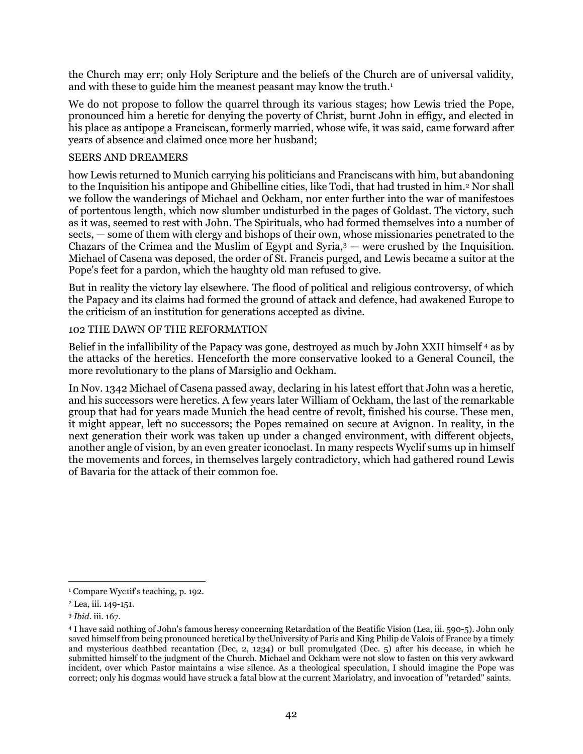the Church may err; only Holy Scripture and the beliefs of the Church are of universal validity, and with these to guide him the meanest peasant may know the truth.[1]

We do not propose to follow the quarrel through its various stages; how Lewis tried the Pope, pronounced him a heretic for denying the poverty of Christ, burnt John in effigy, and elected in his place as antipope a Franciscan, formerly married, whose wife, it was said, came forward after years of absence and claimed once more her husband;

SEERS AND DREAMERS

how Lewis returned to Munich carrying his politicians and Franciscans with him, but abandoning to the Inquisition his antipope and Ghibelline cities, like Todi, that had trusted in him.[2] Nor shall we follow the wanderings of Michael and Ockham, nor enter further into the war of manifestoes of portentous length, which now slumber undisturbed in the pages of Goldast. The victory, such as it was, seemed to rest with John. The Spirituals, who had formed themselves into a number of sects, — some of them with clergy and bishops of their own, whose missionaries penetrated to the Chazars of the Crimea and the Muslim of Egypt and Syria,[3] — were crushed by the Inquisition. Michael of Casena was deposed, the order of St. Francis purged, and Lewis became a suitor at the Pope's feet for a pardon, which the haughty old man refused to give.

But in reality the victory lay elsewhere. The flood of political and religious controversy, of which the Papacy and its claims had formed the ground of attack and defence, had awakened Europe to the criticism of an institution for generations accepted as divine.

102 THE DAWN OF THE REFORMATION

Belief in the infallibility of the Papacy was gone, destroyed as much by John XXII himself [4] as by the attacks of the heretics. Henceforth the more conservative looked to a General Council, the more revolutionary to the plans of Marsiglio and Ockham.

In Nov. 1342 Michael of Casena passed away, declaring in his latest effort that John was a heretic, and his successors were heretics. A few years later William of Ockham, the last of the remarkable group that had for years made Munich the head centre of revolt, finished his course. These men, it might appear, left no successors; the Popes remained on secure at Avignon. In reality, in the next generation their work was taken up under a changed environment, with different objects, another angle of vision, by an even greater iconoclast. In many respects Wyclif sums up in himself the movements and forces, in themselves largely contradictory, which had gathered round Lewis of Bavaria for the attack of their common foe.

---

[1] Compare Wyc1if's teaching, p. 192.

[2] Lea, iii. 149-151.

[3] *Ibid*. iii. 167.

[4] I have said nothing of John's famous heresy concerning Retardation of the Beatific Vision (Lea, iii. 590-5). John only saved himself from being pronounced heretical by theUniversity of Paris and King Philip de Valois of France by a timely and mysterious deathbed recantation (Dec, 2, 1234) or bull promulgated (Dec. 5) after his decease, in which he submitted himself to the judgment of the Church. Michael and Ockham were not slow to fasten on this very awkward incident, over which Pastor maintains a wise silence. As a theological speculation, I should imagine the Pope was correct; only his dogmas would have struck a fatal blow at the current Mariolatry, and invocation of "retarded" saints.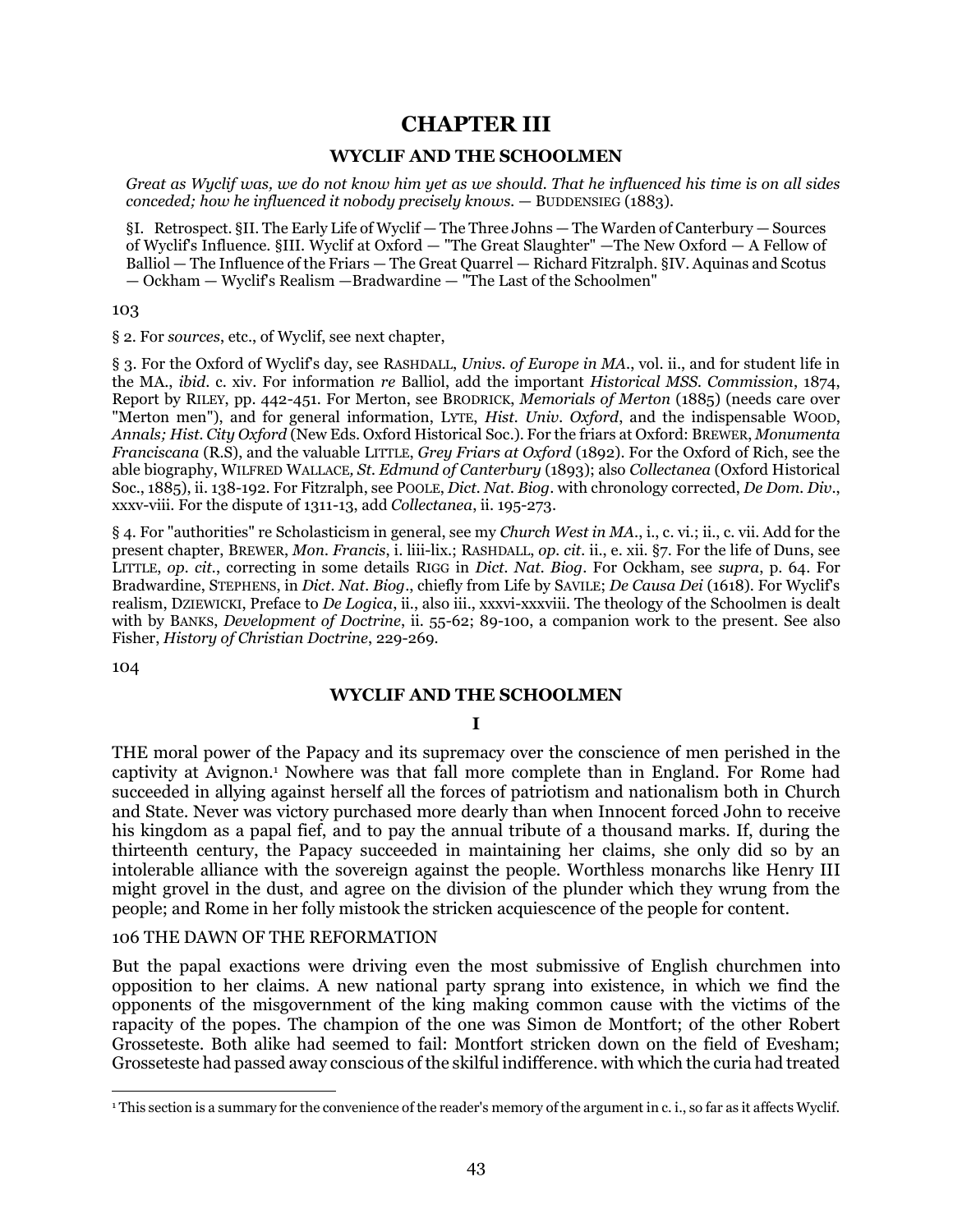# CHAPTER III

## WYCLIF AND THE SCHOOLMEN

*Great as Wyclif was, we do not know him yet as we should. That he influenced his time is on all sides conceded; how he influenced it nobody precisely knows.* — BUDDENSIEG (1883).

§I. Retrospect. §II. The Early Life of Wyclif — The Three Johns — The Warden of Canterbury — Sources of Wyclif's Influence. §III. Wyclif at Oxford — "The Great Slaughter" —The New Oxford — A Fellow of Balliol — The Influence of the Friars — The Great Quarrel — Richard Fitzralph. §IV. Aquinas and Scotus — Ockham — Wyclif's Realism —Bradwardine — "The Last of the Schoolmen"

103

§ 2. For *sources*, etc., of Wyclif, see next chapter,

§ 3. For the Oxford of Wyclif's day, see RASHDALL, *Univs. of Europe in MA.*, vol. ii., and for student life in the MA., *ibid.* c. xiv. For information *re* Balliol, add the important *Historical MSS. Commission*, 1874, Report by RILEY, pp. 442-451. For Merton, see BRODRICK, *Memorials of Merton* (1885) (needs care over "Merton men"), and for general information, LYTE, *Hist. Univ. Oxford*, and the indispensable WOOD, *Annals; Hist. City Oxford* (New Eds. Oxford Historical Soc.). For the friars at Oxford: BREWER, *Monumenta Franciscana* (R.S), and the valuable LITTLE, *Grey Friars at Oxford* (1892). For the Oxford of Rich, see the able biography, WILFRED WALLACE, *St. Edmund of Canterbury* (1893); also *Collectanea* (Oxford Historical Soc., 1885), ii. 138-192. For Fitzralph, see POOLE, *Dict. Nat. Biog.* with chronology corrected, *De Dom. Div.*, xxxv-viii. For the dispute of 1311-13, add *Collectanea*, ii. 195-273.

§ 4. For "authorities" re Scholasticism in general, see my *Church West in MA.*, i., c. vi.; ii., c. vii. Add for the present chapter, BREWER, *Mon. Francis*, i. liii-lix.; RASHDALL, *op. cit.* ii., e. xii. §7. For the life of Duns, see LITTLE, *op. cit.*, correcting in some details RIGG in *Dict. Nat. Biog*. For Ockham, see *supra*, p. 64. For Bradwardine, STEPHENS, in *Dict. Nat. Biog.*, chiefly from Life by SAVILE; *De Causa Dei* (1618). For Wyclif's realism, DZIEWICKI, Preface to *De Logica*, ii., also iii., xxxvi-xxxviii. The theology of the Schoolmen is dealt with by BANKS, *Development of Doctrine*, ii. 55-62; 89-100, a companion work to the present. See also Fisher, *History of Christian Doctrine*, 229-269.

104

## WYCLIF AND THE SCHOOLMEN

### I

THE moral power of the Papacy and its supremacy over the conscience of men perished in the captivity at Avignon.[1] Nowhere was that fall more complete than in England. For Rome had succeeded in allying against herself all the forces of patriotism and nationalism both in Church and State. Never was victory purchased more dearly than when Innocent forced John to receive his kingdom as a papal fief, and to pay the annual tribute of a thousand marks. If, during the thirteenth century, the Papacy succeeded in maintaining her claims, she only did so by an intolerable alliance with the sovereign against the people. Worthless monarchs like Henry III might grovel in the dust, and agree on the division of the plunder which they wrung from the people; and Rome in her folly mistook the stricken acquiescence of the people for content.

106 THE DAWN OF THE REFORMATION

But the papal exactions were driving even the most submissive of English churchmen into opposition to her claims. A new national party sprang into existence, in which we find the opponents of the misgovernment of the king making common cause with the victims of the rapacity of the popes. The champion of the one was Simon de Montfort; of the other Robert Grosseteste. Both alike had seemed to fail: Montfort stricken down on the field of Evesham; Grosseteste had passed away conscious of the skilful indifference. with which the curia had treated

[1] This section is a summary for the convenience of the reader's memory of the argument in c. i., so far as it affects Wyclif.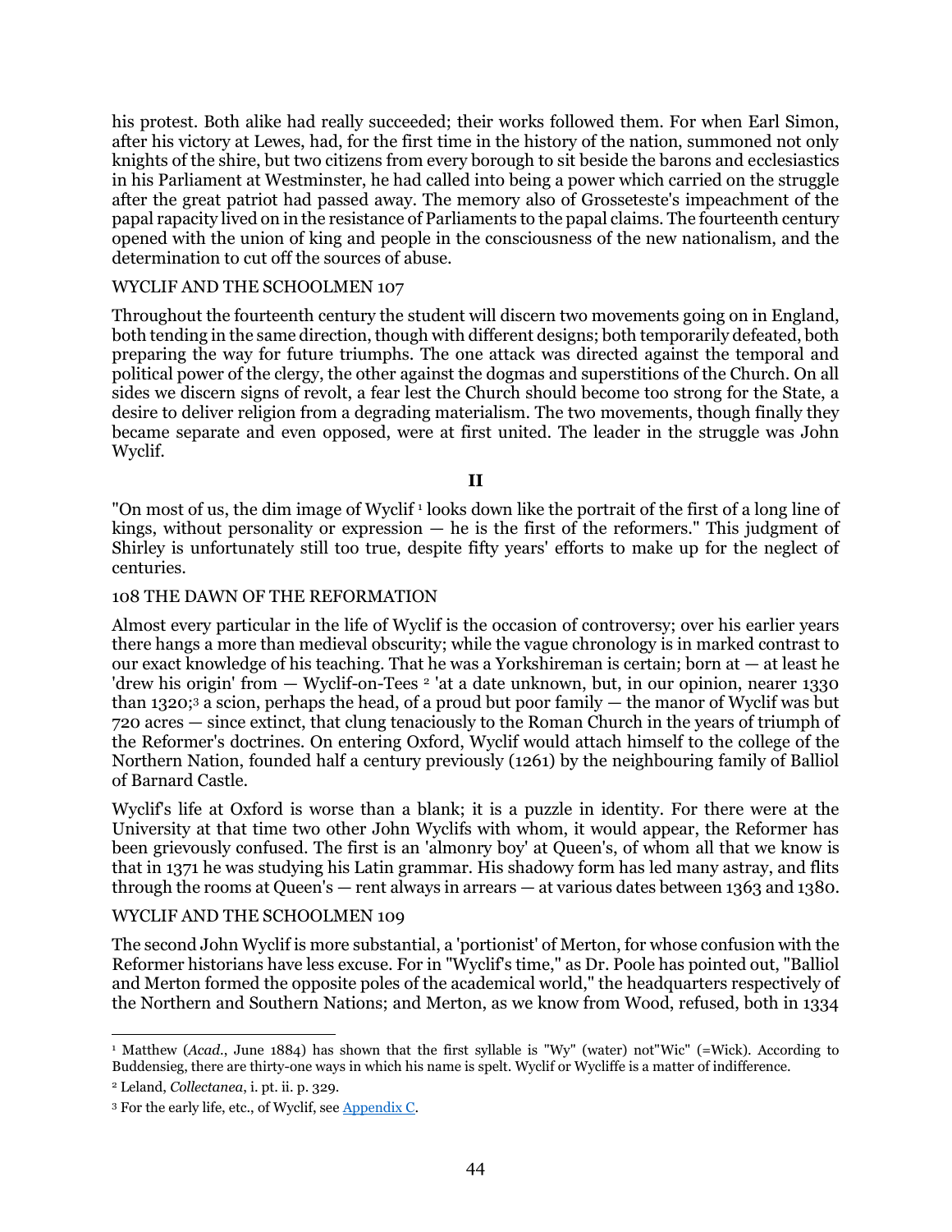his protest. Both alike had really succeeded; their works followed them. For when Earl Simon, after his victory at Lewes, had, for the first time in the history of the nation, summoned not only knights of the shire, but two citizens from every borough to sit beside the barons and ecclesiastics in his Parliament at Westminster, he had called into being a power which carried on the struggle after the great patriot had passed away. The memory also of Grosseteste's impeachment of the papal rapacity lived on in the resistance of Parliaments to the papal claims. The fourteenth century opened with the union of king and people in the consciousness of the new nationalism, and the determination to cut off the sources of abuse.

Throughout the fourteenth century the student will discern two movements going on in England, both tending in the same direction, though with different designs; both temporarily defeated, both preparing the way for future triumphs. The one attack was directed against the temporal and political power of the clergy, the other against the dogmas and superstitions of the Church. On all sides we discern signs of revolt, a fear lest the Church should become too strong for the State, a desire to deliver religion from a degrading materialism. The two movements, though finally they became separate and even opposed, were at first united. The leader in the struggle was John Wyclif.

## II

"On most of us, the dim image of Wyclif [1] looks down like the portrait of the first of a long line of kings, without personality or expression — he is the first of the reformers." This judgment of Shirley is unfortunately still too true, despite fifty years' efforts to make up for the neglect of centuries.

Almost every particular in the life of Wyclif is the occasion of controversy; over his earlier years there hangs a more than medieval obscurity; while the vague chronology is in marked contrast to our exact knowledge of his teaching. That he was a Yorkshireman is certain; born at — at least he 'drew his origin' from — Wyclif-on-Tees [2] 'at a date unknown, but, in our opinion, nearer 1330 than 1320;[3] a scion, perhaps the head, of a proud but poor family — the manor of Wyclif was but 720 acres — since extinct, that clung tenaciously to the Roman Church in the years of triumph of the Reformer's doctrines. On entering Oxford, Wyclif would attach himself to the college of the Northern Nation, founded half a century previously (1261) by the neighbouring family of Balliol of Barnard Castle.

Wyclif's life at Oxford is worse than a blank; it is a puzzle in identity. For there were at the University at that time two other John Wyclifs with whom, it would appear, the Reformer has been grievously confused. The first is an 'almonry boy' at Queen's, of whom all that we know is that in 1371 he was studying his Latin grammar. His shadowy form has led many astray, and flits through the rooms at Queen's — rent always in arrears — at various dates between 1363 and 1380.

The second John Wyclif is more substantial, a 'portionist' of Merton, for whose confusion with the Reformer historians have less excuse. For in "Wyclif's time," as Dr. Poole has pointed out, "Balliol and Merton formed the opposite poles of the academical world," the headquarters respectively of the Northern and Southern Nations; and Merton, as we know from Wood, refused, both in 1334

---

[1] Matthew (*Acad.*, June 1884) has shown that the first syllable is "Wy" (water) not"Wic" (=Wick). According to Buddensieg, there are thirty-one ways in which his name is spelt. Wyclif or Wycliffe is a matter of indifference.

[2] Leland, *Collectanea*, i. pt. ii. p. 329.

[3] For the early life, etc., of Wyclif, see Appendix C.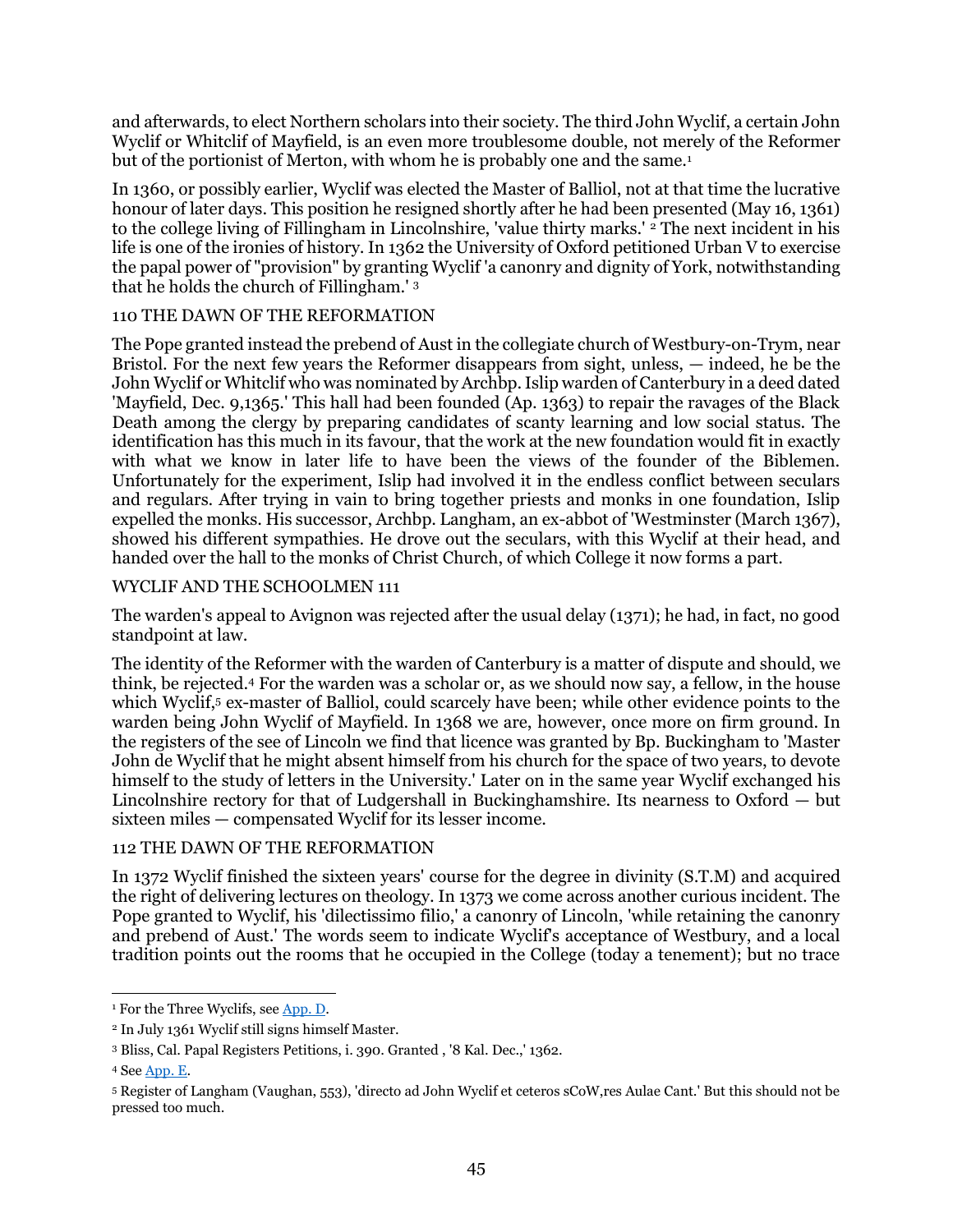and afterwards, to elect Northern scholars into their society. The third John Wyclif, a certain John Wyclif or Whitclif of Mayfield, is an even more troublesome double, not merely of the Reformer but of the portionist of Merton, with whom he is probably one and the same.[1]

In 1360, or possibly earlier, Wyclif was elected the Master of Balliol, not at that time the lucrative honour of later days. This position he resigned shortly after he had been presented (May 16, 1361) to the college living of Fillingham in Lincolnshire, 'value thirty marks.' [2] The next incident in his life is one of the ironies of history. In 1362 the University of Oxford petitioned Urban V to exercise the papal power of "provision" by granting Wyclif 'a canonry and dignity of York, notwithstanding that he holds the church of Fillingham.' [3]

The Pope granted instead the prebend of Aust in the collegiate church of Westbury-on-Trym, near Bristol. For the next few years the Reformer disappears from sight, unless, — indeed, he be the John Wyclif or Whitclif who was nominated by Archbp. Islip warden of Canterbury in a deed dated 'Mayfield, Dec. 9,1365.' This hall had been founded (Ap. 1363) to repair the ravages of the Black Death among the clergy by preparing candidates of scanty learning and low social status. The identification has this much in its favour, that the work at the new foundation would fit in exactly with what we know in later life to have been the views of the founder of the Biblemen. Unfortunately for the experiment, Islip had involved it in the endless conflict between seculars and regulars. After trying in vain to bring together priests and monks in one foundation, Islip expelled the monks. His successor, Archbp. Langham, an ex-abbot of 'Westminster (March 1367), showed his different sympathies. He drove out the seculars, with this Wyclif at their head, and handed over the hall to the monks of Christ Church, of which College it now forms a part.

The warden's appeal to Avignon was rejected after the usual delay (1371); he had, in fact, no good standpoint at law.

The identity of the Reformer with the warden of Canterbury is a matter of dispute and should, we think, be rejected.[4] For the warden was a scholar or, as we should now say, a fellow, in the house which Wyclif,[5] ex-master of Balliol, could scarcely have been; while other evidence points to the warden being John Wyclif of Mayfield. In 1368 we are, however, once more on firm ground. In the registers of the see of Lincoln we find that licence was granted by Bp. Buckingham to 'Master John de Wyclif that he might absent himself from his church for the space of two years, to devote himself to the study of letters in the University.' Later on in the same year Wyclif exchanged his Lincolnshire rectory for that of Ludgershall in Buckinghamshire. Its nearness to Oxford — but sixteen miles — compensated Wyclif for its lesser income.

In 1372 Wyclif finished the sixteen years' course for the degree in divinity (S.T.M) and acquired the right of delivering lectures on theology. In 1373 we come across another curious incident. The Pope granted to Wyclif, his 'dilectissimo filio,' a canonry of Lincoln, 'while retaining the canonry and prebend of Aust.' The words seem to indicate Wyclif's acceptance of Westbury, and a local tradition points out the rooms that he occupied in the College (today a tenement); but no trace

---

[1] For the Three Wyclifs, see App. D.

[2] In July 1361 Wyclif still signs himself Master.

[3] Bliss, Cal. Papal Registers Petitions, i. 390. Granted , '8 Kal. Dec.,' 1362.

[4] See App. E.

[5] Register of Langham (Vaughan, 553), 'directo ad John Wyclif et ceteros sCoW,res Aulae Cant.' But this should not be pressed too much.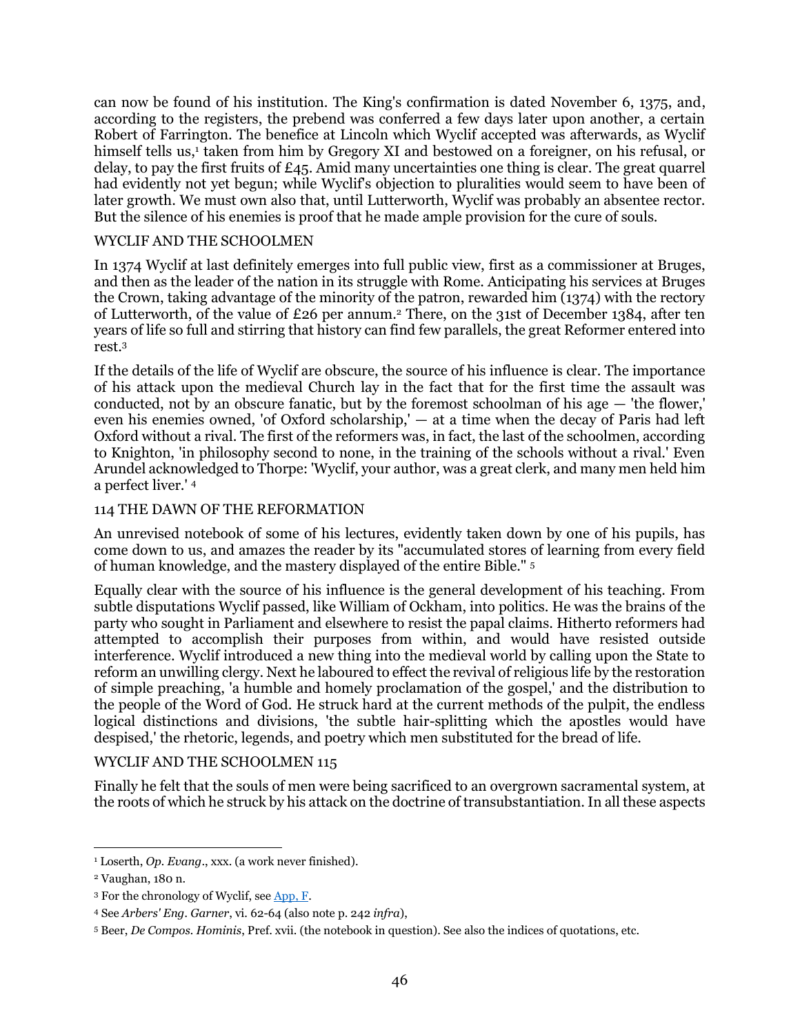can now be found of his institution. The King's confirmation is dated November 6, 1375, and, according to the registers, the prebend was conferred a few days later upon another, a certain Robert of Farrington. The benefice at Lincoln which Wyclif accepted was afterwards, as Wyclif himself tells us,[1] taken from him by Gregory XI and bestowed on a foreigner, on his refusal, or delay, to pay the first fruits of £45. Amid many uncertainties one thing is clear. The great quarrel had evidently not yet begun; while Wyclif's objection to pluralities would seem to have been of later growth. We must own also that, until Lutterworth, Wyclif was probably an absentee rector. But the silence of his enemies is proof that he made ample provision for the cure of souls.

## WYCLIF AND THE SCHOOLMEN

In 1374 Wyclif at last definitely emerges into full public view, first as a commissioner at Bruges, and then as the leader of the nation in its struggle with Rome. Anticipating his services at Bruges the Crown, taking advantage of the minority of the patron, rewarded him (1374) with the rectory of Lutterworth, of the value of £26 per annum.[2] There, on the 31st of December 1384, after ten years of life so full and stirring that history can find few parallels, the great Reformer entered into rest.[3]

If the details of the life of Wyclif are obscure, the source of his influence is clear. The importance of his attack upon the medieval Church lay in the fact that for the first time the assault was conducted, not by an obscure fanatic, but by the foremost schoolman of his age — 'the flower,' even his enemies owned, 'of Oxford scholarship,' — at a time when the decay of Paris had left Oxford without a rival. The first of the reformers was, in fact, the last of the schoolmen, according to Knighton, 'in philosophy second to none, in the training of the schools without a rival.' Even Arundel acknowledged to Thorpe: 'Wyclif, your author, was a great clerk, and many men held him a perfect liver.' [4]

An unrevised notebook of some of his lectures, evidently taken down by one of his pupils, has come down to us, and amazes the reader by its "accumulated stores of learning from every field of human knowledge, and the mastery displayed of the entire Bible." [5]

Equally clear with the source of his influence is the general development of his teaching. From subtle disputations Wyclif passed, like William of Ockham, into politics. He was the brains of the party who sought in Parliament and elsewhere to resist the papal claims. Hitherto reformers had attempted to accomplish their purposes from within, and would have resisted outside interference. Wyclif introduced a new thing into the medieval world by calling upon the State to reform an unwilling clergy. Next he laboured to effect the revival of religious life by the restoration of simple preaching, 'a humble and homely proclamation of the gospel,' and the distribution to the people of the Word of God. He struck hard at the current methods of the pulpit, the endless logical distinctions and divisions, 'the subtle hair-splitting which the apostles would have despised,' the rhetoric, legends, and poetry which men substituted for the bread of life.

Finally he felt that the souls of men were being sacrificed to an overgrown sacramental system, at the roots of which he struck by his attack on the doctrine of transubstantiation. In all these aspects

---

[1] Loserth, *Op. Evang*., xxx. (a work never finished).

[2] Vaughan, 180 n.

[3] For the chronology of Wyclif, see App. F.

[4] See *Arbers' Eng. Garner*, vi. 62-64 (also note p. 242 *infra*),

[5] Beer, *De Compos. Hominis*, Pref. xvii. (the notebook in question). See also the indices of quotations, etc.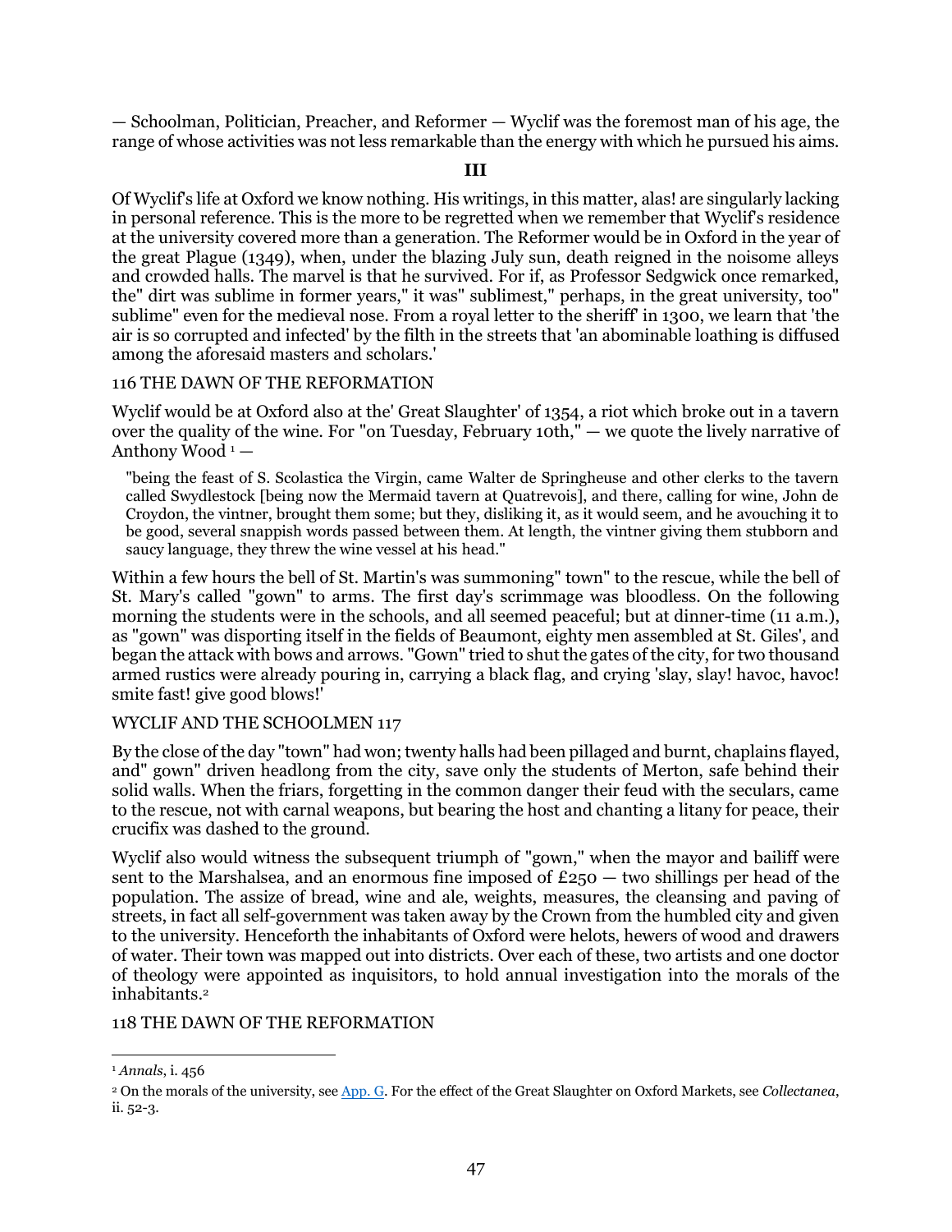— Schoolman, Politician, Preacher, and Reformer — Wyclif was the foremost man of his age, the range of whose activities was not less remarkable than the energy with which he pursued his aims.

### III

Of Wyclif's life at Oxford we know nothing. His writings, in this matter, alas! are singularly lacking in personal reference. This is the more to be regretted when we remember that Wyclif's residence at the university covered more than a generation. The Reformer would be in Oxford in the year of the great Plague (1349), when, under the blazing July sun, death reigned in the noisome alleys and crowded halls. The marvel is that he survived. For if, as Professor Sedgwick once remarked, the" dirt was sublime in former years," it was" sublimest," perhaps, in the great university, too" sublime" even for the medieval nose. From a royal letter to the sheriff' in 1300, we learn that 'the air is so corrupted and infected' by the filth in the streets that 'an abominable loathing is diffused among the aforesaid masters and scholars.'

116 THE DAWN OF THE REFORMATION

Wyclif would be at Oxford also at the' Great Slaughter' of 1354, a riot which broke out in a tavern over the quality of the wine. For "on Tuesday, February 10th," — we quote the lively narrative of Anthony Wood [1] —

> "being the feast of S. Scolastica the Virgin, came Walter de Springheuse and other clerks to the tavern called Swydlestock [being now the Mermaid tavern at Quatrevois], and there, calling for wine, John de Croydon, the vintner, brought them some; but they, disliking it, as it would seem, and he avouching it to be good, several snappish words passed between them. At length, the vintner giving them stubborn and saucy language, they threw the wine vessel at his head."

Within a few hours the bell of St. Martin's was summoning" town" to the rescue, while the bell of St. Mary's called "gown" to arms. The first day's scrimmage was bloodless. On the following morning the students were in the schools, and all seemed peaceful; but at dinner-time (11 a.m.), as "gown" was disporting itself in the fields of Beaumont, eighty men assembled at St. Giles', and began the attack with bows and arrows. "Gown" tried to shut the gates of the city, for two thousand armed rustics were already pouring in, carrying a black flag, and crying 'slay, slay! havoc, havoc! smite fast! give good blows!'

WYCLIF AND THE SCHOOLMEN 117

By the close of the day "town" had won; twenty halls had been pillaged and burnt, chaplains flayed, and" gown" driven headlong from the city, save only the students of Merton, safe behind their solid walls. When the friars, forgetting in the common danger their feud with the seculars, came to the rescue, not with carnal weapons, but bearing the host and chanting a litany for peace, their crucifix was dashed to the ground.

Wyclif also would witness the subsequent triumph of "gown," when the mayor and bailiff were sent to the Marshalsea, and an enormous fine imposed of £250 — two shillings per head of the population. The assize of bread, wine and ale, weights, measures, the cleansing and paving of streets, in fact all self-government was taken away by the Crown from the humbled city and given to the university. Henceforth the inhabitants of Oxford were helots, hewers of wood and drawers of water. Their town was mapped out into districts. Over each of these, two artists and one doctor of theology were appointed as inquisitors, to hold annual investigation into the morals of the inhabitants.[2]

118 THE DAWN OF THE REFORMATION

---

[1] *Annals*, i. 456

[2] On the morals of the university, see App. G. For the effect of the Great Slaughter on Oxford Markets, see *Collectanea*, ii. 52-3.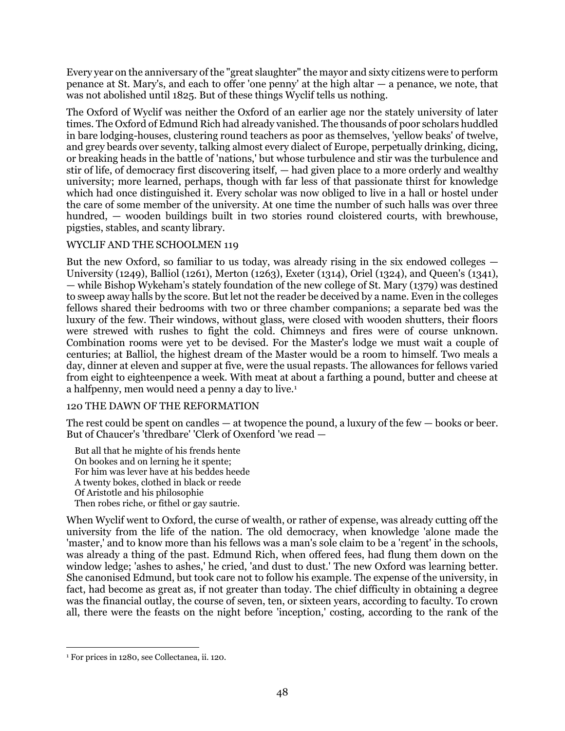Every year on the anniversary of the "great slaughter" the mayor and sixty citizens were to perform penance at St. Mary's, and each to offer 'one penny' at the high altar — a penance, we note, that was not abolished until 1825. But of these things Wyclif tells us nothing.

The Oxford of Wyclif was neither the Oxford of an earlier age nor the stately university of later times. The Oxford of Edmund Rich had already vanished. The thousands of poor scholars huddled in bare lodging-houses, clustering round teachers as poor as themselves, 'yellow beaks' of twelve, and grey beards over seventy, talking almost every dialect of Europe, perpetually drinking, dicing, or breaking heads in the battle of 'nations,' but whose turbulence and stir was the turbulence and stir of life, of democracy first discovering itself, — had given place to a more orderly and wealthy university; more learned, perhaps, though with far less of that passionate thirst for knowledge which had once distinguished it. Every scholar was now obliged to live in a hall or hostel under the care of some member of the university. At one time the number of such halls was over three hundred, — wooden buildings built in two stories round cloistered courts, with brewhouse, pigsties, stables, and scanty library.

But the new Oxford, so familiar to us today, was already rising in the six endowed colleges — University (1249), Balliol (1261), Merton (1263), Exeter (1314), Oriel (1324), and Queen's (1341), — while Bishop Wykeham's stately foundation of the new college of St. Mary (1379) was destined to sweep away halls by the score. But let not the reader be deceived by a name. Even in the colleges fellows shared their bedrooms with two or three chamber companions; a separate bed was the luxury of the few. Their windows, without glass, were closed with wooden shutters, their floors were strewed with rushes to fight the cold. Chimneys and fires were of course unknown. Combination rooms were yet to be devised. For the Master's lodge we must wait a couple of centuries; at Balliol, the highest dream of the Master would be a room to himself. Two meals a day, dinner at eleven and supper at five, were the usual repasts. The allowances for fellows varied from eight to eighteenpence a week. With meat at about a farthing a pound, butter and cheese at a halfpenny, men would need a penny a day to live.[1]

The rest could be spent on candles — at twopence the pound, a luxury of the few — books or beer. But of Chaucer's 'thredbare' 'Clerk of Oxenford 'we read —

> But all that he mighte of his frends hente
> On bookes and on lerning he it spente;
> For him was lever have at his beddes heede
> A twenty bokes, clothed in black or reede
> Of Aristotle and his philosophie
> Then robes riche, or fithel or gay sautrie.

When Wyclif went to Oxford, the curse of wealth, or rather of expense, was already cutting off the university from the life of the nation. The old democracy, when knowledge 'alone made the 'master,' and to know more than his fellows was a man's sole claim to be a 'regent' in the schools, was already a thing of the past. Edmund Rich, when offered fees, had flung them down on the window ledge; 'ashes to ashes,' he cried, 'and dust to dust.' The new Oxford was learning better. She canonised Edmund, but took care not to follow his example. The expense of the university, in fact, had become as great as, if not greater than today. The chief difficulty in obtaining a degree was the financial outlay, the course of seven, ten, or sixteen years, according to faculty. To crown all, there were the feasts on the night before 'inception,' costing, according to the rank of the

---

[1] For prices in 1280, see Collectanea, ii. 120.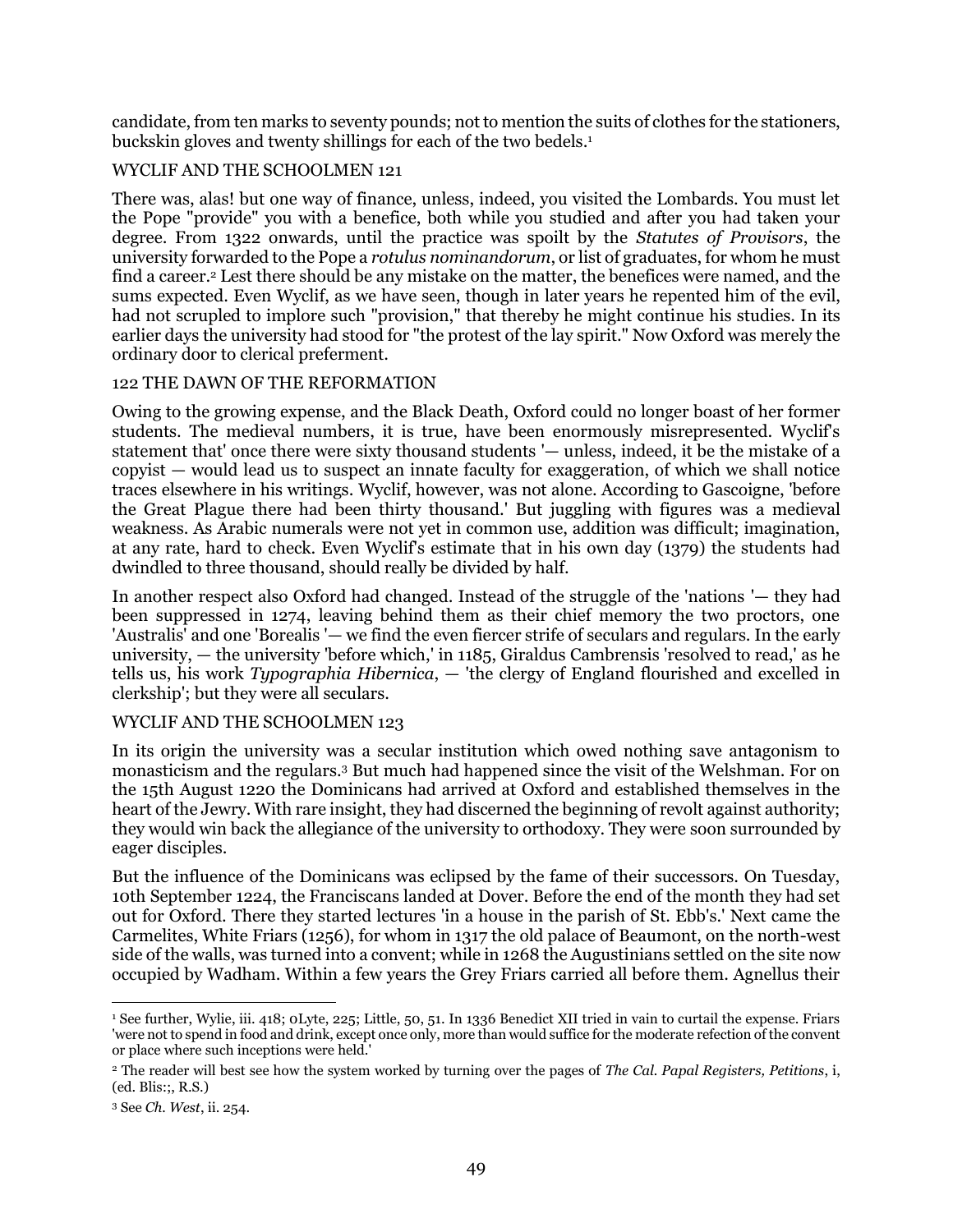candidate, from ten marks to seventy pounds; not to mention the suits of clothes for the stationers, buckskin gloves and twenty shillings for each of the two bedels.[1]

There was, alas! but one way of finance, unless, indeed, you visited the Lombards. You must let the Pope "provide" you with a benefice, both while you studied and after you had taken your degree. From 1322 onwards, until the practice was spoilt by the *Statutes of Provisors*, the university forwarded to the Pope a *rotulus nominandorum*, or list of graduates, for whom he must find a career.[2] Lest there should be any mistake on the matter, the benefices were named, and the sums expected. Even Wyclif, as we have seen, though in later years he repented him of the evil, had not scrupled to implore such "provision," that thereby he might continue his studies. In its earlier days the university had stood for "the protest of the lay spirit." Now Oxford was merely the ordinary door to clerical preferment.

Owing to the growing expense, and the Black Death, Oxford could no longer boast of her former students. The medieval numbers, it is true, have been enormously misrepresented. Wyclif's statement that' once there were sixty thousand students '— unless, indeed, it be the mistake of a copyist — would lead us to suspect an innate faculty for exaggeration, of which we shall notice traces elsewhere in his writings. Wyclif, however, was not alone. According to Gascoigne, 'before the Great Plague there had been thirty thousand.' But juggling with figures was a medieval weakness. As Arabic numerals were not yet in common use, addition was difficult; imagination, at any rate, hard to check. Even Wyclif's estimate that in his own day (1379) the students had dwindled to three thousand, should really be divided by half.

In another respect also Oxford had changed. Instead of the struggle of the 'nations '— they had been suppressed in 1274, leaving behind them as their chief memory the two proctors, one 'Australis' and one 'Borealis '— we find the even fiercer strife of seculars and regulars. In the early university, — the university 'before which,' in 1185, Giraldus Cambrensis 'resolved to read,' as he tells us, his work *Typographia Hibernica*, — 'the clergy of England flourished and excelled in clerkship'; but they were all seculars.

In its origin the university was a secular institution which owed nothing save antagonism to monasticism and the regulars.[3] But much had happened since the visit of the Welshman. For on the 15th August 1220 the Dominicans had arrived at Oxford and established themselves in the heart of the Jewry. With rare insight, they had discerned the beginning of revolt against authority; they would win back the allegiance of the university to orthodoxy. They were soon surrounded by eager disciples.

But the influence of the Dominicans was eclipsed by the fame of their successors. On Tuesday, 10th September 1224, the Franciscans landed at Dover. Before the end of the month they had set out for Oxford. There they started lectures 'in a house in the parish of St. Ebb's.' Next came the Carmelites, White Friars (1256), for whom in 1317 the old palace of Beaumont, on the north-west side of the walls, was turned into a convent; while in 1268 the Augustinians settled on the site now occupied by Wadham. Within a few years the Grey Friars carried all before them. Agnellus their

---

[1] See further, Wylie, iii. 418; 0Lyte, 225; Little, 50, 51. In 1336 Benedict XII tried in vain to curtail the expense. Friars 'were not to spend in food and drink, except once only, more than would suffice for the moderate refection of the convent or place where such inceptions were held.'

[2] The reader will best see how the system worked by turning over the pages of *The Cal. Papal Registers, Petitions*, i, (ed. Blis:;, R.S.)

[3] See *Ch. West*, ii. 254.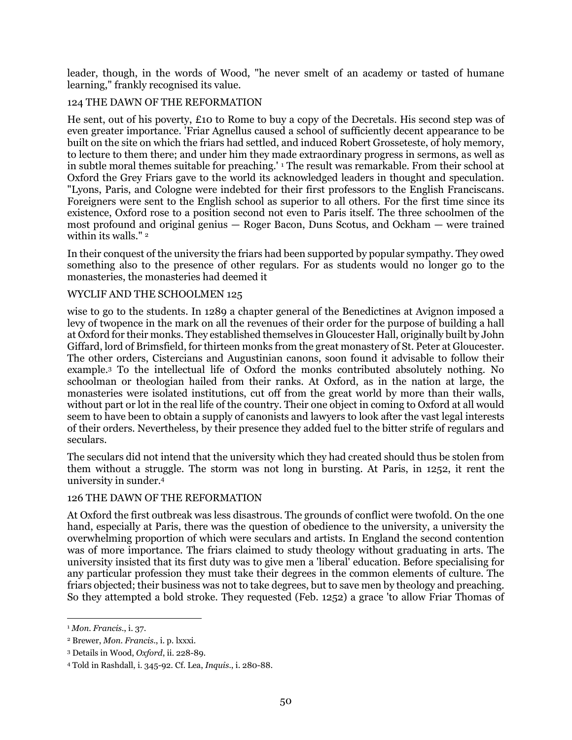leader, though, in the words of Wood, "he never smelt of an academy or tasted of humane learning," frankly recognised its value.

He sent, out of his poverty, £10 to Rome to buy a copy of the Decretals. His second step was of even greater importance. 'Friar Agnellus caused a school of sufficiently decent appearance to be built on the site on which the friars had settled, and induced Robert Grosseteste, of holy memory, to lecture to them there; and under him they made extraordinary progress in sermons, as well as in subtle moral themes suitable for preaching.' [1] The result was remarkable. From their school at Oxford the Grey Friars gave to the world its acknowledged leaders in thought and speculation. "Lyons, Paris, and Cologne were indebted for their first professors to the English Franciscans. Foreigners were sent to the English school as superior to all others. For the first time since its existence, Oxford rose to a position second not even to Paris itself. The three schoolmen of the most profound and original genius — Roger Bacon, Duns Scotus, and Ockham — were trained within its walls." [2]

In their conquest of the university the friars had been supported by popular sympathy. They owed something also to the presence of other regulars. For as students would no longer go to the monasteries, the monasteries had deemed it wise to go to the students. In 1289 a chapter general of the Benedictines at Avignon imposed a levy of twopence in the mark on all the revenues of their order for the purpose of building a hall at Oxford for their monks. They established themselves in Gloucester Hall, originally built by John Giffard, lord of Brimsfield, for thirteen monks from the great monastery of St. Peter at Gloucester. The other orders, Cistercians and Augustinian canons, soon found it advisable to follow their example.[3] To the intellectual life of Oxford the monks contributed absolutely nothing. No schoolman or theologian hailed from their ranks. At Oxford, as in the nation at large, the monasteries were isolated institutions, cut off from the great world by more than their walls, without part or lot in the real life of the country. Their one object in coming to Oxford at all would seem to have been to obtain a supply of canonists and lawyers to look after the vast legal interests of their orders. Nevertheless, by their presence they added fuel to the bitter strife of regulars and seculars.

The seculars did not intend that the university which they had created should thus be stolen from them without a struggle. The storm was not long in bursting. At Paris, in 1252, it rent the university in sunder.[4]

At Oxford the first outbreak was less disastrous. The grounds of conflict were twofold. On the one hand, especially at Paris, there was the question of obedience to the university, a university the overwhelming proportion of which were seculars and artists. In England the second contention was of more importance. The friars claimed to study theology without graduating in arts. The university insisted that its first duty was to give men a 'liberal' education. Before specialising for any particular profession they must take their degrees in the common elements of culture. The friars objected; their business was not to take degrees, but to save men by theology and preaching. So they attempted a bold stroke. They requested (Feb. 1252) a grace 'to allow Friar Thomas of

---

[1] *Mon. Francis.*, i. 37.

[2] Brewer, *Mon. Francis.*, i. p. lxxxi.

[3] Details in Wood, *Oxford*, ii. 228-89.

[4] Told in Rashdall, i. 345-92. Cf. Lea, *Inquis.*, i. 280-88.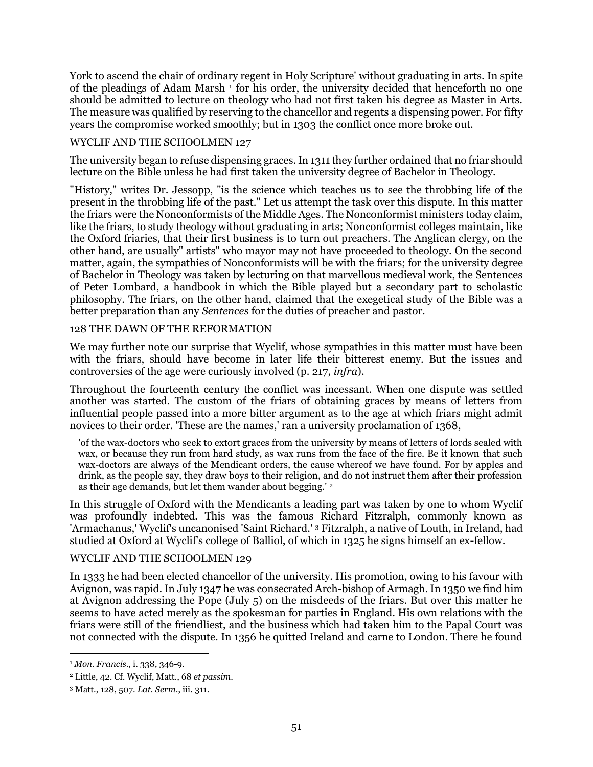York to ascend the chair of ordinary regent in Holy Scripture' without graduating in arts. In spite of the pleadings of Adam Marsh [1] for his order, the university decided that henceforth no one should be admitted to lecture on theology who had not first taken his degree as Master in Arts. The measure was qualified by reserving to the chancellor and regents a dispensing power. For fifty years the compromise worked smoothly; but in 1303 the conflict once more broke out.

WYCLIF AND THE SCHOOLMEN 127

The university began to refuse dispensing graces. In 1311 they further ordained that no friar should lecture on the Bible unless he had first taken the university degree of Bachelor in Theology.

"History," writes Dr. Jessopp, "is the science which teaches us to see the throbbing life of the present in the throbbing life of the past." Let us attempt the task over this dispute. In this matter the friars were the Nonconformists of the Middle Ages. The Nonconformist ministers today claim, like the friars, to study theology without graduating in arts; Nonconformist colleges maintain, like the Oxford friaries, that their first business is to turn out preachers. The Anglican clergy, on the other hand, are usually" artists" who mayor may not have proceeded to theology. On the second matter, again, the sympathies of Nonconformists will be with the friars; for the university degree of Bachelor in Theology was taken by lecturing on that marvellous medieval work, the Sentences of Peter Lombard, a handbook in which the Bible played but a secondary part to scholastic philosophy. The friars, on the other hand, claimed that the exegetical study of the Bible was a better preparation than any *Sentences* for the duties of preacher and pastor.

128 THE DAWN OF THE REFORMATION

We may further note our surprise that Wyclif, whose sympathies in this matter must have been with the friars, should have become in later life their bitterest enemy. But the issues and controversies of the age were curiously involved (p. 217, *infra*).

Throughout the fourteenth century the conflict was incessant. When one dispute was settled another was started. The custom of the friars of obtaining graces by means of letters from influential people passed into a more bitter argument as to the age at which friars might admit novices to their order. 'These are the names,' ran a university proclamation of 1368,

> 'of the wax-doctors who seek to extort graces from the university by means of letters of lords sealed with wax, or because they run from hard study, as wax runs from the face of the fire. Be it known that such wax-doctors are always of the Mendicant orders, the cause whereof we have found. For by apples and drink, as the people say, they draw boys to their religion, and do not instruct them after their profession as their age demands, but let them wander about begging.' [2]

In this struggle of Oxford with the Mendicants a leading part was taken by one to whom Wyclif was profoundly indebted. This was the famous Richard Fitzralph, commonly known as 'Armachanus,' Wyclif's uncanonised 'Saint Richard.' [3] Fitzralph, a native of Louth, in Ireland, had studied at Oxford at Wyclif's college of Balliol, of which in 1325 he signs himself an ex-fellow.

WYCLIF AND THE SCHOOLMEN 129

In 1333 he had been elected chancellor of the university. His promotion, owing to his favour with Avignon, was rapid. In July 1347 he was consecrated Arch-bishop of Armagh. In 1350 we find him at Avignon addressing the Pope (July 5) on the misdeeds of the friars. But over this matter he seems to have acted merely as the spokesman for parties in England. His own relations with the friars were still of the friendliest, and the business which had taken him to the Papal Court was not connected with the dispute. In 1356 he quitted Ireland and carne to London. There he found

---

[1] *Mon. Francis*., i. 338, 346-9.

[2] Little, 42. Cf. Wyclif, Matt., 68 *et passim*.

[3] Matt., 128, 507. *Lat. Serm*., iii. 311.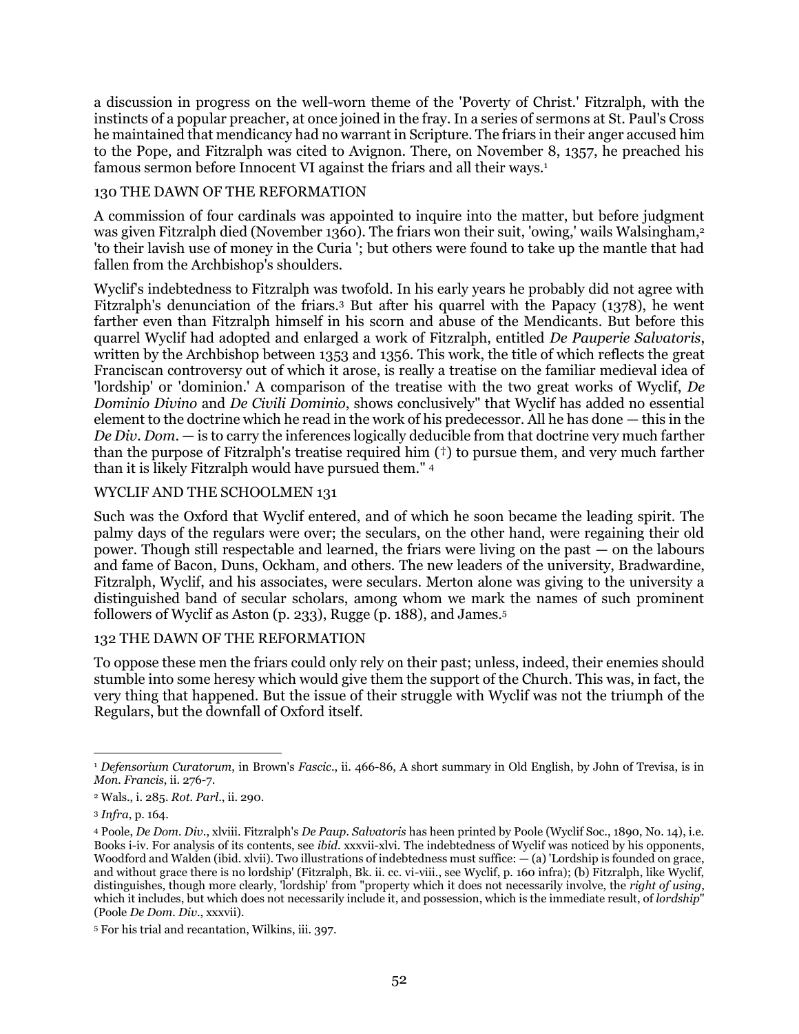a discussion in progress on the well-worn theme of the 'Poverty of Christ.' Fitzralph, with the instincts of a popular preacher, at once joined in the fray. In a series of sermons at St. Paul's Cross he maintained that mendicancy had no warrant in Scripture. The friars in their anger accused him to the Pope, and Fitzralph was cited to Avignon. There, on November 8, 1357, he preached his famous sermon before Innocent VI against the friars and all their ways.[1]

A commission of four cardinals was appointed to inquire into the matter, but before judgment was given Fitzralph died (November 1360). The friars won their suit, 'owing,' wails Walsingham,[2] 'to their lavish use of money in the Curia '; but others were found to take up the mantle that had fallen from the Archbishop's shoulders.

Wyclif's indebtedness to Fitzralph was twofold. In his early years he probably did not agree with Fitzralph's denunciation of the friars.[3] But after his quarrel with the Papacy (1378), he went farther even than Fitzralph himself in his scorn and abuse of the Mendicants. But before this quarrel Wyclif had adopted and enlarged a work of Fitzralph, entitled *De Pauperie Salvatoris*, written by the Archbishop between 1353 and 1356. This work, the title of which reflects the great Franciscan controversy out of which it arose, is really a treatise on the familiar medieval idea of 'lordship' or 'dominion.' A comparison of the treatise with the two great works of Wyclif, *De Dominio Divino* and *De Civili Dominio*, shows conclusively" that Wyclif has added no essential element to the doctrine which he read in the work of his predecessor. All he has done — this in the *De Div. Dom.* — is to carry the inferences logically deducible from that doctrine very much farther than the purpose of Fitzralph's treatise required him (†) to pursue them, and very much farther than it is likely Fitzralph would have pursued them." [4]

Such was the Oxford that Wyclif entered, and of which he soon became the leading spirit. The palmy days of the regulars were over; the seculars, on the other hand, were regaining their old power. Though still respectable and learned, the friars were living on the past — on the labours and fame of Bacon, Duns, Ockham, and others. The new leaders of the university, Bradwardine, Fitzralph, Wyclif, and his associates, were seculars. Merton alone was giving to the university a distinguished band of secular scholars, among whom we mark the names of such prominent followers of Wyclif as Aston (p. 233), Rugge (p. 188), and James.[5]

To oppose these men the friars could only rely on their past; unless, indeed, their enemies should stumble into some heresy which would give them the support of the Church. This was, in fact, the very thing that happened. But the issue of their struggle with Wyclif was not the triumph of the Regulars, but the downfall of Oxford itself.

---

[1] *Defensorium Curatorum*, in Brown's *Fascic*., ii. 466-86, A short summary in Old English, by John of Trevisa, is in *Mon. Francis*, ii. 276-7.

[2] Wals., i. 285. *Rot. Parl*., ii. 290.

[3] *Infra*, p. 164.

[4] Poole, *De Dom. Div*., xlviii. Fitzralph's *De Paup. Salvatoris* has heen printed by Poole (Wyclif Soc., 1890, No. 14), i.e. Books i-iv. For analysis of its contents, see *ibid.* xxxvii-xlvi. The indebtedness of Wyclif was noticed by his opponents, Woodford and Walden (ibid. xlvii). Two illustrations of indebtedness must suffice: — (a) 'Lordship is founded on grace, and without grace there is no lordship' (Fitzralph, Bk. ii. cc. vi-viii., see Wyclif, p. 160 infra); (b) Fitzralph, like Wyclif, distinguishes, though more clearly, 'lordship' from "property which it does not necessarily involve, the *right of using*, which it includes, but which does not necessarily include it, and possession, which is the immediate result, of *lordship*" (Poole *De Dom. Div*., xxxvii).

[5] For his trial and recantation, Wilkins, iii. 397.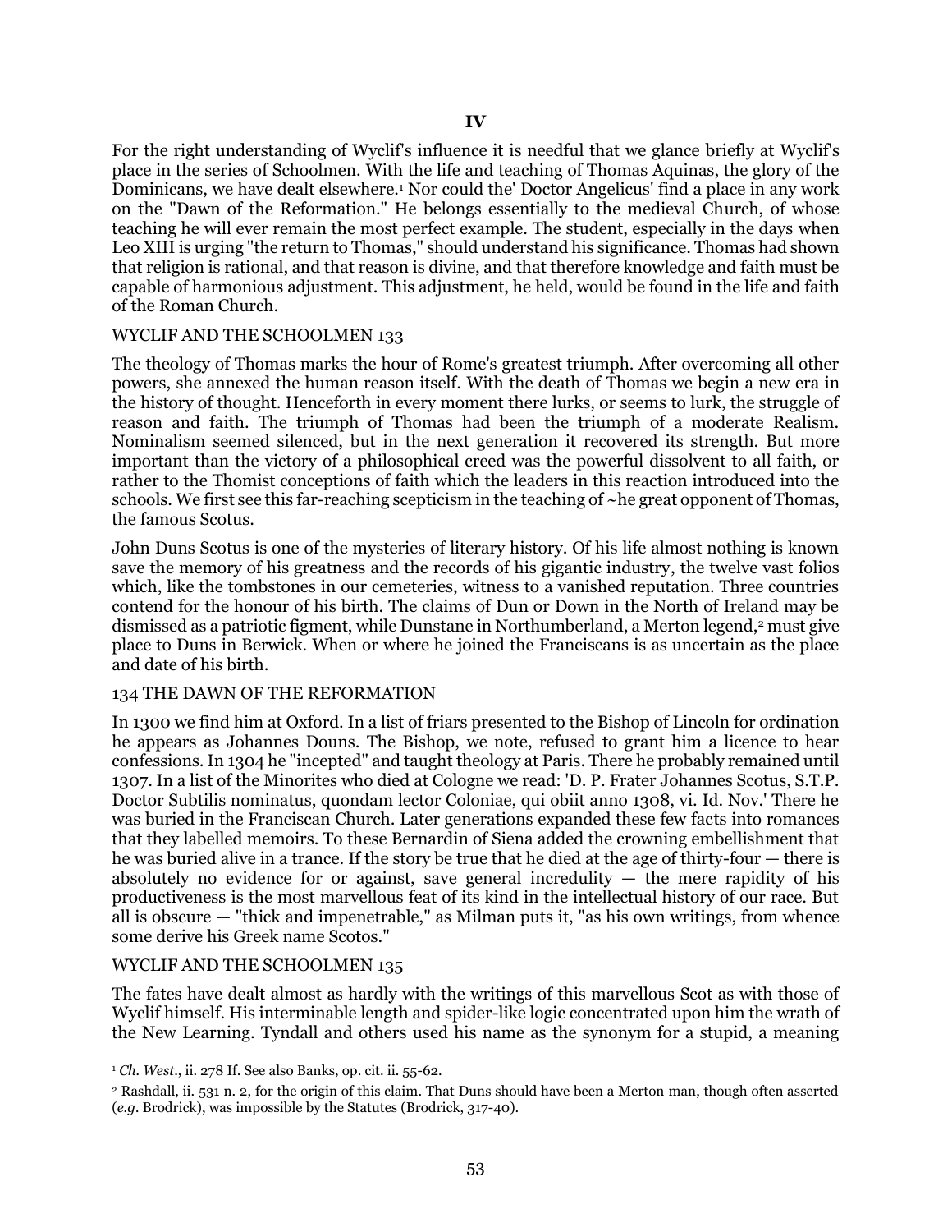## IV

For the right understanding of Wyclif's influence it is needful that we glance briefly at Wyclif's place in the series of Schoolmen. With the life and teaching of Thomas Aquinas, the glory of the Dominicans, we have dealt elsewhere.[1] Nor could the' Doctor Angelicus' find a place in any work on the "Dawn of the Reformation." He belongs essentially to the medieval Church, of whose teaching he will ever remain the most perfect example. The student, especially in the days when Leo XIII is urging "the return to Thomas," should understand his significance. Thomas had shown that religion is rational, and that reason is divine, and that therefore knowledge and faith must be capable of harmonious adjustment. This adjustment, he held, would be found in the life and faith of the Roman Church.

The theology of Thomas marks the hour of Rome's greatest triumph. After overcoming all other powers, she annexed the human reason itself. With the death of Thomas we begin a new era in the history of thought. Henceforth in every moment there lurks, or seems to lurk, the struggle of reason and faith. The triumph of Thomas had been the triumph of a moderate Realism. Nominalism seemed silenced, but in the next generation it recovered its strength. But more important than the victory of a philosophical creed was the powerful dissolvent to all faith, or rather to the Thomist conceptions of faith which the leaders in this reaction introduced into the schools. We first see this far-reaching scepticism in the teaching of ~he great opponent of Thomas, the famous Scotus.

John Duns Scotus is one of the mysteries of literary history. Of his life almost nothing is known save the memory of his greatness and the records of his gigantic industry, the twelve vast folios which, like the tombstones in our cemeteries, witness to a vanished reputation. Three countries contend for the honour of his birth. The claims of Dun or Down in the North of Ireland may be dismissed as a patriotic figment, while Dunstane in Northumberland, a Merton legend,[2] must give place to Duns in Berwick. When or where he joined the Franciscans is as uncertain as the place and date of his birth.

In 1300 we find him at Oxford. In a list of friars presented to the Bishop of Lincoln for ordination he appears as Johannes Douns. The Bishop, we note, refused to grant him a licence to hear confessions. In 1304 he "incepted" and taught theology at Paris. There he probably remained until 1307. In a list of the Minorites who died at Cologne we read: 'D. P. Frater Johannes Scotus, S.T.P. Doctor Subtilis nominatus, quondam lector Coloniae, qui obiit anno 1308, vi. Id. Nov.' There he was buried in the Franciscan Church. Later generations expanded these few facts into romances that they labelled memoirs. To these Bernardin of Siena added the crowning embellishment that he was buried alive in a trance. If the story be true that he died at the age of thirty-four — there is absolutely no evidence for or against, save general incredulity — the mere rapidity of his productiveness is the most marvellous feat of its kind in the intellectual history of our race. But all is obscure — "thick and impenetrable," as Milman puts it, "as his own writings, from whence some derive his Greek name Scotos."

The fates have dealt almost as hardly with the writings of this marvellous Scot as with those of Wyclif himself. His interminable length and spider-like logic concentrated upon him the wrath of the New Learning. Tyndall and others used his name as the synonym for a stupid, a meaning

---

[1] *Ch. West.*, ii. 278 If. See also Banks, op. cit. ii. 55-62.

[2] Rashdall, ii. 531 n. 2, for the origin of this claim. That Duns should have been a Merton man, though often asserted (*e.g.* Brodrick), was impossible by the Statutes (Brodrick, 317-40).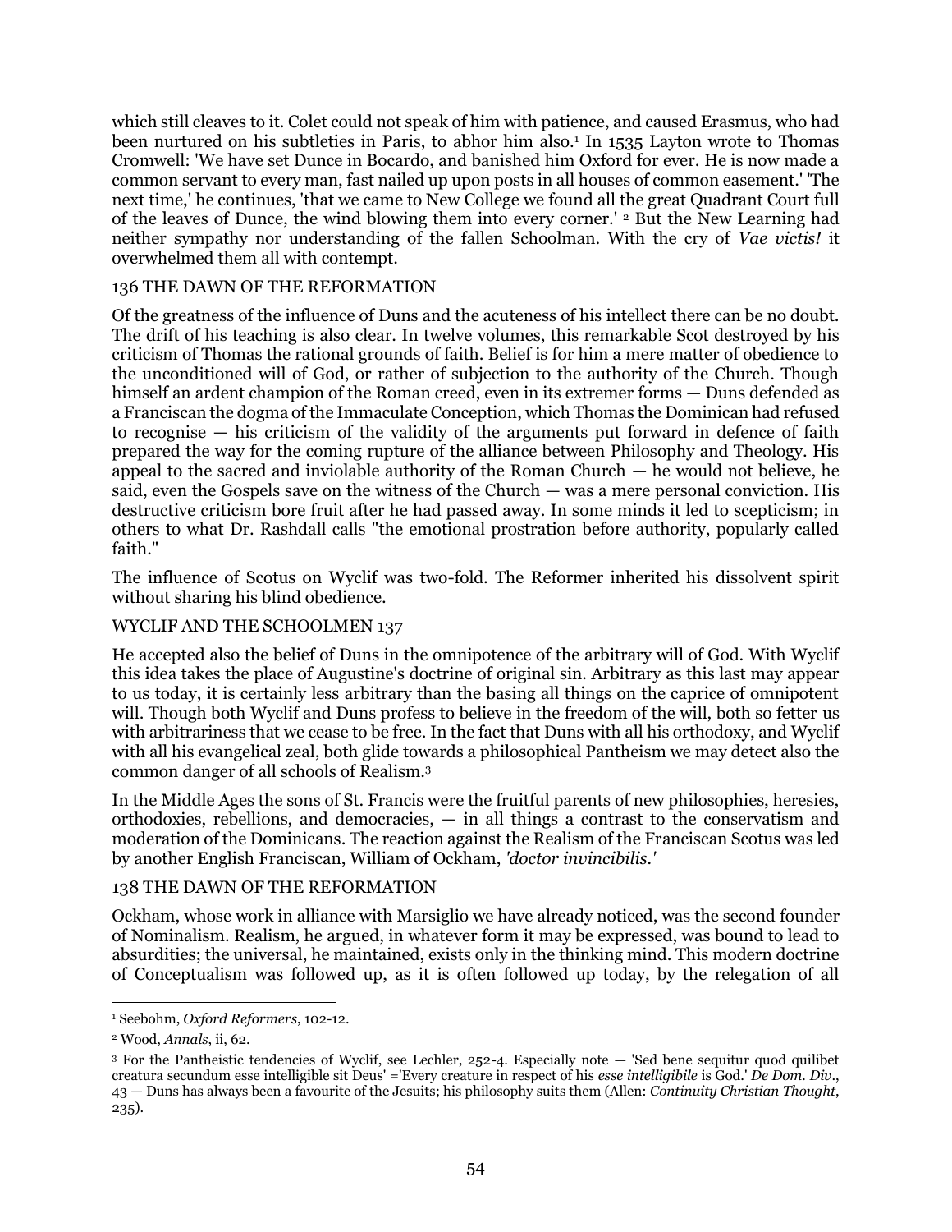which still cleaves to it. Colet could not speak of him with patience, and caused Erasmus, who had been nurtured on his subtleties in Paris, to abhor him also.[1] In 1535 Layton wrote to Thomas Cromwell: 'We have set Dunce in Bocardo, and banished him Oxford for ever. He is now made a common servant to every man, fast nailed up upon posts in all houses of common easement.' 'The next time,' he continues, 'that we came to New College we found all the great Quadrant Court full of the leaves of Dunce, the wind blowing them into every corner.' [2] But the New Learning had neither sympathy nor understanding of the fallen Schoolman. With the cry of *Vae victis!* it overwhelmed them all with contempt.

Of the greatness of the influence of Duns and the acuteness of his intellect there can be no doubt. The drift of his teaching is also clear. In twelve volumes, this remarkable Scot destroyed by his criticism of Thomas the rational grounds of faith. Belief is for him a mere matter of obedience to the unconditioned will of God, or rather of subjection to the authority of the Church. Though himself an ardent champion of the Roman creed, even in its extremer forms — Duns defended as a Franciscan the dogma of the Immaculate Conception, which Thomas the Dominican had refused to recognise — his criticism of the validity of the arguments put forward in defence of faith prepared the way for the coming rupture of the alliance between Philosophy and Theology. His appeal to the sacred and inviolable authority of the Roman Church — he would not believe, he said, even the Gospels save on the witness of the Church — was a mere personal conviction. His destructive criticism bore fruit after he had passed away. In some minds it led to scepticism; in others to what Dr. Rashdall calls "the emotional prostration before authority, popularly called faith."

The influence of Scotus on Wyclif was two-fold. The Reformer inherited his dissolvent spirit without sharing his blind obedience.

He accepted also the belief of Duns in the omnipotence of the arbitrary will of God. With Wyclif this idea takes the place of Augustine's doctrine of original sin. Arbitrary as this last may appear to us today, it is certainly less arbitrary than the basing all things on the caprice of omnipotent will. Though both Wyclif and Duns profess to believe in the freedom of the will, both so fetter us with arbitrariness that we cease to be free. In the fact that Duns with all his orthodoxy, and Wyclif with all his evangelical zeal, both glide towards a philosophical Pantheism we may detect also the common danger of all schools of Realism.[3]

In the Middle Ages the sons of St. Francis were the fruitful parents of new philosophies, heresies, orthodoxies, rebellions, and democracies, — in all things a contrast to the conservatism and moderation of the Dominicans. The reaction against the Realism of the Franciscan Scotus was led by another English Franciscan, William of Ockham, *'doctor invincibilis.'*

Ockham, whose work in alliance with Marsiglio we have already noticed, was the second founder of Nominalism. Realism, he argued, in whatever form it may be expressed, was bound to lead to absurdities; the universal, he maintained, exists only in the thinking mind. This modern doctrine of Conceptualism was followed up, as it is often followed up today, by the relegation of all

---

[1] Seebohm, *Oxford Reformers*, 102-12.

[2] Wood, *Annals*, ii, 62.

[3] For the Pantheistic tendencies of Wyclif, see Lechler, 252-4. Especially note — 'Sed bene sequitur quod quilibet creatura secundum esse intelligible sit Deus' ='Every creature in respect of his *esse intelligibile* is God.' *De Dom. Div.*, 43 — Duns has always been a favourite of the Jesuits; his philosophy suits them (Allen: *Continuity Christian Thought*, 235).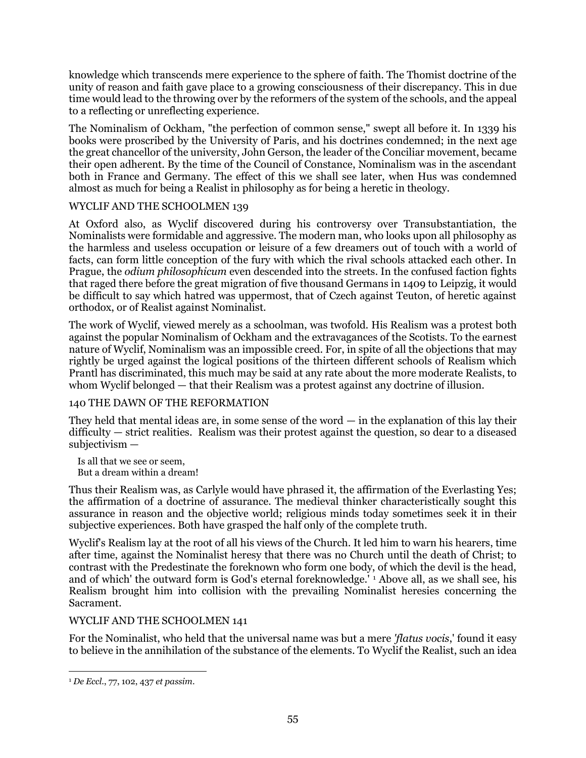knowledge which transcends mere experience to the sphere of faith. The Thomist doctrine of the unity of reason and faith gave place to a growing consciousness of their discrepancy. This in due time would lead to the throwing over by the reformers of the system of the schools, and the appeal to a reflecting or unreflecting experience.

The Nominalism of Ockham, "the perfection of common sense," swept all before it. In 1339 his books were proscribed by the University of Paris, and his doctrines condemned; in the next age the great chancellor of the university, John Gerson, the leader of the Conciliar movement, became their open adherent. By the time of the Council of Constance, Nominalism was in the ascendant both in France and Germany. The effect of this we shall see later, when Hus was condemned almost as much for being a Realist in philosophy as for being a heretic in theology.

At Oxford also, as Wyclif discovered during his controversy over Transubstantiation, the Nominalists were formidable and aggressive. The modern man, who looks upon all philosophy as the harmless and useless occupation or leisure of a few dreamers out of touch with a world of facts, can form little conception of the fury with which the rival schools attacked each other. In Prague, the *odium philosophicum* even descended into the streets. In the confused faction fights that raged there before the great migration of five thousand Germans in 1409 to Leipzig, it would be difficult to say which hatred was uppermost, that of Czech against Teuton, of heretic against orthodox, or of Realist against Nominalist.

The work of Wyclif, viewed merely as a schoolman, was twofold. His Realism was a protest both against the popular Nominalism of Ockham and the extravagances of the Scotists. To the earnest nature of Wyclif, Nominalism was an impossible creed. For, in spite of all the objections that may rightly be urged against the logical positions of the thirteen different schools of Realism which Prantl has discriminated, this much may be said at any rate about the more moderate Realists, to whom Wyclif belonged — that their Realism was a protest against any doctrine of illusion.

They held that mental ideas are, in some sense of the word — in the explanation of this lay their difficulty — strict realities. Realism was their protest against the question, so dear to a diseased subjectivism —

> Is all that we see or seem,
> But a dream within a dream!

Thus their Realism was, as Carlyle would have phrased it, the affirmation of the Everlasting Yes; the affirmation of a doctrine of assurance. The medieval thinker characteristically sought this assurance in reason and the objective world; religious minds today sometimes seek it in their subjective experiences. Both have grasped the half only of the complete truth.

Wyclif's Realism lay at the root of all his views of the Church. It led him to warn his hearers, time after time, against the Nominalist heresy that there was no Church until the death of Christ; to contrast with the Predestinate the foreknown who form one body, of which the devil is the head, and of which' the outward form is God's eternal foreknowledge.' [1] Above all, as we shall see, his Realism brought him into collision with the prevailing Nominalist heresies concerning the Sacrament.

For the Nominalist, who held that the universal name was but a mere *'flatus vocis*,' found it easy to believe in the annihilation of the substance of the elements. To Wyclif the Realist, such an idea

---

[1] *De Eccl.*, 77, 102, 437 *et passim*.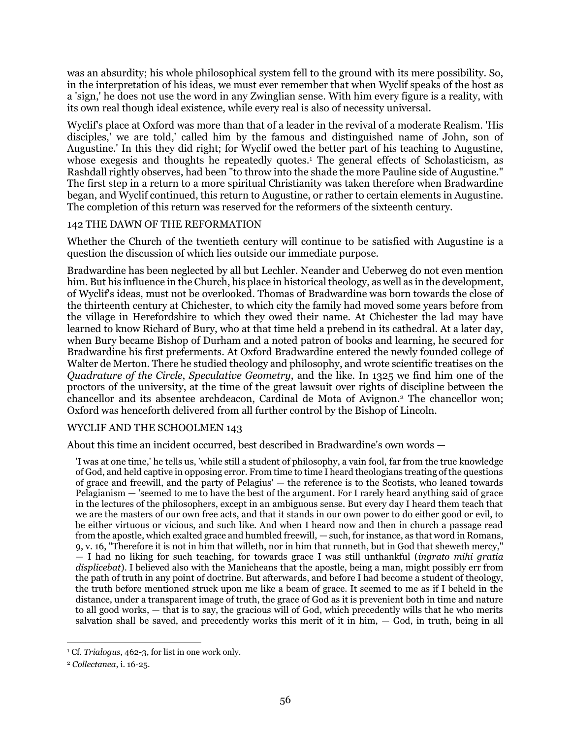was an absurdity; his whole philosophical system fell to the ground with its mere possibility. So, in the interpretation of his ideas, we must ever remember that when Wyclif speaks of the host as a 'sign,' he does not use the word in any Zwinglian sense. With him every figure is a reality, with its own real though ideal existence, while every real is also of necessity universal.

Wyclif's place at Oxford was more than that of a leader in the revival of a moderate Realism. 'His disciples,' we are told,' called him by the famous and distinguished name of John, son of Augustine.' In this they did right; for Wyclif owed the better part of his teaching to Augustine, whose exegesis and thoughts he repeatedly quotes.[1] The general effects of Scholasticism, as Rashdall rightly observes, had been "to throw into the shade the more Pauline side of Augustine." The first step in a return to a more spiritual Christianity was taken therefore when Bradwardine began, and Wyclif continued, this return to Augustine, or rather to certain elements in Augustine. The completion of this return was reserved for the reformers of the sixteenth century.

142 THE DAWN OF THE REFORMATION

Whether the Church of the twentieth century will continue to be satisfied with Augustine is a question the discussion of which lies outside our immediate purpose.

Bradwardine has been neglected by all but Lechler. Neander and Ueberweg do not even mention him. But his influence in the Church, his place in historical theology, as well as in the development, of Wyclif's ideas, must not be overlooked. Thomas of Bradwardine was born towards the close of the thirteenth century at Chichester, to which city the family had moved some years before from the village in Herefordshire to which they owed their name. At Chichester the lad may have learned to know Richard of Bury, who at that time held a prebend in its cathedral. At a later day, when Bury became Bishop of Durham and a noted patron of books and learning, he secured for Bradwardine his first preferments. At Oxford Bradwardine entered the newly founded college of Walter de Merton. There he studied theology and philosophy, and wrote scientific treatises on the *Quadrature of the Circle*, *Speculative Geometry*, and the like. In 1325 we find him one of the proctors of the university, at the time of the great lawsuit over rights of discipline between the chancellor and its absentee archdeacon, Cardinal de Mota of Avignon.[2] The chancellor won; Oxford was henceforth delivered from all further control by the Bishop of Lincoln.

WYCLIF AND THE SCHOOLMEN 143

About this time an incident occurred, best described in Bradwardine's own words —

> 'I was at one time,' he tells us, 'while still a student of philosophy, a vain fool, far from the true knowledge of God, and held captive in opposing error. From time to time I heard theologians treating of the questions of grace and freewill, and the party of Pelagius' — the reference is to the Scotists, who leaned towards Pelagianism — 'seemed to me to have the best of the argument. For I rarely heard anything said of grace in the lectures of the philosophers, except in an ambiguous sense. But every day I heard them teach that we are the masters of our own free acts, and that it stands in our own power to do either good or evil, to be either virtuous or vicious, and such like. And when I heard now and then in church a passage read from the apostle, which exalted grace and humbled freewill, — such, for instance, as that word in Romans, 9, v. 16, "Therefore it is not in him that willeth, nor in him that runneth, but in God that sheweth mercy," — I had no liking for such teaching, for towards grace I was still unthankful (*ingrato mihi gratia displicebat*). I believed also with the Manicheans that the apostle, being a man, might possibly err from the path of truth in any point of doctrine. But afterwards, and before I had become a student of theology, the truth before mentioned struck upon me like a beam of grace. It seemed to me as if I beheld in the distance, under a transparent image of truth, the grace of God as it is prevenient both in time and nature to all good works, — that is to say, the gracious will of God, which precedently wills that he who merits salvation shall be saved, and precedently works this merit of it in him, — God, in truth, being in all

---

[1] Cf. *Trialogus,* 462-3, for list in one work only.

[2] *Collectanea*, i. 16-25.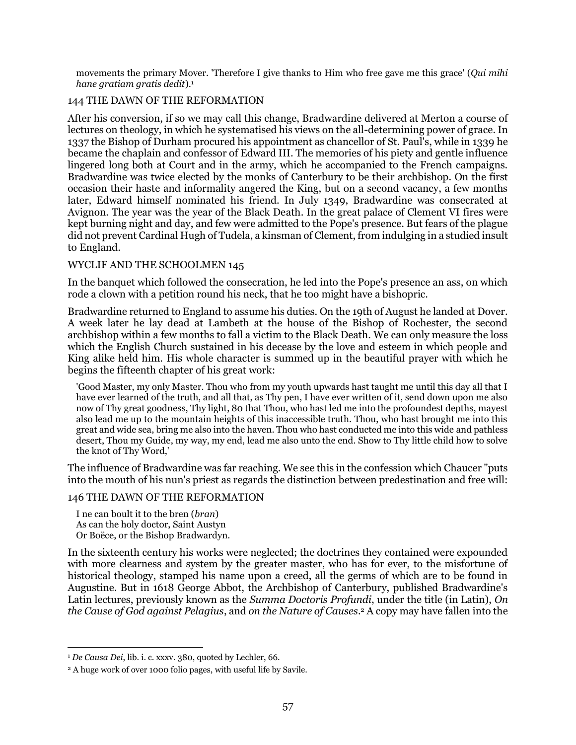movements the primary Mover. 'Therefore I give thanks to Him who free gave me this grace' (*Qui mihi hane gratiam gratis dedit*).[1]

After his conversion, if so we may call this change, Bradwardine delivered at Merton a course of lectures on theology, in which he systematised his views on the all-determining power of grace. In 1337 the Bishop of Durham procured his appointment as chancellor of St. Paul's, while in 1339 he became the chaplain and confessor of Edward III. The memories of his piety and gentle influence lingered long both at Court and in the army, which he accompanied to the French campaigns. Bradwardine was twice elected by the monks of Canterbury to be their archbishop. On the first occasion their haste and informality angered the King, but on a second vacancy, a few months later, Edward himself nominated his friend. In July 1349, Bradwardine was consecrated at Avignon. The year was the year of the Black Death. In the great palace of Clement VI fires were kept burning night and day, and few were admitted to the Pope's presence. But fears of the plague did not prevent Cardinal Hugh of Tudela, a kinsman of Clement, from indulging in a studied insult to England.

In the banquet which followed the consecration, he led into the Pope's presence an ass, on which rode a clown with a petition round his neck, that he too might have a bishopric.

Bradwardine returned to England to assume his duties. On the 19th of August he landed at Dover. A week later he lay dead at Lambeth at the house of the Bishop of Rochester, the second archbishop within a few months to fall a victim to the Black Death. We can only measure the loss which the English Church sustained in his decease by the love and esteem in which people and King alike held him. His whole character is summed up in the beautiful prayer with which he begins the fifteenth chapter of his great work:

> 'Good Master, my only Master. Thou who from my youth upwards hast taught me until this day all that I have ever learned of the truth, and all that, as Thy pen, I have ever written of it, send down upon me also now of Thy great goodness, Thy light, 80 that Thou, who hast led me into the profoundest depths, mayest also lead me up to the mountain heights of this inaccessible truth. Thou, who hast brought me into this great and wide sea, bring me also into the haven. Thou who hast conducted me into this wide and pathless desert, Thou my Guide, my way, my end, lead me also unto the end. Show to Thy little child how to solve the knot of Thy Word,'

The influence of Bradwardine was far reaching. We see this in the confession which Chaucer "puts into the mouth of his nun's priest as regards the distinction between predestination and free will:

> I ne can boult it to the bren (*bran*)
> As can the holy doctor, Saint Austyn
> Or Boëce, or the Bishop Bradwardyn.

In the sixteenth century his works were neglected; the doctrines they contained were expounded with more clearness and system by the greater master, who has for ever, to the misfortune of historical theology, stamped his name upon a creed, all the germs of which are to be found in Augustine. But in 1618 George Abbot, the Archbishop of Canterbury, published Bradwardine's Latin lectures, previously known as the *Summa Doctoris Profundi*, under the title (in Latin), *On the Cause of God against Pelagius*, and *on the Nature of Causes*.[2] A copy may have fallen into the

---

[1] *De Causa Dei*, lib. i. c. xxxv. 380, quoted by Lechler, 66.

[2] A huge work of over 1000 folio pages, with useful life by Savile.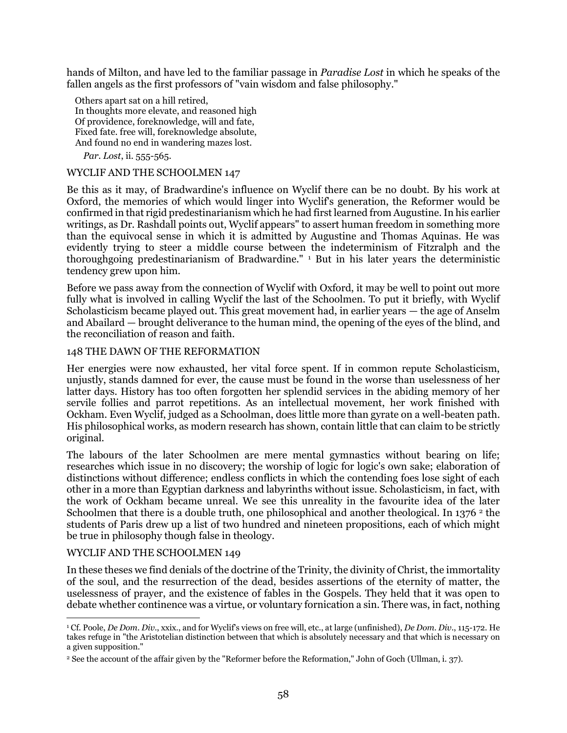hands of Milton, and have led to the familiar passage in *Paradise Lost* in which he speaks of the fallen angels as the first professors of "vain wisdom and false philosophy."

> Others apart sat on a hill retired,
> In thoughts more elevate, and reasoned high
> Of providence, foreknowledge, will and fate,
> Fixed fate. free will, foreknowledge absolute,
> And found no end in wandering mazes lost.
>
> *Par. Lost*, ii. 555-565.

Be this as it may, of Bradwardine's influence on Wyclif there can be no doubt. By his work at Oxford, the memories of which would linger into Wyclif's generation, the Reformer would be confirmed in that rigid predestinarianism which he had first learned from Augustine. In his earlier writings, as Dr. Rashdall points out, Wyclif appears" to assert human freedom in something more than the equivocal sense in which it is admitted by Augustine and Thomas Aquinas. He was evidently trying to steer a middle course between the indeterminism of Fitzralph and the thoroughgoing predestinarianism of Bradwardine." [1] But in his later years the deterministic tendency grew upon him.

Before we pass away from the connection of Wyclif with Oxford, it may be well to point out more fully what is involved in calling Wyclif the last of the Schoolmen. To put it briefly, with Wyclif Scholasticism became played out. This great movement had, in earlier years — the age of Anselm and Abailard — brought deliverance to the human mind, the opening of the eyes of the blind, and the reconciliation of reason and faith.

Her energies were now exhausted, her vital force spent. If in common repute Scholasticism, unjustly, stands damned for ever, the cause must be found in the worse than uselessness of her latter days. History has too often forgotten her splendid services in the abiding memory of her servile follies and parrot repetitions. As an intellectual movement, her work finished with Ockham. Even Wyclif, judged as a Schoolman, does little more than gyrate on a well-beaten path. His philosophical works, as modern research has shown, contain little that can claim to be strictly original.

The labours of the later Schoolmen are mere mental gymnastics without bearing on life; researches which issue in no discovery; the worship of logic for logic's own sake; elaboration of distinctions without difference; endless conflicts in which the contending foes lose sight of each other in a more than Egyptian darkness and labyrinths without issue. Scholasticism, in fact, with the work of Ockham became unreal. We see this unreality in the favourite idea of the later Schoolmen that there is a double truth, one philosophical and another theological. In 1376 [2] the students of Paris drew up a list of two hundred and nineteen propositions, each of which might be true in philosophy though false in theology.

In these theses we find denials of the doctrine of the Trinity, the divinity of Christ, the immortality of the soul, and the resurrection of the dead, besides assertions of the eternity of matter, the uselessness of prayer, and the existence of fables in the Gospels. They held that it was open to debate whether continence was a virtue, or voluntary fornication a sin. There was, in fact, nothing

---

[1] Cf. Poole, *De Dom. Div.*, xxix., and for Wyclif's views on free will, etc., at large (unfinished), *De Dom. Div.*, 115-172. He takes refuge in "the Aristotelian distinction between that which is absolutely necessary and that which is necessary on a given supposition."

[2] See the account of the affair given by the "Reformer before the Reformation," John of Goch (Ullman, i. 37).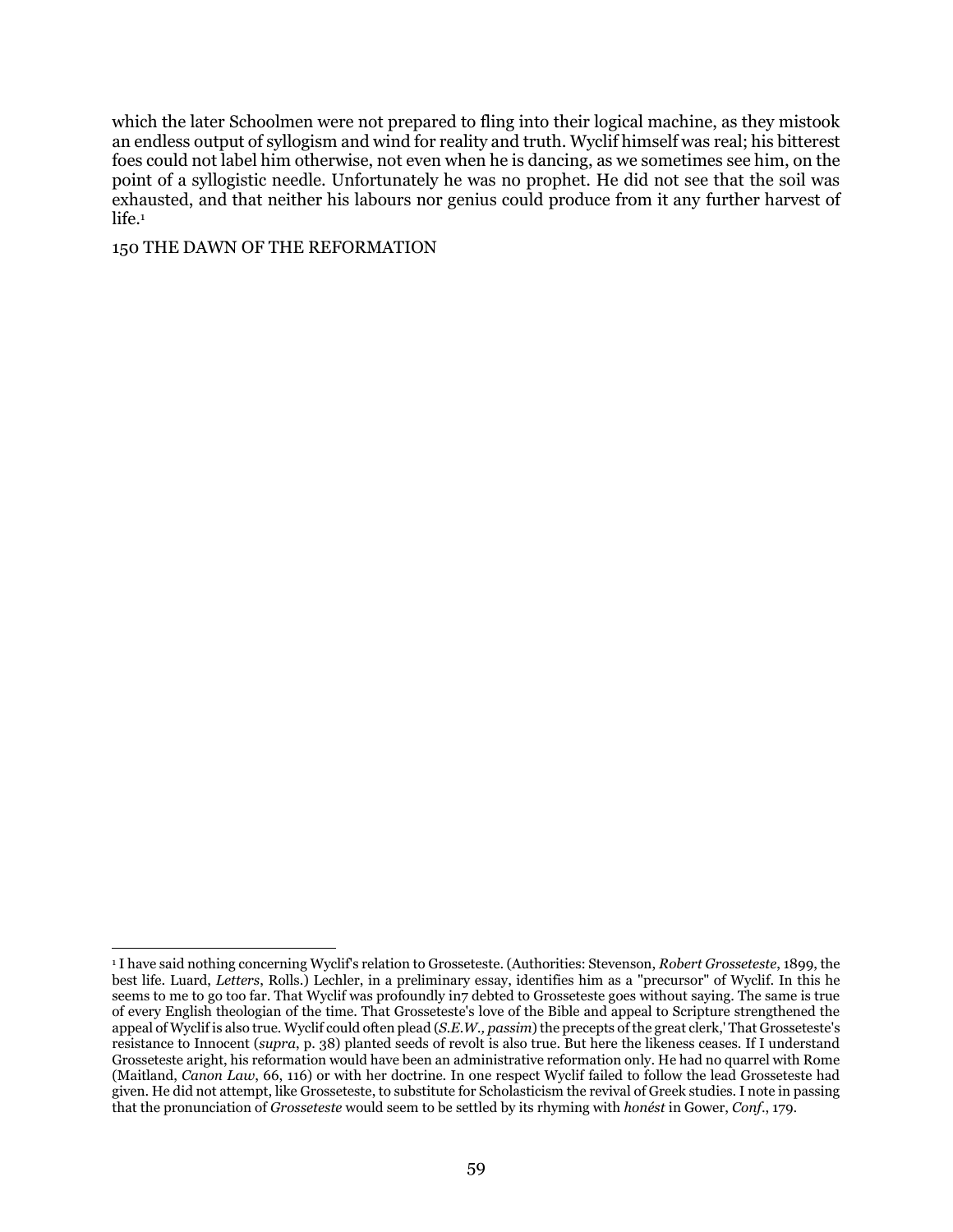which the later Schoolmen were not prepared to fling into their logical machine, as they mistook an endless output of syllogism and wind for reality and truth. Wyclif himself was real; his bitterest foes could not label him otherwise, not even when he is dancing, as we sometimes see him, on the point of a syllogistic needle. Unfortunately he was no prophet. He did not see that the soil was exhausted, and that neither his labours nor genius could produce from it any further harvest of life.[1]

150 THE DAWN OF THE REFORMATION

---

[1] I have said nothing concerning Wyclif's relation to Grosseteste. (Authorities: Stevenson, *Robert Grosseteste*, 1899, the best life. Luard, *Letters*, Rolls.) Lechler, in a preliminary essay, identifies him as a "precursor" of Wyclif. In this he seems to me to go too far. That Wyclif was profoundly in7 debted to Grosseteste goes without saying. The same is true of every English theologian of the time. That Grosseteste's love of the Bible and appeal to Scripture strengthened the appeal of Wyclif is also true. Wyclif could often plead (*S.E.W., passim*) the precepts of the great clerk,' That Grosseteste's resistance to Innocent (*supra*, p. 38) planted seeds of revolt is also true. But here the likeness ceases. If I understand Grosseteste aright, his reformation would have been an administrative reformation only. He had no quarrel with Rome (Maitland, *Canon Law*, 66, 116) or with her doctrine. In one respect Wyclif failed to follow the lead Grosseteste had given. He did not attempt, like Grosseteste, to substitute for Scholasticism the revival of Greek studies. I note in passing that the pronunciation of *Grosseteste* would seem to be settled by its rhyming with *honést* in Gower, *Conf.*, 179.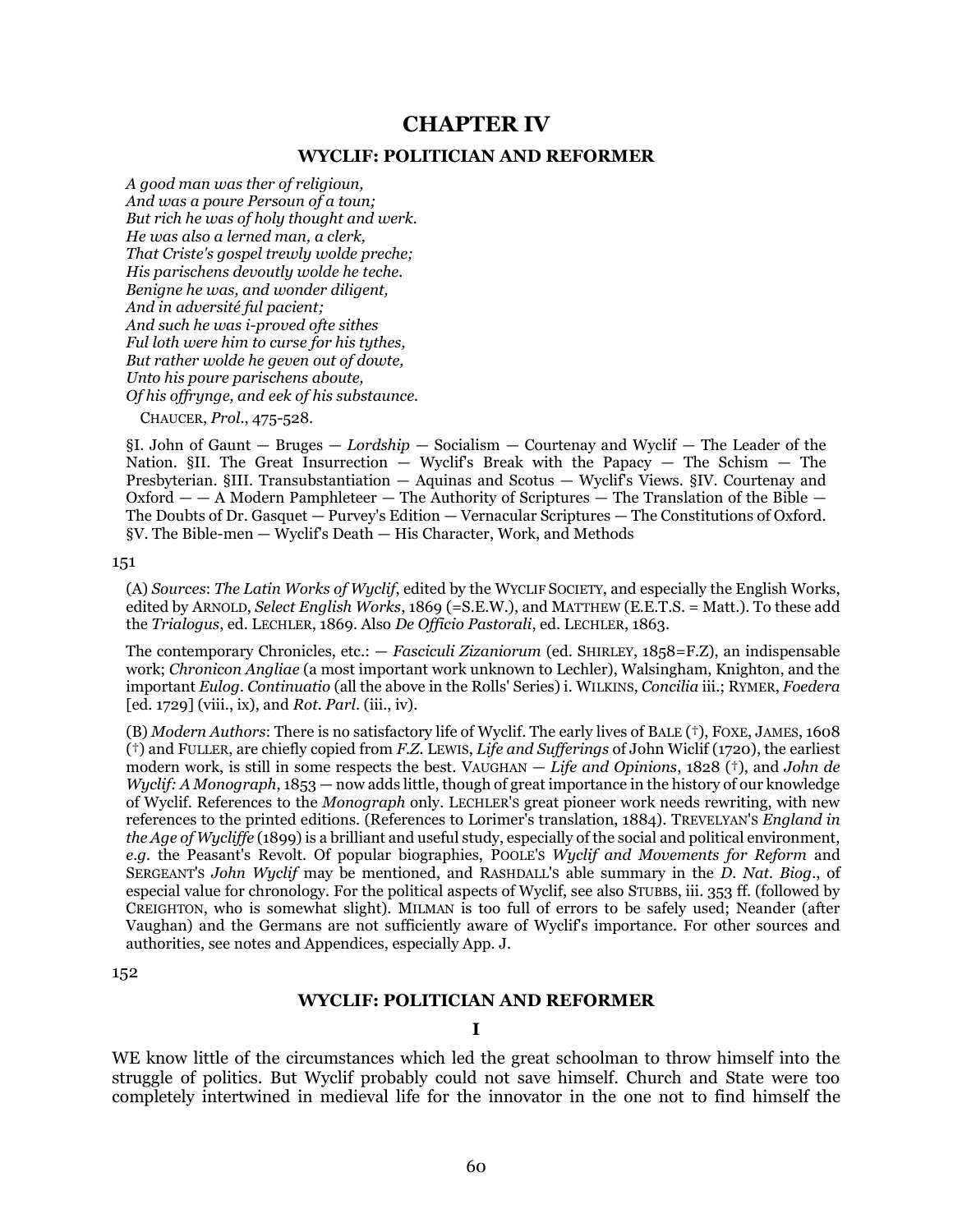# CHAPTER IV

## WYCLIF: POLITICIAN AND REFORMER

*A good man was ther of religioun,*
*And was a poure Persoun of a toun;*
*But rich he was of holy thought and werk.*
*He was also a lerned man, a clerk,*
*That Criste's gospel trewly wolde preche;*
*His parischens devoutly wolde he teche.*
*Benigne he was, and wonder diligent,*
*And in adversité ful pacient;*
*And such he was i-proved ofte sithes*
*Ful loth were him to curse for his tythes,*
*But rather wolde he geven out of dowte,*
*Unto his poure parischens aboute,*
*Of his offrynge, and eek of his substaunce.*

CHAUCER, *Prol.*, 475-528.

§I. John of Gaunt — Bruges — *Lordship* — Socialism — Courtenay and Wyclif — The Leader of the Nation. §II. The Great Insurrection — Wyclif's Break with the Papacy — The Schism — The Presbyterian. §III. Transubstantiation — Aquinas and Scotus — Wyclif's Views. §IV. Courtenay and Oxford — — A Modern Pamphleteer — The Authority of Scriptures — The Translation of the Bible — The Doubts of Dr. Gasquet — Purvey's Edition — Vernacular Scriptures — The Constitutions of Oxford. §V. The Bible-men — Wyclif's Death — His Character, Work, and Methods

151

(A) *Sources*: *The Latin Works of Wyclif*, edited by the WYCLIF SOCIETY, and especially the English Works, edited by ARNOLD, *Select English Works*, 1869 (=S.E.W.), and MATTHEW (E.E.T.S. = Matt.). To these add the *Trialogus*, ed. LECHLER, 1869. Also *De Officio Pastorali*, ed. LECHLER, 1863.

The contemporary Chronicles, etc.: — *Fasciculi Zizaniorum* (ed. SHIRLEY, 1858=F.Z), an indispensable work; *Chronicon Angliae* (a most important work unknown to Lechler), Walsingham, Knighton, and the important *Eulog. Continuatio* (all the above in the Rolls' Series) i. WILKINS, *Concilia* iii.; RYMER, *Foedera* [ed. 1729] (viii., ix), and *Rot. Parl.* (iii., iv).

(B) *Modern Authors*: There is no satisfactory life of Wyclif. The early lives of BALE (†), FOXE, JAMES, 1608 (†) and FULLER, are chiefly copied from *F.Z.* LEWIS, *Life and Sufferings* of John Wiclif (1720), the earliest modern work, is still in some respects the best. VAUGHAN — *Life and Opinions*, 1828 (†), and *John de Wyclif: A Monograph*, 1853 — now adds little, though of great importance in the history of our knowledge of Wyclif. References to the *Monograph* only. LECHLER'S great pioneer work needs rewriting, with new references to the printed editions. (References to Lorimer's translation, 1884). TREVELYAN'S *England in the Age of Wycliffe* (1899) is a brilliant and useful study, especially of the social and political environment, *e.g.* the Peasant's Revolt. Of popular biographies, POOLE'S *Wyclif and Movements for Reform* and SERGEANT'S *John Wyclif* may be mentioned, and RASHDALL'S able summary in the *D. Nat. Biog.*, of especial value for chronology. For the political aspects of Wyclif, see also STUBBS, iii. 353 ff. (followed by CREIGHTON, who is somewhat slight). MILMAN is too full of errors to be safely used; Neander (after Vaughan) and the Germans are not sufficiently aware of Wyclif's importance. For other sources and authorities, see notes and Appendices, especially App. J.

152

## WYCLIF: POLITICIAN AND REFORMER

### I

WE know little of the circumstances which led the great schoolman to throw himself into the struggle of politics. But Wyclif probably could not save himself. Church and State were too completely intertwined in medieval life for the innovator in the one not to find himself the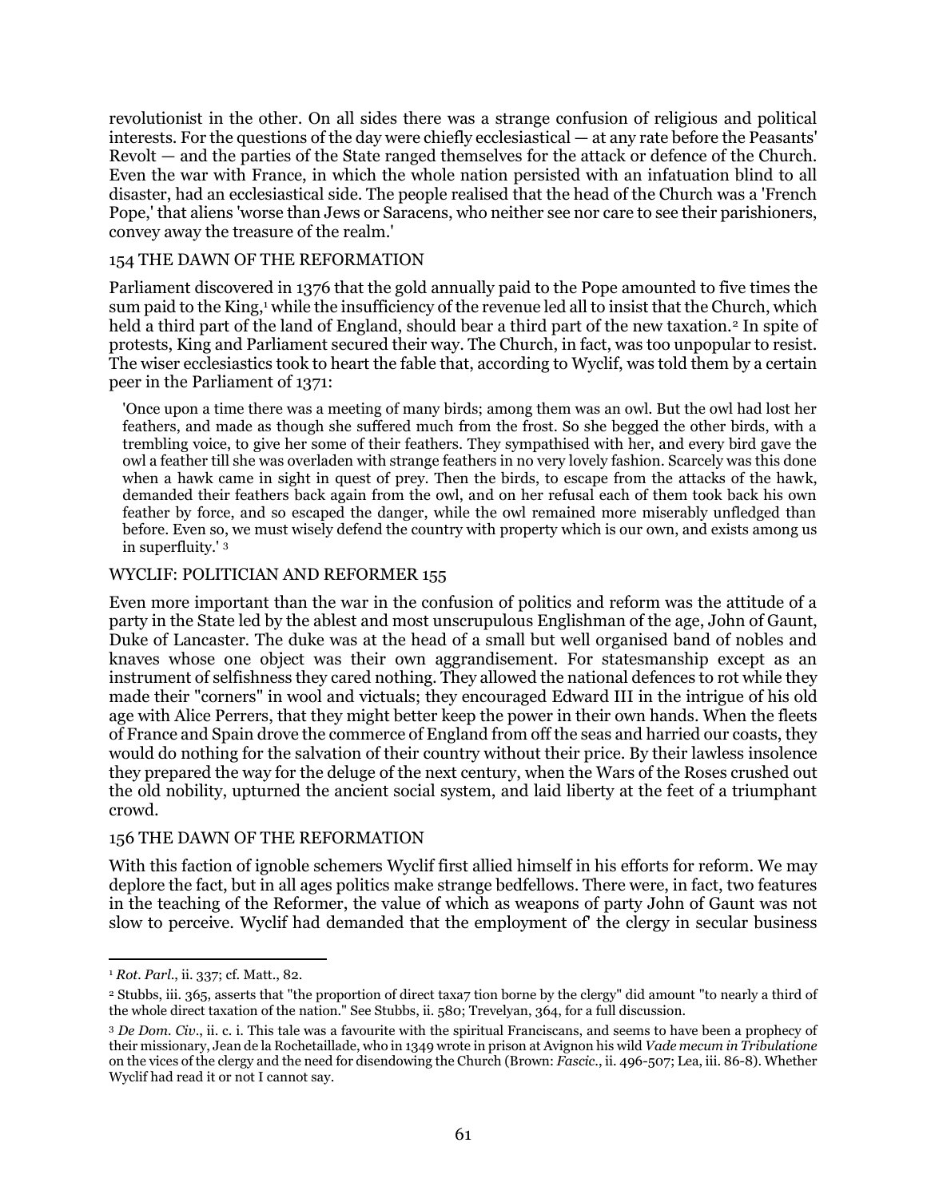revolutionist in the other. On all sides there was a strange confusion of religious and political interests. For the questions of the day were chiefly ecclesiastical — at any rate before the Peasants' Revolt — and the parties of the State ranged themselves for the attack or defence of the Church. Even the war with France, in which the whole nation persisted with an infatuation blind to all disaster, had an ecclesiastical side. The people realised that the head of the Church was a 'French Pope,' that aliens 'worse than Jews or Saracens, who neither see nor care to see their parishioners, convey away the treasure of the realm.'

154 THE DAWN OF THE REFORMATION

Parliament discovered in 1376 that the gold annually paid to the Pope amounted to five times the sum paid to the King,[1] while the insufficiency of the revenue led all to insist that the Church, which held a third part of the land of England, should bear a third part of the new taxation.[2] In spite of protests, King and Parliament secured their way. The Church, in fact, was too unpopular to resist. The wiser ecclesiastics took to heart the fable that, according to Wyclif, was told them by a certain peer in the Parliament of 1371:

> 'Once upon a time there was a meeting of many birds; among them was an owl. But the owl had lost her feathers, and made as though she suffered much from the frost. So she begged the other birds, with a trembling voice, to give her some of their feathers. They sympathised with her, and every bird gave the owl a feather till she was overladen with strange feathers in no very lovely fashion. Scarcely was this done when a hawk came in sight in quest of prey. Then the birds, to escape from the attacks of the hawk, demanded their feathers back again from the owl, and on her refusal each of them took back his own feather by force, and so escaped the danger, while the owl remained more miserably unfledged than before. Even so, we must wisely defend the country with property which is our own, and exists among us in superfluity.' [3]

WYCLIF: POLITICIAN AND REFORMER 155

Even more important than the war in the confusion of politics and reform was the attitude of a party in the State led by the ablest and most unscrupulous Englishman of the age, John of Gaunt, Duke of Lancaster. The duke was at the head of a small but well organised band of nobles and knaves whose one object was their own aggrandisement. For statesmanship except as an instrument of selfishness they cared nothing. They allowed the national defences to rot while they made their "corners" in wool and victuals; they encouraged Edward III in the intrigue of his old age with Alice Perrers, that they might better keep the power in their own hands. When the fleets of France and Spain drove the commerce of England from off the seas and harried our coasts, they would do nothing for the salvation of their country without their price. By their lawless insolence they prepared the way for the deluge of the next century, when the Wars of the Roses crushed out the old nobility, upturned the ancient social system, and laid liberty at the feet of a triumphant crowd.

156 THE DAWN OF THE REFORMATION

With this faction of ignoble schemers Wyclif first allied himself in his efforts for reform. We may deplore the fact, but in all ages politics make strange bedfellows. There were, in fact, two features in the teaching of the Reformer, the value of which as weapons of party John of Gaunt was not slow to perceive. Wyclif had demanded that the employment of' the clergy in secular business

---

[1] *Rot. Parl.*, ii. 337; cf. Matt., 82.

[2] Stubbs, iii. 365, asserts that "the proportion of direct taxa7 tion borne by the clergy" did amount "to nearly a third of the whole direct taxation of the nation." See Stubbs, ii. 580; Trevelyan, 364, for a full discussion.

[3] *De Dom. Civ.*, ii. c. i. This tale was a favourite with the spiritual Franciscans, and seems to have been a prophecy of their missionary, Jean de la Rochetaillade, who in 1349 wrote in prison at Avignon his wild *Vade mecum in Tribulatione* on the vices of the clergy and the need for disendowing the Church (Brown: *Fascic.*, ii. 496-507; Lea, iii. 86-8). Whether Wyclif had read it or not I cannot say.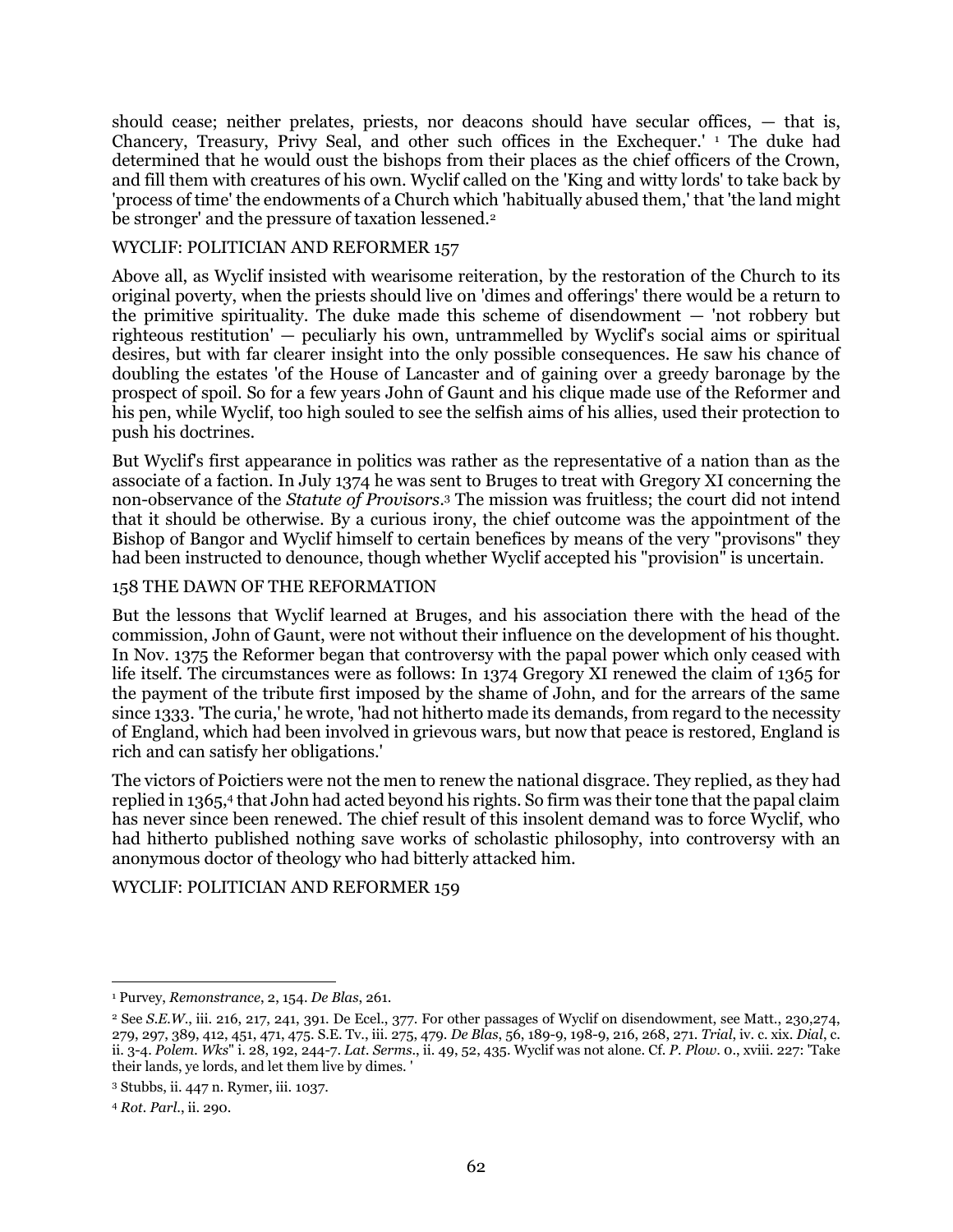should cease; neither prelates, priests, nor deacons should have secular offices, — that is, Chancery, Treasury, Privy Seal, and other such offices in the Exchequer.' [1] The duke had determined that he would oust the bishops from their places as the chief officers of the Crown, and fill them with creatures of his own. Wyclif called on the 'King and witty lords' to take back by 'process of time' the endowments of a Church which 'habitually abused them,' that 'the land might be stronger' and the pressure of taxation lessened.[2]

WYCLIF: POLITICIAN AND REFORMER 157

Above all, as Wyclif insisted with wearisome reiteration, by the restoration of the Church to its original poverty, when the priests should live on 'dimes and offerings' there would be a return to the primitive spirituality. The duke made this scheme of disendowment — 'not robbery but righteous restitution' — peculiarly his own, untrammelled by Wyclif's social aims or spiritual desires, but with far clearer insight into the only possible consequences. He saw his chance of doubling the estates 'of the House of Lancaster and of gaining over a greedy baronage by the prospect of spoil. So for a few years John of Gaunt and his clique made use of the Reformer and his pen, while Wyclif, too high souled to see the selfish aims of his allies, used their protection to push his doctrines.

But Wyclif's first appearance in politics was rather as the representative of a nation than as the associate of a faction. In July 1374 he was sent to Bruges to treat with Gregory XI concerning the non-observance of the *Statute of Provisors*.[3] The mission was fruitless; the court did not intend that it should be otherwise. By a curious irony, the chief outcome was the appointment of the Bishop of Bangor and Wyclif himself to certain benefices by means of the very "provisons" they had been instructed to denounce, though whether Wyclif accepted his "provision" is uncertain.

158 THE DAWN OF THE REFORMATION

But the lessons that Wyclif learned at Bruges, and his association there with the head of the commission, John of Gaunt, were not without their influence on the development of his thought. In Nov. 1375 the Reformer began that controversy with the papal power which only ceased with life itself. The circumstances were as follows: In 1374 Gregory XI renewed the claim of 1365 for the payment of the tribute first imposed by the shame of John, and for the arrears of the same since 1333. 'The curia,' he wrote, 'had not hitherto made its demands, from regard to the necessity of England, which had been involved in grievous wars, but now that peace is restored, England is rich and can satisfy her obligations.'

The victors of Poictiers were not the men to renew the national disgrace. They replied, as they had replied in 1365,[4] that John had acted beyond his rights. So firm was their tone that the papal claim has never since been renewed. The chief result of this insolent demand was to force Wyclif, who had hitherto published nothing save works of scholastic philosophy, into controversy with an anonymous doctor of theology who had bitterly attacked him.

WYCLIF: POLITICIAN AND REFORMER 159

---

[1] Purvey, *Remonstrance*, 2, 154. *De Blas*, 261.

[2] See *S.E.W.*, iii. 216, 217, 241, 391. De Ecel., 377. For other passages of Wyclif on disendowment, see Matt., 230,274, 279, 297, 389, 412, 451, 471, 475. S.E. Tv., iii. 275, 479. *De Blas*, 56, 189-9, 198-9, 216, 268, 271. *Trial*, iv. c. xix. *Dial*, c. ii. 3-4. *Polem. Wks*" i. 28, 192, 244-7. *Lat. Serms*., ii. 49, 52, 435. Wyclif was not alone. Cf. *P. Plow*. 0., xviii. 227: 'Take their lands, ye lords, and let them live by dimes. '

[3] Stubbs, ii. 447 n. Rymer, iii. 1037.

[4] *Rot. Parl*., ii. 290.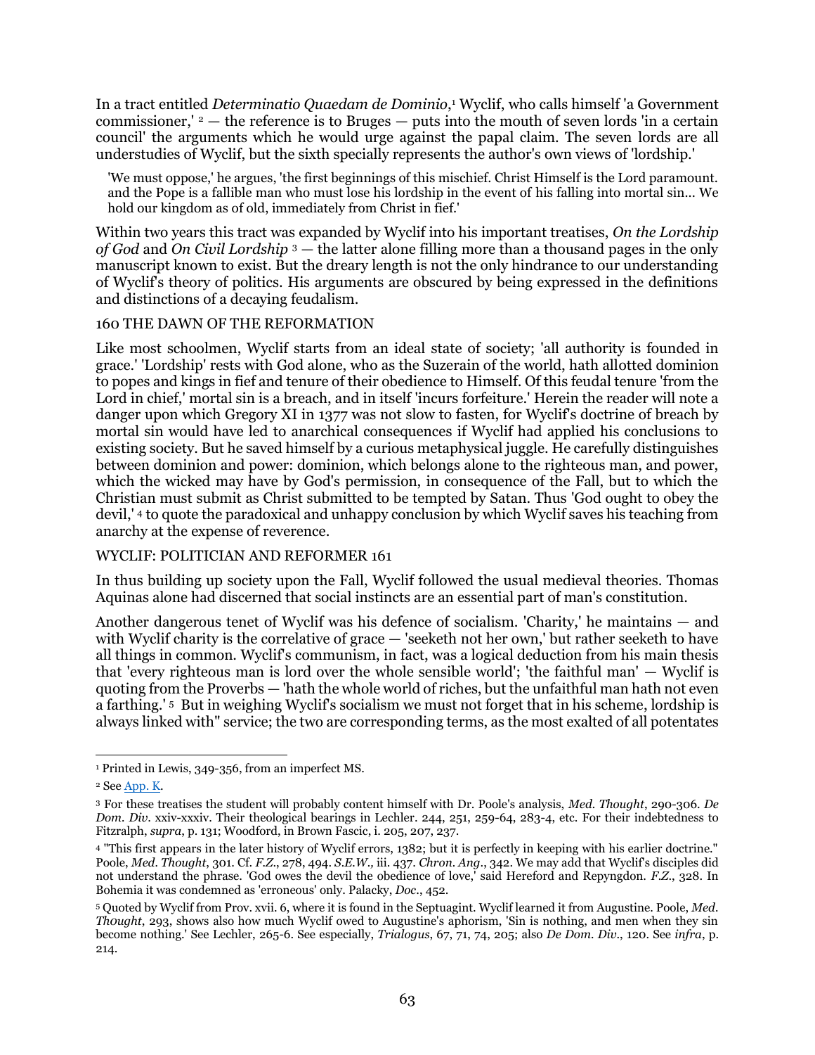In a tract entitled *Determinatio Quaedam de Dominio*,[1] Wyclif, who calls himself 'a Government commissioner,' [2] — the reference is to Bruges — puts into the mouth of seven lords 'in a certain council' the arguments which he would urge against the papal claim. The seven lords are all understudies of Wyclif, but the sixth specially represents the author's own views of 'lordship.'

> 'We must oppose,' he argues, 'the first beginnings of this mischief. Christ Himself is the Lord paramount. and the Pope is a fallible man who must lose his lordship in the event of his falling into mortal sin... We hold our kingdom as of old, immediately from Christ in fief.'

Within two years this tract was expanded by Wyclif into his important treatises, *On the Lordship of God* and *On Civil Lordship* [3] — the latter alone filling more than a thousand pages in the only manuscript known to exist. But the dreary length is not the only hindrance to our understanding of Wyclif's theory of politics. His arguments are obscured by being expressed in the definitions and distinctions of a decaying feudalism.

Like most schoolmen, Wyclif starts from an ideal state of society; 'all authority is founded in grace.' 'Lordship' rests with God alone, who as the Suzerain of the world, hath allotted dominion to popes and kings in fief and tenure of their obedience to Himself. Of this feudal tenure 'from the Lord in chief,' mortal sin is a breach, and in itself 'incurs forfeiture.' Herein the reader will note a danger upon which Gregory XI in 1377 was not slow to fasten, for Wyclif's doctrine of breach by mortal sin would have led to anarchical consequences if Wyclif had applied his conclusions to existing society. But he saved himself by a curious metaphysical juggle. He carefully distinguishes between dominion and power: dominion, which belongs alone to the righteous man, and power, which the wicked may have by God's permission, in consequence of the Fall, but to which the Christian must submit as Christ submitted to be tempted by Satan. Thus 'God ought to obey the devil,' [4] to quote the paradoxical and unhappy conclusion by which Wyclif saves his teaching from anarchy at the expense of reverence.

In thus building up society upon the Fall, Wyclif followed the usual medieval theories. Thomas Aquinas alone had discerned that social instincts are an essential part of man's constitution.

Another dangerous tenet of Wyclif was his defence of socialism. 'Charity,' he maintains — and with Wyclif charity is the correlative of grace — 'seeketh not her own,' but rather seeketh to have all things in common. Wyclif's communism, in fact, was a logical deduction from his main thesis that 'every righteous man is lord over the whole sensible world'; 'the faithful man' — Wyclif is quoting from the Proverbs — 'hath the whole world of riches, but the unfaithful man hath not even a farthing.' [5] But in weighing Wyclif's socialism we must not forget that in his scheme, lordship is always linked with" service; the two are corresponding terms, as the most exalted of all potentates

---

[1] Printed in Lewis, 349-356, from an imperfect MS.

[2] See App. K.

[3] For these treatises the student will probably content himself with Dr. Poole's analysis, *Med. Thought*, 290-306. *De Dom. Div.* xxiv-xxxiv. Their theological bearings in Lechler. 244, 251, 259-64, 283-4, etc. For their indebtedness to Fitzralph, *supra*, p. 131; Woodford, in Brown Fascic, i. 205, 207, 237.

[4] "This first appears in the later history of Wyclif errors, 1382; but it is perfectly in keeping with his earlier doctrine." Poole, *Med. Thought*, 301. Cf. *F.Z.*, 278, 494. *S.E.W.*, iii. 437. *Chron. Ang.*, 342. We may add that Wyclif's disciples did not understand the phrase. 'God owes the devil the obedience of love,' said Hereford and Repyngdon. *F.Z.*, 328. In Bohemia it was condemned as 'erroneous' only. Palacky, *Doc.*, 452.

[5] Quoted by Wyclif from Prov. xvii. 6, where it is found in the Septuagint. Wyclif learned it from Augustine. Poole, *Med. Thought*, 293, shows also how much Wyclif owed to Augustine's aphorism, 'Sin is nothing, and men when they sin become nothing.' See Lechler, 265-6. See especially, *Trialogus*, 67, 71, 74, 205; also *De Dom. Div.*, 120. See *infra*, p. 214.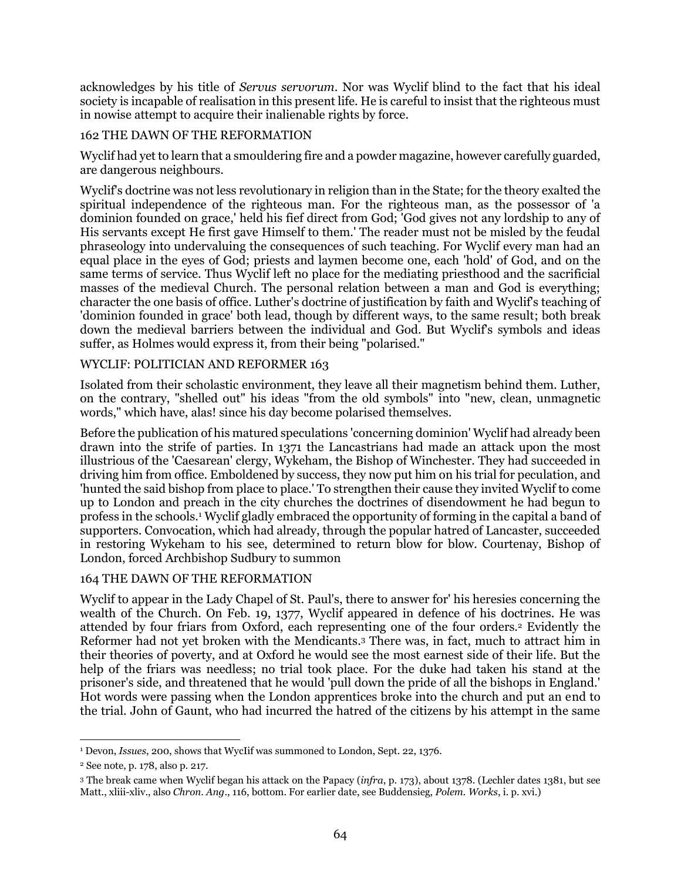acknowledges by his title of *Servus servorum*. Nor was Wyclif blind to the fact that his ideal society is incapable of realisation in this present life. He is careful to insist that the righteous must in nowise attempt to acquire their inalienable rights by force.

Wyclif had yet to learn that a smouldering fire and a powder magazine, however carefully guarded, are dangerous neighbours.

Wyclif's doctrine was not less revolutionary in religion than in the State; for the theory exalted the spiritual independence of the righteous man. For the righteous man, as the possessor of 'a dominion founded on grace,' held his fief direct from God; 'God gives not any lordship to any of His servants except He first gave Himself to them.' The reader must not be misled by the feudal phraseology into undervaluing the consequences of such teaching. For Wyclif every man had an equal place in the eyes of God; priests and laymen become one, each 'hold' of God, and on the same terms of service. Thus Wyclif left no place for the mediating priesthood and the sacrificial masses of the medieval Church. The personal relation between a man and God is everything; character the one basis of office. Luther's doctrine of justification by faith and Wyclif's teaching of 'dominion founded in grace' both lead, though by different ways, to the same result; both break down the medieval barriers between the individual and God. But Wyclif's symbols and ideas suffer, as Holmes would express it, from their being "polarised."

Isolated from their scholastic environment, they leave all their magnetism behind them. Luther, on the contrary, "shelled out" his ideas "from the old symbols" into "new, clean, unmagnetic words," which have, alas! since his day become polarised themselves.

Before the publication of his matured speculations 'concerning dominion' Wyclif had already been drawn into the strife of parties. In 1371 the Lancastrians had made an attack upon the most illustrious of the 'Caesarean' clergy, Wykeham, the Bishop of Winchester. They had succeeded in driving him from office. Emboldened by success, they now put him on his trial for peculation, and 'hunted the said bishop from place to place.' To strengthen their cause they invited Wyclif to come up to London and preach in the city churches the doctrines of disendowment he had begun to profess in the schools.[1] Wyclif gladly embraced the opportunity of forming in the capital a band of supporters. Convocation, which had already, through the popular hatred of Lancaster, succeeded in restoring Wykeham to his see, determined to return blow for blow. Courtenay, Bishop of London, forced Archbishop Sudbury to summon Wyclif to appear in the Lady Chapel of St. Paul's, there to answer for' his heresies concerning the wealth of the Church. On Feb. 19, 1377, Wyclif appeared in defence of his doctrines. He was attended by four friars from Oxford, each representing one of the four orders.[2] Evidently the Reformer had not yet broken with the Mendicants.[3] There was, in fact, much to attract him in their theories of poverty, and at Oxford he would see the most earnest side of their life. But the help of the friars was needless; no trial took place. For the duke had taken his stand at the prisoner's side, and threatened that he would 'pull down the pride of all the bishops in England.' Hot words were passing when the London apprentices broke into the church and put an end to the trial. John of Gaunt, who had incurred the hatred of the citizens by his attempt in the same

---

[1] Devon, *Issues*, 200, shows that Wyclif was summoned to London, Sept. 22, 1376.

[2] See note, p. 178, also p. 217.

[3] The break came when Wyclif began his attack on the Papacy (*infra*, p. 173), about 1378. (Lechler dates 1381, but see Matt., xliii-xliv., also *Chron. Ang.*, 116, bottom. For earlier date, see Buddensieg, *Polem. Works*, i. p. xvi.)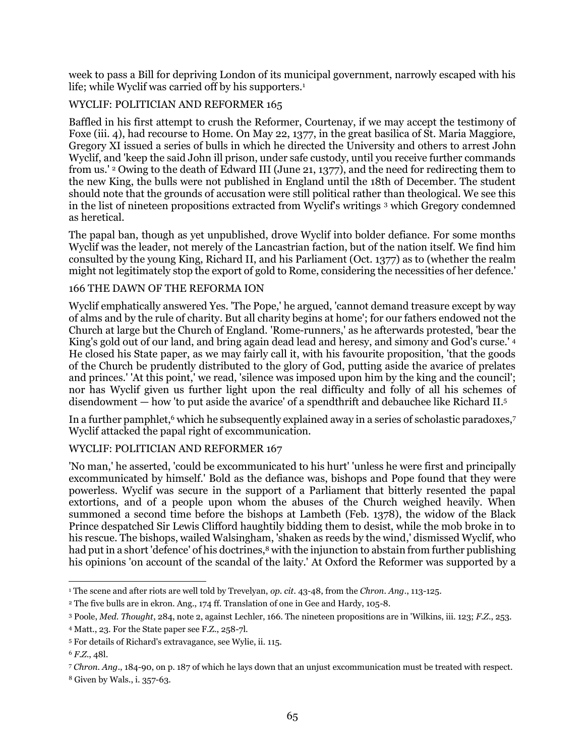week to pass a Bill for depriving London of its municipal government, narrowly escaped with his life; while Wyclif was carried off by his supporters.[1]

Baffled in his first attempt to crush the Reformer, Courtenay, if we may accept the testimony of Foxe (iii. 4), had recourse to Home. On May 22, 1377, in the great basilica of St. Maria Maggiore, Gregory XI issued a series of bulls in which he directed the University and others to arrest John Wyclif, and 'keep the said John ill prison, under safe custody, until you receive further commands from us.' [2] Owing to the death of Edward III (June 21, 1377), and the need for redirecting them to the new King, the bulls were not published in England until the 18th of December. The student should note that the grounds of accusation were still political rather than theological. We see this in the list of nineteen propositions extracted from Wyclif's writings [3] which Gregory condemned as heretical.

The papal ban, though as yet unpublished, drove Wyclif into bolder defiance. For some months Wyclif was the leader, not merely of the Lancastrian faction, but of the nation itself. We find him consulted by the young King, Richard II, and his Parliament (Oct. 1377) as to (whether the realm might not legitimately stop the export of gold to Rome, considering the necessities of her defence.'

Wyclif emphatically answered Yes. 'The Pope,' he argued, 'cannot demand treasure except by way of alms and by the rule of charity. But all charity begins at home'; for our fathers endowed not the Church at large but the Church of England. 'Rome-runners,' as he afterwards protested, 'bear the King's gold out of our land, and bring again dead lead and heresy, and simony and God's curse.' [4] He closed his State paper, as we may fairly call it, with his favourite proposition, 'that the goods of the Church be prudently distributed to the glory of God, putting aside the avarice of prelates and princes.' 'At this point,' we read, 'silence was imposed upon him by the king and the council'; nor has Wyclif given us further light upon the real difficulty and folly of all his schemes of disendowment — how 'to put aside the avarice' of a spendthrift and debauchee like Richard II.[5]

In a further pamphlet,[6] which he subsequently explained away in a series of scholastic paradoxes,[7] Wyclif attacked the papal right of excommunication.

'No man,' he asserted, 'could be excommunicated to his hurt' 'unless he were first and principally excommunicated by himself.' Bold as the defiance was, bishops and Pope found that they were powerless. Wyclif was secure in the support of a Parliament that bitterly resented the papal extortions, and of a people upon whom the abuses of the Church weighed heavily. When summoned a second time before the bishops at Lambeth (Feb. 1378), the widow of the Black Prince despatched Sir Lewis Clifford haughtily bidding them to desist, while the mob broke in to his rescue. The bishops, wailed Walsingham, 'shaken as reeds by the wind,' dismissed Wyclif, who had put in a short 'defence' of his doctrines,[8] with the injunction to abstain from further publishing his opinions 'on account of the scandal of the laity.' At Oxford the Reformer was supported by a

---

[1] The scene and after riots are well told by Trevelyan, *op. cit*. 43-48, from the *Chron. Ang*., 113-125.

[2] The five bulls are in ekron. Ang., 174 ff. Translation of one in Gee and Hardy, 105-8.

[3] Poole, *Med. Thought*, 284, note 2, against Lechler, 166. The nineteen propositions are in 'Wilkins, iii. 123; *F.Z*., 253.

[4] Matt., 23. For the State paper see F.Z., 258-7l.

[5] For details of Richard's extravagance, see Wylie, ii. 115.

[6] *F.Z*., 48l.

[7] *Chron. Ang*., 184-90, on p. 187 of which he lays down that an unjust excommunication must be treated with respect.

[8] Given by Wals., i. 357-63.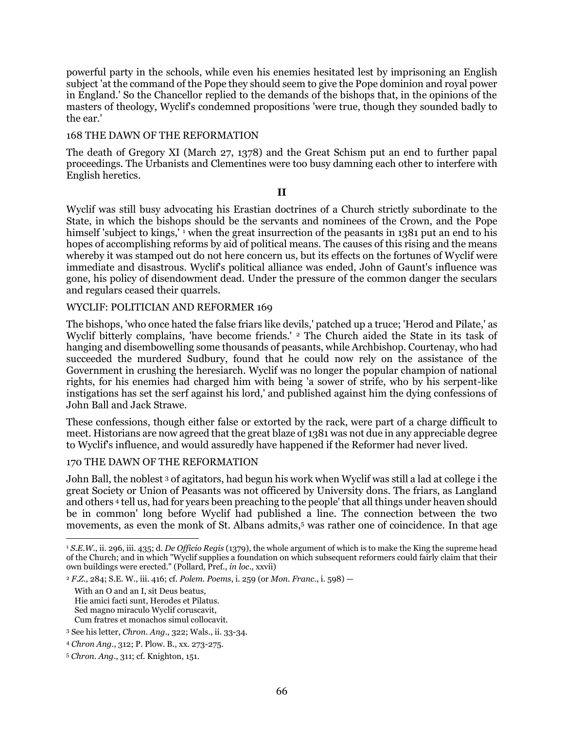powerful party in the schools, while even his enemies hesitated lest by imprisoning an English subject 'at the command of the Pope they should seem to give the Pope dominion and royal power in England.' So the Chancellor replied to the demands of the bishops that, in the opinions of the masters of theology, Wyclif's condemned propositions 'were true, though they sounded badly to the ear.'

The death of Gregory XI (March 27, 1378) and the Great Schism put an end to further papal proceedings. The Urbanists and Clementines were too busy damning each other to interfere with English heretics.

## II

Wyclif was still busy advocating his Erastian doctrines of a Church strictly subordinate to the State, in which the bishops should be the servants and nominees of the Crown, and the Pope himself 'subject to kings,' [1] when the great insurrection of the peasants in 1381 put an end to his hopes of accomplishing reforms by aid of political means. The causes of this rising and the means whereby it was stamped out do not here concern us, but its effects on the fortunes of Wyclif were immediate and disastrous. Wyclif's political alliance was ended, John of Gaunt's influence was gone, his policy of disendowment dead. Under the pressure of the common danger the seculars and regulars ceased their quarrels.

The bishops, 'who once hated the false friars like devils,' patched up a truce; 'Herod and Pilate,' as Wyclif bitterly complains, 'have become friends.' [2] The Church aided the State in its task of hanging and disembowelling some thousands of peasants, while Archbishop. Courtenay, who had succeeded the murdered Sudbury, found that he could now rely on the assistance of the Government in crushing the heresiarch. Wyclif was no longer the popular champion of national rights, for his enemies had charged him with being 'a sower of strife, who by his serpent-like instigations has set the serf against his lord,' and published against him the dying confessions of John Ball and Jack Strawe.

These confessions, though either false or extorted by the rack, were part of a charge difficult to meet. Historians are now agreed that the great blaze of 1381 was not due in any appreciable degree to Wyclif's influence, and would assuredly have happened if the Reformer had never lived.

John Ball, the noblest [3] of agitators, had begun his work when Wyclif was still a lad at college i the great Society or Union of Peasants was not officered by University dons. The friars, as Langland and others [4] tell us, had for years been preaching to the people' that all things under heaven should be in common' long before Wyclif had published a line. The connection between the two movements, as even the monk of St. Albans admits,[5] was rather one of coincidence. In that age

---

[1] *S.E.W.*, ii. 296, iii. 435; d. *De Officio Regis* (1379), the whole argument of which is to make the King the supreme head of the Church; and in which "Wyclif supplies a foundation on which subsequent reformers could fairly claim that their own buildings were erected." (Pollard, Pref., *in loc*., xxvii)

[2] *F.Z.*, 284; S.E. W., iii. 416; cf. *Polem. Poems*, i. 259 (or *Mon. Franc.*, i. 598) —

With an O and an I, sit Deus beatus,
Hie amici facti sunt, Herodes et Pilatus.
Sed magno miraculo Wyclif coruscavit,
Cum fratres et monachos simul collocavit.

[3] See his letter, *Chron. Ang*., 322; Wals., ii. 33-34.

[4] *Chron Ang*., 312; P. Plow. B., xx. 273-275.

[5] *Chron. Ang*., 311; cf. Knighton, 151.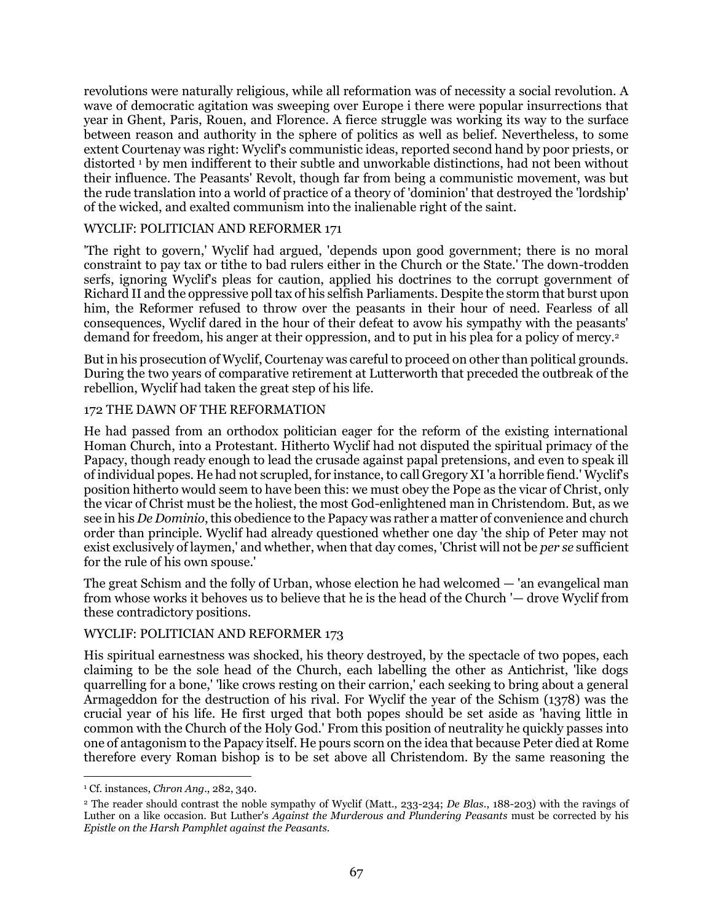revolutions were naturally religious, while all reformation was of necessity a social revolution. A wave of democratic agitation was sweeping over Europe i there were popular insurrections that year in Ghent, Paris, Rouen, and Florence. A fierce struggle was working its way to the surface between reason and authority in the sphere of politics as well as belief. Nevertheless, to some extent Courtenay was right: Wyclif's communistic ideas, reported second hand by poor priests, or distorted [1] by men indifferent to their subtle and unworkable distinctions, had not been without their influence. The Peasants' Revolt, though far from being a communistic movement, was but the rude translation into a world of practice of a theory of 'dominion' that destroyed the 'lordship' of the wicked, and exalted communism into the inalienable right of the saint.

'The right to govern,' Wyclif had argued, 'depends upon good government; there is no moral constraint to pay tax or tithe to bad rulers either in the Church or the State.' The down-trodden serfs, ignoring Wyclif's pleas for caution, applied his doctrines to the corrupt government of Richard II and the oppressive poll tax of his selfish Parliaments. Despite the storm that burst upon him, the Reformer refused to throw over the peasants in their hour of need. Fearless of all consequences, Wyclif dared in the hour of their defeat to avow his sympathy with the peasants' demand for freedom, his anger at their oppression, and to put in his plea for a policy of mercy.[2]

But in his prosecution of Wyclif, Courtenay was careful to proceed on other than political grounds. During the two years of comparative retirement at Lutterworth that preceded the outbreak of the rebellion, Wyclif had taken the great step of his life.

He had passed from an orthodox politician eager for the reform of the existing international Homan Church, into a Protestant. Hitherto Wyclif had not disputed the spiritual primacy of the Papacy, though ready enough to lead the crusade against papal pretensions, and even to speak ill of individual popes. He had not scrupled, for instance, to call Gregory XI 'a horrible fiend.' Wyclif's position hitherto would seem to have been this: we must obey the Pope as the vicar of Christ, only the vicar of Christ must be the holiest, the most God-enlightened man in Christendom. But, as we see in his *De Dominio*, this obedience to the Papacy was rather a matter of convenience and church order than principle. Wyclif had already questioned whether one day 'the ship of Peter may not exist exclusively of laymen,' and whether, when that day comes, 'Christ will not be *per se* sufficient for the rule of his own spouse.'

The great Schism and the folly of Urban, whose election he had welcomed — 'an evangelical man from whose works it behoves us to believe that he is the head of the Church '— drove Wyclif from these contradictory positions.

His spiritual earnestness was shocked, his theory destroyed, by the spectacle of two popes, each claiming to be the sole head of the Church, each labelling the other as Antichrist, 'like dogs quarrelling for a bone,' 'like crows resting on their carrion,' each seeking to bring about a general Armageddon for the destruction of his rival. For Wyclif the year of the Schism (1378) was the crucial year of his life. He first urged that both popes should be set aside as 'having little in common with the Church of the Holy God.' From this position of neutrality he quickly passes into one of antagonism to the Papacy itself. He pours scorn on the idea that because Peter died at Rome therefore every Roman bishop is to be set above all Christendom. By the same reasoning the

---

[1] Cf. instances, *Chron Ang.*, 282, 340.

[2] The reader should contrast the noble sympathy of Wyclif (Matt., 233-234; *De Blas.*, 188-203) with the ravings of Luther on a like occasion. But Luther's *Against the Murderous and Plundering Peasants* must be corrected by his *Epistle on the Harsh Pamphlet against the Peasants.*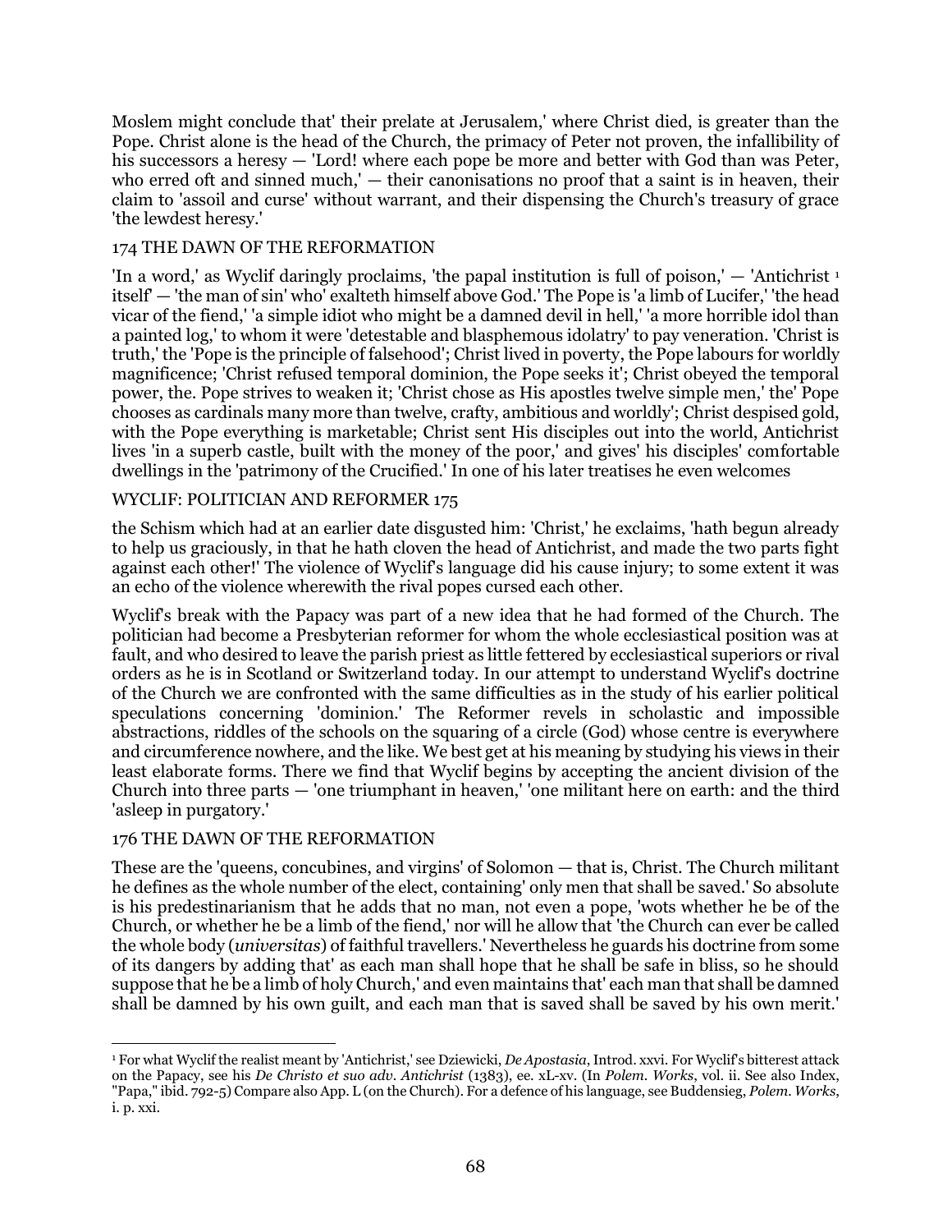Moslem might conclude that' their prelate at Jerusalem,' where Christ died, is greater than the Pope. Christ alone is the head of the Church, the primacy of Peter not proven, the infallibility of his successors a heresy — 'Lord! where each pope be more and better with God than was Peter, who erred oft and sinned much,' — their canonisations no proof that a saint is in heaven, their claim to 'assoil and curse' without warrant, and their dispensing the Church's treasury of grace 'the lewdest heresy.'

'In a word,' as Wyclif daringly proclaims, 'the papal institution is full of poison,' — 'Antichrist [1] itself' — 'the man of sin' who' exalteth himself above God.' The Pope is 'a limb of Lucifer,' 'the head vicar of the fiend,' 'a simple idiot who might be a damned devil in hell,' 'a more horrible idol than a painted log,' to whom it were 'detestable and blasphemous idolatry' to pay veneration. 'Christ is truth,' the 'Pope is the principle of falsehood'; Christ lived in poverty, the Pope labours for worldly magnificence; 'Christ refused temporal dominion, the Pope seeks it'; Christ obeyed the temporal power, the. Pope strives to weaken it; 'Christ chose as His apostles twelve simple men,' the' Pope chooses as cardinals many more than twelve, crafty, ambitious and worldly'; Christ despised gold, with the Pope everything is marketable; Christ sent His disciples out into the world, Antichrist lives 'in a superb castle, built with the money of the poor,' and gives' his disciples' comfortable dwellings in the 'patrimony of the Crucified.' In one of his later treatises he even welcomes the Schism which had at an earlier date disgusted him: 'Christ,' he exclaims, 'hath begun already to help us graciously, in that he hath cloven the head of Antichrist, and made the two parts fight against each other!' The violence of Wyclif's language did his cause injury; to some extent it was an echo of the violence wherewith the rival popes cursed each other.

Wyclif's break with the Papacy was part of a new idea that he had formed of the Church. The politician had become a Presbyterian reformer for whom the whole ecclesiastical position was at fault, and who desired to leave the parish priest as little fettered by ecclesiastical superiors or rival orders as he is in Scotland or Switzerland today. In our attempt to understand Wyclif's doctrine of the Church we are confronted with the same difficulties as in the study of his earlier political speculations concerning 'dominion.' The Reformer revels in scholastic and impossible abstractions, riddles of the schools on the squaring of a circle (God) whose centre is everywhere and circumference nowhere, and the like. We best get at his meaning by studying his views in their least elaborate forms. There we find that Wyclif begins by accepting the ancient division of the Church into three parts — 'one triumphant in heaven,' 'one militant here on earth: and the third 'asleep in purgatory.'

These are the 'queens, concubines, and virgins' of Solomon — that is, Christ. The Church militant he defines as the whole number of the elect, containing' only men that shall be saved.' So absolute is his predestinarianism that he adds that no man, not even a pope, 'wots whether he be of the Church, or whether he be a limb of the fiend,' nor will he allow that 'the Church can ever be called the whole body (*universitas*) of faithful travellers.' Nevertheless he guards his doctrine from some of its dangers by adding that' as each man shall hope that he shall be safe in bliss, so he should suppose that he be a limb of holy Church,' and even maintains that' each man that shall be damned shall be damned by his own guilt, and each man that is saved shall be saved by his own merit.'

---

[1] For what Wyclif the realist meant by 'Antichrist,' see Dziewicki, *De Apostasia*, Introd. xxvi. For Wyclif's bitterest attack on the Papacy, see his *De Christo et suo adv. Antichrist* (1383), ee. xL-xv. (In *Polem. Works*, vol. ii. See also Index, "Papa," ibid. 792-5) Compare also App. L (on the Church). For a defence of his language, see Buddensieg, *Polem. Works*, i. p. xxi.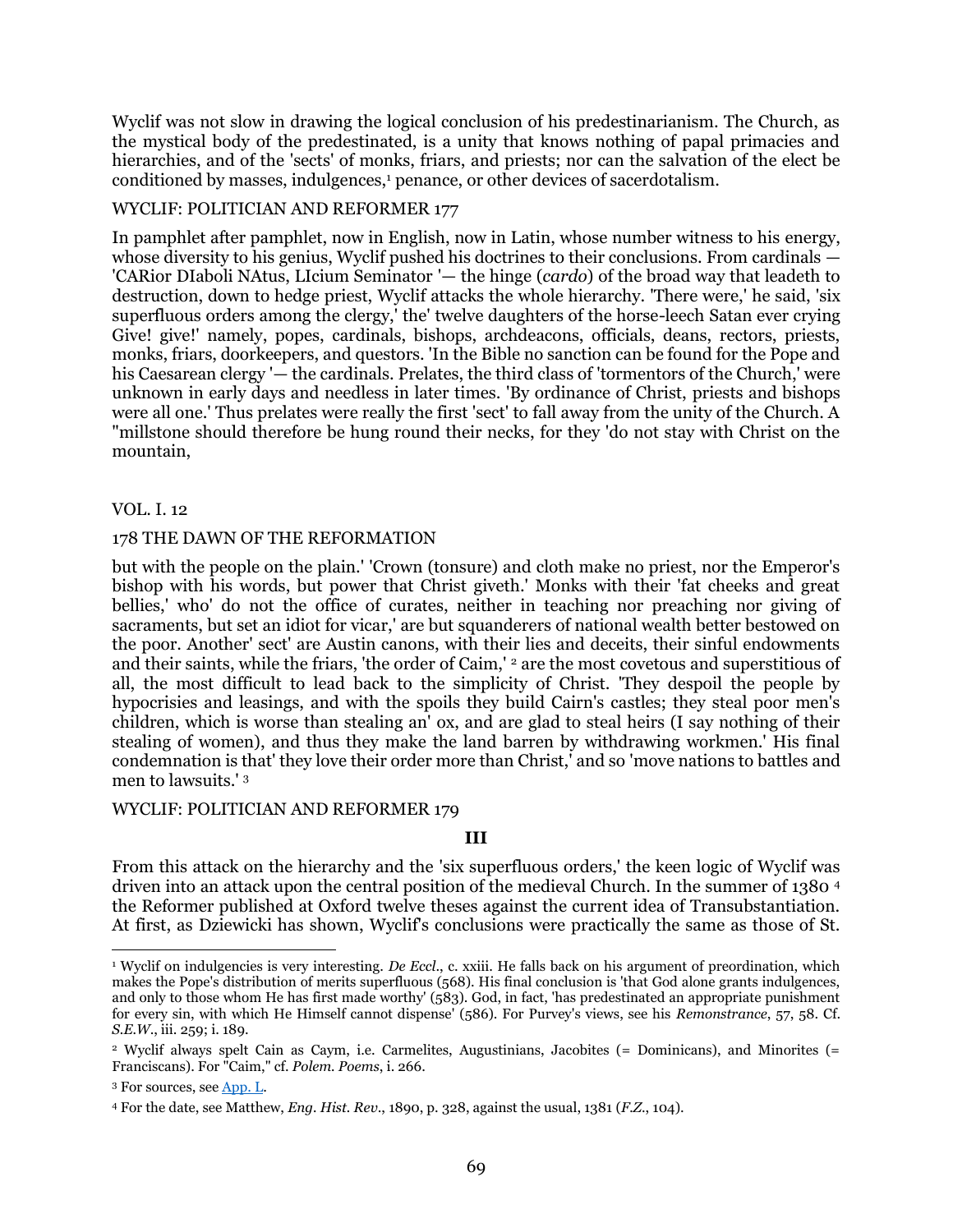Wyclif was not slow in drawing the logical conclusion of his predestinarianism. The Church, as the mystical body of the predestinated, is a unity that knows nothing of papal primacies and hierarchies, and of the 'sects' of monks, friars, and priests; nor can the salvation of the elect be conditioned by masses, indulgences,[1] penance, or other devices of sacerdotalism.

In pamphlet after pamphlet, now in English, now in Latin, whose number witness to his energy, whose diversity to his genius, Wyclif pushed his doctrines to their conclusions. From cardinals — 'CARior DIaboli NAtus, LIcium Seminator '— the hinge (*cardo*) of the broad way that leadeth to destruction, down to hedge priest, Wyclif attacks the whole hierarchy. 'There were,' he said, 'six superfluous orders among the clergy,' the' twelve daughters of the horse-leech Satan ever crying Give! give!' namely, popes, cardinals, bishops, archdeacons, officials, deans, rectors, priests, monks, friars, doorkeepers, and questors. 'In the Bible no sanction can be found for the Pope and his Caesarean clergy '— the cardinals. Prelates, the third class of 'tormentors of the Church,' were unknown in early days and needless in later times. 'By ordinance of Christ, priests and bishops were all one.' Thus prelates were really the first 'sect' to fall away from the unity of the Church. A "millstone should therefore be hung round their necks, for they 'do not stay with Christ on the mountain, but with the people on the plain.' 'Crown (tonsure) and cloth make no priest, nor the Emperor's bishop with his words, but power that Christ giveth.' Monks with their 'fat cheeks and great bellies,' who' do not the office of curates, neither in teaching nor preaching nor giving of sacraments, but set an idiot for vicar,' are but squanderers of national wealth better bestowed on the poor. Another' sect' are Austin canons, with their lies and deceits, their sinful endowments and their saints, while the friars, 'the order of Caim,' [2] are the most covetous and superstitious of all, the most difficult to lead back to the simplicity of Christ. 'They despoil the people by hypocrisies and leasings, and with the spoils they build Cairn's castles; they steal poor men's children, which is worse than stealing an' ox, and are glad to steal heirs (I say nothing of their stealing of women), and thus they make the land barren by withdrawing workmen.' His final condemnation is that' they love their order more than Christ,' and so 'move nations to battles and men to lawsuits.' [3]

**III**

From this attack on the hierarchy and the 'six superfluous orders,' the keen logic of Wyclif was driven into an attack upon the central position of the medieval Church. In the summer of 1380 [4] the Reformer published at Oxford twelve theses against the current idea of Transubstantiation. At first, as Dziewicki has shown, Wyclif's conclusions were practically the same as those of St.

---

[1] Wyclif on indulgencies is very interesting. *De Eccl.*, c. xxiii. He falls back on his argument of preordination, which makes the Pope's distribution of merits superfluous (568). His final conclusion is 'that God alone grants indulgences, and only to those whom He has first made worthy' (583). God, in fact, 'has predestinated an appropriate punishment for every sin, with which He Himself cannot dispense' (586). For Purvey's views, see his *Remonstrance*, 57, 58. Cf. *S.E.W.*, iii. 259; i. 189.

[2] Wyclif always spelt Cain as Caym, i.e. Carmelites, Augustinians, Jacobites (= Dominicans), and Minorites (= Franciscans). For "Caim," cf. *Polem. Poems*, i. 266.

[3] For sources, see App. L.

[4] For the date, see Matthew, *Eng. Hist. Rev.*, 1890, p. 328, against the usual, 1381 (*F.Z.*, 104).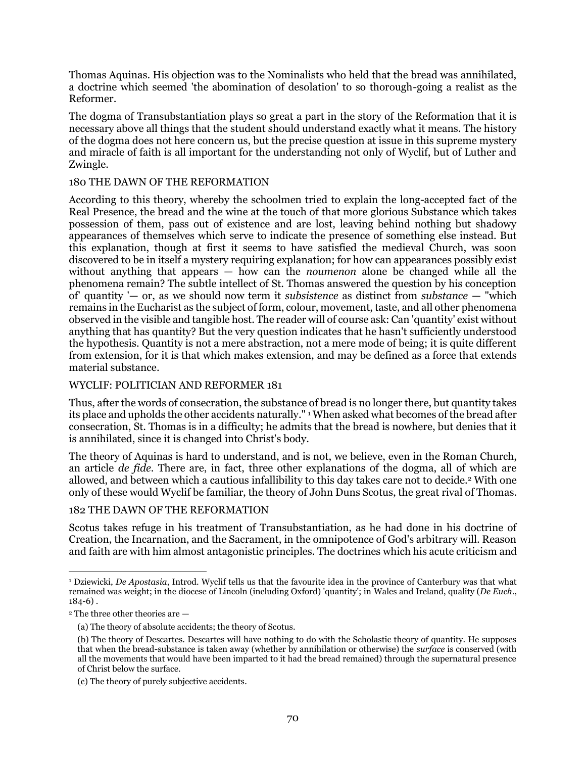Thomas Aquinas. His objection was to the Nominalists who held that the bread was annihilated, a doctrine which seemed 'the abomination of desolation' to so thorough-going a realist as the Reformer.

The dogma of Transubstantiation plays so great a part in the story of the Reformation that it is necessary above all things that the student should understand exactly what it means. The history of the dogma does not here concern us, but the precise question at issue in this supreme mystery and miracle of faith is all important for the understanding not only of Wyclif, but of Luther and Zwingle.

According to this theory, whereby the schoolmen tried to explain the long-accepted fact of the Real Presence, the bread and the wine at the touch of that more glorious Substance which takes possession of them, pass out of existence and are lost, leaving behind nothing but shadowy appearances of themselves which serve to indicate the presence of something else instead. But this explanation, though at first it seems to have satisfied the medieval Church, was soon discovered to be in itself a mystery requiring explanation; for how can appearances possibly exist without anything that appears — how can the *noumenon* alone be changed while all the phenomena remain? The subtle intellect of St. Thomas answered the question by his conception of' quantity '— or, as we should now term it *subsistence* as distinct from *substance* — "which remains in the Eucharist as the subject of form, colour, movement, taste, and all other phenomena observed in the visible and tangible host. The reader will of course ask: Can 'quantity' exist without anything that has quantity? But the very question indicates that he hasn't sufficiently understood the hypothesis. Quantity is not a mere abstraction, not a mere mode of being; it is quite different from extension, for it is that which makes extension, and may be defined as a force that extends material substance.

Thus, after the words of consecration, the substance of bread is no longer there, but quantity takes its place and upholds the other accidents naturally." [1] When asked what becomes of the bread after consecration, St. Thomas is in a difficulty; he admits that the bread is nowhere, but denies that it is annihilated, since it is changed into Christ's body.

The theory of Aquinas is hard to understand, and is not, we believe, even in the Roman Church, an article *de fide*. There are, in fact, three other explanations of the dogma, all of which are allowed, and between which a cautious infallibility to this day takes care not to decide.[2] With one only of these would Wyclif be familiar, the theory of John Duns Scotus, the great rival of Thomas.

Scotus takes refuge in his treatment of Transubstantiation, as he had done in his doctrine of Creation, the Incarnation, and the Sacrament, in the omnipotence of God's arbitrary will. Reason and faith are with him almost antagonistic principles. The doctrines which his acute criticism and

---

[1] Dziewicki, *De Apostasia*, Introd. Wyclif tells us that the favourite idea in the province of Canterbury was that what remained was weight; in the diocese of Lincoln (including Oxford) 'quantity'; in Wales and Ireland, quality (*De Euch*., 184-6) .

[2] The three other theories are —

(a) The theory of absolute accidents; the theory of Scotus.

(b) The theory of Descartes. Descartes will have nothing to do with the Scholastic theory of quantity. He supposes that when the bread-substance is taken away (whether by annihilation or otherwise) the *surface* is conserved (with all the movements that would have been imparted to it had the bread remained) through the supernatural presence of Christ below the surface.

(c) The theory of purely subjective accidents.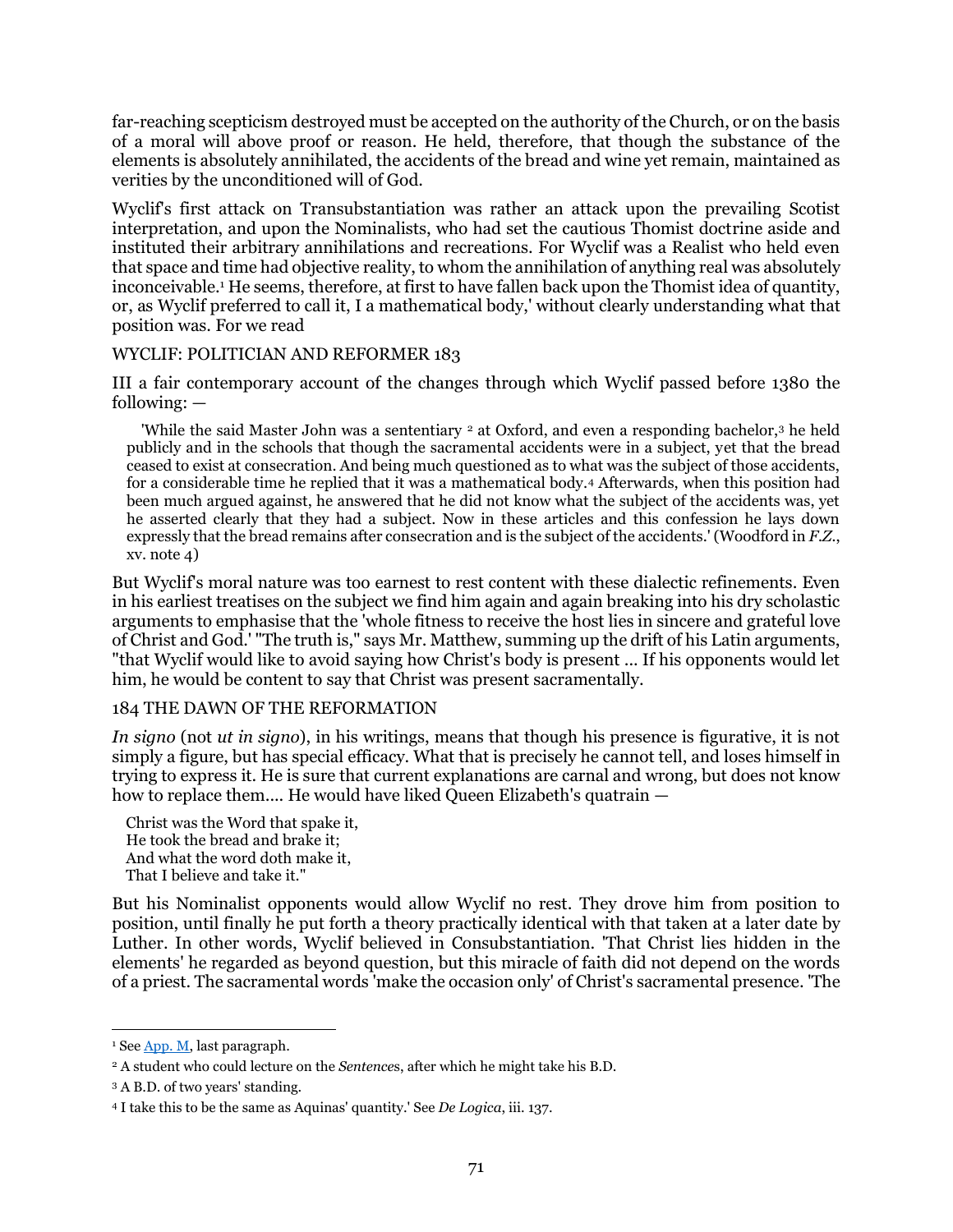far-reaching scepticism destroyed must be accepted on the authority of the Church, or on the basis of a moral will above proof or reason. He held, therefore, that though the substance of the elements is absolutely annihilated, the accidents of the bread and wine yet remain, maintained as verities by the unconditioned will of God.

Wyclif's first attack on Transubstantiation was rather an attack upon the prevailing Scotist interpretation, and upon the Nominalists, who had set the cautious Thomist doctrine aside and instituted their arbitrary annihilations and recreations. For Wyclif was a Realist who held even that space and time had objective reality, to whom the annihilation of anything real was absolutely inconceivable.[1] He seems, therefore, at first to have fallen back upon the Thomist idea of quantity, or, as Wyclif preferred to call it, I a mathematical body,' without clearly understanding what that position was. For we read

III a fair contemporary account of the changes through which Wyclif passed before 1380 the following: —

> 'While the said Master John was a sententiary [2] at Oxford, and even a responding bachelor,[3] he held publicly and in the schools that though the sacramental accidents were in a subject, yet that the bread ceased to exist at consecration. And being much questioned as to what was the subject of those accidents, for a considerable time he replied that it was a mathematical body.[4] Afterwards, when this position had been much argued against, he answered that he did not know what the subject of the accidents was, yet he asserted clearly that they had a subject. Now in these articles and this confession he lays down expressly that the bread remains after consecration and is the subject of the accidents.' (Woodford in *F.Z.*, xv. note 4)

But Wyclif's moral nature was too earnest to rest content with these dialectic refinements. Even in his earliest treatises on the subject we find him again and again breaking into his dry scholastic arguments to emphasise that the 'whole fitness to receive the host lies in sincere and grateful love of Christ and God.' "The truth is," says Mr. Matthew, summing up the drift of his Latin arguments, "that Wyclif would like to avoid saying how Christ's body is present ... If his opponents would let him, he would be content to say that Christ was present sacramentally.

*In signo* (not *ut in signo*), in his writings, means that though his presence is figurative, it is not simply a figure, but has special efficacy. What that is precisely he cannot tell, and loses himself in trying to express it. He is sure that current explanations are carnal and wrong, but does not know how to replace them.... He would have liked Queen Elizabeth's quatrain —

> Christ was the Word that spake it,
> He took the bread and brake it;
> And what the word doth make it,
> That I believe and take it."

But his Nominalist opponents would allow Wyclif no rest. They drove him from position to position, until finally he put forth a theory practically identical with that taken at a later date by Luther. In other words, Wyclif believed in Consubstantiation. 'That Christ lies hidden in the elements' he regarded as beyond question, but this miracle of faith did not depend on the words of a priest. The sacramental words 'make the occasion only' of Christ's sacramental presence. 'The

---

[1] See App. M, last paragraph.

[2] A student who could lecture on the *Sentences*, after which he might take his B.D.

[3] A B.D. of two years' standing.

[4] I take this to be the same as Aquinas' quantity.' See *De Logica*, iii. 137.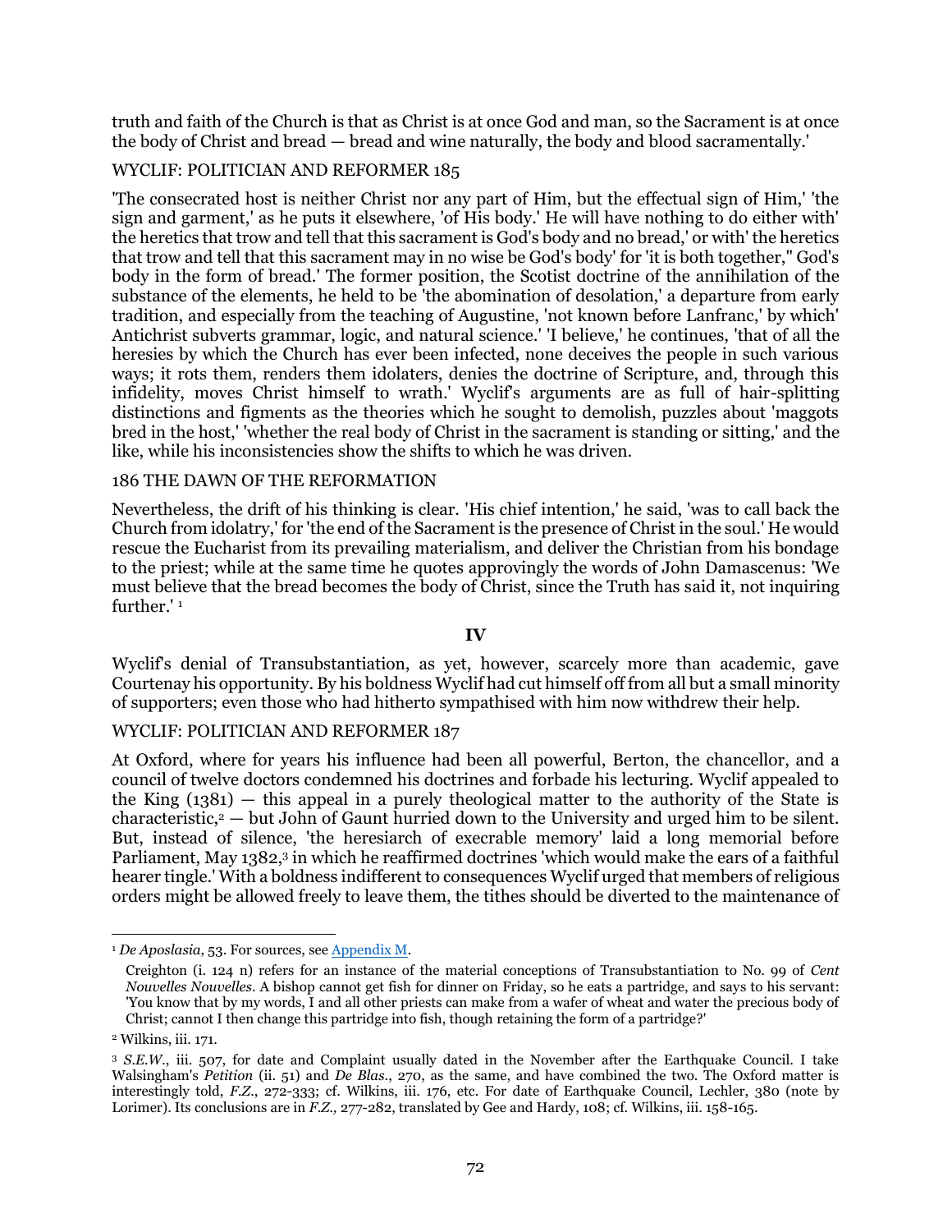truth and faith of the Church is that as Christ is at once God and man, so the Sacrament is at once the body of Christ and bread — bread and wine naturally, the body and blood sacramentally.'

'The consecrated host is neither Christ nor any part of Him, but the effectual sign of Him,' 'the sign and garment,' as he puts it elsewhere, 'of His body.' He will have nothing to do either with' the heretics that trow and tell that this sacrament is God's body and no bread,' or with' the heretics that trow and tell that this sacrament may in no wise be God's body' for 'it is both together,'' God's body in the form of bread.' The former position, the Scotist doctrine of the annihilation of the substance of the elements, he held to be 'the abomination of desolation,' a departure from early tradition, and especially from the teaching of Augustine, 'not known before Lanfranc,' by which' Antichrist subverts grammar, logic, and natural science.' 'I believe,' he continues, 'that of all the heresies by which the Church has ever been infected, none deceives the people in such various ways; it rots them, renders them idolaters, denies the doctrine of Scripture, and, through this infidelity, moves Christ himself to wrath.' Wyclif's arguments are as full of hair-splitting distinctions and figments as the theories which he sought to demolish, puzzles about 'maggots bred in the host,' 'whether the real body of Christ in the sacrament is standing or sitting,' and the like, while his inconsistencies show the shifts to which he was driven.

Nevertheless, the drift of his thinking is clear. 'His chief intention,' he said, 'was to call back the Church from idolatry,' for 'the end of the Sacrament is the presence of Christ in the soul.' He would rescue the Eucharist from its prevailing materialism, and deliver the Christian from his bondage to the priest; while at the same time he quotes approvingly the words of John Damascenus: 'We must believe that the bread becomes the body of Christ, since the Truth has said it, not inquiring further.' [1]

## IV

Wyclif's denial of Transubstantiation, as yet, however, scarcely more than academic, gave Courtenay his opportunity. By his boldness Wyclif had cut himself off from all but a small minority of supporters; even those who had hitherto sympathised with him now withdrew their help.

At Oxford, where for years his influence had been all powerful, Berton, the chancellor, and a council of twelve doctors condemned his doctrines and forbade his lecturing. Wyclif appealed to the King (1381) — this appeal in a purely theological matter to the authority of the State is characteristic,[2] — but John of Gaunt hurried down to the University and urged him to be silent. But, instead of silence, 'the heresiarch of execrable memory' laid a long memorial before Parliament, May 1382,[3] in which he reaffirmed doctrines 'which would make the ears of a faithful hearer tingle.' With a boldness indifferent to consequences Wyclif urged that members of religious orders might be allowed freely to leave them, the tithes should be diverted to the maintenance of

---

[1] *De Apostasia*, 53. For sources, see Appendix M.

Creighton (i. 124 n) refers for an instance of the material conceptions of Transubstantiation to No. 99 of *Cent Nouvelles Nouvelles*. A bishop cannot get fish for dinner on Friday, so he eats a partridge, and says to his servant: 'You know that by my words, I and all other priests can make from a wafer of wheat and water the precious body of Christ; cannot I then change this partridge into fish, though retaining the form of a partridge?'

[2] Wilkins, iii. 171.

[3] *S.E.W.*, iii. 507, for date and Complaint usually dated in the November after the Earthquake Council. I take Walsingham's *Petition* (ii. 51) and *De Blas.*, 270, as the same, and have combined the two. The Oxford matter is interestingly told, *F.Z.*, 272-333; cf. Wilkins, iii. 176, etc. For date of Earthquake Council, Lechler, 380 (note by Lorimer). Its conclusions are in *F.Z.,* 277-282, translated by Gee and Hardy, 108; cf. Wilkins, iii. 158-165.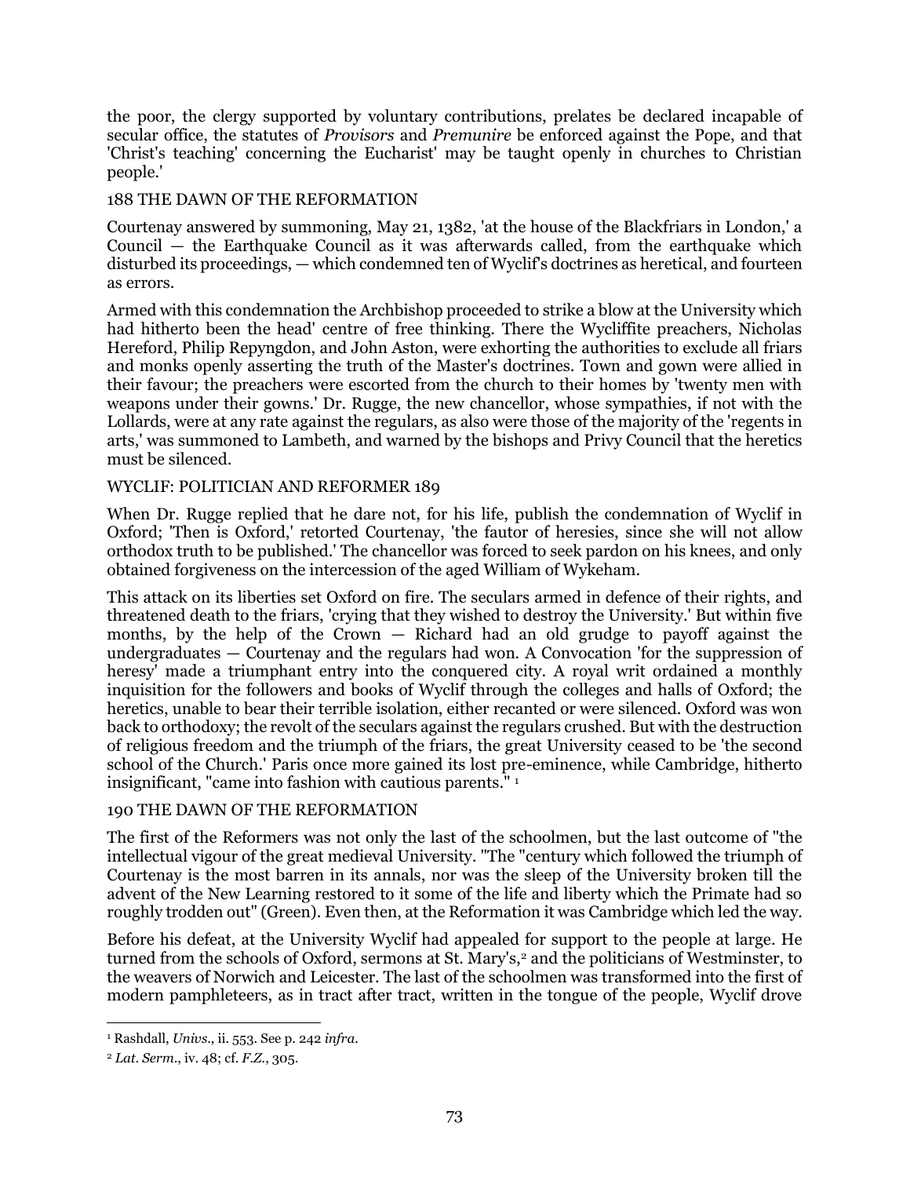the poor, the clergy supported by voluntary contributions, prelates be declared incapable of secular office, the statutes of *Provisors* and *Premunire* be enforced against the Pope, and that 'Christ's teaching' concerning the Eucharist' may be taught openly in churches to Christian people.'

Courtenay answered by summoning, May 21, 1382, 'at the house of the Blackfriars in London,' a Council — the Earthquake Council as it was afterwards called, from the earthquake which disturbed its proceedings, — which condemned ten of Wyclif's doctrines as heretical, and fourteen as errors.

Armed with this condemnation the Archbishop proceeded to strike a blow at the University which had hitherto been the head' centre of free thinking. There the Wycliffite preachers, Nicholas Hereford, Philip Repyngdon, and John Aston, were exhorting the authorities to exclude all friars and monks openly asserting the truth of the Master's doctrines. Town and gown were allied in their favour; the preachers were escorted from the church to their homes by 'twenty men with weapons under their gowns.' Dr. Rugge, the new chancellor, whose sympathies, if not with the Lollards, were at any rate against the regulars, as also were those of the majority of the 'regents in arts,' was summoned to Lambeth, and warned by the bishops and Privy Council that the heretics must be silenced.

When Dr. Rugge replied that he dare not, for his life, publish the condemnation of Wyclif in Oxford; 'Then is Oxford,' retorted Courtenay, 'the fautor of heresies, since she will not allow orthodox truth to be published.' The chancellor was forced to seek pardon on his knees, and only obtained forgiveness on the intercession of the aged William of Wykeham.

This attack on its liberties set Oxford on fire. The seculars armed in defence of their rights, and threatened death to the friars, 'crying that they wished to destroy the University.' But within five months, by the help of the Crown — Richard had an old grudge to payoff against the undergraduates — Courtenay and the regulars had won. A Convocation 'for the suppression of heresy' made a triumphant entry into the conquered city. A royal writ ordained a monthly inquisition for the followers and books of Wyclif through the colleges and halls of Oxford; the heretics, unable to bear their terrible isolation, either recanted or were silenced. Oxford was won back to orthodoxy; the revolt of the seculars against the regulars crushed. But with the destruction of religious freedom and the triumph of the friars, the great University ceased to be 'the second school of the Church.' Paris once more gained its lost pre-eminence, while Cambridge, hitherto insignificant, "came into fashion with cautious parents." [1]

The first of the Reformers was not only the last of the schoolmen, but the last outcome of "the intellectual vigour of the great medieval University. "The "century which followed the triumph of Courtenay is the most barren in its annals, nor was the sleep of the University broken till the advent of the New Learning restored to it some of the life and liberty which the Primate had so roughly trodden out" (Green). Even then, at the Reformation it was Cambridge which led the way.

Before his defeat, at the University Wyclif had appealed for support to the people at large. He turned from the schools of Oxford, sermons at St. Mary's,[2] and the politicians of Westminster, to the weavers of Norwich and Leicester. The last of the schoolmen was transformed into the first of modern pamphleteers, as in tract after tract, written in the tongue of the people, Wyclif drove

[1] Rashdall, *Univs.*, ii. 553. See p. 242 *infra*.

[2] *Lat. Serm.*, iv. 48; cf. *F.Z.*, 305.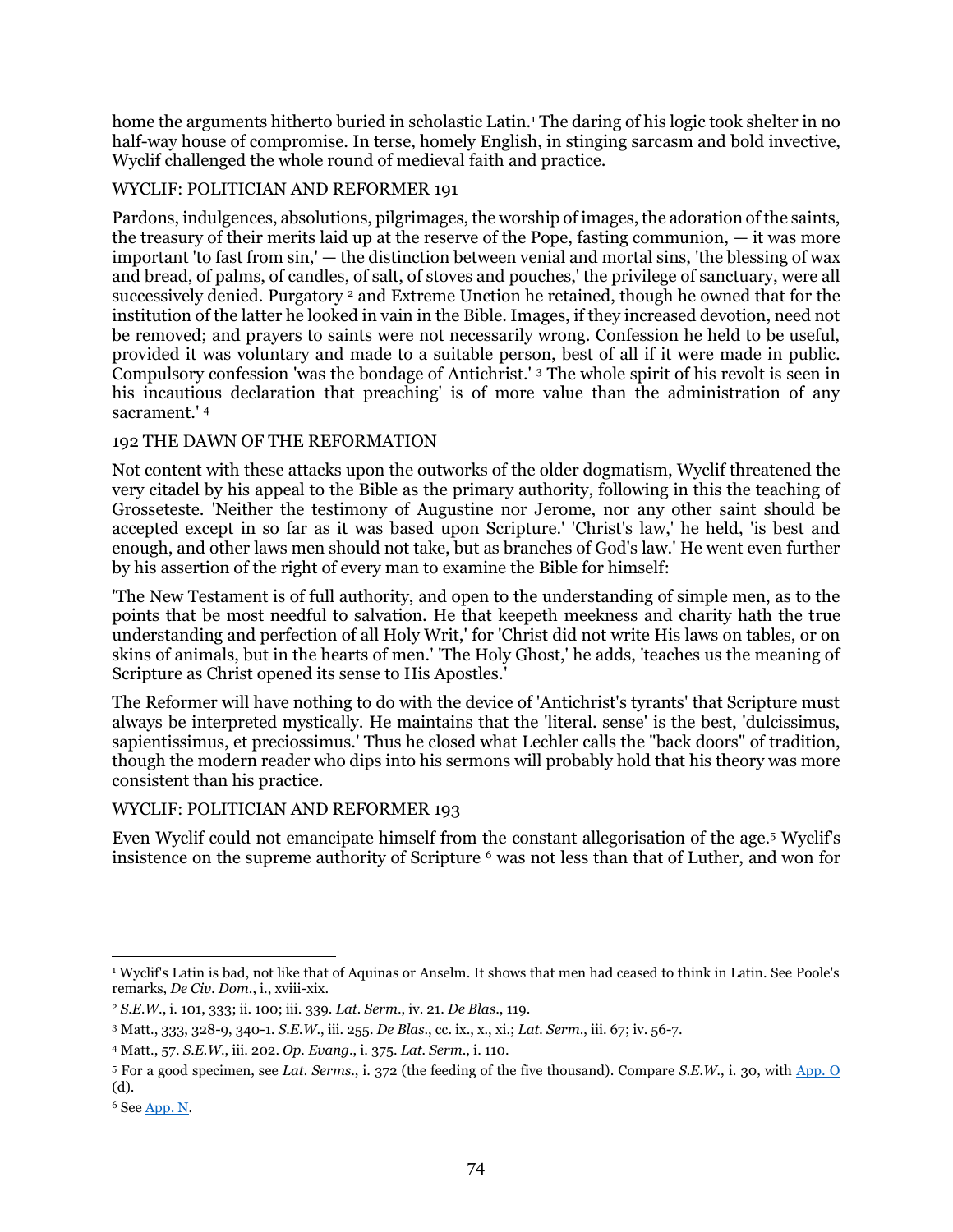home the arguments hitherto buried in scholastic Latin.[1] The daring of his logic took shelter in no half-way house of compromise. In terse, homely English, in stinging sarcasm and bold invective, Wyclif challenged the whole round of medieval faith and practice.

Pardons, indulgences, absolutions, pilgrimages, the worship of images, the adoration of the saints, the treasury of their merits laid up at the reserve of the Pope, fasting communion, — it was more important 'to fast from sin,' — the distinction between venial and mortal sins, 'the blessing of wax and bread, of palms, of candles, of salt, of stoves and pouches,' the privilege of sanctuary, were all successively denied. Purgatory [2] and Extreme Unction he retained, though he owned that for the institution of the latter he looked in vain in the Bible. Images, if they increased devotion, need not be removed; and prayers to saints were not necessarily wrong. Confession he held to be useful, provided it was voluntary and made to a suitable person, best of all if it were made in public. Compulsory confession 'was the bondage of Antichrist.' [3] The whole spirit of his revolt is seen in his incautious declaration that preaching' is of more value than the administration of any sacrament.' [4]

Not content with these attacks upon the outworks of the older dogmatism, Wyclif threatened the very citadel by his appeal to the Bible as the primary authority, following in this the teaching of Grosseteste. 'Neither the testimony of Augustine nor Jerome, nor any other saint should be accepted except in so far as it was based upon Scripture.' 'Christ's law,' he held, 'is best and enough, and other laws men should not take, but as branches of God's law.' He went even further by his assertion of the right of every man to examine the Bible for himself:

'The New Testament is of full authority, and open to the understanding of simple men, as to the points that be most needful to salvation. He that keepeth meekness and charity hath the true understanding and perfection of all Holy Writ,' for 'Christ did not write His laws on tables, or on skins of animals, but in the hearts of men.' 'The Holy Ghost,' he adds, 'teaches us the meaning of Scripture as Christ opened its sense to His Apostles.'

The Reformer will have nothing to do with the device of 'Antichrist's tyrants' that Scripture must always be interpreted mystically. He maintains that the 'literal. sense' is the best, 'dulcissimus, sapientissimus, et preciossimus.' Thus he closed what Lechler calls the "back doors" of tradition, though the modern reader who dips into his sermons will probably hold that his theory was more consistent than his practice.

Even Wyclif could not emancipate himself from the constant allegorisation of the age.[5] Wyclif's insistence on the supreme authority of Scripture [6] was not less than that of Luther, and won for

---

[1] Wyclif's Latin is bad, not like that of Aquinas or Anselm. It shows that men had ceased to think in Latin. See Poole's remarks, *De Civ. Dom.*, i., xviii-xix.

[2] *S.E.W.*, i. 101, 333; ii. 100; iii. 339. *Lat. Serm.*, iv. 21. *De Blas.*, 119.

[3] Matt., 333, 328-9, 340-1. *S.E.W.*, iii. 255. *De Blas.*, cc. ix., x., xi.; *Lat. Serm.*, iii. 67; iv. 56-7.

[4] Matt., 57. *S.E.W.*, iii. 202. *Op. Evang.*, i. 375. *Lat. Serm.*, i. 110.

[5] For a good specimen, see *Lat. Serms.*, i. 372 (the feeding of the five thousand). Compare *S.E.W.*, i. 30, with App. O (d).

[6] See App. N.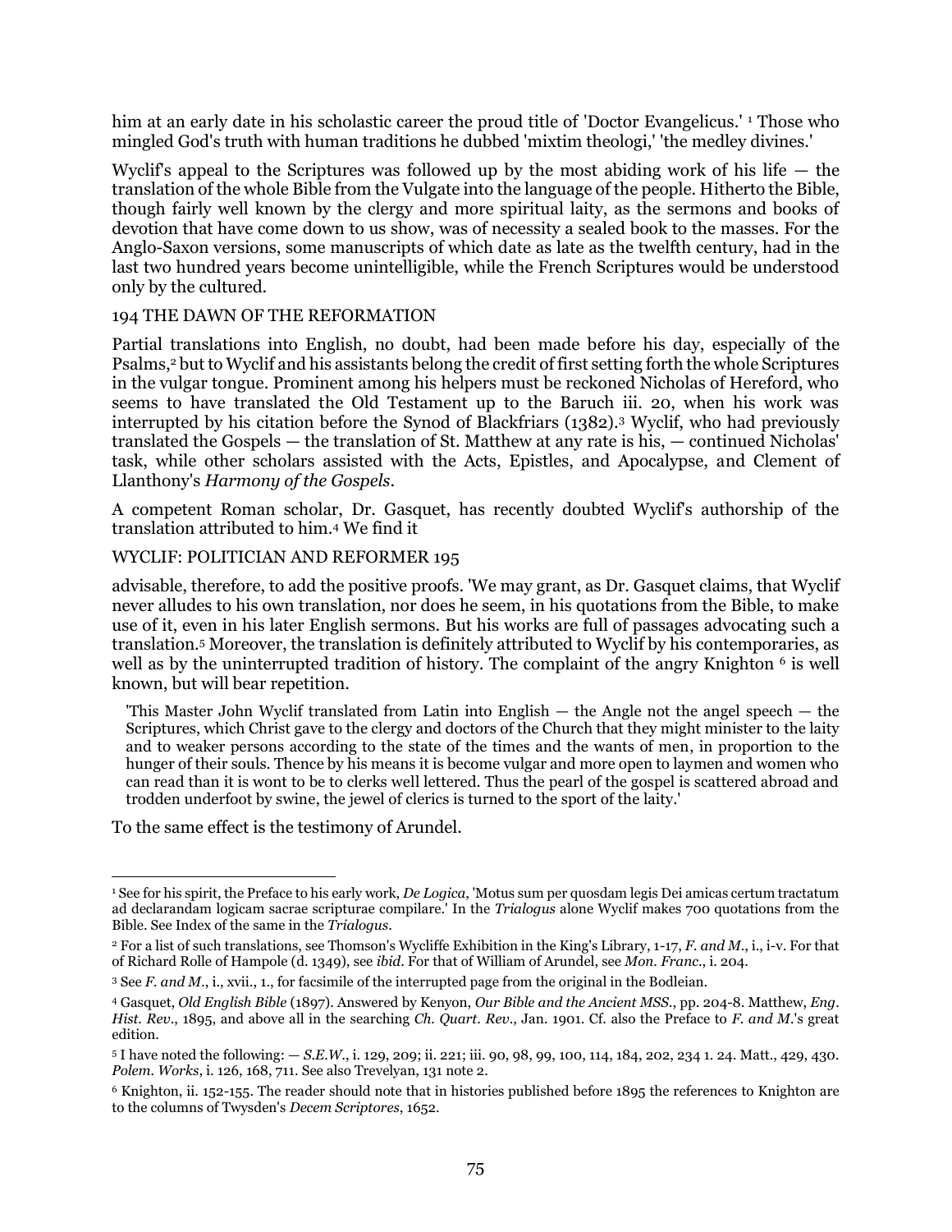him at an early date in his scholastic career the proud title of 'Doctor Evangelicus.' [1] Those who mingled God's truth with human traditions he dubbed 'mixtim theologi,' 'the medley divines.'

Wyclif's appeal to the Scriptures was followed up by the most abiding work of his life — the translation of the whole Bible from the Vulgate into the language of the people. Hitherto the Bible, though fairly well known by the clergy and more spiritual laity, as the sermons and books of devotion that have come down to us show, was of necessity a sealed book to the masses. For the Anglo-Saxon versions, some manuscripts of which date as late as the twelfth century, had in the last two hundred years become unintelligible, while the French Scriptures would be understood only by the cultured.

Partial translations into English, no doubt, had been made before his day, especially of the Psalms,[2] but to Wyclif and his assistants belong the credit of first setting forth the whole Scriptures in the vulgar tongue. Prominent among his helpers must be reckoned Nicholas of Hereford, who seems to have translated the Old Testament up to the Baruch iii. 20, when his work was interrupted by his citation before the Synod of Blackfriars (1382).[3] Wyclif, who had previously translated the Gospels — the translation of St. Matthew at any rate is his, — continued Nicholas' task, while other scholars assisted with the Acts, Epistles, and Apocalypse, and Clement of Llanthony's *Harmony of the Gospels*.

A competent Roman scholar, Dr. Gasquet, has recently doubted Wyclif's authorship of the translation attributed to him.[4] We find it advisable, therefore, to add the positive proofs. 'We may grant, as Dr. Gasquet claims, that Wyclif never alludes to his own translation, nor does he seem, in his quotations from the Bible, to make use of it, even in his later English sermons. But his works are full of passages advocating such a translation.[5] Moreover, the translation is definitely attributed to Wyclif by his contemporaries, as well as by the uninterrupted tradition of history. The complaint of the angry Knighton [6] is well known, but will bear repetition.

> 'This Master John Wyclif translated from Latin into English — the Angle not the angel speech — the Scriptures, which Christ gave to the clergy and doctors of the Church that they might minister to the laity and to weaker persons according to the state of the times and the wants of men, in proportion to the hunger of their souls. Thence by his means it is become vulgar and more open to laymen and women who can read than it is wont to be to clerks well lettered. Thus the pearl of the gospel is scattered abroad and trodden underfoot by swine, the jewel of clerics is turned to the sport of the laity.'

To the same effect is the testimony of Arundel.

---

[1] See for his spirit, the Preface to his early work, *De Logica*, 'Motus sum per quosdam legis Dei amicas certum tractatum ad declarandam logicam sacrae scripturae compilare.' In the *Trialogus* alone Wyclif makes 700 quotations from the Bible. See Index of the same in the *Trialogus*.

[2] For a list of such translations, see Thomson's Wycliffe Exhibition in the King's Library, 1-17, *F. and M.*, i., i-v. For that of Richard Rolle of Hampole (d. 1349), see *ibid.* For that of William of Arundel, see *Mon. Franc.*, i. 204.

[3] See *F. and M.*, i., xvii., 1., for facsimile of the interrupted page from the original in the Bodleian.

[4] Gasquet, *Old English Bible* (1897). Answered by Kenyon, *Our Bible and the Ancient MSS.*, pp. 204-8. Matthew, *Eng. Hist. Rev.*, 1895, and above all in the searching *Ch. Quart. Rev.*, Jan. 1901. Cf. also the Preface to *F. and M.*'s great edition.

[5] I have noted the following: — *S.E.W.*, i. 129, 209; ii. 221; iii. 90, 98, 99, 100, 114, 184, 202, 234 1. 24. Matt., 429, 430. *Polem. Works*, i. 126, 168, 711. See also Trevelyan, 131 note 2.

[6] Knighton, ii. 152-155. The reader should note that in histories published before 1895 the references to Knighton are to the columns of Twysden's *Decem Scriptores*, 1652.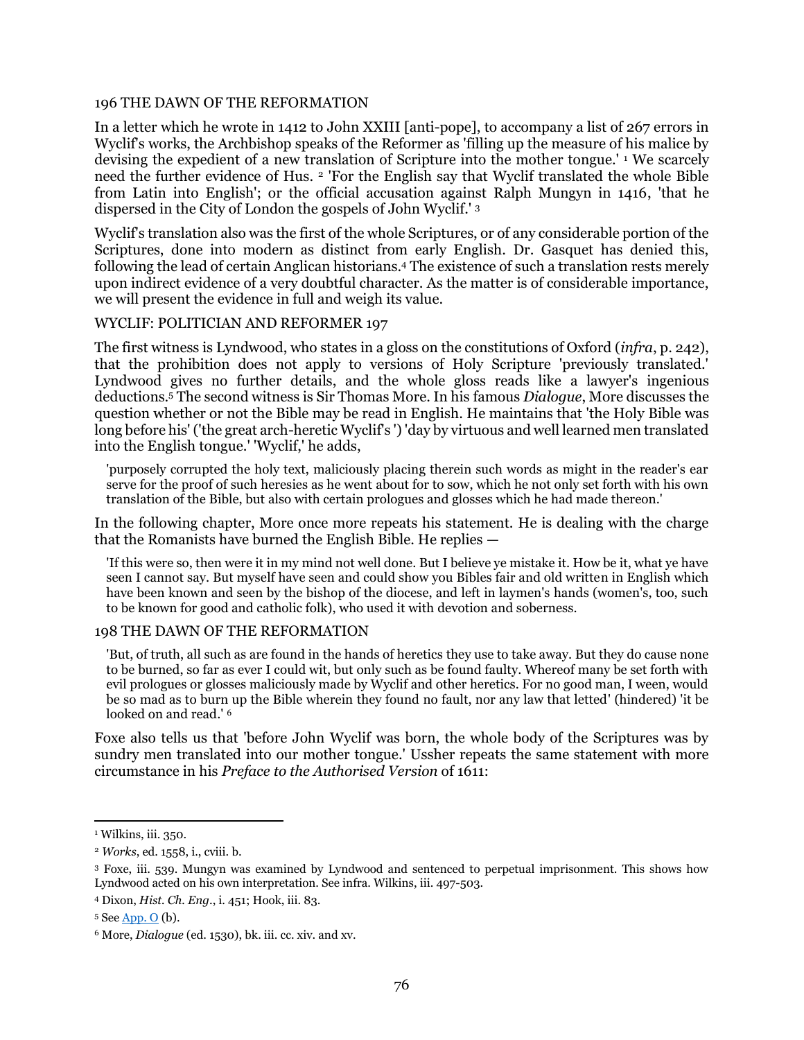In a letter which he wrote in 1412 to John XXIII [anti-pope], to accompany a list of 267 errors in Wyclif's works, the Archbishop speaks of the Reformer as 'filling up the measure of his malice by devising the expedient of a new translation of Scripture into the mother tongue.' [1] We scarcely need the further evidence of Hus. [2] 'For the English say that Wyclif translated the whole Bible from Latin into English'; or the official accusation against Ralph Mungyn in 1416, 'that he dispersed in the City of London the gospels of John Wyclif.' [3]

Wyclif's translation also was the first of the whole Scriptures, or of any considerable portion of the Scriptures, done into modern as distinct from early English. Dr. Gasquet has denied this, following the lead of certain Anglican historians.[4] The existence of such a translation rests merely upon indirect evidence of a very doubtful character. As the matter is of considerable importance, we will present the evidence in full and weigh its value.

The first witness is Lyndwood, who states in a gloss on the constitutions of Oxford (*infra*, p. 242), that the prohibition does not apply to versions of Holy Scripture 'previously translated.' Lyndwood gives no further details, and the whole gloss reads like a lawyer's ingenious deductions.[5] The second witness is Sir Thomas More. In his famous *Dialogue*, More discusses the question whether or not the Bible may be read in English. He maintains that 'the Holy Bible was long before his' ('the great arch-heretic Wyclif's ') 'day by virtuous and well learned men translated into the English tongue.' 'Wyclif,' he adds,

> 'purposely corrupted the holy text, maliciously placing therein such words as might in the reader's ear serve for the proof of such heresies as he went about for to sow, which he not only set forth with his own translation of the Bible, but also with certain prologues and glosses which he had made thereon.'

In the following chapter, More once more repeats his statement. He is dealing with the charge that the Romanists have burned the English Bible. He replies —

> 'If this were so, then were it in my mind not well done. But I believe ye mistake it. How be it, what ye have seen I cannot say. But myself have seen and could show you Bibles fair and old written in English which have been known and seen by the bishop of the diocese, and left in laymen's hands (women's, too, such to be known for good and catholic folk), who used it with devotion and soberness.
>
> 'But, of truth, all such as are found in the hands of heretics they use to take away. But they do cause none to be burned, so far as ever I could wit, but only such as be found faulty. Whereof many be set forth with evil prologues or glosses maliciously made by Wyclif and other heretics. For no good man, I ween, would be so mad as to burn up the Bible wherein they found no fault, nor any law that letted' (hindered) 'it be looked on and read.' [6]

Foxe also tells us that 'before John Wyclif was born, the whole body of the Scriptures was by sundry men translated into our mother tongue.' Ussher repeats the same statement with more circumstance in his *Preface to the Authorised Version* of 1611:

---

[1] Wilkins, iii. 350.

[2] *Works*, ed. 1558, i., cviii. b.

[3] Foxe, iii. 539. Mungyn was examined by Lyndwood and sentenced to perpetual imprisonment. This shows how Lyndwood acted on his own interpretation. See infra. Wilkins, iii. 497-503.

[4] Dixon, *Hist. Ch. Eng.*, i. 451; Hook, iii. 83.

[5] See App. O (b).

[6] More, *Dialogue* (ed. 1530), bk. iii. cc. xiv. and xv.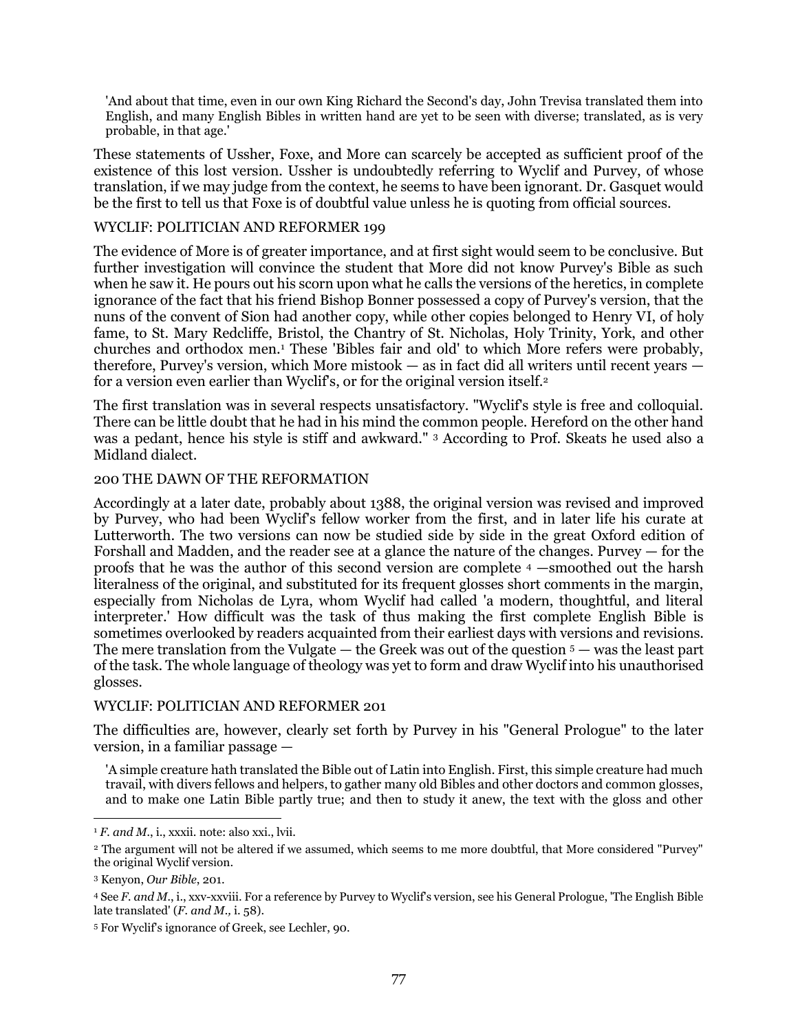> 'And about that time, even in our own King Richard the Second's day, John Trevisa translated them into English, and many English Bibles in written hand are yet to be seen with diverse; translated, as is very probable, in that age.'

These statements of Ussher, Foxe, and More can scarcely be accepted as sufficient proof of the existence of this lost version. Ussher is undoubtedly referring to Wyclif and Purvey, of whose translation, if we may judge from the context, he seems to have been ignorant. Dr. Gasquet would be the first to tell us that Foxe is of doubtful value unless he is quoting from official sources.

WYCLIF: POLITICIAN AND REFORMER 199

The evidence of More is of greater importance, and at first sight would seem to be conclusive. But further investigation will convince the student that More did not know Purvey's Bible as such when he saw it. He pours out his scorn upon what he calls the versions of the heretics, in complete ignorance of the fact that his friend Bishop Bonner possessed a copy of Purvey's version, that the nuns of the convent of Sion had another copy, while other copies belonged to Henry VI, of holy fame, to St. Mary Redcliffe, Bristol, the Chantry of St. Nicholas, Holy Trinity, York, and other churches and orthodox men.[1] These 'Bibles fair and old' to which More refers were probably, therefore, Purvey's version, which More mistook — as in fact did all writers until recent years — for a version even earlier than Wyclif's, or for the original version itself.[2]

The first translation was in several respects unsatisfactory. "Wyclif's style is free and colloquial. There can be little doubt that he had in his mind the common people. Hereford on the other hand was a pedant, hence his style is stiff and awkward." [3] According to Prof. Skeats he used also a Midland dialect.

200 THE DAWN OF THE REFORMATION

Accordingly at a later date, probably about 1388, the original version was revised and improved by Purvey, who had been Wyclif's fellow worker from the first, and in later life his curate at Lutterworth. The two versions can now be studied side by side in the great Oxford edition of Forshall and Madden, and the reader see at a glance the nature of the changes. Purvey — for the proofs that he was the author of this second version are complete [4] —smoothed out the harsh literalness of the original, and substituted for its frequent glosses short comments in the margin, especially from Nicholas de Lyra, whom Wyclif had called 'a modern, thoughtful, and literal interpreter.' How difficult was the task of thus making the first complete English Bible is sometimes overlooked by readers acquainted from their earliest days with versions and revisions. The mere translation from the Vulgate — the Greek was out of the question [5] — was the least part of the task. The whole language of theology was yet to form and draw Wyclif into his unauthorised glosses.

WYCLIF: POLITICIAN AND REFORMER 201

The difficulties are, however, clearly set forth by Purvey in his "General Prologue" to the later version, in a familiar passage —

> 'A simple creature hath translated the Bible out of Latin into English. First, this simple creature had much travail, with divers fellows and helpers, to gather many old Bibles and other doctors and common glosses, and to make one Latin Bible partly true; and then to study it anew, the text with the gloss and other

---

[1] *F. and M.*, i., xxxii. note: also xxi., lvii.

[2] The argument will not be altered if we assumed, which seems to me more doubtful, that More considered "Purvey" the original Wyclif version.

[3] Kenyon, *Our Bible*, 201.

[4] See *F. and M.*, i., xxv-xxviii. For a reference by Purvey to Wyclif's version, see his General Prologue, 'The English Bible late translated' (*F. and M.,* i. 58).

[5] For Wyclif's ignorance of Greek, see Lechler, 90.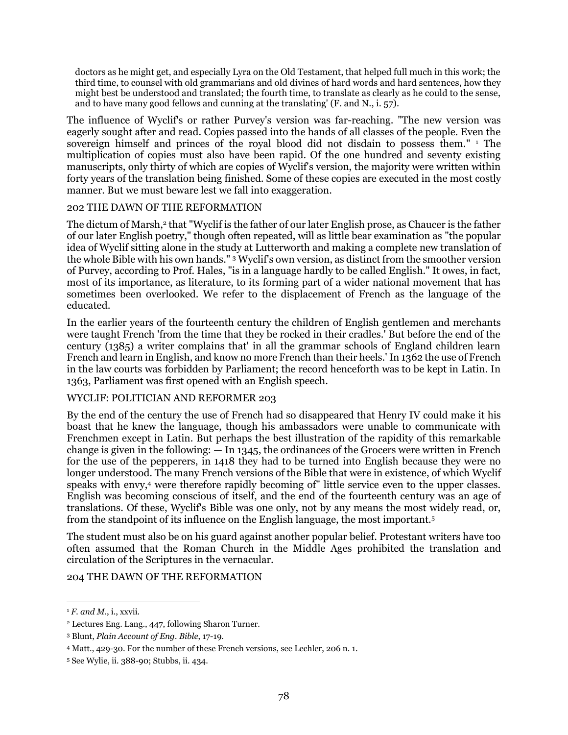> doctors as he might get, and especially Lyra on the Old Testament, that helped full much in this work; the third time, to counsel with old grammarians and old divines of hard words and hard sentences, how they might best be understood and translated; the fourth time, to translate as clearly as he could to the sense, and to have many good fellows and cunning at the translating' (F. and N., i. 57).

The influence of Wyclif's or rather Purvey's version was far-reaching. "The new version was eagerly sought after and read. Copies passed into the hands of all classes of the people. Even the sovereign himself and princes of the royal blood did not disdain to possess them." [1] The multiplication of copies must also have been rapid. Of the one hundred and seventy existing manuscripts, only thirty of which are copies of Wyclif's version, the majority were written within forty years of the translation being finished. Some of these copies are executed in the most costly manner. But we must beware lest we fall into exaggeration.

202 THE DAWN OF THE REFORMATION

The dictum of Marsh,[2] that "Wyclif is the father of our later English prose, as Chaucer is the father of our later English poetry," though often repeated, will as little bear examination as "the popular idea of Wyclif sitting alone in the study at Lutterworth and making a complete new translation of the whole Bible with his own hands." [3] Wyclif's own version, as distinct from the smoother version of Purvey, according to Prof. Hales, "is in a language hardly to be called English." It owes, in fact, most of its importance, as literature, to its forming part of a wider national movement that has sometimes been overlooked. We refer to the displacement of French as the language of the educated.

In the earlier years of the fourteenth century the children of English gentlemen and merchants were taught French 'from the time that they be rocked in their cradles.' But before the end of the century (1385) a writer complains that' in all the grammar schools of England children learn French and learn in English, and know no more French than their heels.' In 1362 the use of French in the law courts was forbidden by Parliament; the record henceforth was to be kept in Latin. In 1363, Parliament was first opened with an English speech.

WYCLIF: POLITICIAN AND REFORMER 203

By the end of the century the use of French had so disappeared that Henry IV could make it his boast that he knew the language, though his ambassadors were unable to communicate with Frenchmen except in Latin. But perhaps the best illustration of the rapidity of this remarkable change is given in the following: — In 1345, the ordinances of the Grocers were written in French for the use of the pepperers, in 1418 they had to be turned into English because they were no longer understood. The many French versions of the Bible that were in existence, of which Wyclif speaks with envy,[4] were therefore rapidly becoming of" little service even to the upper classes. English was becoming conscious of itself, and the end of the fourteenth century was an age of translations. Of these, Wyclif's Bible was one only, not by any means the most widely read, or, from the standpoint of its influence on the English language, the most important.[5]

The student must also be on his guard against another popular belief. Protestant writers have too often assumed that the Roman Church in the Middle Ages prohibited the translation and circulation of the Scriptures in the vernacular.

204 THE DAWN OF THE REFORMATION

---

[1] *F. and M.*, i., xxvii.

[2] Lectures Eng. Lang., 447, following Sharon Turner.

[3] Blunt, *Plain Account of Eng. Bible*, 17-19.

[4] Matt., 429-30. For the number of these French versions, see Lechler, 206 n. 1.

[5] See Wylie, ii. 388-90; Stubbs, ii. 434.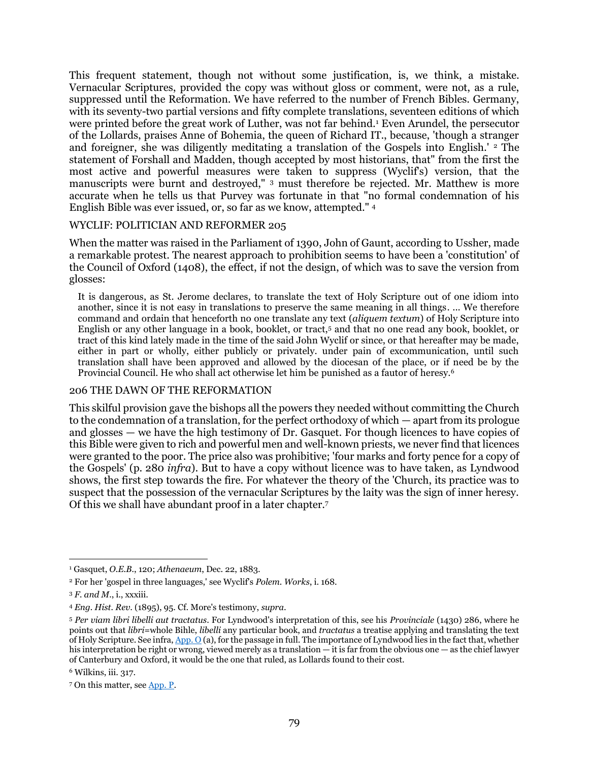This frequent statement, though not without some justification, is, we think, a mistake. Vernacular Scriptures, provided the copy was without gloss or comment, were not, as a rule, suppressed until the Reformation. We have referred to the number of French Bibles. Germany, with its seventy-two partial versions and fifty complete translations, seventeen editions of which were printed before the great work of Luther, was not far behind.[1] Even Arundel, the persecutor of the Lollards, praises Anne of Bohemia, the queen of Richard IT., because, 'though a stranger and foreigner, she was diligently meditating a translation of the Gospels into English.' [2] The statement of Forshall and Madden, though accepted by most historians, that" from the first the most active and powerful measures were taken to suppress (Wyclif's) version, that the manuscripts were burnt and destroyed," [3] must therefore be rejected. Mr. Matthew is more accurate when he tells us that Purvey was fortunate in that "no formal condemnation of his English Bible was ever issued, or, so far as we know, attempted." [4]

WYCLIF: POLITICIAN AND REFORMER 205

When the matter was raised in the Parliament of 1390, John of Gaunt, according to Ussher, made a remarkable protest. The nearest approach to prohibition seems to have been a 'constitution' of the Council of Oxford (1408), the effect, if not the design, of which was to save the version from glosses:

> It is dangerous, as St. Jerome declares, to translate the text of Holy Scripture out of one idiom into another, since it is not easy in translations to preserve the same meaning in all things. ... We therefore command and ordain that henceforth no one translate any text (*aliquem textum*) of Holy Scripture into English or any other language in a book, booklet, or tract,[5] and that no one read any book, booklet, or tract of this kind lately made in the time of the said John Wyclif or since, or that hereafter may be made, either in part or wholly, either publicly or privately. under pain of excommunication, until such translation shall have been approved and allowed by the diocesan of the place, or if need be by the Provincial Council. He who shall act otherwise let him be punished as a fautor of heresy.[6]

206 THE DAWN OF THE REFORMATION

This skilful provision gave the bishops all the powers they needed without committing the Church to the condemnation of a translation, for the perfect orthodoxy of which — apart from its prologue and glosses — we have the high testimony of Dr. Gasquet. For though licences to have copies of this Bible were given to rich and powerful men and well-known priests, we never find that licences were granted to the poor. The price also was prohibitive; 'four marks and forty pence for a copy of the Gospels' (p. 280 *infra*). But to have a copy without licence was to have taken, as Lyndwood shows, the first step towards the fire. For whatever the theory of the 'Church, its practice was to suspect that the possession of the vernacular Scriptures by the laity was the sign of inner heresy. Of this we shall have abundant proof in a later chapter.[7]

---

[1] Gasquet, *O.E.B.*, 120; *Athenaeum*, Dec. 22, 1883.

[2] For her 'gospel in three languages,' see Wyclif's *Polem. Works*, i. 168.

[3] *F. and M.*, i., xxxiii.

[4] *Eng. Hist. Rev.* (1895), 95. Cf. More's testimony, *supra*.

[5] *Per viam libri libelli aut tractatus*. For Lyndwood's interpretation of this, see his *Provinciale* (1430) 286, where he points out that *libri*=whole Bihle, *libelli* any particular book, and *tractatus* a treatise applying and translating the text of Holy Scripture. See infra, App. O (a), for the passage in full. The importance of Lyndwood lies in the fact that, whether his interpretation be right or wrong, viewed merely as a translation — it is far from the obvious one — as the chief lawyer of Canterbury and Oxford, it would be the one that ruled, as Lollards found to their cost.

[6] Wilkins, iii. 317.

[7] On this matter, see App. P.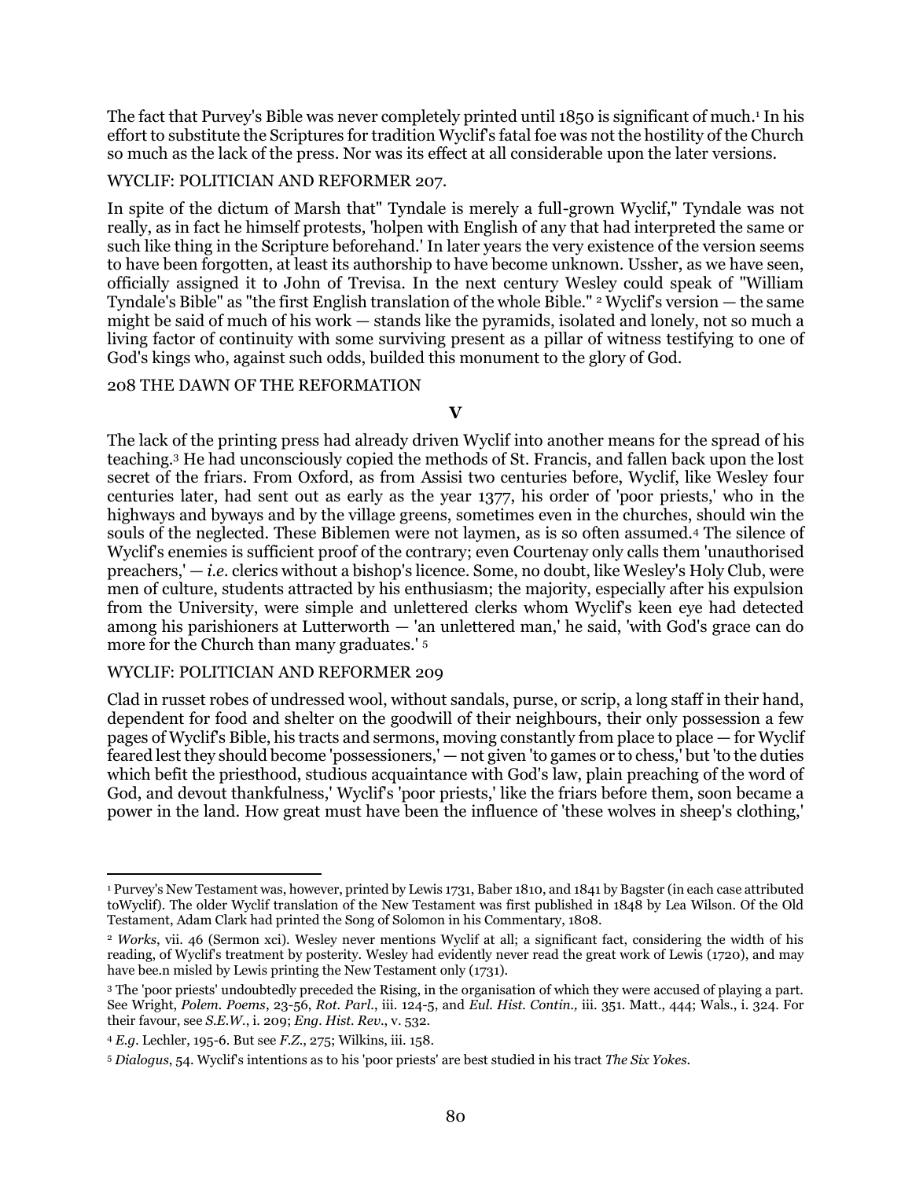The fact that Purvey's Bible was never completely printed until 1850 is significant of much.[1] In his effort to substitute the Scriptures for tradition Wyclif's fatal foe was not the hostility of the Church so much as the lack of the press. Nor was its effect at all considerable upon the later versions.

In spite of the dictum of Marsh that" Tyndale is merely a full-grown Wyclif," Tyndale was not really, as in fact he himself protests, 'holpen with English of any that had interpreted the same or such like thing in the Scripture beforehand.' In later years the very existence of the version seems to have been forgotten, at least its authorship to have become unknown. Ussher, as we have seen, officially assigned it to John of Trevisa. In the next century Wesley could speak of "William Tyndale's Bible" as "the first English translation of the whole Bible." [2] Wyclif's version — the same might be said of much of his work — stands like the pyramids, isolated and lonely, not so much a living factor of continuity with some surviving present as a pillar of witness testifying to one of God's kings who, against such odds, builded this monument to the glory of God.

**V**

The lack of the printing press had already driven Wyclif into another means for the spread of his teaching.[3] He had unconsciously copied the methods of St. Francis, and fallen back upon the lost secret of the friars. From Oxford, as from Assisi two centuries before, Wyclif, like Wesley four centuries later, had sent out as early as the year 1377, his order of 'poor priests,' who in the highways and byways and by the village greens, sometimes even in the churches, should win the souls of the neglected. These Biblemen were not laymen, as is so often assumed.[4] The silence of Wyclif's enemies is sufficient proof of the contrary; even Courtenay only calls them 'unauthorised preachers,' — *i.e.* clerics without a bishop's licence. Some, no doubt, like Wesley's Holy Club, were men of culture, students attracted by his enthusiasm; the majority, especially after his expulsion from the University, were simple and unlettered clerks whom Wyclif's keen eye had detected among his parishioners at Lutterworth — 'an unlettered man,' he said, 'with God's grace can do more for the Church than many graduates.' [5]

Clad in russet robes of undressed wool, without sandals, purse, or scrip, a long staff in their hand, dependent for food and shelter on the goodwill of their neighbours, their only possession a few pages of Wyclif's Bible, his tracts and sermons, moving constantly from place to place — for Wyclif feared lest they should become 'possessioners,' — not given 'to games or to chess,' but 'to the duties which befit the priesthood, studious acquaintance with God's law, plain preaching of the word of God, and devout thankfulness,' Wyclif's 'poor priests,' like the friars before them, soon became a power in the land. How great must have been the influence of 'these wolves in sheep's clothing,'

---

[1] Purvey's New Testament was, however, printed by Lewis 1731, Baber 1810, and 1841 by Bagster (in each case attributed toWyclif). The older Wyclif translation of the New Testament was first published in 1848 by Lea Wilson. Of the Old Testament, Adam Clark had printed the Song of Solomon in his Commentary, 1808.

[2] *Works*, vii. 46 (Sermon xci). Wesley never mentions Wyclif at all; a significant fact, considering the width of his reading, of Wyclif's treatment by posterity. Wesley had evidently never read the great work of Lewis (1720), and may have bee.n misled by Lewis printing the New Testament only (1731).

[3] The 'poor priests' undoubtedly preceded the Rising, in the organisation of which they were accused of playing a part. See Wright, *Polem. Poems*, 23-56, *Rot. Parl.*, iii. 124-5, and *Eul. Hist. Contin.,* iii. 351. Matt., 444; Wals., i. 324. For their favour, see *S.E.W.*, i. 209; *Eng. Hist. Rev.*, v. 532.

[4] *E.g.* Lechler, 195-6. But see *F.Z.*, 275; Wilkins, iii. 158.

[5] *Dialogus*, 54. Wyclif's intentions as to his 'poor priests' are best studied in his tract *The Six Yokes.*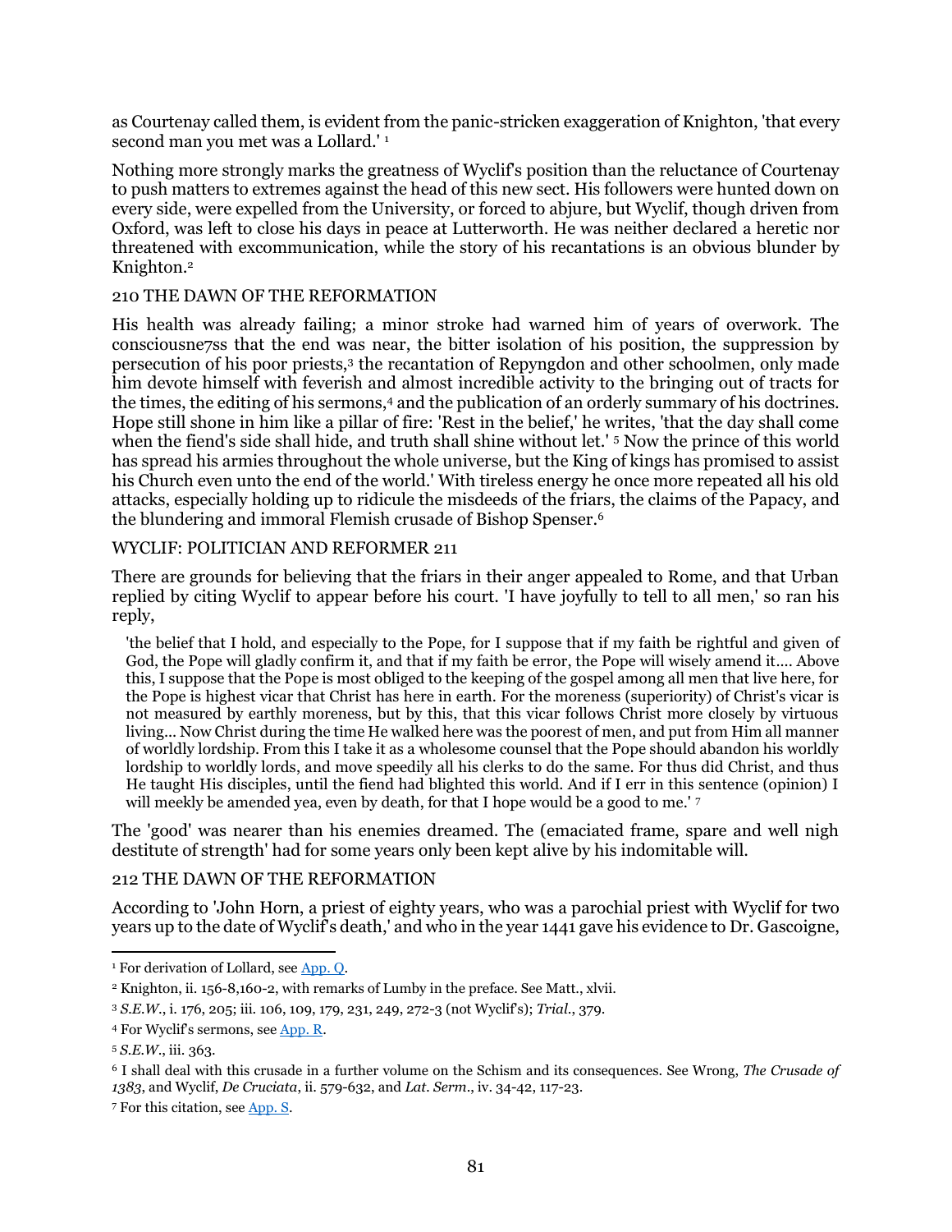as Courtenay called them, is evident from the panic-stricken exaggeration of Knighton, 'that every second man you met was a Lollard.' [1]

Nothing more strongly marks the greatness of Wyclif's position than the reluctance of Courtenay to push matters to extremes against the head of this new sect. His followers were hunted down on every side, were expelled from the University, or forced to abjure, but Wyclif, though driven from Oxford, was left to close his days in peace at Lutterworth. He was neither declared a heretic nor threatened with excommunication, while the story of his recantations is an obvious blunder by Knighton.[2]

210 THE DAWN OF THE REFORMATION

His health was already failing; a minor stroke had warned him of years of overwork. The consciousne7ss that the end was near, the bitter isolation of his position, the suppression by persecution of his poor priests,[3] the recantation of Repyngdon and other schoolmen, only made him devote himself with feverish and almost incredible activity to the bringing out of tracts for the times, the editing of his sermons,[4] and the publication of an orderly summary of his doctrines. Hope still shone in him like a pillar of fire: 'Rest in the belief,' he writes, 'that the day shall come when the fiend's side shall hide, and truth shall shine without let.' [5] Now the prince of this world has spread his armies throughout the whole universe, but the King of kings has promised to assist his Church even unto the end of the world.' With tireless energy he once more repeated all his old attacks, especially holding up to ridicule the misdeeds of the friars, the claims of the Papacy, and the blundering and immoral Flemish crusade of Bishop Spenser.[6]

WYCLIF: POLITICIAN AND REFORMER 211

There are grounds for believing that the friars in their anger appealed to Rome, and that Urban replied by citing Wyclif to appear before his court. 'I have joyfully to tell to all men,' so ran his reply,

> 'the belief that I hold, and especially to the Pope, for I suppose that if my faith be rightful and given of God, the Pope will gladly confirm it, and that if my faith be error, the Pope will wisely amend it.... Above this, I suppose that the Pope is most obliged to the keeping of the gospel among all men that live here, for the Pope is highest vicar that Christ has here in earth. For the moreness (superiority) of Christ's vicar is not measured by earthly moreness, but by this, that this vicar follows Christ more closely by virtuous living... Now Christ during the time He walked here was the poorest of men, and put from Him all manner of worldly lordship. From this I take it as a wholesome counsel that the Pope should abandon his worldly lordship to worldly lords, and move speedily all his clerks to do the same. For thus did Christ, and thus He taught His disciples, until the fiend had blighted this world. And if I err in this sentence (opinion) I will meekly be amended yea, even by death, for that I hope would be a good to me.' [7]

The 'good' was nearer than his enemies dreamed. The (emaciated frame, spare and well nigh destitute of strength' had for some years only been kept alive by his indomitable will.

212 THE DAWN OF THE REFORMATION

According to 'John Horn, a priest of eighty years, who was a parochial priest with Wyclif for two years up to the date of Wyclif's death,' and who in the year 1441 gave his evidence to Dr. Gascoigne,

---

[1] For derivation of Lollard, see App. Q.

[2] Knighton, ii. 156-8,160-2, with remarks of Lumby in the preface. See Matt., xlvii.

[3] *S.E.W.*, i. 176, 205; iii. 106, 109, 179, 231, 249, 272-3 (not Wyclif's); *Trial.*, 379.

[4] For Wyclif's sermons, see App. R.

[5] *S.E.W.*, iii. 363.

[6] I shall deal with this crusade in a further volume on the Schism and its consequences. See Wrong, *The Crusade of 1383*, and Wyclif, *De Cruciata*, ii. 579-632, and *Lat. Serm.*, iv. 34-42, 117-23.

[7] For this citation, see App. S.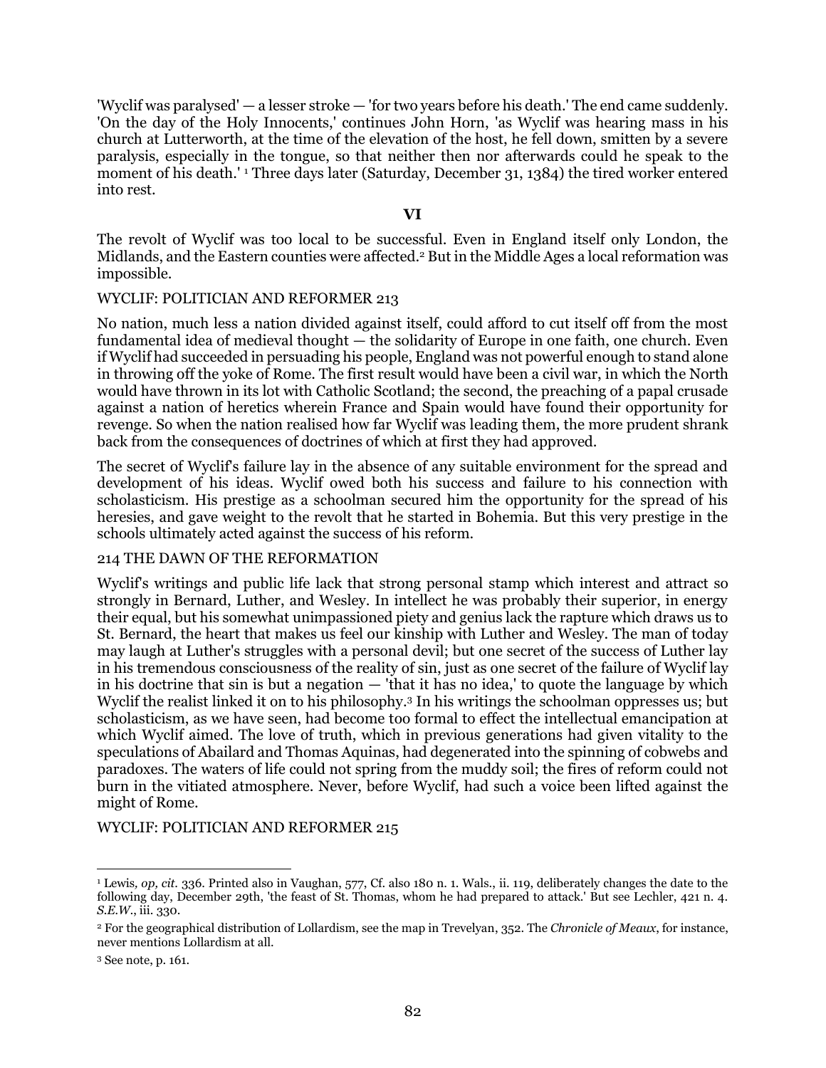'Wyclif was paralysed' — a lesser stroke — 'for two years before his death.' The end came suddenly. 'On the day of the Holy Innocents,' continues John Horn, 'as Wyclif was hearing mass in his church at Lutterworth, at the time of the elevation of the host, he fell down, smitten by a severe paralysis, especially in the tongue, so that neither then nor afterwards could he speak to the moment of his death.' [1] Three days later (Saturday, December 31, 1384) the tired worker entered into rest.

## VI

The revolt of Wyclif was too local to be successful. Even in England itself only London, the Midlands, and the Eastern counties were affected.[2] But in the Middle Ages a local reformation was impossible.

No nation, much less a nation divided against itself, could afford to cut itself off from the most fundamental idea of medieval thought — the solidarity of Europe in one faith, one church. Even if Wyclif had succeeded in persuading his people, England was not powerful enough to stand alone in throwing off the yoke of Rome. The first result would have been a civil war, in which the North would have thrown in its lot with Catholic Scotland; the second, the preaching of a papal crusade against a nation of heretics wherein France and Spain would have found their opportunity for revenge. So when the nation realised how far Wyclif was leading them, the more prudent shrank back from the consequences of doctrines of which at first they had approved.

The secret of Wyclif's failure lay in the absence of any suitable environment for the spread and development of his ideas. Wyclif owed both his success and failure to his connection with scholasticism. His prestige as a schoolman secured him the opportunity for the spread of his heresies, and gave weight to the revolt that he started in Bohemia. But this very prestige in the schools ultimately acted against the success of his reform.

Wyclif's writings and public life lack that strong personal stamp which interest and attract so strongly in Bernard, Luther, and Wesley. In intellect he was probably their superior, in energy their equal, but his somewhat unimpassioned piety and genius lack the rapture which draws us to St. Bernard, the heart that makes us feel our kinship with Luther and Wesley. The man of today may laugh at Luther's struggles with a personal devil; but one secret of the success of Luther lay in his tremendous consciousness of the reality of sin, just as one secret of the failure of Wyclif lay in his doctrine that sin is but a negation — 'that it has no idea,' to quote the language by which Wyclif the realist linked it on to his philosophy.[3] In his writings the schoolman oppresses us; but scholasticism, as we have seen, had become too formal to effect the intellectual emancipation at which Wyclif aimed. The love of truth, which in previous generations had given vitality to the speculations of Abailard and Thomas Aquinas, had degenerated into the spinning of cobwebs and paradoxes. The waters of life could not spring from the muddy soil; the fires of reform could not burn in the vitiated atmosphere. Never, before Wyclif, had such a voice been lifted against the might of Rome.

---

[1] Lewis*, op, cit*. 336. Printed also in Vaughan, 577, Cf. also 180 n. 1. Wals., ii. 119, deliberately changes the date to the following day, December 29th, 'the feast of St. Thomas, whom he had prepared to attack.' But see Lechler, 421 n. 4. *S.E.W.*, iii. 330.

[2] For the geographical distribution of Lollardism, see the map in Trevelyan, 352. The *Chronicle of Meaux*, for instance, never mentions Lollardism at all.

[3] See note, p. 161.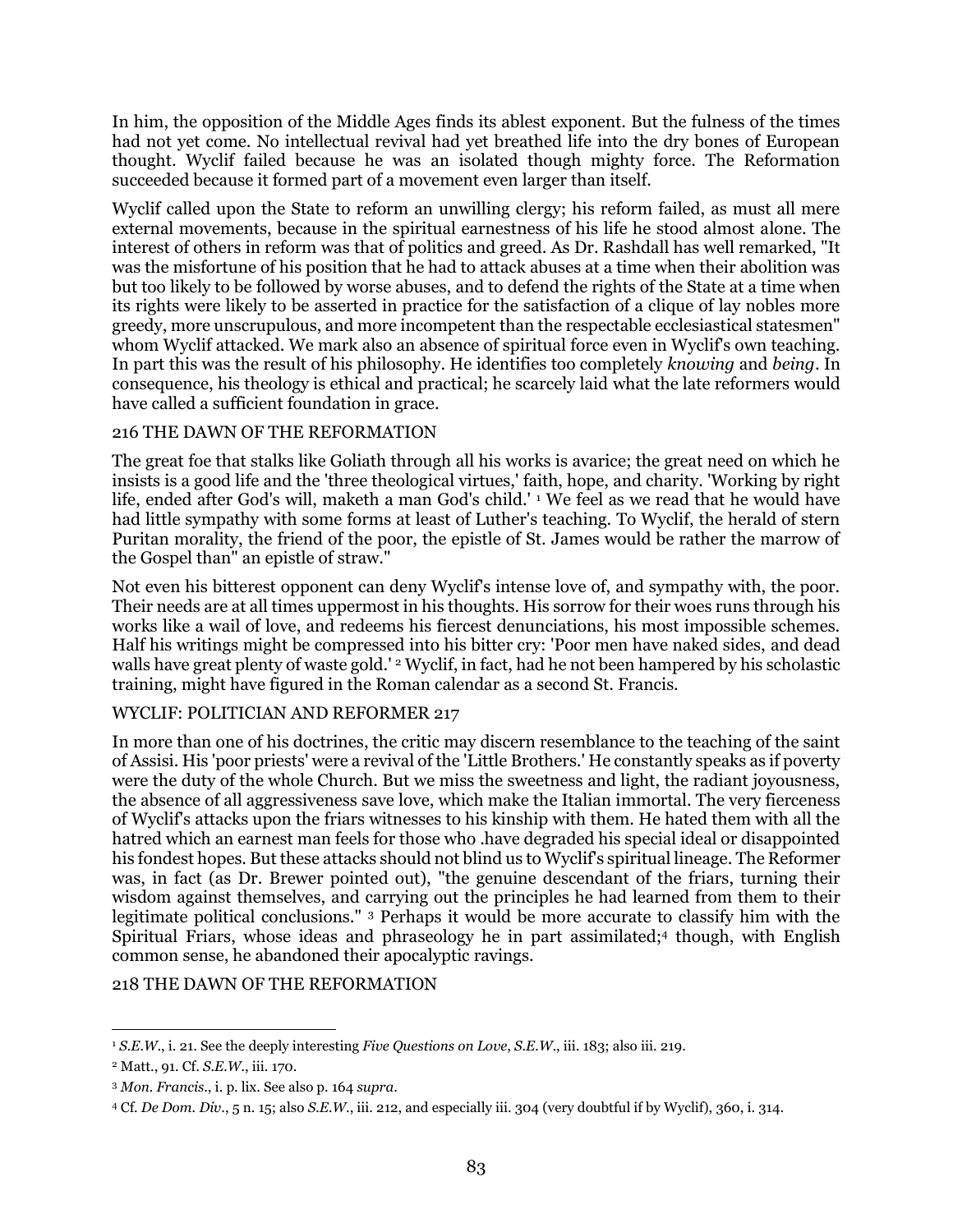In him, the opposition of the Middle Ages finds its ablest exponent. But the fulness of the times had not yet come. No intellectual revival had yet breathed life into the dry bones of European thought. Wyclif failed because he was an isolated though mighty force. The Reformation succeeded because it formed part of a movement even larger than itself.

Wyclif called upon the State to reform an unwilling clergy; his reform failed, as must all mere external movements, because in the spiritual earnestness of his life he stood almost alone. The interest of others in reform was that of politics and greed. As Dr. Rashdall has well remarked, "It was the misfortune of his position that he had to attack abuses at a time when their abolition was but too likely to be followed by worse abuses, and to defend the rights of the State at a time when its rights were likely to be asserted in practice for the satisfaction of a clique of lay nobles more greedy, more unscrupulous, and more incompetent than the respectable ecclesiastical statesmen" whom Wyclif attacked. We mark also an absence of spiritual force even in Wyclif's own teaching. In part this was the result of his philosophy. He identifies too completely *knowing* and *being*. In consequence, his theology is ethical and practical; he scarcely laid what the late reformers would have called a sufficient foundation in grace.

216 THE DAWN OF THE REFORMATION

The great foe that stalks like Goliath through all his works is avarice; the great need on which he insists is a good life and the 'three theological virtues,' faith, hope, and charity. 'Working by right life, ended after God's will, maketh a man God's child.' [1] We feel as we read that he would have had little sympathy with some forms at least of Luther's teaching. To Wyclif, the herald of stern Puritan morality, the friend of the poor, the epistle of St. James would be rather the marrow of the Gospel than" an epistle of straw."

Not even his bitterest opponent can deny Wyclif's intense love of, and sympathy with, the poor. Their needs are at all times uppermost in his thoughts. His sorrow for their woes runs through his works like a wail of love, and redeems his fiercest denunciations, his most impossible schemes. Half his writings might be compressed into his bitter cry: 'Poor men have naked sides, and dead walls have great plenty of waste gold.' [2] Wyclif, in fact, had he not been hampered by his scholastic training, might have figured in the Roman calendar as a second St. Francis.

WYCLIF: POLITICIAN AND REFORMER 217

In more than one of his doctrines, the critic may discern resemblance to the teaching of the saint of Assisi. His 'poor priests' were a revival of the 'Little Brothers.' He constantly speaks as if poverty were the duty of the whole Church. But we miss the sweetness and light, the radiant joyousness, the absence of all aggressiveness save love, which make the Italian immortal. The very fierceness of Wyclif's attacks upon the friars witnesses to his kinship with them. He hated them with all the hatred which an earnest man feels for those who .have degraded his special ideal or disappointed his fondest hopes. But these attacks should not blind us to Wyclif's spiritual lineage. The Reformer was, in fact (as Dr. Brewer pointed out), "the genuine descendant of the friars, turning their wisdom against themselves, and carrying out the principles he had learned from them to their legitimate political conclusions." [3] Perhaps it would be more accurate to classify him with the Spiritual Friars, whose ideas and phraseology he in part assimilated;[4] though, with English common sense, he abandoned their apocalyptic ravings.

218 THE DAWN OF THE REFORMATION

---

[1] *S.E.W.*, i. 21. See the deeply interesting *Five Questions on Love*, *S.E.W.*, iii. 183; also iii. 219.

[2] Matt., 91. Cf. *S.E.W.*, iii. 170.

[3] *Mon. Francis.*, i. p. lix. See also p. 164 *supra*.

[4] Cf. *De Dom. Div.*, 5 n. 15; also *S.E.W.*, iii. 212, and especially iii. 304 (very doubtful if by Wyclif), 360, i. 314.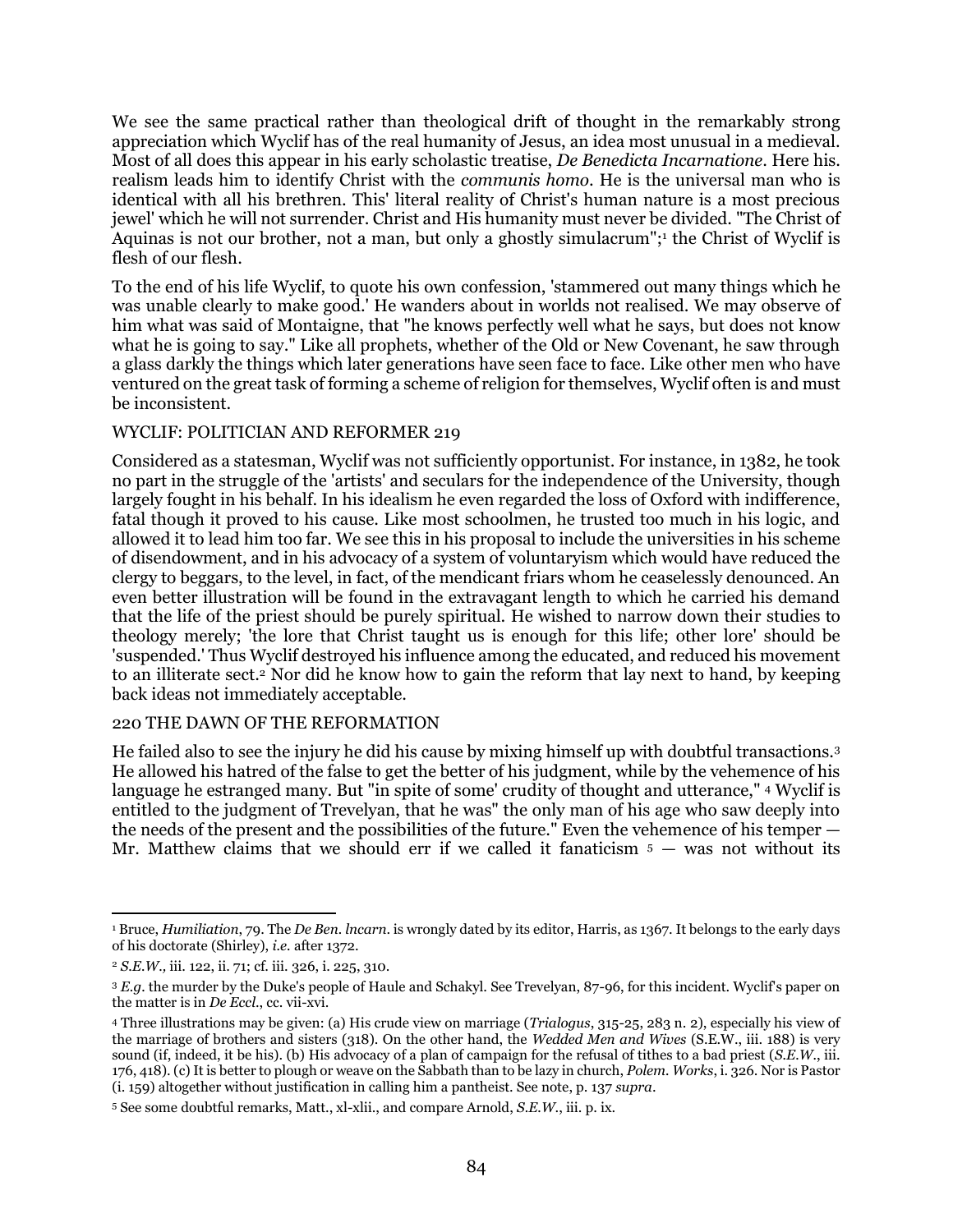We see the same practical rather than theological drift of thought in the remarkably strong appreciation which Wyclif has of the real humanity of Jesus, an idea most unusual in a medieval. Most of all does this appear in his early scholastic treatise, *De Benedicta Incarnatione*. Here his. realism leads him to identify Christ with the *communis homo*. He is the universal man who is identical with all his brethren. This' literal reality of Christ's human nature is a most precious jewel' which he will not surrender. Christ and His humanity must never be divided. "The Christ of Aquinas is not our brother, not a man, but only a ghostly simulacrum";[1] the Christ of Wyclif is flesh of our flesh.

To the end of his life Wyclif, to quote his own confession, 'stammered out many things which he was unable clearly to make good.' He wanders about in worlds not realised. We may observe of him what was said of Montaigne, that "he knows perfectly well what he says, but does not know what he is going to say." Like all prophets, whether of the Old or New Covenant, he saw through a glass darkly the things which later generations have seen face to face. Like other men who have ventured on the great task of forming a scheme of religion for themselves, Wyclif often is and must be inconsistent.

WYCLIF: POLITICIAN AND REFORMER 219

Considered as a statesman, Wyclif was not sufficiently opportunist. For instance, in 1382, he took no part in the struggle of the 'artists' and seculars for the independence of the University, though largely fought in his behalf. In his idealism he even regarded the loss of Oxford with indifference, fatal though it proved to his cause. Like most schoolmen, he trusted too much in his logic, and allowed it to lead him too far. We see this in his proposal to include the universities in his scheme of disendowment, and in his advocacy of a system of voluntaryism which would have reduced the clergy to beggars, to the level, in fact, of the mendicant friars whom he ceaselessly denounced. An even better illustration will be found in the extravagant length to which he carried his demand that the life of the priest should be purely spiritual. He wished to narrow down their studies to theology merely; 'the lore that Christ taught us is enough for this life; other lore' should be 'suspended.' Thus Wyclif destroyed his influence among the educated, and reduced his movement to an illiterate sect.[2] Nor did he know how to gain the reform that lay next to hand, by keeping back ideas not immediately acceptable.

220 THE DAWN OF THE REFORMATION

He failed also to see the injury he did his cause by mixing himself up with doubtful transactions.[3] He allowed his hatred of the false to get the better of his judgment, while by the vehemence of his language he estranged many. But "in spite of some' crudity of thought and utterance," [4] Wyclif is entitled to the judgment of Trevelyan, that he was" the only man of his age who saw deeply into the needs of the present and the possibilities of the future." Even the vehemence of his temper — Mr. Matthew claims that we should err if we called it fanaticism [5] — was not without its

---

[1] Bruce, *Humiliation*, 79. The *De Ben. lncarn.* is wrongly dated by its editor, Harris, as 1367. It belongs to the early days of his doctorate (Shirley), *i.e.* after 1372.

[2] *S.E.W.,* iii. 122, ii. 71; cf. iii. 326, i. 225, 310.

[3] *E.g.* the murder by the Duke's people of Haule and Schakyl. See Trevelyan, 87-96, for this incident. Wyclif's paper on the matter is in *De Eccl.*, cc. vii-xvi.

[4] Three illustrations may be given: (a) His crude view on marriage (*Trialogus*, 315-25, 283 n. 2), especially his view of the marriage of brothers and sisters (318). On the other hand, the *Wedded Men and Wives* (S.E.W., iii. 188) is very sound (if, indeed, it be his). (b) His advocacy of a plan of campaign for the refusal of tithes to a bad priest (*S.E.W.*, iii. 176, 418). (c) It is better to plough or weave on the Sabbath than to be lazy in church, *Polem. Works*, i. 326. Nor is Pastor (i. 159) altogether without justification in calling him a pantheist. See note, p. 137 *supra*.

[5] See some doubtful remarks, Matt., xl-xlii., and compare Arnold, *S.E.W.*, iii. p. ix.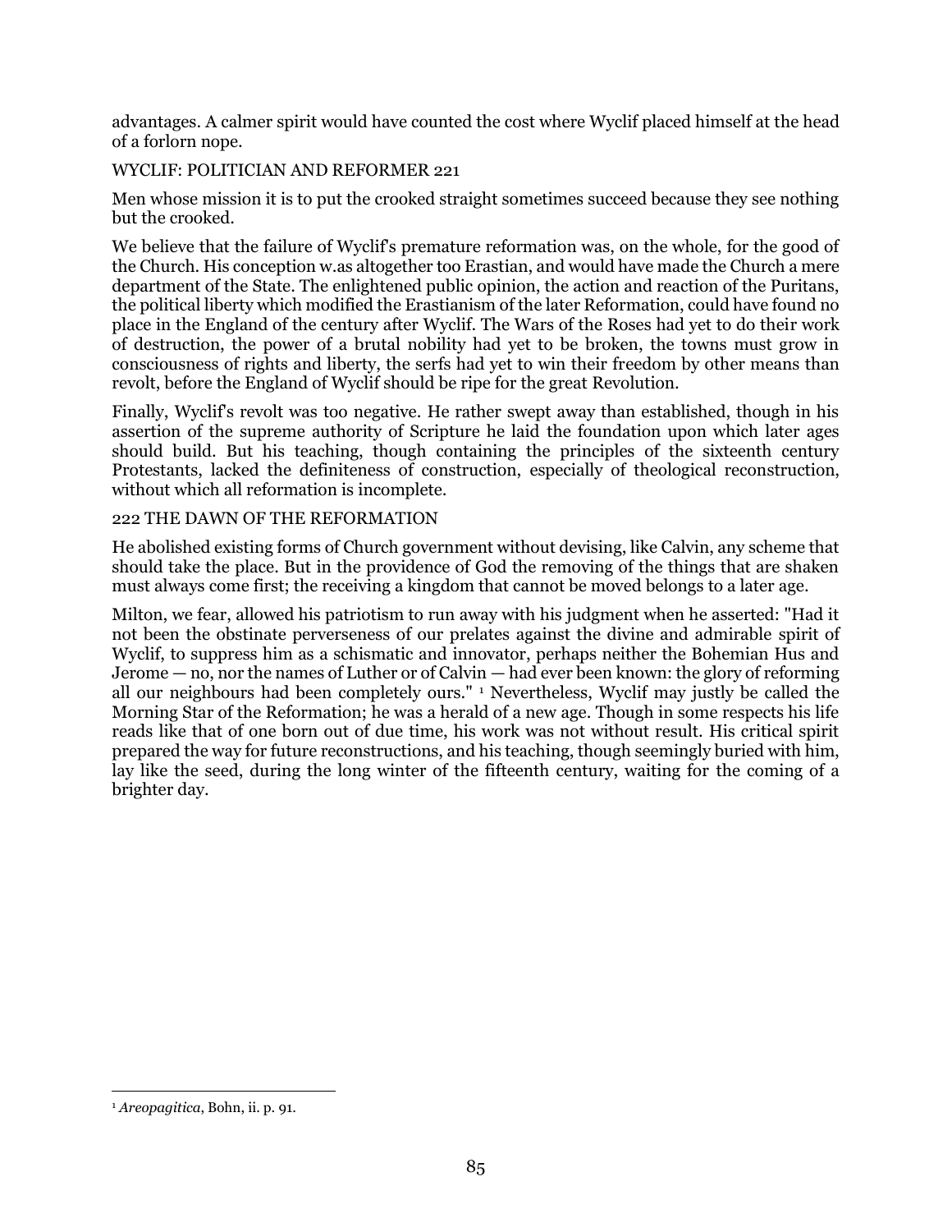advantages. A calmer spirit would have counted the cost where Wyclif placed himself at the head of a forlorn nope.

Men whose mission it is to put the crooked straight sometimes succeed because they see nothing but the crooked.

We believe that the failure of Wyclif's premature reformation was, on the whole, for the good of the Church. His conception w.as altogether too Erastian, and would have made the Church a mere department of the State. The enlightened public opinion, the action and reaction of the Puritans, the political liberty which modified the Erastianism of the later Reformation, could have found no place in the England of the century after Wyclif. The Wars of the Roses had yet to do their work of destruction, the power of a brutal nobility had yet to be broken, the towns must grow in consciousness of rights and liberty, the serfs had yet to win their freedom by other means than revolt, before the England of Wyclif should be ripe for the great Revolution.

Finally, Wyclif's revolt was too negative. He rather swept away than established, though in his assertion of the supreme authority of Scripture he laid the foundation upon which later ages should build. But his teaching, though containing the principles of the sixteenth century Protestants, lacked the definiteness of construction, especially of theological reconstruction, without which all reformation is incomplete.

He abolished existing forms of Church government without devising, like Calvin, any scheme that should take the place. But in the providence of God the removing of the things that are shaken must always come first; the receiving a kingdom that cannot be moved belongs to a later age.

Milton, we fear, allowed his patriotism to run away with his judgment when he asserted: "Had it not been the obstinate perverseness of our prelates against the divine and admirable spirit of Wyclif, to suppress him as a schismatic and innovator, perhaps neither the Bohemian Hus and Jerome — no, nor the names of Luther or of Calvin — had ever been known: the glory of reforming all our neighbours had been completely ours." [1] Nevertheless, Wyclif may justly be called the Morning Star of the Reformation; he was a herald of a new age. Though in some respects his life reads like that of one born out of due time, his work was not without result. His critical spirit prepared the way for future reconstructions, and his teaching, though seemingly buried with him, lay like the seed, during the long winter of the fifteenth century, waiting for the coming of a brighter day.

[1] *Areopagitica*, Bohn, ii. p. 91.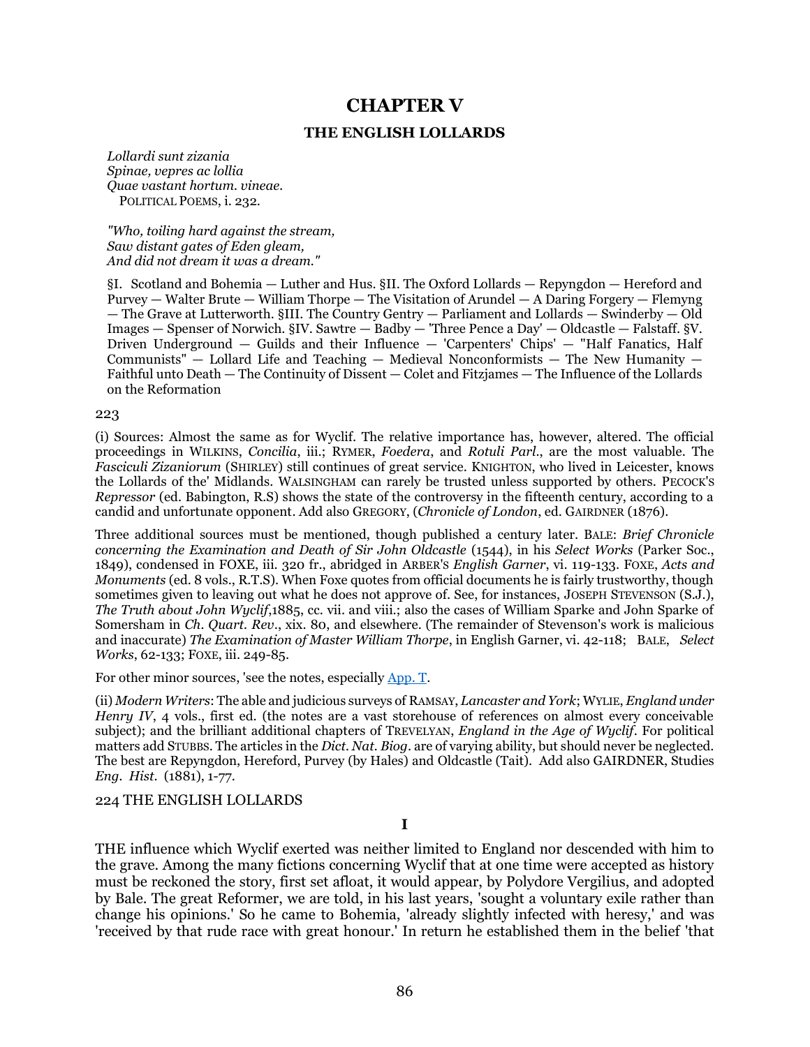# CHAPTER V

## THE ENGLISH LOLLARDS

*Lollardi sunt zizania*
*Spinae, vepres ac lollia*
*Quae vastant hortum. vineae.*
POLITICAL POEMS, i. 232.

*"Who, toiling hard against the stream,*
*Saw distant gates of Eden gleam,*
*And did not dream it was a dream."*

§I. Scotland and Bohemia — Luther and Hus. §II. The Oxford Lollards — Repyngdon — Hereford and Purvey — Walter Brute — William Thorpe — The Visitation of Arundel — A Daring Forgery — Flemyng — The Grave at Lutterworth. §III. The Country Gentry — Parliament and Lollards — Swinderby — Old Images — Spenser of Norwich. §IV. Sawtre — Badby — 'Three Pence a Day' — Oldcastle — Falstaff. §V. Driven Underground — Guilds and their Influence — 'Carpenters' Chips' — "Half Fanatics, Half Communists" — Lollard Life and Teaching — Medieval Nonconformists — The New Humanity — Faithful unto Death — The Continuity of Dissent — Colet and Fitzjames — The Influence of the Lollards on the Reformation

223

(i) Sources: Almost the same as for Wyclif. The relative importance has, however, altered. The official proceedings in WILKINS, *Concilia*, iii.; RYMER, *Foedera*, and *Rotuli Parl*., are the most valuable. The *Fasciculi Zizaniorum* (SHIRLEY) still continues of great service. KNIGHTON, who lived in Leicester, knows the Lollards of the' Midlands. WALSINGHAM can rarely be trusted unless supported by others. PECOCK'S *Repressor* (ed. Babington, R.S) shows the state of the controversy in the fifteenth century, according to a candid and unfortunate opponent. Add also GREGORY, (*Chronicle of London*, ed. GAIRDNER (1876).

Three additional sources must be mentioned, though published a century later. BALE: *Brief Chronicle concerning the Examination and Death of Sir John Oldcastle* (1544), in his *Select Works* (Parker Soc., 1849), condensed in FOXE, iii. 320 fr., abridged in ARBER'S *English Garner*, vi. 119-133. FOXE, *Acts and Monuments* (ed. 8 vols., R.T.S). When Foxe quotes from official documents he is fairly trustworthy, though sometimes given to leaving out what he does not approve of. See, for instances, JOSEPH STEVENSON (S.J.), *The Truth about John Wyclif*,1885, cc. vii. and viii.; also the cases of William Sparke and John Sparke of Somersham in *Ch. Quart. Rev*., xix. 80, and elsewhere. (The remainder of Stevenson's work is malicious and inaccurate) *The Examination of Master William Thorpe*, in English Garner, vi. 42-118; BALE, *Select Works*, 62-133; FOXE, iii. 249-85.

For other minor sources, 'see the notes, especially App. T.

(ii) *Modern Writers*: The able and judicious surveys of RAMSAY, *Lancaster and York*; WYLIE, *England under Henry IV*, 4 vols., first ed. (the notes are a vast storehouse of references on almost every conceivable subject); and the brilliant additional chapters of TREVELYAN, *England in the Age of Wyclif*. For political matters add STUBBS. The articles in the *Dict. Nat. Biog*. are of varying ability, but should never be neglected. The best are Repyngdon, Hereford, Purvey (by Hales) and Oldcastle (Tait). Add also GAIRDNER, Studies *Eng. Hist.* (1881), 1-77.

224 THE ENGLISH LOLLARDS

### I

THE influence which Wyclif exerted was neither limited to England nor descended with him to the grave. Among the many fictions concerning Wyclif that at one time were accepted as history must be reckoned the story, first set afloat, it would appear, by Polydore Vergilius, and adopted by Bale. The great Reformer, we are told, in his last years, 'sought a voluntary exile rather than change his opinions.' So he came to Bohemia, 'already slightly infected with heresy,' and was 'received by that rude race with great honour.' In return he established them in the belief 'that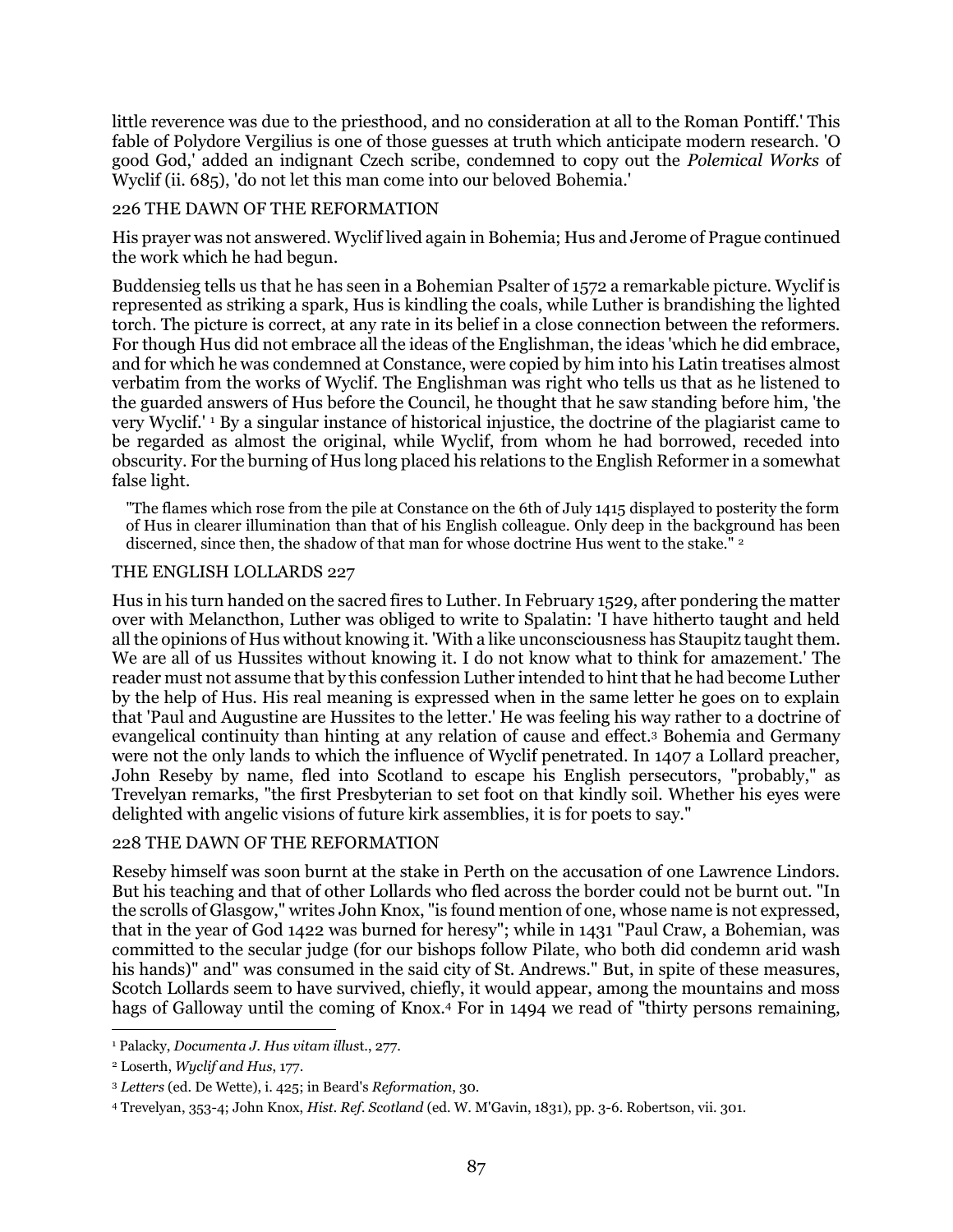little reverence was due to the priesthood, and no consideration at all to the Roman Pontiff.' This fable of Polydore Vergilius is one of those guesses at truth which anticipate modern research. 'O good God,' added an indignant Czech scribe, condemned to copy out the *Polemical Works* of Wyclif (ii. 685), 'do not let this man come into our beloved Bohemia.'

226 THE DAWN OF THE REFORMATION

His prayer was not answered. Wyclif lived again in Bohemia; Hus and Jerome of Prague continued the work which he had begun.

Buddensieg tells us that he has seen in a Bohemian Psalter of 1572 a remarkable picture. Wyclif is represented as striking a spark, Hus is kindling the coals, while Luther is brandishing the lighted torch. The picture is correct, at any rate in its belief in a close connection between the reformers. For though Hus did not embrace all the ideas of the Englishman, the ideas 'which he did embrace, and for which he was condemned at Constance, were copied by him into his Latin treatises almost verbatim from the works of Wyclif. The Englishman was right who tells us that as he listened to the guarded answers of Hus before the Council, he thought that he saw standing before him, 'the very Wyclif.' [1] By a singular instance of historical injustice, the doctrine of the plagiarist came to be regarded as almost the original, while Wyclif, from whom he had borrowed, receded into obscurity. For the burning of Hus long placed his relations to the English Reformer in a somewhat false light.

> "The flames which rose from the pile at Constance on the 6th of July 1415 displayed to posterity the form of Hus in clearer illumination than that of his English colleague. Only deep in the background has been discerned, since then, the shadow of that man for whose doctrine Hus went to the stake." [2]

THE ENGLISH LOLLARDS 227

Hus in his turn handed on the sacred fires to Luther. In February 1529, after pondering the matter over with Melancthon, Luther was obliged to write to Spalatin: 'I have hitherto taught and held all the opinions of Hus without knowing it. 'With a like unconsciousness has Staupitz taught them. We are all of us Hussites without knowing it. I do not know what to think for amazement.' The reader must not assume that by this confession Luther intended to hint that he had become Luther by the help of Hus. His real meaning is expressed when in the same letter he goes on to explain that 'Paul and Augustine are Hussites to the letter.' He was feeling his way rather to a doctrine of evangelical continuity than hinting at any relation of cause and effect.[3] Bohemia and Germany were not the only lands to which the influence of Wyclif penetrated. In 1407 a Lollard preacher, John Reseby by name, fled into Scotland to escape his English persecutors, "probably," as Trevelyan remarks, "the first Presbyterian to set foot on that kindly soil. Whether his eyes were delighted with angelic visions of future kirk assemblies, it is for poets to say."

228 THE DAWN OF THE REFORMATION

Reseby himself was soon burnt at the stake in Perth on the accusation of one Lawrence Lindors. But his teaching and that of other Lollards who fled across the border could not be burnt out. "In the scrolls of Glasgow," writes John Knox, "is found mention of one, whose name is not expressed, that in the year of God 1422 was burned for heresy"; while in 1431 "Paul Craw, a Bohemian, was committed to the secular judge (for our bishops follow Pilate, who both did condemn arid wash his hands)" and" was consumed in the said city of St. Andrews." But, in spite of these measures, Scotch Lollards seem to have survived, chiefly, it would appear, among the mountains and moss hags of Galloway until the coming of Knox.[4] For in 1494 we read of "thirty persons remaining,

---

[1] Palacky, *Documenta J. Hus vitam illust.*, 277.

[2] Loserth, *Wyclif and Hus*, 177.

[3] *Letters* (ed. De Wette), i. 425; in Beard's *Reformation*, 30.

[4] Trevelyan, 353-4; John Knox, *Hist. Ref. Scotland* (ed. W. M'Gavin, 1831), pp. 3-6. Robertson, vii. 301.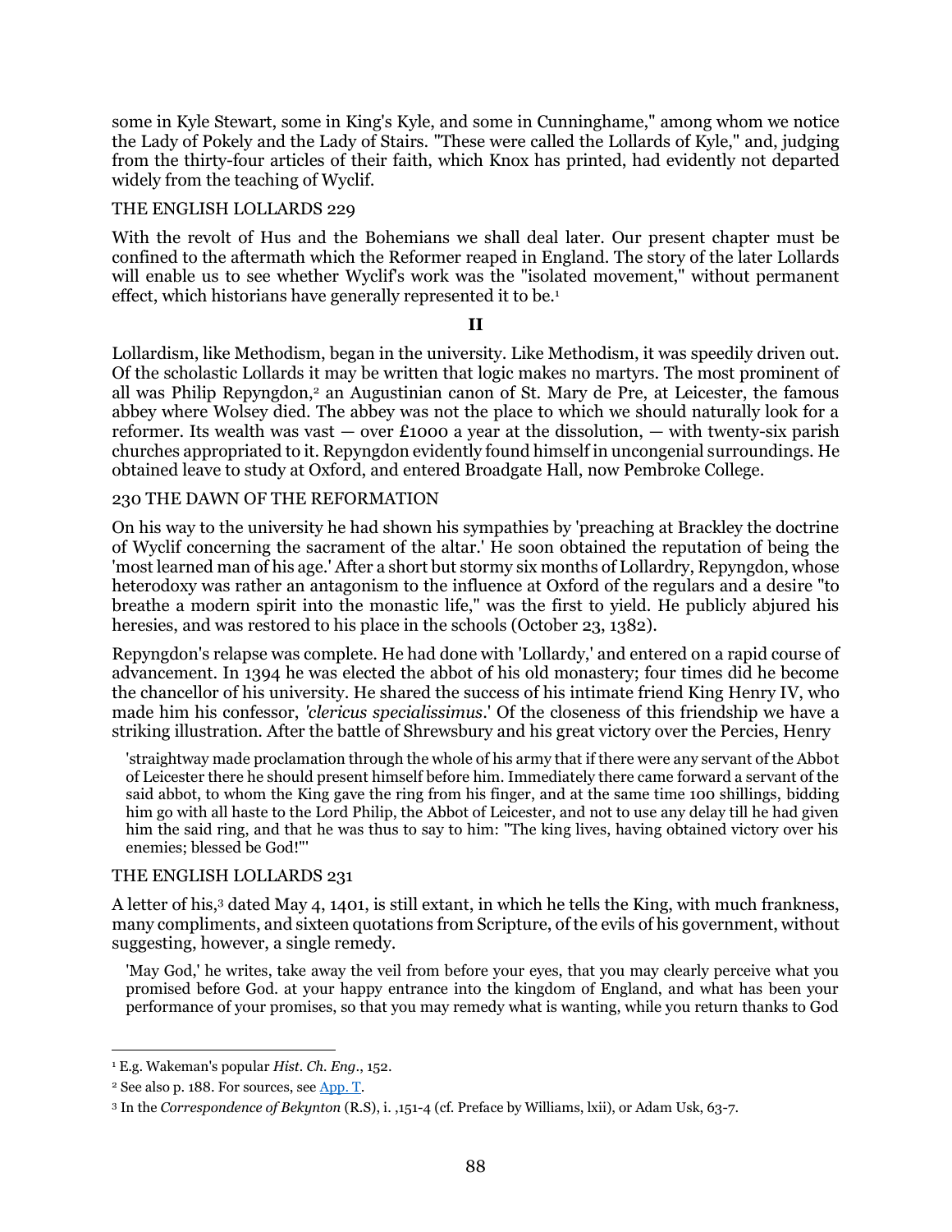some in Kyle Stewart, some in King's Kyle, and some in Cunninghame," among whom we notice the Lady of Pokely and the Lady of Stairs. "These were called the Lollards of Kyle," and, judging from the thirty-four articles of their faith, which Knox has printed, had evidently not departed widely from the teaching of Wyclif.

With the revolt of Hus and the Bohemians we shall deal later. Our present chapter must be confined to the aftermath which the Reformer reaped in England. The story of the later Lollards will enable us to see whether Wyclif's work was the "isolated movement," without permanent effect, which historians have generally represented it to be.[1]

## II

Lollardism, like Methodism, began in the university. Like Methodism, it was speedily driven out. Of the scholastic Lollards it may be written that logic makes no martyrs. The most prominent of all was Philip Repyngdon,[2] an Augustinian canon of St. Mary de Pre, at Leicester, the famous abbey where Wolsey died. The abbey was not the place to which we should naturally look for a reformer. Its wealth was vast — over £1000 a year at the dissolution, — with twenty-six parish churches appropriated to it. Repyngdon evidently found himself in uncongenial surroundings. He obtained leave to study at Oxford, and entered Broadgate Hall, now Pembroke College.

On his way to the university he had shown his sympathies by 'preaching at Brackley the doctrine of Wyclif concerning the sacrament of the altar.' He soon obtained the reputation of being the 'most learned man of his age.' After a short but stormy six months of Lollardry, Repyngdon, whose heterodoxy was rather an antagonism to the influence at Oxford of the regulars and a desire "to breathe a modern spirit into the monastic life," was the first to yield. He publicly abjured his heresies, and was restored to his place in the schools (October 23, 1382).

Repyngdon's relapse was complete. He had done with 'Lollardy,' and entered on a rapid course of advancement. In 1394 he was elected the abbot of his old monastery; four times did he become the chancellor of his university. He shared the success of his intimate friend King Henry IV, who made him his confessor, *'clericus specialissimus*.' Of the closeness of this friendship we have a striking illustration. After the battle of Shrewsbury and his great victory over the Percies, Henry

> 'straightway made proclamation through the whole of his army that if there were any servant of the Abbot of Leicester there he should present himself before him. Immediately there came forward a servant of the said abbot, to whom the King gave the ring from his finger, and at the same time 100 shillings, bidding him go with all haste to the Lord Philip, the Abbot of Leicester, and not to use any delay till he had given him the said ring, and that he was thus to say to him: "The king lives, having obtained victory over his enemies; blessed be God!"'

A letter of his,[3] dated May 4, 1401, is still extant, in which he tells the King, with much frankness, many compliments, and sixteen quotations from Scripture, of the evils of his government, without suggesting, however, a single remedy.

> 'May God,' he writes, take away the veil from before your eyes, that you may clearly perceive what you promised before God. at your happy entrance into the kingdom of England, and what has been your performance of your promises, so that you may remedy what is wanting, while you return thanks to God

---

[1] E.g. Wakeman's popular *Hist. Ch. Eng.*, 152.

[2] See also p. 188. For sources, see App. T.

[3] In the *Correspondence of Bekynton* (R.S), i. ,151-4 (cf. Preface by Williams, lxii), or Adam Usk, 63-7.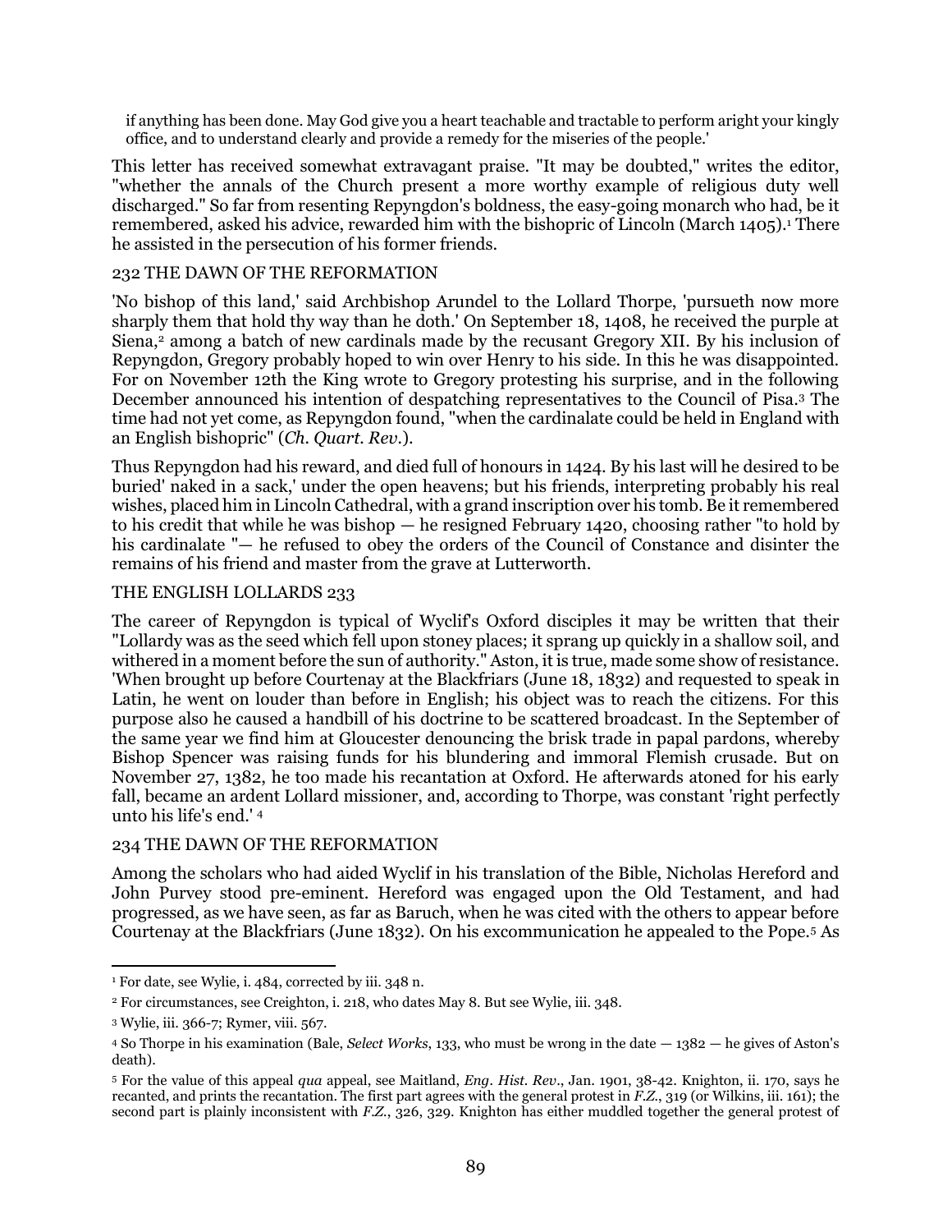> if anything has been done. May God give you a heart teachable and tractable to perform aright your kingly office, and to understand clearly and provide a remedy for the miseries of the people.'

This letter has received somewhat extravagant praise. "It may be doubted," writes the editor, "whether the annals of the Church present a more worthy example of religious duty well discharged." So far from resenting Repyngdon's boldness, the easy-going monarch who had, be it remembered, asked his advice, rewarded him with the bishopric of Lincoln (March 1405).[1] There he assisted in the persecution of his former friends.

232 THE DAWN OF THE REFORMATION

'No bishop of this land,' said Archbishop Arundel to the Lollard Thorpe, 'pursueth now more sharply them that hold thy way than he doth.' On September 18, 1408, he received the purple at Siena,[2] among a batch of new cardinals made by the recusant Gregory XII. By his inclusion of Repyngdon, Gregory probably hoped to win over Henry to his side. In this he was disappointed. For on November 12th the King wrote to Gregory protesting his surprise, and in the following December announced his intention of despatching representatives to the Council of Pisa.[3] The time had not yet come, as Repyngdon found, "when the cardinalate could be held in England with an English bishopric" (*Ch. Quart. Rev.*).

Thus Repyngdon had his reward, and died full of honours in 1424. By his last will he desired to be buried' naked in a sack,' under the open heavens; but his friends, interpreting probably his real wishes, placed him in Lincoln Cathedral, with a grand inscription over his tomb. Be it remembered to his credit that while he was bishop — he resigned February 1420, choosing rather "to hold by his cardinalate "— he refused to obey the orders of the Council of Constance and disinter the remains of his friend and master from the grave at Lutterworth.

THE ENGLISH LOLLARDS 233

The career of Repyngdon is typical of Wyclif's Oxford disciples it may be written that their "Lollardy was as the seed which fell upon stoney places; it sprang up quickly in a shallow soil, and withered in a moment before the sun of authority." Aston, it is true, made some show of resistance. 'When brought up before Courtenay at the Blackfriars (June 18, 1832) and requested to speak in Latin, he went on louder than before in English; his object was to reach the citizens. For this purpose also he caused a handbill of his doctrine to be scattered broadcast. In the September of the same year we find him at Gloucester denouncing the brisk trade in papal pardons, whereby Bishop Spencer was raising funds for his blundering and immoral Flemish crusade. But on November 27, 1382, he too made his recantation at Oxford. He afterwards atoned for his early fall, became an ardent Lollard missioner, and, according to Thorpe, was constant 'right perfectly unto his life's end.'[4]

234 THE DAWN OF THE REFORMATION

Among the scholars who had aided Wyclif in his translation of the Bible, Nicholas Hereford and John Purvey stood pre-eminent. Hereford was engaged upon the Old Testament, and had progressed, as we have seen, as far as Baruch, when he was cited with the others to appear before Courtenay at the Blackfriars (June 1832). On his excommunication he appealed to the Pope.[5] As

---

[1] For date, see Wylie, i. 484, corrected by iii. 348 n.

[2] For circumstances, see Creighton, i. 218, who dates May 8. But see Wylie, iii. 348.

[3] Wylie, iii. 366-7; Rymer, viii. 567.

[4] So Thorpe in his examination (Bale, *Select Works*, 133, who must be wrong in the date — 1382 — he gives of Aston's death).

[5] For the value of this appeal *qua* appeal, see Maitland, *Eng. Hist. Rev*., Jan. 1901, 38-42. Knighton, ii. 170, says he recanted, and prints the recantation. The first part agrees with the general protest in *F.Z.*, 319 (or Wilkins, iii. 161); the second part is plainly inconsistent with *F.Z.*, 326, 329. Knighton has either muddled together the general protest of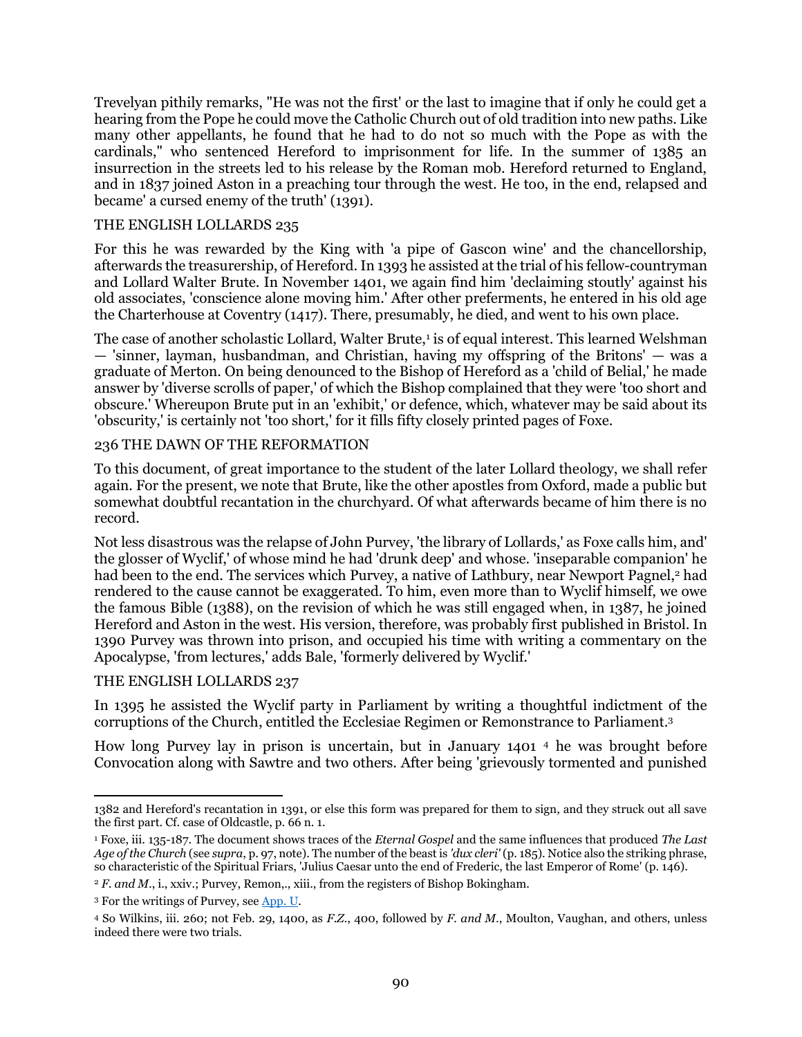Trevelyan pithily remarks, "He was not the first' or the last to imagine that if only he could get a hearing from the Pope he could move the Catholic Church out of old tradition into new paths. Like many other appellants, he found that he had to do not so much with the Pope as with the cardinals," who sentenced Hereford to imprisonment for life. In the summer of 1385 an insurrection in the streets led to his release by the Roman mob. Hereford returned to England, and in 1837 joined Aston in a preaching tour through the west. He too, in the end, relapsed and became' a cursed enemy of the truth' (1391).

For this he was rewarded by the King with 'a pipe of Gascon wine' and the chancellorship, afterwards the treasurership, of Hereford. In 1393 he assisted at the trial of his fellow-countryman and Lollard Walter Brute. In November 1401, we again find him 'declaiming stoutly' against his old associates, 'conscience alone moving him.' After other preferments, he entered in his old age the Charterhouse at Coventry (1417). There, presumably, he died, and went to his own place.

The case of another scholastic Lollard, Walter Brute,[1] is of equal interest. This learned Welshman — 'sinner, layman, husbandman, and Christian, having my offspring of the Britons' — was a graduate of Merton. On being denounced to the Bishop of Hereford as a 'child of Belial,' he made answer by 'diverse scrolls of paper,' of which the Bishop complained that they were 'too short and obscure.' Whereupon Brute put in an 'exhibit,' or defence, which, whatever may be said about its 'obscurity,' is certainly not 'too short,' for it fills fifty closely printed pages of Foxe.

To this document, of great importance to the student of the later Lollard theology, we shall refer again. For the present, we note that Brute, like the other apostles from Oxford, made a public but somewhat doubtful recantation in the churchyard. Of what afterwards became of him there is no record.

Not less disastrous was the relapse of John Purvey, 'the library of Lollards,' as Foxe calls him, and' the glosser of Wyclif,' of whose mind he had 'drunk deep' and whose. 'inseparable companion' he had been to the end. The services which Purvey, a native of Lathbury, near Newport Pagnel,[2] had rendered to the cause cannot be exaggerated. To him, even more than to Wyclif himself, we owe the famous Bible (1388), on the revision of which he was still engaged when, in 1387, he joined Hereford and Aston in the west. His version, therefore, was probably first published in Bristol. In 1390 Purvey was thrown into prison, and occupied his time with writing a commentary on the Apocalypse, 'from lectures,' adds Bale, 'formerly delivered by Wyclif.'

In 1395 he assisted the Wyclif party in Parliament by writing a thoughtful indictment of the corruptions of the Church, entitled the Ecclesiae Regimen or Remonstrance to Parliament.[3]

How long Purvey lay in prison is uncertain, but in January 1401 [4] he was brought before Convocation along with Sawtre and two others. After being 'grievously tormented and punished

---

1382 and Hereford's recantation in 1391, or else this form was prepared for them to sign, and they struck out all save the first part. Cf. case of Oldcastle, p. 66 n. 1.

[1] Foxe, iii. 135-187. The document shows traces of the *Eternal Gospel* and the same influences that produced *The Last Age of the Church* (see *supra*, p. 97, note). The number of the beast is *'dux cleri'* (p. 185). Notice also the striking phrase, so characteristic of the Spiritual Friars, 'Julius Caesar unto the end of Frederic, the last Emperor of Rome' (p. 146).

[2] *F. and M.*, i., xxiv.; Purvey, Remon,., xiii., from the registers of Bishop Bokingham.

[3] For the writings of Purvey, see App. U.

[4] So Wilkins, iii. 260; not Feb. 29, 1400, as *F.Z.*, 400, followed by *F. and M.*, Moulton, Vaughan, and others, unless indeed there were two trials.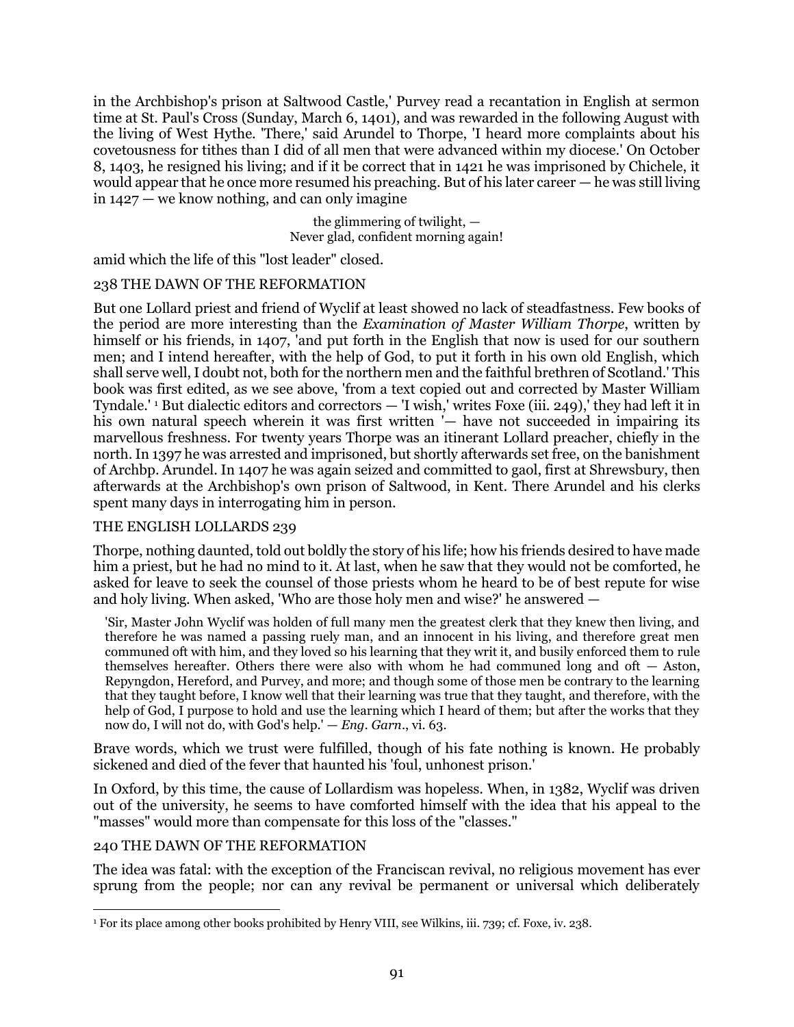in the Archbishop's prison at Saltwood Castle,' Purvey read a recantation in English at sermon time at St. Paul's Cross (Sunday, March 6, 1401), and was rewarded in the following August with the living of West Hythe. 'There,' said Arundel to Thorpe, 'I heard more complaints about his covetousness for tithes than I did of all men that were advanced within my diocese.' On October 8, 1403, he resigned his living; and if it be correct that in 1421 he was imprisoned by Chichele, it would appear that he once more resumed his preaching. But of his later career — he was still living in 1427 — we know nothing, and can only imagine

> the glimmering of twilight, —
> Never glad, confident morning again!

amid which the life of this "lost leader" closed.

But one Lollard priest and friend of Wyclif at least showed no lack of steadfastness. Few books of the period are more interesting than the *Examination of Master William Thorpe*, written by himself or his friends, in 1407, 'and put forth in the English that now is used for our southern men; and I intend hereafter, with the help of God, to put it forth in his own old English, which shall serve well, I doubt not, both for the northern men and the faithful brethren of Scotland.' This book was first edited, as we see above, 'from a text copied out and corrected by Master William Tyndale.' [1] But dialectic editors and correctors — 'I wish,' writes Foxe (iii. 249),' they had left it in his own natural speech wherein it was first written '— have not succeeded in impairing its marvellous freshness. For twenty years Thorpe was an itinerant Lollard preacher, chiefly in the north. In 1397 he was arrested and imprisoned, but shortly afterwards set free, on the banishment of Archbp. Arundel. In 1407 he was again seized and committed to gaol, first at Shrewsbury, then afterwards at the Archbishop's own prison of Saltwood, in Kent. There Arundel and his clerks spent many days in interrogating him in person.

Thorpe, nothing daunted, told out boldly the story of his life; how his friends desired to have made him a priest, but he had no mind to it. At last, when he saw that they would not be comforted, he asked for leave to seek the counsel of those priests whom he heard to be of best repute for wise and holy living. When asked, 'Who are those holy men and wise?' he answered —

> 'Sir, Master John Wyclif was holden of full many men the greatest clerk that they knew then living, and therefore he was named a passing ruely man, and an innocent in his living, and therefore great men communed oft with him, and they loved so his learning that they writ it, and busily enforced them to rule themselves hereafter. Others there were also with whom he had communed long and oft — Aston, Repyngdon, Hereford, and Purvey, and more; and though some of those men be contrary to the learning that they taught before, I know well that their learning was true that they taught, and therefore, with the help of God, I purpose to hold and use the learning which I heard of them; but after the works that they now do, I will not do, with God's help.' — *Eng. Garn.*, vi. 63.

Brave words, which we trust were fulfilled, though of his fate nothing is known. He probably sickened and died of the fever that haunted his 'foul, unhonest prison.'

In Oxford, by this time, the cause of Lollardism was hopeless. When, in 1382, Wyclif was driven out of the university, he seems to have comforted himself with the idea that his appeal to the "masses" would more than compensate for this loss of the "classes."

The idea was fatal: with the exception of the Franciscan revival, no religious movement has ever sprung from the people; nor can any revival be permanent or universal which deliberately

---

[1] For its place among other books prohibited by Henry VIII, see Wilkins, iii. 739; cf. Foxe, iv. 238.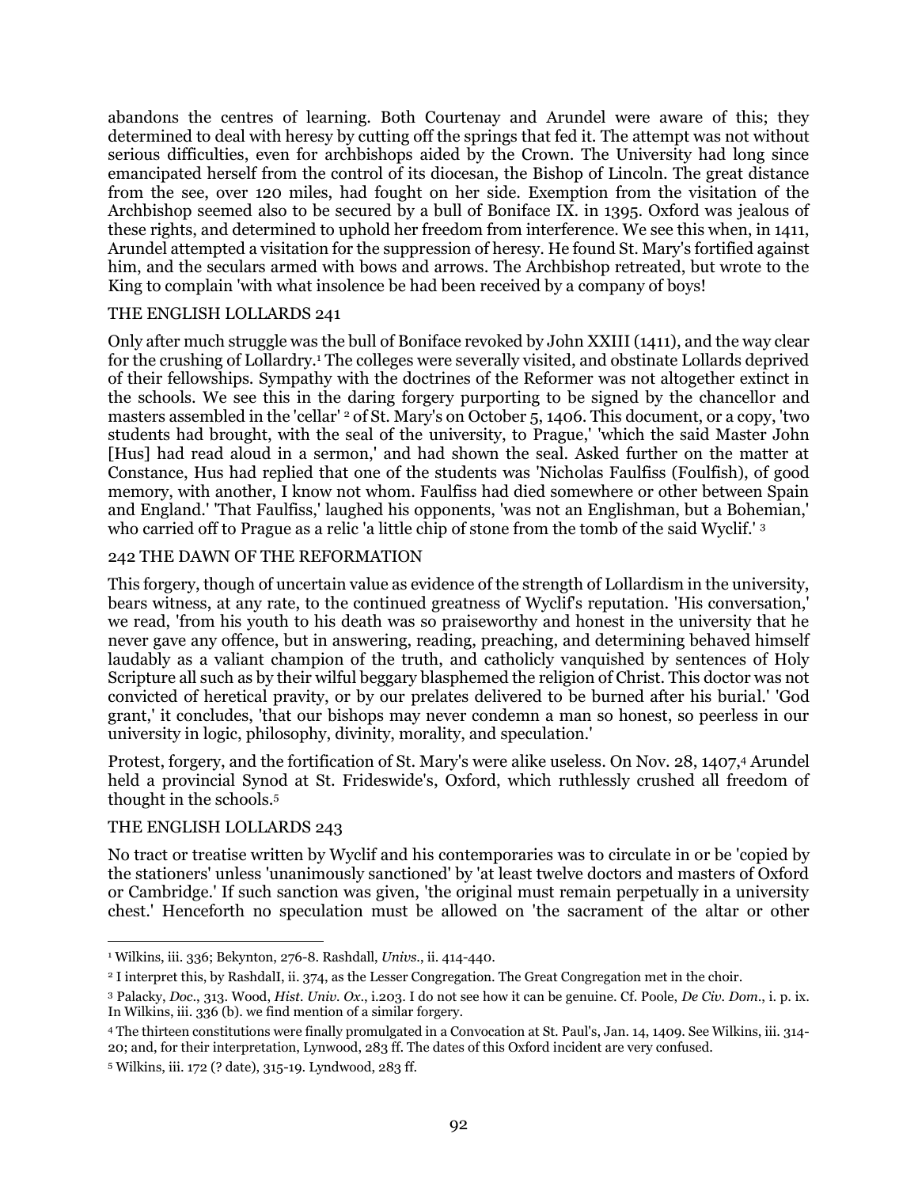abandons the centres of learning. Both Courtenay and Arundel were aware of this; they determined to deal with heresy by cutting off the springs that fed it. The attempt was not without serious difficulties, even for archbishops aided by the Crown. The University had long since emancipated herself from the control of its diocesan, the Bishop of Lincoln. The great distance from the see, over 120 miles, had fought on her side. Exemption from the visitation of the Archbishop seemed also to be secured by a bull of Boniface IX. in 1395. Oxford was jealous of these rights, and determined to uphold her freedom from interference. We see this when, in 1411, Arundel attempted a visitation for the suppression of heresy. He found St. Mary's fortified against him, and the seculars armed with bows and arrows. The Archbishop retreated, but wrote to the King to complain 'with what insolence be had been received by a company of boys!

Only after much struggle was the bull of Boniface revoked by John XXIII (1411), and the way clear for the crushing of Lollardry.[1] The colleges were severally visited, and obstinate Lollards deprived of their fellowships. Sympathy with the doctrines of the Reformer was not altogether extinct in the schools. We see this in the daring forgery purporting to be signed by the chancellor and masters assembled in the 'cellar' [2] of St. Mary's on October 5, 1406. This document, or a copy, 'two students had brought, with the seal of the university, to Prague,' 'which the said Master John [Hus] had read aloud in a sermon,' and had shown the seal. Asked further on the matter at Constance, Hus had replied that one of the students was 'Nicholas Faulfiss (Foulfish), of good memory, with another, I know not whom. Faulfiss had died somewhere or other between Spain and England.' 'That Faulfiss,' laughed his opponents, 'was not an Englishman, but a Bohemian,' who carried off to Prague as a relic 'a little chip of stone from the tomb of the said Wyclif.' [3]

This forgery, though of uncertain value as evidence of the strength of Lollardism in the university, bears witness, at any rate, to the continued greatness of Wyclif's reputation. 'His conversation,' we read, 'from his youth to his death was so praiseworthy and honest in the university that he never gave any offence, but in answering, reading, preaching, and determining behaved himself laudably as a valiant champion of the truth, and catholicly vanquished by sentences of Holy Scripture all such as by their wilful beggary blasphemed the religion of Christ. This doctor was not convicted of heretical pravity, or by our prelates delivered to be burned after his burial.' 'God grant,' it concludes, 'that our bishops may never condemn a man so honest, so peerless in our university in logic, philosophy, divinity, morality, and speculation.'

Protest, forgery, and the fortification of St. Mary's were alike useless. On Nov. 28, 1407,[4] Arundel held a provincial Synod at St. Frideswide's, Oxford, which ruthlessly crushed all freedom of thought in the schools.[5]

No tract or treatise written by Wyclif and his contemporaries was to circulate in or be 'copied by the stationers' unless 'unanimously sanctioned' by 'at least twelve doctors and masters of Oxford or Cambridge.' If such sanction was given, 'the original must remain perpetually in a university chest.' Henceforth no speculation must be allowed on 'the sacrament of the altar or other

---

[1] Wilkins, iii. 336; Bekynton, 276-8. Rashdall, *Univs.*, ii. 414-440.

[2] I interpret this, by RashdalI, ii. 374, as the Lesser Congregation. The Great Congregation met in the choir.

[3] Palacky, *Doc.*, 313. Wood, *Hist. Univ. Ox.*, i.203. I do not see how it can be genuine. Cf. Poole, *De Civ. Dom.*, i. p. ix. In Wilkins, iii. 336 (b). we find mention of a similar forgery.

[4] The thirteen constitutions were finally promulgated in a Convocation at St. Paul's, Jan. 14, 1409. See Wilkins, iii. 314-20; and, for their interpretation, Lynwood, 283 ff. The dates of this Oxford incident are very confused.

[5] Wilkins, iii. 172 (? date), 315-19. Lyndwood, 283 ff.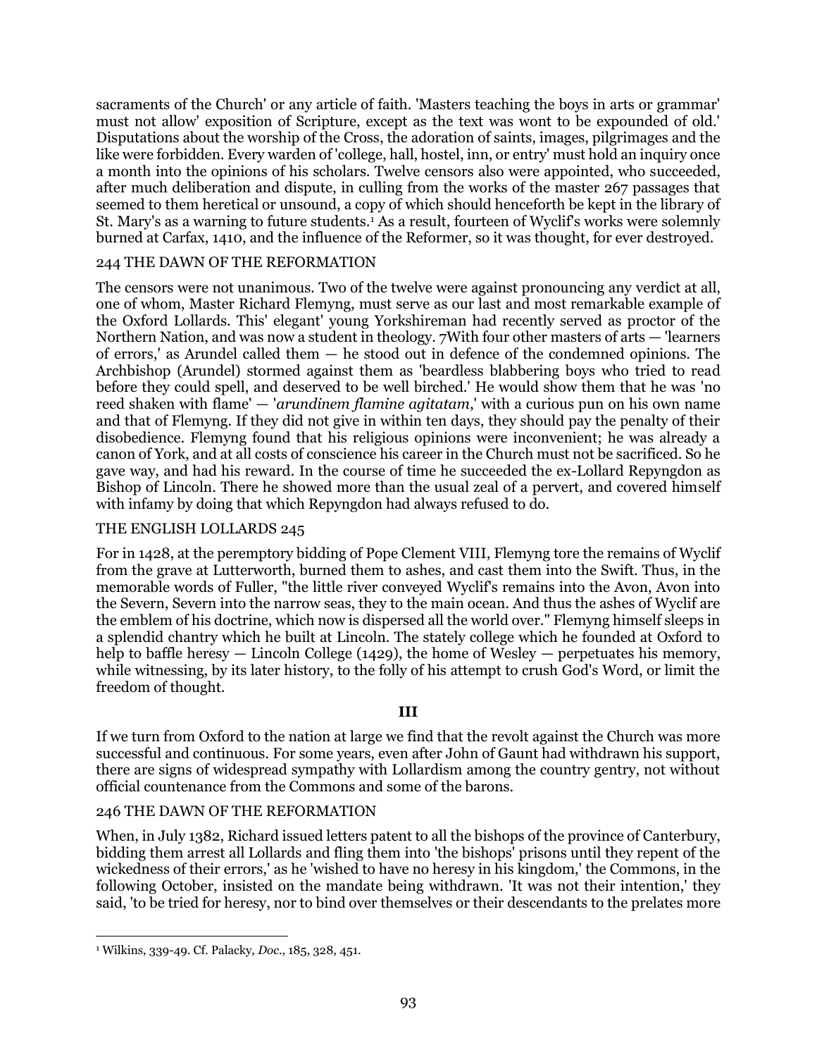sacraments of the Church' or any article of faith. 'Masters teaching the boys in arts or grammar' must not allow' exposition of Scripture, except as the text was wont to be expounded of old.' Disputations about the worship of the Cross, the adoration of saints, images, pilgrimages and the like were forbidden. Every warden of 'college, hall, hostel, inn, or entry' must hold an inquiry once a month into the opinions of his scholars. Twelve censors also were appointed, who succeeded, after much deliberation and dispute, in culling from the works of the master 267 passages that seemed to them heretical or unsound, a copy of which should henceforth be kept in the library of St. Mary's as a warning to future students.[1] As a result, fourteen of Wyclif's works were solemnly burned at Carfax, 1410, and the influence of the Reformer, so it was thought, for ever destroyed.

The censors were not unanimous. Two of the twelve were against pronouncing any verdict at all, one of whom, Master Richard Flemyng, must serve as our last and most remarkable example of the Oxford Lollards. This' elegant' young Yorkshireman had recently served as proctor of the Northern Nation, and was now a student in theology. 7With four other masters of arts — 'learners of errors,' as Arundel called them — he stood out in defence of the condemned opinions. The Archbishop (Arundel) stormed against them as 'beardless blabbering boys who tried to read before they could spell, and deserved to be well birched.' He would show them that he was 'no reed shaken with flame' — '*arundinem flamine agitatam*,' with a curious pun on his own name and that of Flemyng. If they did not give in within ten days, they should pay the penalty of their disobedience. Flemyng found that his religious opinions were inconvenient; he was already a canon of York, and at all costs of conscience his career in the Church must not be sacrificed. So he gave way, and had his reward. In the course of time he succeeded the ex-Lollard Repyngdon as Bishop of Lincoln. There he showed more than the usual zeal of a pervert, and covered himself with infamy by doing that which Repyngdon had always refused to do.

For in 1428, at the peremptory bidding of Pope Clement VIII, Flemyng tore the remains of Wyclif from the grave at Lutterworth, burned them to ashes, and cast them into the Swift. Thus, in the memorable words of Fuller, "the little river conveyed Wyclif's remains into the Avon, Avon into the Severn, Severn into the narrow seas, they to the main ocean. And thus the ashes of Wyclif are the emblem of his doctrine, which now is dispersed all the world over." Flemyng himself sleeps in a splendid chantry which he built at Lincoln. The stately college which he founded at Oxford to help to baffle heresy — Lincoln College (1429), the home of Wesley — perpetuates his memory, while witnessing, by its later history, to the folly of his attempt to crush God's Word, or limit the freedom of thought.

**III**

If we turn from Oxford to the nation at large we find that the revolt against the Church was more successful and continuous. For some years, even after John of Gaunt had withdrawn his support, there are signs of widespread sympathy with Lollardism among the country gentry, not without official countenance from the Commons and some of the barons.

When, in July 1382, Richard issued letters patent to all the bishops of the province of Canterbury, bidding them arrest all Lollards and fling them into 'the bishops' prisons until they repent of the wickedness of their errors,' as he 'wished to have no heresy in his kingdom,' the Commons, in the following October, insisted on the mandate being withdrawn. 'It was not their intention,' they said, 'to be tried for heresy, nor to bind over themselves or their descendants to the prelates more

[1] Wilkins, 339-49. Cf. Palacky, *Doc*., 185, 328, 451.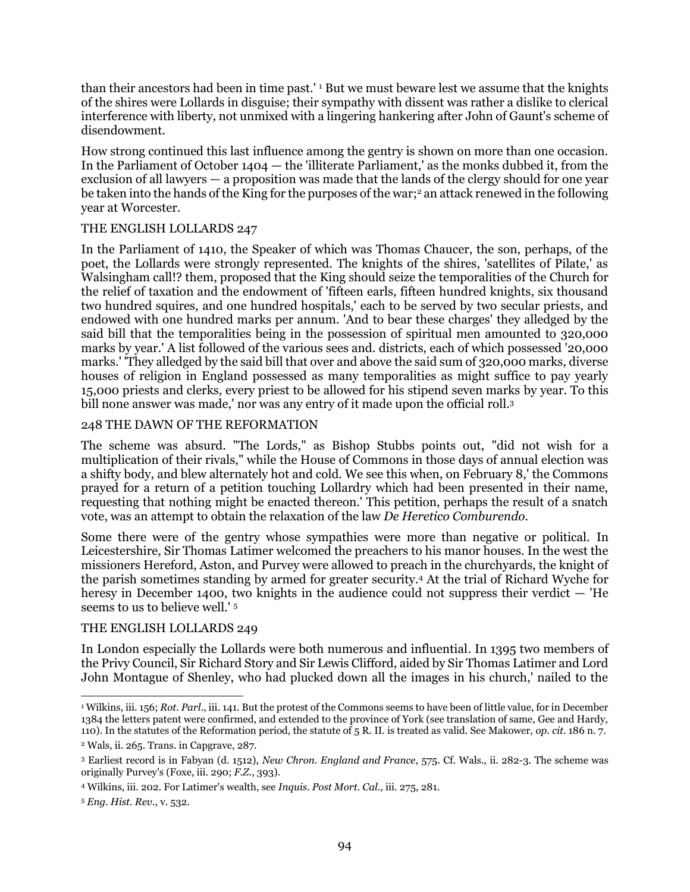than their ancestors had been in time past.' [1] But we must beware lest we assume that the knights of the shires were Lollards in disguise; their sympathy with dissent was rather a dislike to clerical interference with liberty, not unmixed with a lingering hankering after John of Gaunt's scheme of disendowment.

How strong continued this last influence among the gentry is shown on more than one occasion. In the Parliament of October 1404 — the 'illiterate Parliament,' as the monks dubbed it, from the exclusion of all lawyers — a proposition was made that the lands of the clergy should for one year be taken into the hands of the King for the purposes of the war;[2] an attack renewed in the following year at Worcester.

In the Parliament of 1410, the Speaker of which was Thomas Chaucer, the son, perhaps, of the poet, the Lollards were strongly represented. The knights of the shires, 'satellites of Pilate,' as Walsingham call!? them, proposed that the King should seize the temporalities of the Church for the relief of taxation and the endowment of 'fifteen earls, fifteen hundred knights, six thousand two hundred squires, and one hundred hospitals,' each to be served by two secular priests, and endowed with one hundred marks per annum. 'And to bear these charges' they alledged by the said bill that the temporalities being in the possession of spiritual men amounted to 320,000 marks by year.' A list followed of the various sees and. districts, each of which possessed '20,000 marks.' 'They alledged by the said bill that over and above the said sum of 320,000 marks, diverse houses of religion in England possessed as many temporalities as might suffice to pay yearly 15,000 priests and clerks, every priest to be allowed for his stipend seven marks by year. To this bill none answer was made,' nor was any entry of it made upon the official roll.[3]

The scheme was absurd. "The Lords," as Bishop Stubbs points out, "did not wish for a multiplication of their rivals," while the House of Commons in those days of annual election was a shifty body, and blew alternately hot and cold. We see this when, on February 8,' the Commons prayed for a return of a petition touching Lollardry which had been presented in their name, requesting that nothing might be enacted thereon.' This petition, perhaps the result of a snatch vote, was an attempt to obtain the relaxation of the law *De Heretico Comburendo*.

Some there were of the gentry whose sympathies were more than negative or political. In Leicestershire, Sir Thomas Latimer welcomed the preachers to his manor houses. In the west the missioners Hereford, Aston, and Purvey were allowed to preach in the churchyards, the knight of the parish sometimes standing by armed for greater security.[4] At the trial of Richard Wyche for heresy in December 1400, two knights in the audience could not suppress their verdict — 'He seems to us to believe well.' [5]

In London especially the Lollards were both numerous and influential. In 1395 two members of the Privy Council, Sir Richard Story and Sir Lewis Clifford, aided by Sir Thomas Latimer and Lord John Montague of Shenley, who had plucked down all the images in his church,' nailed to the

---

[1] Wilkins, iii. 156; *Rot. Parl.*, iii. 141. But the protest of the Commons seems to have been of little value, for in December 1384 the letters patent were confirmed, and extended to the province of York (see translation of same, Gee and Hardy, 110). In the statutes of the Reformation period, the statute of 5 R. II. is treated as valid. See Makower, *op. cit.* 186 n. 7.

[2] Wals, ii. 265. Trans. in Capgrave, 287.

[3] Earliest record is in Fabyan (d. 1512), *New Chron. England and France*, 575. Cf. Wals., ii. 282-3. The scheme was originally Purvey's (Foxe, iii. 290; *F.Z.*, 393).

[4] Wilkins, iii. 202. For Latimer's wealth, see *Inquis. Post Mort. Cal.*, iii. 275, 281.

[5] *Eng. Hist. Rev.*, v. 532.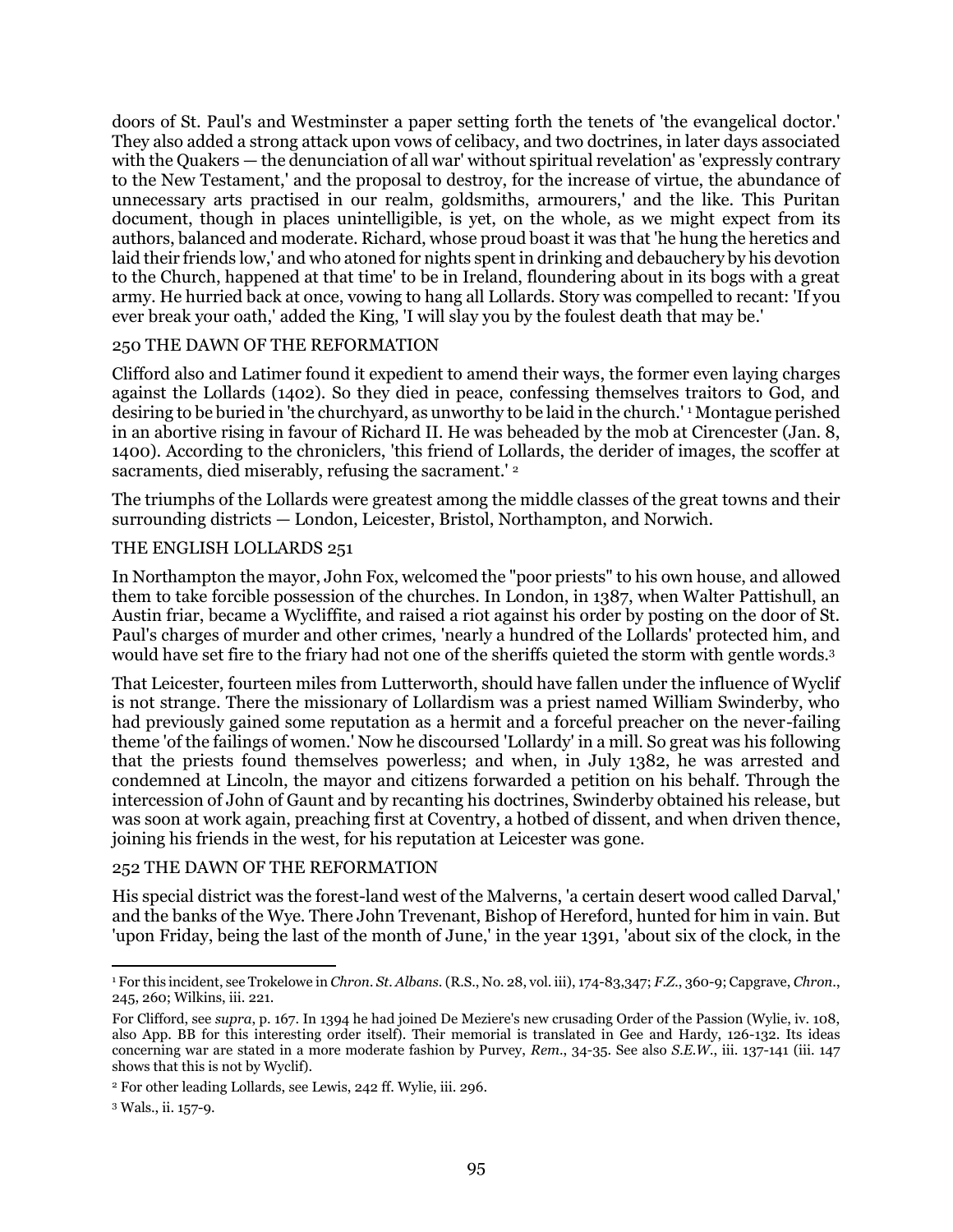doors of St. Paul's and Westminster a paper setting forth the tenets of 'the evangelical doctor.' They also added a strong attack upon vows of celibacy, and two doctrines, in later days associated with the Quakers — the denunciation of all war' without spiritual revelation' as 'expressly contrary to the New Testament,' and the proposal to destroy, for the increase of virtue, the abundance of unnecessary arts practised in our realm, goldsmiths, armourers,' and the like. This Puritan document, though in places unintelligible, is yet, on the whole, as we might expect from its authors, balanced and moderate. Richard, whose proud boast it was that 'he hung the heretics and laid their friends low,' and who atoned for nights spent in drinking and debauchery by his devotion to the Church, happened at that time' to be in Ireland, floundering about in its bogs with a great army. He hurried back at once, vowing to hang all Lollards. Story was compelled to recant: 'If you ever break your oath,' added the King, 'I will slay you by the foulest death that may be.'

250 THE DAWN OF THE REFORMATION

Clifford also and Latimer found it expedient to amend their ways, the former even laying charges against the Lollards (1402). So they died in peace, confessing themselves traitors to God, and desiring to be buried in 'the churchyard, as unworthy to be laid in the church.' [1] Montague perished in an abortive rising in favour of Richard II. He was beheaded by the mob at Cirencester (Jan. 8, 1400). According to the chroniclers, 'this friend of Lollards, the derider of images, the scoffer at sacraments, died miserably, refusing the sacrament.' [2]

The triumphs of the Lollards were greatest among the middle classes of the great towns and their surrounding districts — London, Leicester, Bristol, Northampton, and Norwich.

THE ENGLISH LOLLARDS 251

In Northampton the mayor, John Fox, welcomed the "poor priests" to his own house, and allowed them to take forcible possession of the churches. In London, in 1387, when Walter Pattishull, an Austin friar, became a Wycliffite, and raised a riot against his order by posting on the door of St. Paul's charges of murder and other crimes, 'nearly a hundred of the Lollards' protected him, and would have set fire to the friary had not one of the sheriffs quieted the storm with gentle words.[3]

That Leicester, fourteen miles from Lutterworth, should have fallen under the influence of Wyclif is not strange. There the missionary of Lollardism was a priest named William Swinderby, who had previously gained some reputation as a hermit and a forceful preacher on the never-failing theme 'of the failings of women.' Now he discoursed 'Lollardy' in a mill. So great was his following that the priests found themselves powerless; and when, in July 1382, he was arrested and condemned at Lincoln, the mayor and citizens forwarded a petition on his behalf. Through the intercession of John of Gaunt and by recanting his doctrines, Swinderby obtained his release, but was soon at work again, preaching first at Coventry, a hotbed of dissent, and when driven thence, joining his friends in the west, for his reputation at Leicester was gone.

252 THE DAWN OF THE REFORMATION

His special district was the forest-land west of the Malverns, 'a certain desert wood called Darval,' and the banks of the Wye. There John Trevenant, Bishop of Hereford, hunted for him in vain. But 'upon Friday, being the last of the month of June,' in the year 1391, 'about six of the clock, in the

---

[1] For this incident, see Trokelowe in *Chron. St. Albans.* (R.S., No. 28, vol. iii), 174-83,347; *F.Z.*, 360-9; Capgrave, *Chron.*, 245, 260; Wilkins, iii. 221.

For Clifford, see *supra*, p. 167. In 1394 he had joined De Meziere's new crusading Order of the Passion (Wylie, iv. 108, also App. BB for this interesting order itself). Their memorial is translated in Gee and Hardy, 126-132. Its ideas concerning war are stated in a more moderate fashion by Purvey, *Rem.*, 34-35. See also *S.E.W.*, iii. 137-141 (iii. 147 shows that this is not by Wyclif).

[2] For other leading Lollards, see Lewis, 242 ff. Wylie, iii. 296.

[3] Wals., ii. 157-9.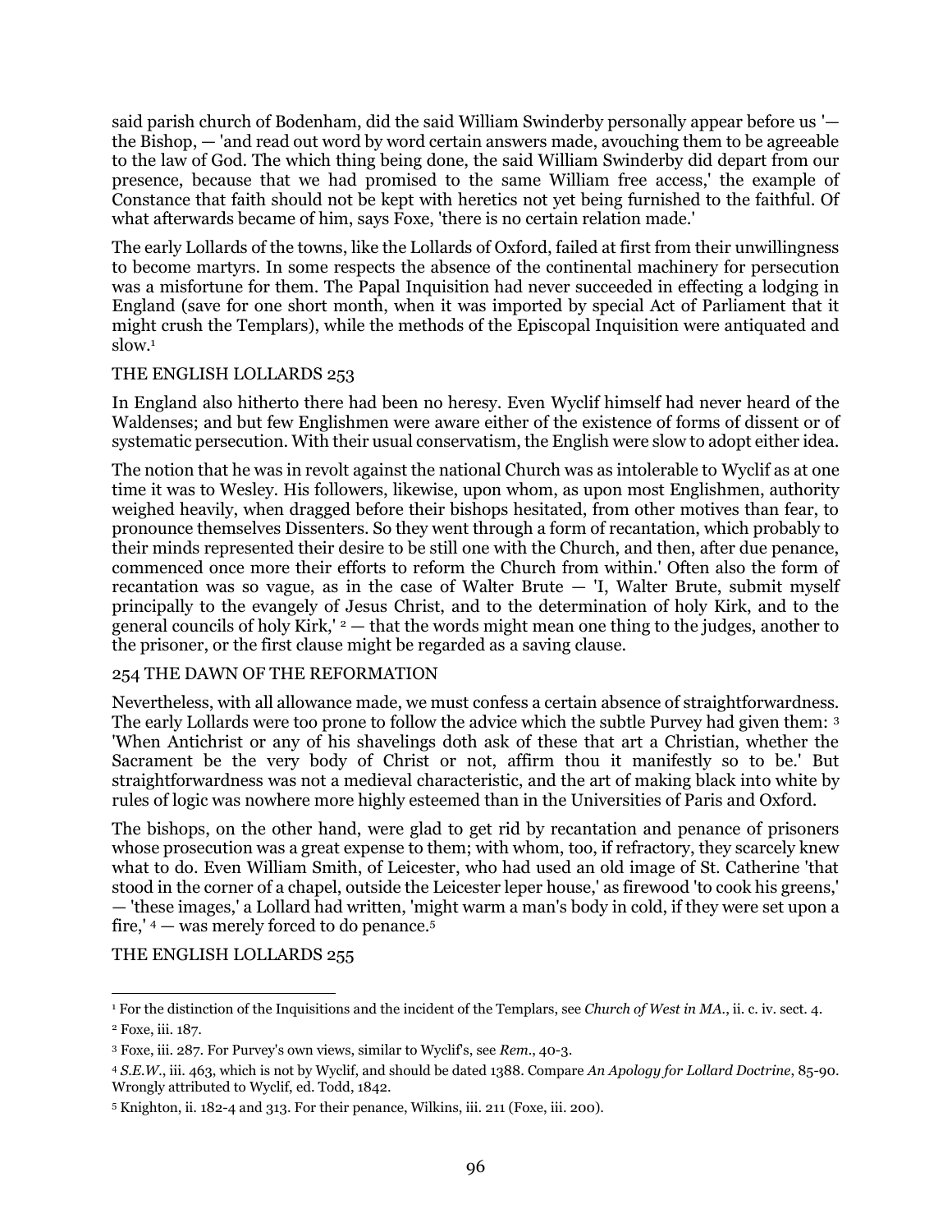said parish church of Bodenham, did the said William Swinderby personally appear before us '— the Bishop, — 'and read out word by word certain answers made, avouching them to be agreeable to the law of God. The which thing being done, the said William Swinderby did depart from our presence, because that we had promised to the same William free access,' the example of Constance that faith should not be kept with heretics not yet being furnished to the faithful. Of what afterwards became of him, says Foxe, 'there is no certain relation made.'

The early Lollards of the towns, like the Lollards of Oxford, failed at first from their unwillingness to become martyrs. In some respects the absence of the continental machinery for persecution was a misfortune for them. The Papal Inquisition had never succeeded in effecting a lodging in England (save for one short month, when it was imported by special Act of Parliament that it might crush the Templars), while the methods of the Episcopal Inquisition were antiquated and slow.[1]

THE ENGLISH LOLLARDS 253

In England also hitherto there had been no heresy. Even Wyclif himself had never heard of the Waldenses; and but few Englishmen were aware either of the existence of forms of dissent or of systematic persecution. With their usual conservatism, the English were slow to adopt either idea.

The notion that he was in revolt against the national Church was as intolerable to Wyclif as at one time it was to Wesley. His followers, likewise, upon whom, as upon most Englishmen, authority weighed heavily, when dragged before their bishops hesitated, from other motives than fear, to pronounce themselves Dissenters. So they went through a form of recantation, which probably to their minds represented their desire to be still one with the Church, and then, after due penance, commenced once more their efforts to reform the Church from within.' Often also the form of recantation was so vague, as in the case of Walter Brute — 'I, Walter Brute, submit myself principally to the evangely of Jesus Christ, and to the determination of holy Kirk, and to the general councils of holy Kirk,' [2] — that the words might mean one thing to the judges, another to the prisoner, or the first clause might be regarded as a saving clause.

254 THE DAWN OF THE REFORMATION

Nevertheless, with all allowance made, we must confess a certain absence of straightforwardness. The early Lollards were too prone to follow the advice which the subtle Purvey had given them: [3] 'When Antichrist or any of his shavelings doth ask of these that art a Christian, whether the Sacrament be the very body of Christ or not, affirm thou it manifestly so to be.' But straightforwardness was not a medieval characteristic, and the art of making black into white by rules of logic was nowhere more highly esteemed than in the Universities of Paris and Oxford.

The bishops, on the other hand, were glad to get rid by recantation and penance of prisoners whose prosecution was a great expense to them; with whom, too, if refractory, they scarcely knew what to do. Even William Smith, of Leicester, who had used an old image of St. Catherine 'that stood in the corner of a chapel, outside the Leicester leper house,' as firewood 'to cook his greens,' — 'these images,' a Lollard had written, 'might warm a man's body in cold, if they were set upon a fire,' [4] — was merely forced to do penance.[5]

THE ENGLISH LOLLARDS 255

---

[1] For the distinction of the Inquisitions and the incident of the Templars, see *Church of West in MA.*, ii. c. iv. sect. 4.

[2] Foxe, iii. 187.

[3] Foxe, iii. 287. For Purvey's own views, similar to Wyclif's, see *Rem.*, 40-3.

[4] *S.E.W.*, iii. 463, which is not by Wyclif, and should be dated 1388. Compare *An Apology for Lollard Doctrine*, 85-90. Wrongly attributed to Wyclif, ed. Todd, 1842.

[5] Knighton, ii. 182-4 and 313. For their penance, Wilkins, iii. 211 (Foxe, iii. 200).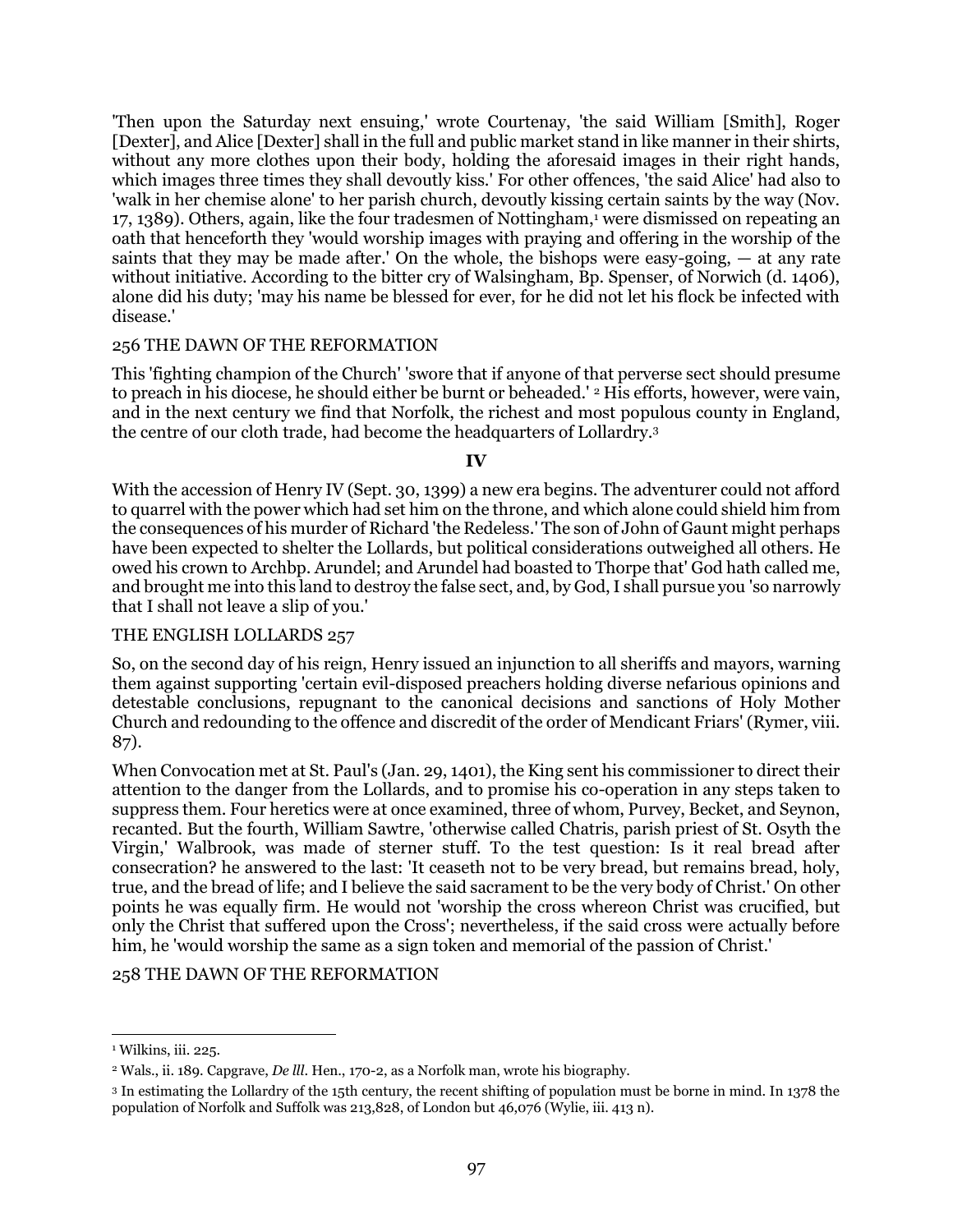'Then upon the Saturday next ensuing,' wrote Courtenay, 'the said William [Smith], Roger [Dexter], and Alice [Dexter] shall in the full and public market stand in like manner in their shirts, without any more clothes upon their body, holding the aforesaid images in their right hands, which images three times they shall devoutly kiss.' For other offences, 'the said Alice' had also to 'walk in her chemise alone' to her parish church, devoutly kissing certain saints by the way (Nov. 17, 1389). Others, again, like the four tradesmen of Nottingham,[1] were dismissed on repeating an oath that henceforth they 'would worship images with praying and offering in the worship of the saints that they may be made after.' On the whole, the bishops were easy-going, — at any rate without initiative. According to the bitter cry of Walsingham, Bp. Spenser, of Norwich (d. 1406), alone did his duty; 'may his name be blessed for ever, for he did not let his flock be infected with disease.'

This 'fighting champion of the Church' 'swore that if anyone of that perverse sect should presume to preach in his diocese, he should either be burnt or beheaded.' [2] His efforts, however, were vain, and in the next century we find that Norfolk, the richest and most populous county in England, the centre of our cloth trade, had become the headquarters of Lollardry.[3]

### IV

With the accession of Henry IV (Sept. 30, 1399) a new era begins. The adventurer could not afford to quarrel with the power which had set him on the throne, and which alone could shield him from the consequences of his murder of Richard 'the Redeless.' The son of John of Gaunt might perhaps have been expected to shelter the Lollards, but political considerations outweighed all others. He owed his crown to Archbp. Arundel; and Arundel had boasted to Thorpe that' God hath called me, and brought me into this land to destroy the false sect, and, by God, I shall pursue you 'so narrowly that I shall not leave a slip of you.'

So, on the second day of his reign, Henry issued an injunction to all sheriffs and mayors, warning them against supporting 'certain evil-disposed preachers holding diverse nefarious opinions and detestable conclusions, repugnant to the canonical decisions and sanctions of Holy Mother Church and redounding to the offence and discredit of the order of Mendicant Friars' (Rymer, viii. 87).

When Convocation met at St. Paul's (Jan. 29, 1401), the King sent his commissioner to direct their attention to the danger from the Lollards, and to promise his co-operation in any steps taken to suppress them. Four heretics were at once examined, three of whom, Purvey, Becket, and Seynon, recanted. But the fourth, William Sawtre, 'otherwise called Chatris, parish priest of St. Osyth the Virgin,' Walbrook, was made of sterner stuff. To the test question: Is it real bread after consecration? he answered to the last: 'It ceaseth not to be very bread, but remains bread, holy, true, and the bread of life; and I believe the said sacrament to be the very body of Christ.' On other points he was equally firm. He would not 'worship the cross whereon Christ was crucified, but only the Christ that suffered upon the Cross'; nevertheless, if the said cross were actually before him, he 'would worship the same as a sign token and memorial of the passion of Christ.'

---

[1] Wilkins, iii. 225.

[2] Wals., ii. 189. Capgrave, *De lll*. Hen., 170-2, as a Norfolk man, wrote his biography.

[3] In estimating the Lollardry of the 15th century, the recent shifting of population must be borne in mind. In 1378 the population of Norfolk and Suffolk was 213,828, of London but 46,076 (Wylie, iii. 413 n).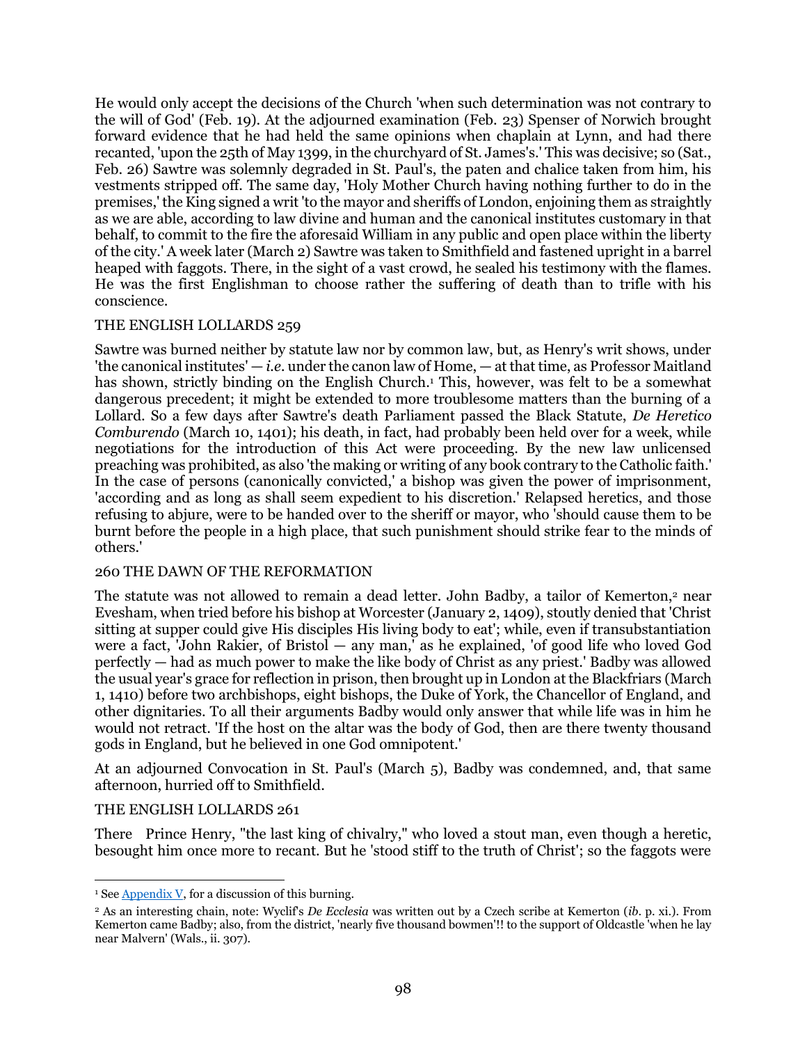He would only accept the decisions of the Church 'when such determination was not contrary to the will of God' (Feb. 19). At the adjourned examination (Feb. 23) Spenser of Norwich brought forward evidence that he had held the same opinions when chaplain at Lynn, and had there recanted, 'upon the 25th of May 1399, in the churchyard of St. James's.' This was decisive; so (Sat., Feb. 26) Sawtre was solemnly degraded in St. Paul's, the paten and chalice taken from him, his vestments stripped off. The same day, 'Holy Mother Church having nothing further to do in the premises,' the King signed a writ 'to the mayor and sheriffs of London, enjoining them as straightly as we are able, according to law divine and human and the canonical institutes customary in that behalf, to commit to the fire the aforesaid William in any public and open place within the liberty of the city.' A week later (March 2) Sawtre was taken to Smithfield and fastened upright in a barrel heaped with faggots. There, in the sight of a vast crowd, he sealed his testimony with the flames. He was the first Englishman to choose rather the suffering of death than to trifle with his conscience.

Sawtre was burned neither by statute law nor by common law, but, as Henry's writ shows, under 'the canonical institutes' — *i.e.* under the canon law of Home, — at that time, as Professor Maitland has shown, strictly binding on the English Church.[1] This, however, was felt to be a somewhat dangerous precedent; it might be extended to more troublesome matters than the burning of a Lollard. So a few days after Sawtre's death Parliament passed the Black Statute, *De Heretico Comburendo* (March 10, 1401); his death, in fact, had probably been held over for a week, while negotiations for the introduction of this Act were proceeding. By the new law unlicensed preaching was prohibited, as also 'the making or writing of any book contrary to the Catholic faith.' In the case of persons (canonically convicted,' a bishop was given the power of imprisonment, 'according and as long as shall seem expedient to his discretion.' Relapsed heretics, and those refusing to abjure, were to be handed over to the sheriff or mayor, who 'should cause them to be burnt before the people in a high place, that such punishment should strike fear to the minds of others.'

The statute was not allowed to remain a dead letter. John Badby, a tailor of Kemerton,[2] near Evesham, when tried before his bishop at Worcester (January 2, 1409), stoutly denied that 'Christ sitting at supper could give His disciples His living body to eat'; while, even if transubstantiation were a fact, 'John Rakier, of Bristol — any man,' as he explained, 'of good life who loved God perfectly — had as much power to make the like body of Christ as any priest.' Badby was allowed the usual year's grace for reflection in prison, then brought up in London at the Blackfriars (March 1, 1410) before two archbishops, eight bishops, the Duke of York, the Chancellor of England, and other dignitaries. To all their arguments Badby would only answer that while life was in him he would not retract. 'If the host on the altar was the body of God, then are there twenty thousand gods in England, but he believed in one God omnipotent.'

At an adjourned Convocation in St. Paul's (March 5), Badby was condemned, and, that same afternoon, hurried off to Smithfield.

There Prince Henry, "the last king of chivalry," who loved a stout man, even though a heretic, besought him once more to recant. But he 'stood stiff to the truth of Christ'; so the faggots were

---

[1] See Appendix V, for a discussion of this burning.

[2] As an interesting chain, note: Wyclif's *De Ecclesia* was written out by a Czech scribe at Kemerton (*ib*. p. xi.). From Kemerton came Badby; also, from the district, 'nearly five thousand bowmen'!! to the support of Oldcastle 'when he lay near Malvern' (Wals., ii. 307).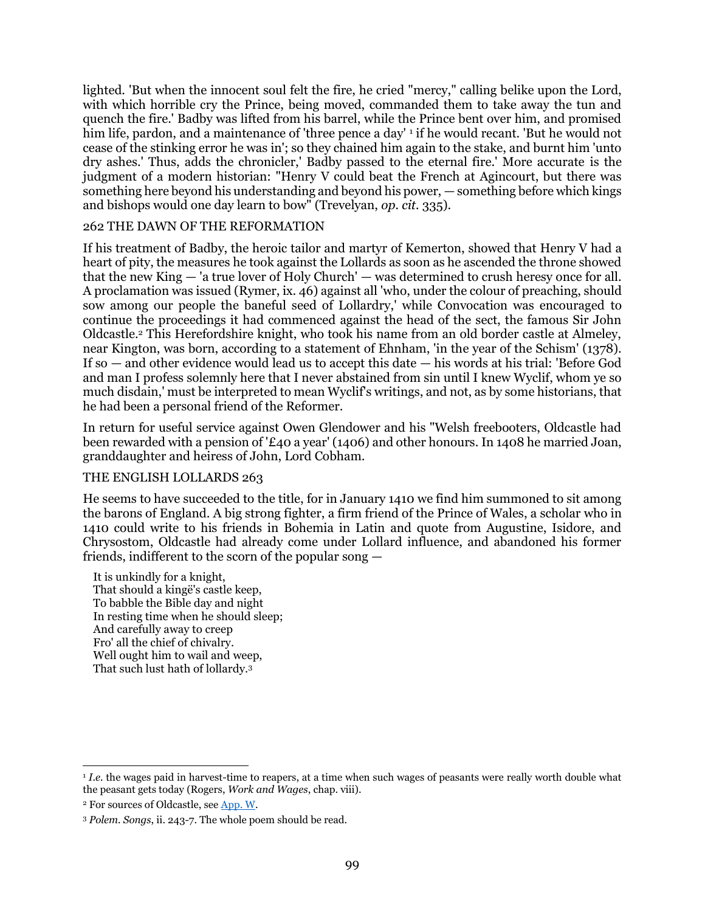lighted. 'But when the innocent soul felt the fire, he cried "mercy," calling belike upon the Lord, with which horrible cry the Prince, being moved, commanded them to take away the tun and quench the fire.' Badby was lifted from his barrel, while the Prince bent over him, and promised him life, pardon, and a maintenance of 'three pence a day' [1] if he would recant. 'But he would not cease of the stinking error he was in'; so they chained him again to the stake, and burnt him 'unto dry ashes.' Thus, adds the chronicler,' Badby passed to the eternal fire.' More accurate is the judgment of a modern historian: "Henry V could beat the French at Agincourt, but there was something here beyond his understanding and beyond his power, — something before which kings and bishops would one day learn to bow" (Trevelyan, *op. cit.* 335).

262 THE DAWN OF THE REFORMATION

If his treatment of Badby, the heroic tailor and martyr of Kemerton, showed that Henry V had a heart of pity, the measures he took against the Lollards as soon as he ascended the throne showed that the new King — 'a true lover of Holy Church' — was determined to crush heresy once for all. A proclamation was issued (Rymer, ix. 46) against all 'who, under the colour of preaching, should sow among our people the baneful seed of Lollardry,' while Convocation was encouraged to continue the proceedings it had commenced against the head of the sect, the famous Sir John Oldcastle.[2] This Herefordshire knight, who took his name from an old border castle at Almeley, near Kington, was born, according to a statement of Ehnham, 'in the year of the Schism' (1378). If so — and other evidence would lead us to accept this date — his words at his trial: 'Before God and man I profess solemnly here that I never abstained from sin until I knew Wyclif, whom ye so much disdain,' must be interpreted to mean Wyclif's writings, and not, as by some historians, that he had been a personal friend of the Reformer.

In return for useful service against Owen Glendower and his "Welsh freebooters, Oldcastle had been rewarded with a pension of '£40 a year' (1406) and other honours. In 1408 he married Joan, granddaughter and heiress of John, Lord Cobham.

THE ENGLISH LOLLARDS 263

He seems to have succeeded to the title, for in January 1410 we find him summoned to sit among the barons of England. A big strong fighter, a firm friend of the Prince of Wales, a scholar who in 1410 could write to his friends in Bohemia in Latin and quote from Augustine, Isidore, and Chrysostom, Oldcastle had already come under Lollard influence, and abandoned his former friends, indifferent to the scorn of the popular song —

It is unkindly for a knight,
That should a kingë's castle keep,
To babble the Bible day and night
In resting time when he should sleep;
And carefully away to creep
Fro' all the chief of chivalry.
Well ought him to wail and weep,
That such lust hath of lollardy.[3]

---

[1] *I.e.* the wages paid in harvest-time to reapers, at a time when such wages of peasants were really worth double what the peasant gets today (Rogers, *Work and Wages*, chap. viii).

[2] For sources of Oldcastle, see App. W.

[3] *Polem. Songs*, ii. 243-7. The whole poem should be read.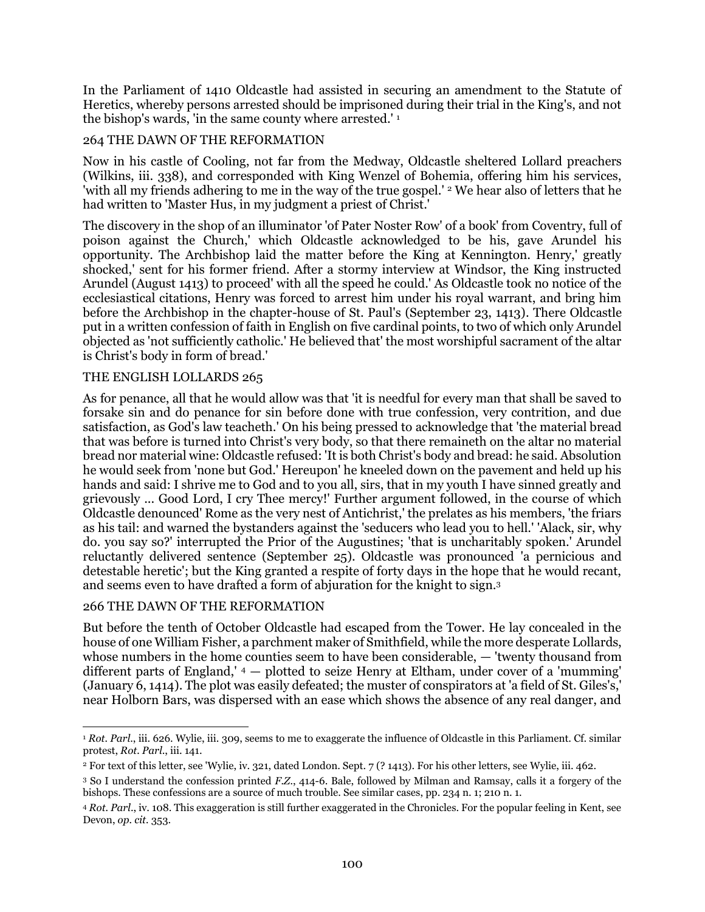In the Parliament of 1410 Oldcastle had assisted in securing an amendment to the Statute of Heretics, whereby persons arrested should be imprisoned during their trial in the King's, and not the bishop's wards, 'in the same county where arrested.' [1]

264 THE DAWN OF THE REFORMATION

Now in his castle of Cooling, not far from the Medway, Oldcastle sheltered Lollard preachers (Wilkins, iii. 338), and corresponded with King Wenzel of Bohemia, offering him his services, 'with all my friends adhering to me in the way of the true gospel.' [2] We hear also of letters that he had written to 'Master Hus, in my judgment a priest of Christ.'

The discovery in the shop of an illuminator 'of Pater Noster Row' of a book' from Coventry, full of poison against the Church,' which Oldcastle acknowledged to be his, gave Arundel his opportunity. The Archbishop laid the matter before the King at Kennington. Henry,' greatly shocked,' sent for his former friend. After a stormy interview at Windsor, the King instructed Arundel (August 1413) to proceed' with all the speed he could.' As Oldcastle took no notice of the ecclesiastical citations, Henry was forced to arrest him under his royal warrant, and bring him before the Archbishop in the chapter-house of St. Paul's (September 23, 1413). There Oldcastle put in a written confession of faith in English on five cardinal points, to two of which only Arundel objected as 'not sufficiently catholic.' He believed that' the most worshipful sacrament of the altar is Christ's body in form of bread.'

THE ENGLISH LOLLARDS 265

As for penance, all that he would allow was that 'it is needful for every man that shall be saved to forsake sin and do penance for sin before done with true confession, very contrition, and due satisfaction, as God's law teacheth.' On his being pressed to acknowledge that 'the material bread that was before is turned into Christ's very body, so that there remaineth on the altar no material bread nor material wine: Oldcastle refused: 'It is both Christ's body and bread: he said. Absolution he would seek from 'none but God.' Hereupon' he kneeled down on the pavement and held up his hands and said: I shrive me to God and to you all, sirs, that in my youth I have sinned greatly and grievously ... Good Lord, I cry Thee mercy!' Further argument followed, in the course of which Oldcastle denounced' Rome as the very nest of Antichrist,' the prelates as his members, 'the friars as his tail: and warned the bystanders against the 'seducers who lead you to hell.' 'Alack, sir, why do. you say so?' interrupted the Prior of the Augustines; 'that is uncharitably spoken.' Arundel reluctantly delivered sentence (September 25). Oldcastle was pronounced 'a pernicious and detestable heretic'; but the King granted a respite of forty days in the hope that he would recant, and seems even to have drafted a form of abjuration for the knight to sign.[3]

266 THE DAWN OF THE REFORMATION

But before the tenth of October Oldcastle had escaped from the Tower. He lay concealed in the house of one William Fisher, a parchment maker of Smithfield, while the more desperate Lollards, whose numbers in the home counties seem to have been considerable, — 'twenty thousand from different parts of England,' [4] — plotted to seize Henry at Eltham, under cover of a 'mumming' (January 6, 1414). The plot was easily defeated; the muster of conspirators at 'a field of St. Giles's,' near Holborn Bars, was dispersed with an ease which shows the absence of any real danger, and

---

[1] *Rot. Parl.*, iii. 626. Wylie, iii. 309, seems to me to exaggerate the influence of Oldcastle in this Parliament. Cf. similar protest, *Rot. Parl.*, iii. 141.

[2] For text of this letter, see 'Wylie, iv. 321, dated London. Sept. 7 (? 1413). For his other letters, see Wylie, iii. 462.

[3] So I understand the confession printed *F.Z.*, 414-6. Bale, followed by Milman and Ramsay, calls it a forgery of the bishops. These confessions are a source of much trouble. See similar cases, pp. 234 n. 1; 210 n. 1.

[4] *Rot. Parl.*, iv. 108. This exaggeration is still further exaggerated in the Chronicles. For the popular feeling in Kent, see Devon, *op. cit.* 353.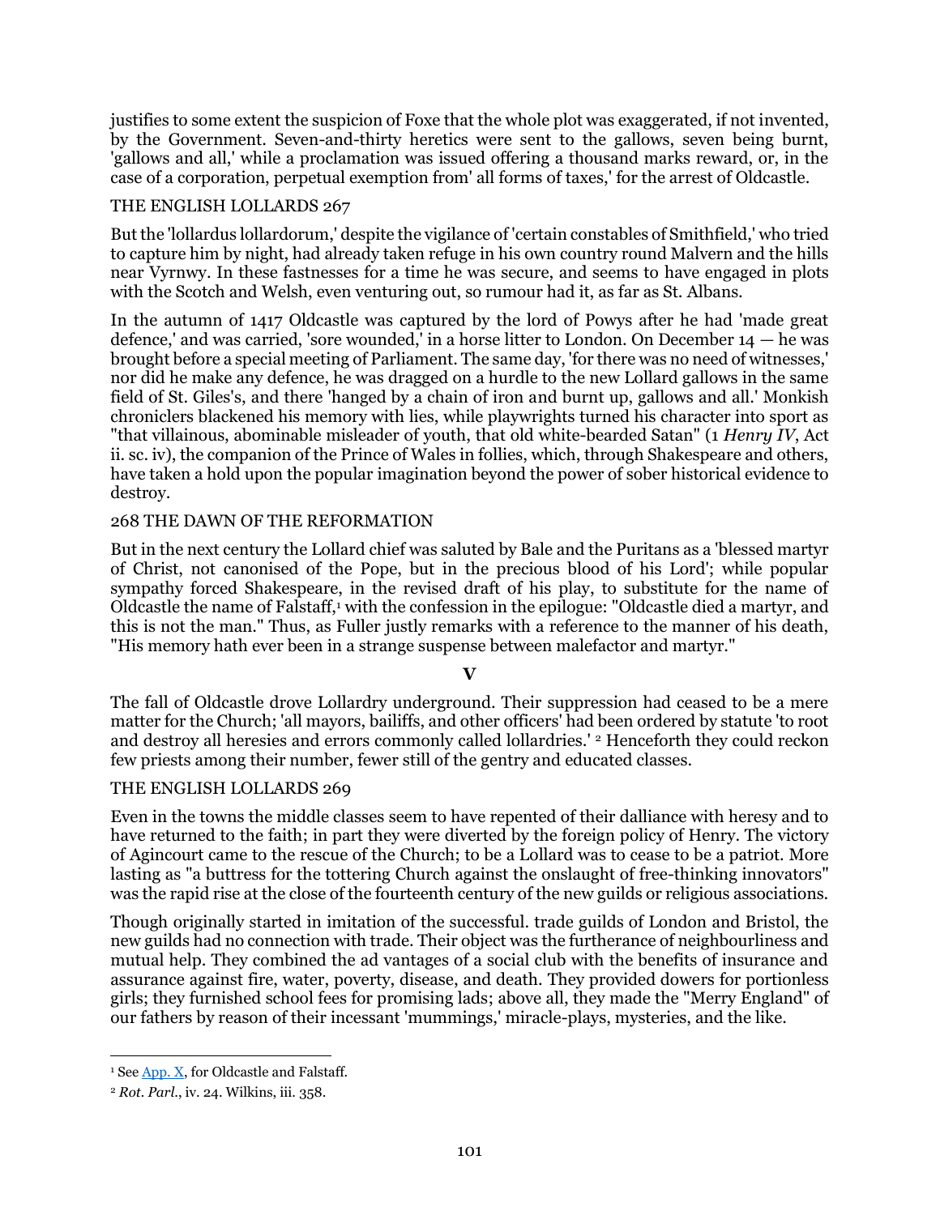justifies to some extent the suspicion of Foxe that the whole plot was exaggerated, if not invented, by the Government. Seven-and-thirty heretics were sent to the gallows, seven being burnt, 'gallows and all,' while a proclamation was issued offering a thousand marks reward, or, in the case of a corporation, perpetual exemption from' all forms of taxes,' for the arrest of Oldcastle.

But the 'lollardus lollardorum,' despite the vigilance of 'certain constables of Smithfield,' who tried to capture him by night, had already taken refuge in his own country round Malvern and the hills near Vyrnwy. In these fastnesses for a time he was secure, and seems to have engaged in plots with the Scotch and Welsh, even venturing out, so rumour had it, as far as St. Albans.

In the autumn of 1417 Oldcastle was captured by the lord of Powys after he had 'made great defence,' and was carried, 'sore wounded,' in a horse litter to London. On December 14 — he was brought before a special meeting of Parliament. The same day, 'for there was no need of witnesses,' nor did he make any defence, he was dragged on a hurdle to the new Lollard gallows in the same field of St. Giles's, and there 'hanged by a chain of iron and burnt up, gallows and all.' Monkish chroniclers blackened his memory with lies, while playwrights turned his character into sport as "that villainous, abominable misleader of youth, that old white-bearded Satan" (1 *Henry IV*, Act ii. sc. iv), the companion of the Prince of Wales in follies, which, through Shakespeare and others, have taken a hold upon the popular imagination beyond the power of sober historical evidence to destroy.

But in the next century the Lollard chief was saluted by Bale and the Puritans as a 'blessed martyr of Christ, not canonised of the Pope, but in the precious blood of his Lord'; while popular sympathy forced Shakespeare, in the revised draft of his play, to substitute for the name of Oldcastle the name of Falstaff,[1] with the confession in the epilogue: "Oldcastle died a martyr, and this is not the man." Thus, as Fuller justly remarks with a reference to the manner of his death, "His memory hath ever been in a strange suspense between malefactor and martyr."

## V

The fall of Oldcastle drove Lollardry underground. Their suppression had ceased to be a mere matter for the Church; 'all mayors, bailiffs, and other officers' had been ordered by statute 'to root and destroy all heresies and errors commonly called lollardries.' [2] Henceforth they could reckon few priests among their number, fewer still of the gentry and educated classes.

Even in the towns the middle classes seem to have repented of their dalliance with heresy and to have returned to the faith; in part they were diverted by the foreign policy of Henry. The victory of Agincourt came to the rescue of the Church; to be a Lollard was to cease to be a patriot. More lasting as "a buttress for the tottering Church against the onslaught of free-thinking innovators" was the rapid rise at the close of the fourteenth century of the new guilds or religious associations.

Though originally started in imitation of the successful. trade guilds of London and Bristol, the new guilds had no connection with trade. Their object was the furtherance of neighbourliness and mutual help. They combined the ad vantages of a social club with the benefits of insurance and assurance against fire, water, poverty, disease, and death. They provided dowers for portionless girls; they furnished school fees for promising lads; above all, they made the "Merry England" of our fathers by reason of their incessant 'mummings,' miracle-plays, mysteries, and the like.

---

[1] See App. X, for Oldcastle and Falstaff.

[2] *Rot. Parl.*, iv. 24. Wilkins, iii. 358.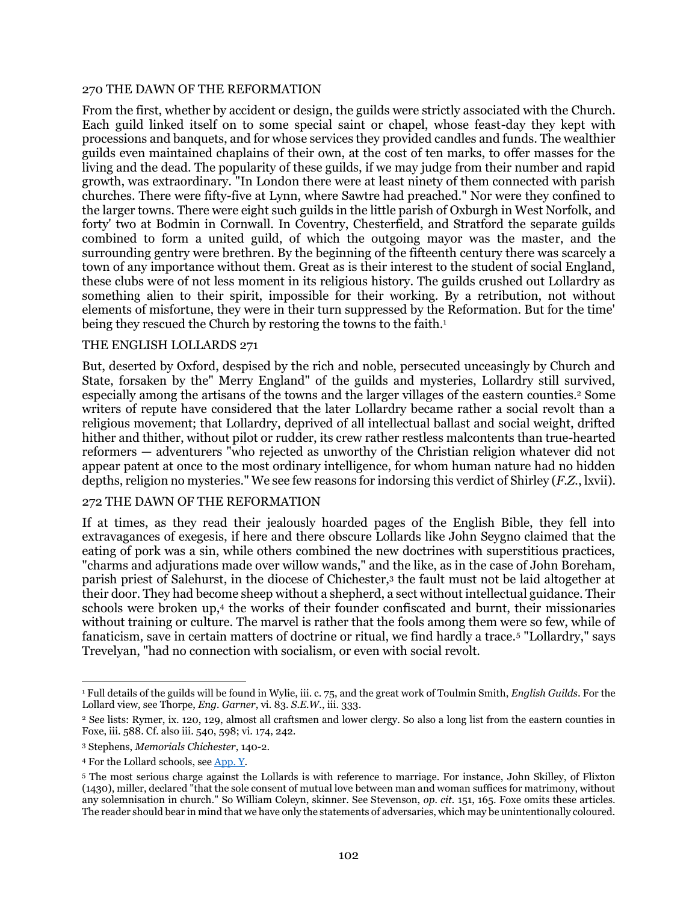From the first, whether by accident or design, the guilds were strictly associated with the Church. Each guild linked itself on to some special saint or chapel, whose feast-day they kept with processions and banquets, and for whose services they provided candles and funds. The wealthier guilds even maintained chaplains of their own, at the cost of ten marks, to offer masses for the living and the dead. The popularity of these guilds, if we may judge from their number and rapid growth, was extraordinary. "In London there were at least ninety of them connected with parish churches. There were fifty-five at Lynn, where Sawtre had preached." Nor were they confined to the larger towns. There were eight such guilds in the little parish of Oxburgh in West Norfolk, and forty' two at Bodmin in Cornwall. In Coventry, Chesterfield, and Stratford the separate guilds combined to form a united guild, of which the outgoing mayor was the master, and the surrounding gentry were brethren. By the beginning of the fifteenth century there was scarcely a town of any importance without them. Great as is their interest to the student of social England, these clubs were of not less moment in its religious history. The guilds crushed out Lollardry as something alien to their spirit, impossible for their working. By a retribution, not without elements of misfortune, they were in their turn suppressed by the Reformation. But for the time' being they rescued the Church by restoring the towns to the faith.[1]

But, deserted by Oxford, despised by the rich and noble, persecuted unceasingly by Church and State, forsaken by the" Merry England" of the guilds and mysteries, Lollardry still survived, especially among the artisans of the towns and the larger villages of the eastern counties.[2] Some writers of repute have considered that the later Lollardry became rather a social revolt than a religious movement; that Lollardry, deprived of all intellectual ballast and social weight, drifted hither and thither, without pilot or rudder, its crew rather restless malcontents than true-hearted reformers — adventurers "who rejected as unworthy of the Christian religion whatever did not appear patent at once to the most ordinary intelligence, for whom human nature had no hidden depths, religion no mysteries." We see few reasons for indorsing this verdict of Shirley (*F.Z.*, lxvii).

If at times, as they read their jealously hoarded pages of the English Bible, they fell into extravagances of exegesis, if here and there obscure Lollards like John Seygno claimed that the eating of pork was a sin, while others combined the new doctrines with superstitious practices, "charms and adjurations made over willow wands," and the like, as in the case of John Boreham, parish priest of Salehurst, in the diocese of Chichester,[3] the fault must not be laid altogether at their door. They had become sheep without a shepherd, a sect without intellectual guidance. Their schools were broken up,[4] the works of their founder confiscated and burnt, their missionaries without training or culture. The marvel is rather that the fools among them were so few, while of fanaticism, save in certain matters of doctrine or ritual, we find hardly a trace.[5] "Lollardry," says Trevelyan, "had no connection with socialism, or even with social revolt.

---

[1] Full details of the guilds will be found in Wylie, iii. c. 75, and the great work of Toulmin Smith, *English Guilds*. For the Lollard view, see Thorpe, *Eng. Garner*, vi. 83. *S.E.W.*, iii. 333.

[2] See lists: Rymer, ix. 120, 129, almost all craftsmen and lower clergy. So also a long list from the eastern counties in Foxe, iii. 588. Cf. also iii. 540, 598; vi. 174, 242.

[3] Stephens, *Memorials Chichester*, 140-2.

[4] For the Lollard schools, see App. Y.

[5] The most serious charge against the Lollards is with reference to marriage. For instance, John Skilley, of Flixton (1430), miller, declared "that the sole consent of mutual love between man and woman suffices for matrimony, without any solemnisation in church." So William Coleyn, skinner. See Stevenson, *op. cit.* 151, 165. Foxe omits these articles. The reader should bear in mind that we have only the statements of adversaries, which may be unintentionally coloured.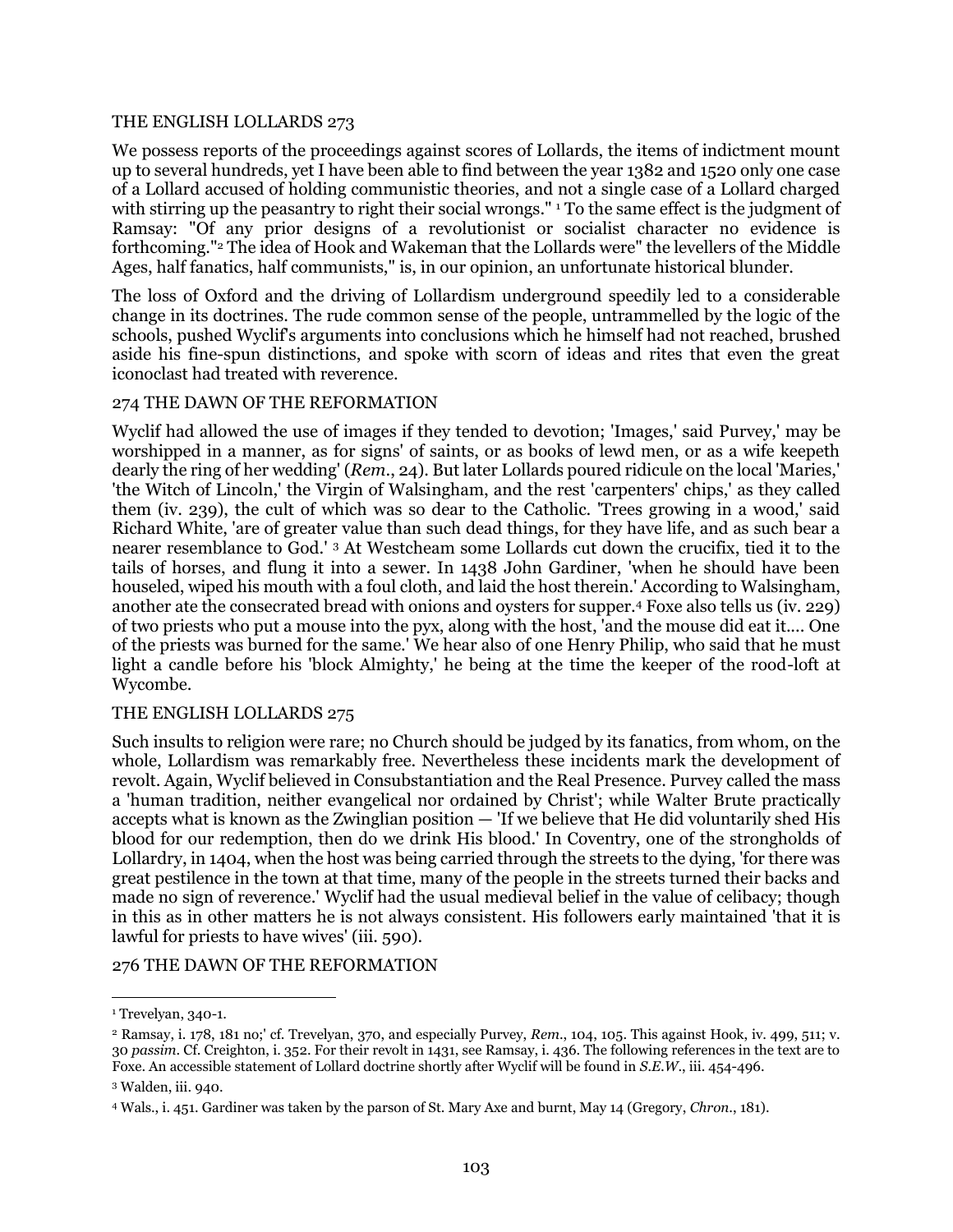We possess reports of the proceedings against scores of Lollards, the items of indictment mount up to several hundreds, yet I have been able to find between the year 1382 and 1520 only one case of a Lollard accused of holding communistic theories, and not a single case of a Lollard charged with stirring up the peasantry to right their social wrongs." [1] To the same effect is the judgment of Ramsay: "Of any prior designs of a revolutionist or socialist character no evidence is forthcoming."[2] The idea of Hook and Wakeman that the Lollards were" the levellers of the Middle Ages, half fanatics, half communists," is, in our opinion, an unfortunate historical blunder.

The loss of Oxford and the driving of Lollardism underground speedily led to a considerable change in its doctrines. The rude common sense of the people, untrammelled by the logic of the schools, pushed Wyclif's arguments into conclusions which he himself had not reached, brushed aside his fine-spun distinctions, and spoke with scorn of ideas and rites that even the great iconoclast had treated with reverence.

Wyclif had allowed the use of images if they tended to devotion; 'Images,' said Purvey,' may be worshipped in a manner, as for signs' of saints, or as books of lewd men, or as a wife keepeth dearly the ring of her wedding' (*Rem.*, 24). But later Lollards poured ridicule on the local 'Maries,' 'the Witch of Lincoln,' the Virgin of Walsingham, and the rest 'carpenters' chips,' as they called them (iv. 239), the cult of which was so dear to the Catholic. 'Trees growing in a wood,' said Richard White, 'are of greater value than such dead things, for they have life, and as such bear a nearer resemblance to God.' [3] At Westcheam some Lollards cut down the crucifix, tied it to the tails of horses, and flung it into a sewer. In 1438 John Gardiner, 'when he should have been houseled, wiped his mouth with a foul cloth, and laid the host therein.' According to Walsingham, another ate the consecrated bread with onions and oysters for supper.[4] Foxe also tells us (iv. 229) of two priests who put a mouse into the pyx, along with the host, 'and the mouse did eat it.... One of the priests was burned for the same.' We hear also of one Henry Philip, who said that he must light a candle before his 'block Almighty,' he being at the time the keeper of the rood-loft at Wycombe.

Such insults to religion were rare; no Church should be judged by its fanatics, from whom, on the whole, Lollardism was remarkably free. Nevertheless these incidents mark the development of revolt. Again, Wyclif believed in Consubstantiation and the Real Presence. Purvey called the mass a 'human tradition, neither evangelical nor ordained by Christ'; while Walter Brute practically accepts what is known as the Zwinglian position — 'If we believe that He did voluntarily shed His blood for our redemption, then do we drink His blood.' In Coventry, one of the strongholds of Lollardry, in 1404, when the host was being carried through the streets to the dying, 'for there was great pestilence in the town at that time, many of the people in the streets turned their backs and made no sign of reverence.' Wyclif had the usual medieval belief in the value of celibacy; though in this as in other matters he is not always consistent. His followers early maintained 'that it is lawful for priests to have wives' (iii. 590).

---

[1] Trevelyan, 340-1.

[2] Ramsay, i. 178, 181 no;' cf. Trevelyan, 370, and especially Purvey, *Rem.*, 104, 105. This against Hook, iv. 499, 511; v. 30 *passim*. Cf. Creighton, i. 352. For their revolt in 1431, see Ramsay, i. 436. The following references in the text are to Foxe. An accessible statement of Lollard doctrine shortly after Wyclif will be found in *S.E.W.*, iii. 454-496.

[3] Walden, iii. 940.

[4] Wals., i. 451. Gardiner was taken by the parson of St. Mary Axe and burnt, May 14 (Gregory, *Chron.*, 181).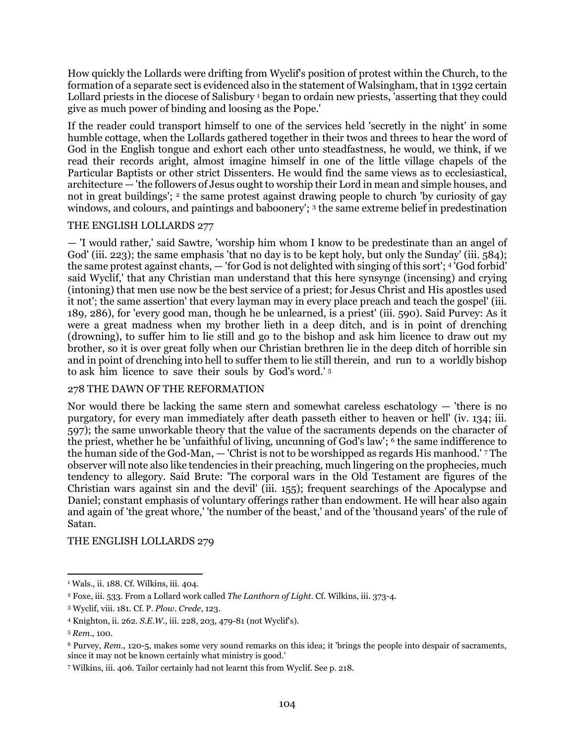How quickly the Lollards were drifting from Wyclif's position of protest within the Church, to the formation of a separate sect is evidenced also in the statement of Walsingham, that in 1392 certain Lollard priests in the diocese of Salisbury [1] began to ordain new priests, 'asserting that they could give as much power of binding and loosing as the Pope.'

If the reader could transport himself to one of the services held 'secretly in the night' in some humble cottage, when the Lollards gathered together in their twos and threes to hear the word of God in the English tongue and exhort each other unto steadfastness, he would, we think, if we read their records aright, almost imagine himself in one of the little village chapels of the Particular Baptists or other strict Dissenters. He would find the same views as to ecclesiastical, architecture — 'the followers of Jesus ought to worship their Lord in mean and simple houses, and not in great buildings'; [2] the same protest against drawing people to church 'by curiosity of gay windows, and colours, and paintings and baboonery'; [3] the same extreme belief in predestination — 'I would rather,' said Sawtre, 'worship him whom I know to be predestinate than an angel of God' (iii. 223); the same emphasis 'that no day is to be kept holy, but only the Sunday' (iii. 584); the same protest against chants, — 'for God is not delighted with singing of this sort'; [4] 'God forbid' said Wyclif,' that any Christian man understand that this here synsynge (incensing) and crying (intoning) that men use now be the best service of a priest; for Jesus Christ and His apostles used it not'; the same assertion' that every layman may in every place preach and teach the gospel' (iii. 189, 286), for 'every good man, though he be unlearned, is a priest' (iii. 590). Said Purvey: As it were a great madness when my brother lieth in a deep ditch, and is in point of drenching (drowning), to suffer him to lie still and go to the bishop and ask him licence to draw out my brother, so it is over great folly when our Christian brethren lie in the deep ditch of horrible sin and in point of drenching into hell to suffer them to lie still therein, and run to a worldly bishop to ask him licence to save their souls by God's word.' [5]

Nor would there be lacking the same stern and somewhat careless eschatology — 'there is no purgatory, for every man immediately after death passeth either to heaven or hell' (iv. 134; iii. 597); the same unworkable theory that the value of the sacraments depends on the character of the priest, whether he be 'unfaithful of living, uncunning of God's law'; [6] the same indifference to the human side of the God-Man, — 'Christ is not to be worshipped as regards His manhood.' [7] The observer will note also like tendencies in their preaching, much lingering on the prophecies, much tendency to allegory. Said Brute: 'The corporal wars in the Old Testament are figures of the Christian wars against sin and the devil' (iii. 155); frequent searchings of the Apocalypse and Daniel; constant emphasis of voluntary offerings rather than endowment. He will hear also again and again of 'the great whore,' 'the number of the beast,' and of the 'thousand years' of the rule of Satan.

---

[1] Wals., ii. 188. Cf. Wilkins, iii. 404.

[2] Foxe, iii. 533. From a Lollard work called *The Lanthorn of Light*. Cf. Wilkins, iii. 373-4.

[3] Wyclif, viii. 181. Cf. P. *Plow. Crede*, 123.

[4] Knighton, ii. 262. *S.E.W.*, iii. 228, 203, 479-81 (not Wyclif's).

[5] *Rem.*, 100.

[6] Purvey, *Rem.*, 120-5, makes some very sound remarks on this idea; it 'brings the people into despair of sacraments, since it may not be known certainly what ministry is good.'

[7] Wilkins, iii. 406. Tailor certainly had not learnt this from Wyclif. See p. 218.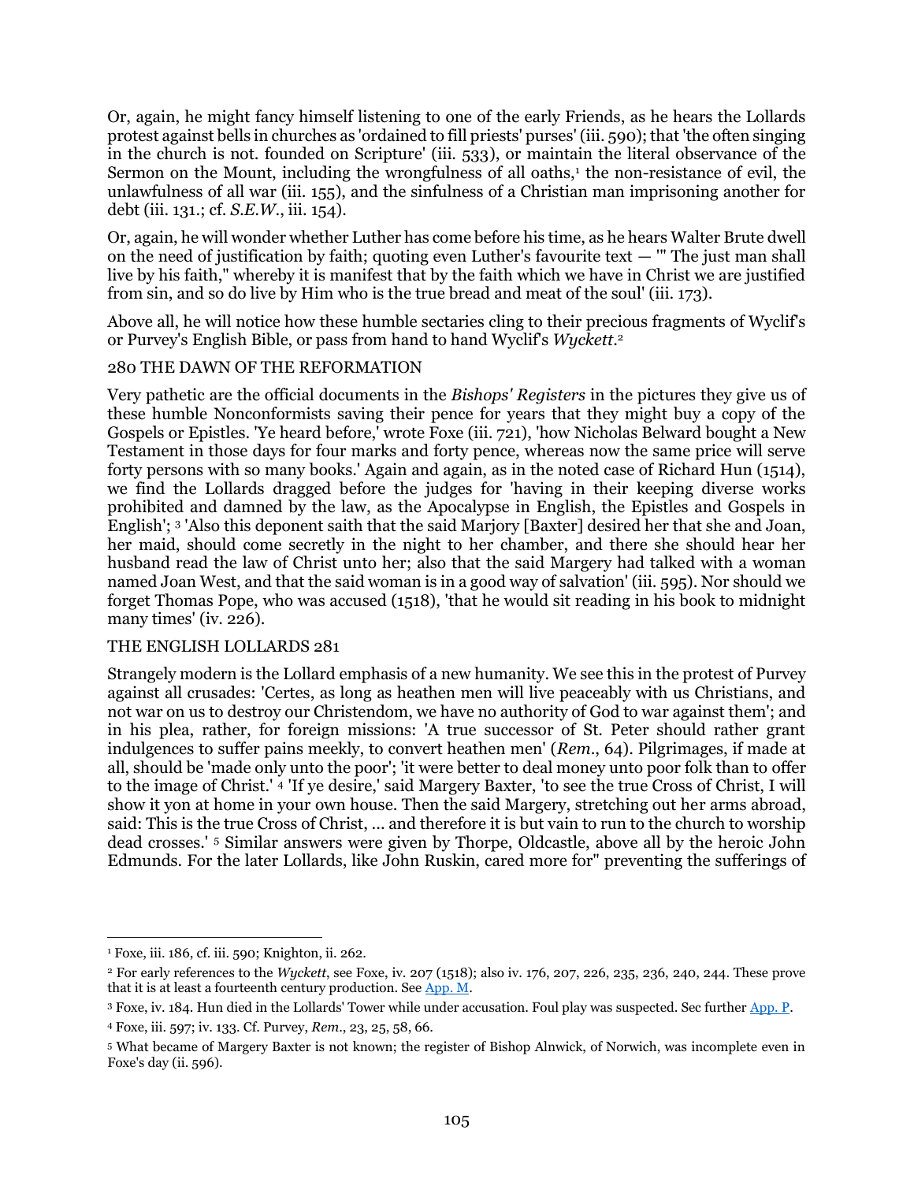Or, again, he might fancy himself listening to one of the early Friends, as he hears the Lollards protest against bells in churches as 'ordained to fill priests' purses' (iii. 590); that 'the often singing in the church is not. founded on Scripture' (iii. 533), or maintain the literal observance of the Sermon on the Mount, including the wrongfulness of all oaths,[1] the non-resistance of evil, the unlawfulness of all war (iii. 155), and the sinfulness of a Christian man imprisoning another for debt (iii. 131.; cf. *S.E.W.*, iii. 154).

Or, again, he will wonder whether Luther has come before his time, as he hears Walter Brute dwell on the need of justification by faith; quoting even Luther's favourite text — '" The just man shall live by his faith," whereby it is manifest that by the faith which we have in Christ we are justified from sin, and so do live by Him who is the true bread and meat of the soul' (iii. 173).

Above all, he will notice how these humble sectaries cling to their precious fragments of Wyclif's or Purvey's English Bible, or pass from hand to hand Wyclif's *Wyckett*.[2]

280 THE DAWN OF THE REFORMATION

Very pathetic are the official documents in the *Bishops' Registers* in the pictures they give us of these humble Nonconformists saving their pence for years that they might buy a copy of the Gospels or Epistles. 'Ye heard before,' wrote Foxe (iii. 721), 'how Nicholas Belward bought a New Testament in those days for four marks and forty pence, whereas now the same price will serve forty persons with so many books.' Again and again, as in the noted case of Richard Hun (1514), we find the Lollards dragged before the judges for 'having in their keeping diverse works prohibited and damned by the law, as the Apocalypse in English, the Epistles and Gospels in English'; [3] 'Also this deponent saith that the said Marjory [Baxter] desired her that she and Joan, her maid, should come secretly in the night to her chamber, and there she should hear her husband read the law of Christ unto her; also that the said Margery had talked with a woman named Joan West, and that the said woman is in a good way of salvation' (iii. 595). Nor should we forget Thomas Pope, who was accused (1518), 'that he would sit reading in his book to midnight many times' (iv. 226).

THE ENGLISH LOLLARDS 281

Strangely modern is the Lollard emphasis of a new humanity. We see this in the protest of Purvey against all crusades: 'Certes, as long as heathen men will live peaceably with us Christians, and not war on us to destroy our Christendom, we have no authority of God to war against them'; and in his plea, rather, for foreign missions: 'A true successor of St. Peter should rather grant indulgences to suffer pains meekly, to convert heathen men' (*Rem.*, 64). Pilgrimages, if made at all, should be 'made only unto the poor'; 'it were better to deal money unto poor folk than to offer to the image of Christ.' [4] 'If ye desire,' said Margery Baxter, 'to see the true Cross of Christ, I will show it yon at home in your own house. Then the said Margery, stretching out her arms abroad, said: This is the true Cross of Christ, ... and therefore it is but vain to run to the church to worship dead crosses.' [5] Similar answers were given by Thorpe, Oldcastle, above all by the heroic John Edmunds. For the later Lollards, like John Ruskin, cared more for" preventing the sufferings of

---

[1] Foxe, iii. 186, cf. iii. 590; Knighton, ii. 262.

[2] For early references to the *Wyckett*, see Foxe, iv. 207 (1518); also iv. 176, 207, 226, 235, 236, 240, 244. These prove that it is at least a fourteenth century production. See App. M.

[3] Foxe, iv. 184. Hun died in the Lollards' Tower while under accusation. Foul play was suspected. Sec further App. P.

[4] Foxe, iii. 597; iv. 133. Cf. Purvey, *Rem.*, 23, 25, 58, 66.

[5] What became of Margery Baxter is not known; the register of Bishop Alnwick, of Norwich, was incomplete even in Foxe's day (ii. 596).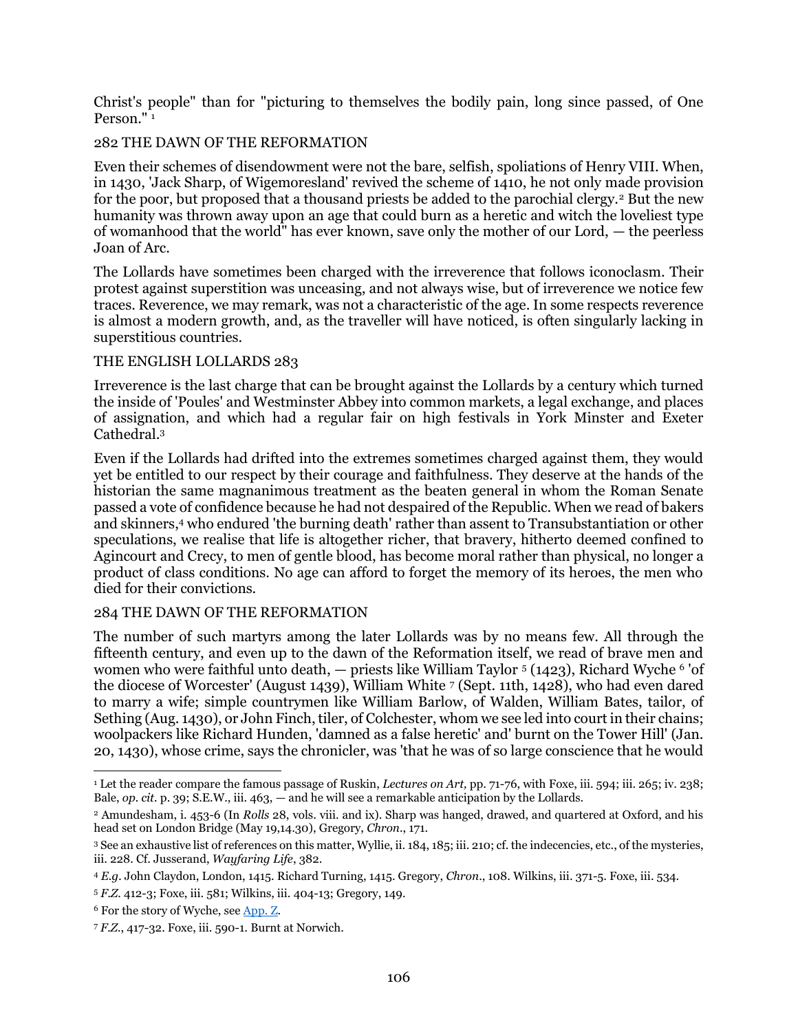Christ's people" than for "picturing to themselves the bodily pain, long since passed, of One Person."[1]

Even their schemes of disendowment were not the bare, selfish, spoliations of Henry VIII. When, in 1430, 'Jack Sharp, of Wigemoresland' revived the scheme of 1410, he not only made provision for the poor, but proposed that a thousand priests be added to the parochial clergy.[2] But the new humanity was thrown away upon an age that could burn as a heretic and witch the loveliest type of womanhood that the world" has ever known, save only the mother of our Lord, — the peerless Joan of Arc.

The Lollards have sometimes been charged with the irreverence that follows iconoclasm. Their protest against superstition was unceasing, and not always wise, but of irreverence we notice few traces. Reverence, we may remark, was not a characteristic of the age. In some respects reverence is almost a modern growth, and, as the traveller will have noticed, is often singularly lacking in superstitious countries.

Irreverence is the last charge that can be brought against the Lollards by a century which turned the inside of 'Poules' and Westminster Abbey into common markets, a legal exchange, and places of assignation, and which had a regular fair on high festivals in York Minster and Exeter Cathedral.[3]

Even if the Lollards had drifted into the extremes sometimes charged against them, they would yet be entitled to our respect by their courage and faithfulness. They deserve at the hands of the historian the same magnanimous treatment as the beaten general in whom the Roman Senate passed a vote of confidence because he had not despaired of the Republic. When we read of bakers and skinners,[4] who endured 'the burning death' rather than assent to Transubstantiation or other speculations, we realise that life is altogether richer, that bravery, hitherto deemed confined to Agincourt and Crecy, to men of gentle blood, has become moral rather than physical, no longer a product of class conditions. No age can afford to forget the memory of its heroes, the men who died for their convictions.

The number of such martyrs among the later Lollards was by no means few. All through the fifteenth century, and even up to the dawn of the Reformation itself, we read of brave men and women who were faithful unto death, — priests like William Taylor [5] (1423), Richard Wyche [6] 'of the diocese of Worcester' (August 1439), William White [7] (Sept. 11th, 1428), who had even dared to marry a wife; simple countrymen like William Barlow, of Walden, William Bates, tailor, of Sething (Aug. 1430), or John Finch, tiler, of Colchester, whom we see led into court in their chains; woolpackers like Richard Hunden, 'damned as a false heretic' and' burnt on the Tower Hill' (Jan. 20, 1430), whose crime, says the chronicler, was 'that he was of so large conscience that he would

---

[1] Let the reader compare the famous passage of Ruskin, *Lectures on Art,* pp. 71-76, with Foxe, iii. 594; iii. 265; iv. 238; Bale, *op. cit.* p. 39; S.E.W., iii. 463, — and he will see a remarkable anticipation by the Lollards.

[2] Amundesham, i. 453-6 (In *Rolls* 28, vols. viii. and ix). Sharp was hanged, drawed, and quartered at Oxford, and his head set on London Bridge (May 19,14.30), Gregory, *Chron*., 171.

[3] See an exhaustive list of references on this matter, Wyllie, ii. 184, 185; iii. 210; cf. the indecencies, etc., of the mysteries, iii. 228. Cf. Jusserand, *Wayfaring Life*, 382.

[4] *E.g*. John Claydon, London, 1415. Richard Turning, 1415. Gregory, *Chron*., 108. Wilkins, iii. 371-5. Foxe, iii. 534.

[5] *F.Z.* 412-3; Foxe, iii. 581; Wilkins, iii. 404-13; Gregory, 149.

[6] For the story of Wyche, see App. Z.

[7] *F.Z.*, 417-32. Foxe, iii. 590-1. Burnt at Norwich.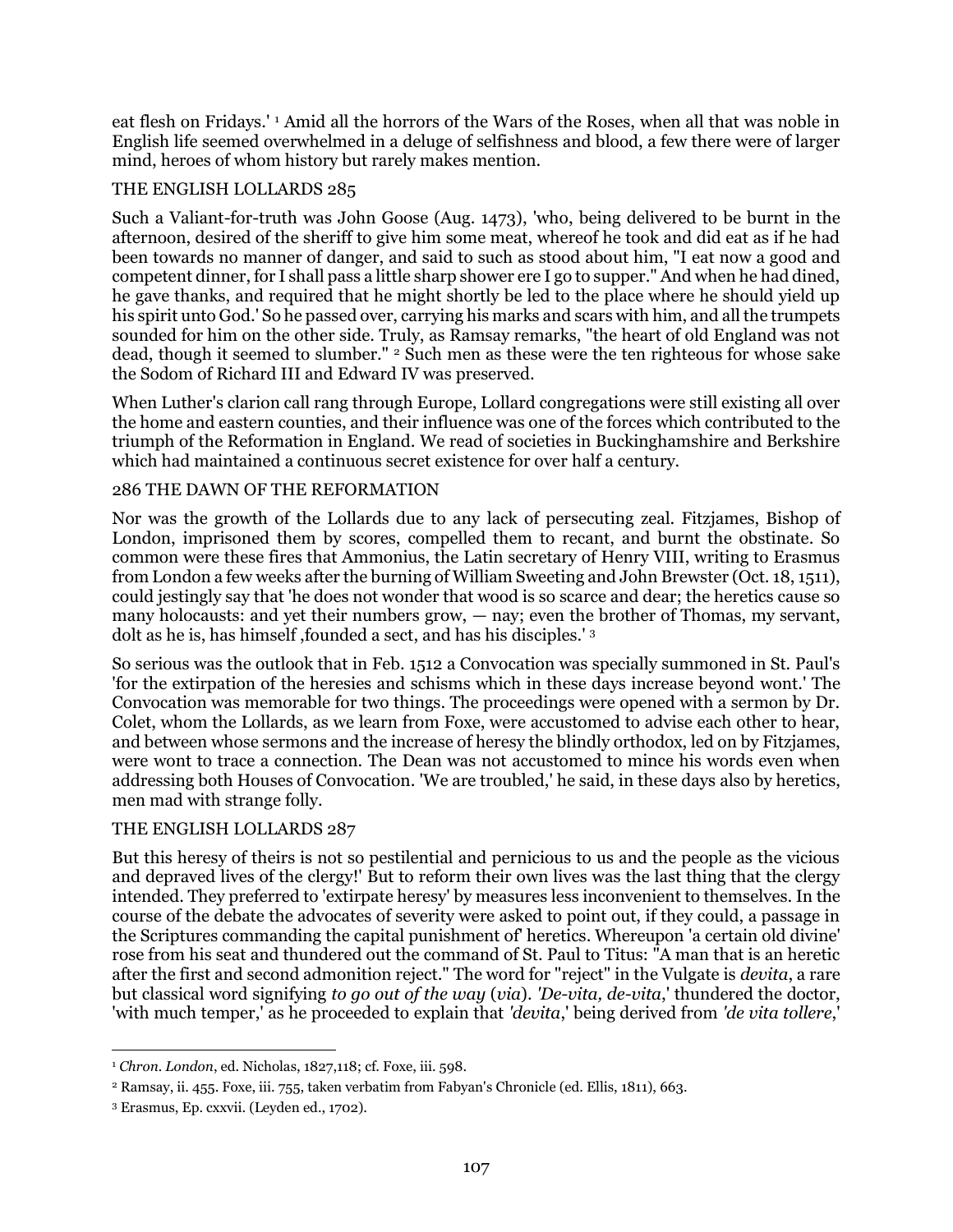eat flesh on Fridays.' [1] Amid all the horrors of the Wars of the Roses, when all that was noble in English life seemed overwhelmed in a deluge of selfishness and blood, a few there were of larger mind, heroes of whom history but rarely makes mention.

Such a Valiant-for-truth was John Goose (Aug. 1473), 'who, being delivered to be burnt in the afternoon, desired of the sheriff to give him some meat, whereof he took and did eat as if he had been towards no manner of danger, and said to such as stood about him, "I eat now a good and competent dinner, for I shall pass a little sharp shower ere I go to supper." And when he had dined, he gave thanks, and required that he might shortly be led to the place where he should yield up his spirit unto God.' So he passed over, carrying his marks and scars with him, and all the trumpets sounded for him on the other side. Truly, as Ramsay remarks, "the heart of old England was not dead, though it seemed to slumber." [2] Such men as these were the ten righteous for whose sake the Sodom of Richard III and Edward IV was preserved.

When Luther's clarion call rang through Europe, Lollard congregations were still existing all over the home and eastern counties, and their influence was one of the forces which contributed to the triumph of the Reformation in England. We read of societies in Buckinghamshire and Berkshire which had maintained a continuous secret existence for over half a century.

Nor was the growth of the Lollards due to any lack of persecuting zeal. Fitzjames, Bishop of London, imprisoned them by scores, compelled them to recant, and burnt the obstinate. So common were these fires that Ammonius, the Latin secretary of Henry VIII, writing to Erasmus from London a few weeks after the burning of William Sweeting and John Brewster (Oct. 18, 1511), could jestingly say that 'he does not wonder that wood is so scarce and dear; the heretics cause so many holocausts: and yet their numbers grow, — nay; even the brother of Thomas, my servant, dolt as he is, has himself ,founded a sect, and has his disciples.' [3]

So serious was the outlook that in Feb. 1512 a Convocation was specially summoned in St. Paul's 'for the extirpation of the heresies and schisms which in these days increase beyond wont.' The Convocation was memorable for two things. The proceedings were opened with a sermon by Dr. Colet, whom the Lollards, as we learn from Foxe, were accustomed to advise each other to hear, and between whose sermons and the increase of heresy the blindly orthodox, led on by Fitzjames, were wont to trace a connection. The Dean was not accustomed to mince his words even when addressing both Houses of Convocation. 'We are troubled,' he said, in these days also by heretics, men mad with strange folly.

But this heresy of theirs is not so pestilential and pernicious to us and the people as the vicious and depraved lives of the clergy!' But to reform their own lives was the last thing that the clergy intended. They preferred to 'extirpate heresy' by measures less inconvenient to themselves. In the course of the debate the advocates of severity were asked to point out, if they could, a passage in the Scriptures commanding the capital punishment of' heretics. Whereupon 'a certain old divine' rose from his seat and thundered out the command of St. Paul to Titus: "A man that is an heretic after the first and second admonition reject." The word for "reject" in the Vulgate is *devita*, a rare but classical word signifying *to go out of the way* (*via*). *'De-vita, de-vita*,' thundered the doctor, 'with much temper,' as he proceeded to explain that *'devita*,' being derived from *'de vita tollere*,'

---

[1] *Chron. London*, ed. Nicholas, 1827,118; cf. Foxe, iii. 598.

[2] Ramsay, ii. 455. Foxe, iii. 755, taken verbatim from Fabyan's Chronicle (ed. Ellis, 1811), 663.

[3] Erasmus, Ep. cxxvii. (Leyden ed., 1702).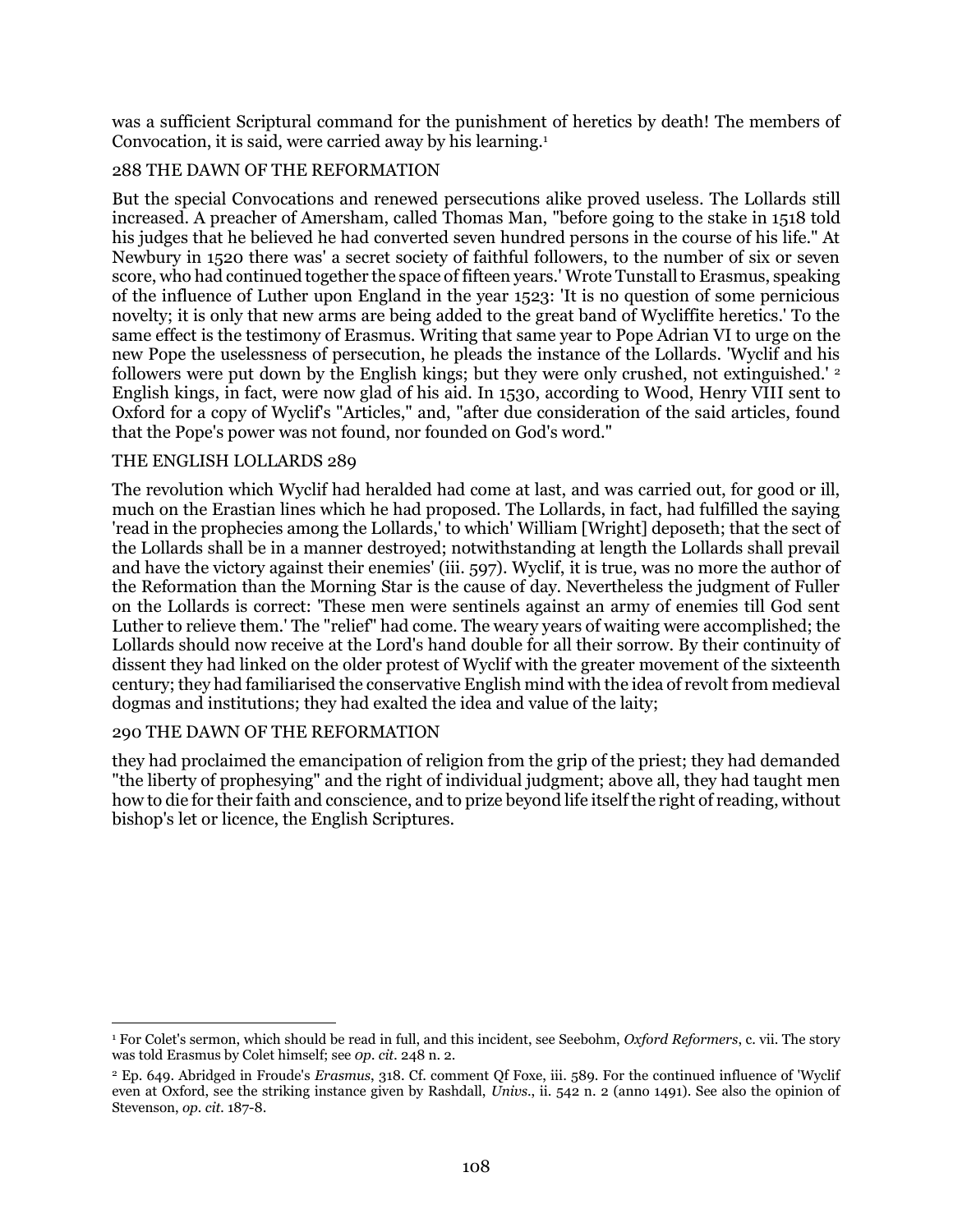was a sufficient Scriptural command for the punishment of heretics by death! The members of Convocation, it is said, were carried away by his learning.[1]

288 THE DAWN OF THE REFORMATION

But the special Convocations and renewed persecutions alike proved useless. The Lollards still increased. A preacher of Amersham, called Thomas Man, "before going to the stake in 1518 told his judges that he believed he had converted seven hundred persons in the course of his life." At Newbury in 1520 there was' a secret society of faithful followers, to the number of six or seven score, who had continued together the space of fifteen years.' Wrote Tunstall to Erasmus, speaking of the influence of Luther upon England in the year 1523: 'It is no question of some pernicious novelty; it is only that new arms are being added to the great band of Wycliffite heretics.' To the same effect is the testimony of Erasmus. Writing that same year to Pope Adrian VI to urge on the new Pope the uselessness of persecution, he pleads the instance of the Lollards. 'Wyclif and his followers were put down by the English kings; but they were only crushed, not extinguished.' [2] English kings, in fact, were now glad of his aid. In 1530, according to Wood, Henry VIII sent to Oxford for a copy of Wyclif's "Articles," and, "after due consideration of the said articles, found that the Pope's power was not found, nor founded on God's word."

THE ENGLISH LOLLARDS 289

The revolution which Wyclif had heralded had come at last, and was carried out, for good or ill, much on the Erastian lines which he had proposed. The Lollards, in fact, had fulfilled the saying 'read in the prophecies among the Lollards,' to which' William [Wright] deposeth; that the sect of the Lollards shall be in a manner destroyed; notwithstanding at length the Lollards shall prevail and have the victory against their enemies' (iii. 597). Wyclif, it is true, was no more the author of the Reformation than the Morning Star is the cause of day. Nevertheless the judgment of Fuller on the Lollards is correct: 'These men were sentinels against an army of enemies till God sent Luther to relieve them.' The "relief" had come. The weary years of waiting were accomplished; the Lollards should now receive at the Lord's hand double for all their sorrow. By their continuity of dissent they had linked on the older protest of Wyclif with the greater movement of the sixteenth century; they had familiarised the conservative English mind with the idea of revolt from medieval dogmas and institutions; they had exalted the idea and value of the laity;

290 THE DAWN OF THE REFORMATION

they had proclaimed the emancipation of religion from the grip of the priest; they had demanded "the liberty of prophesying" and the right of individual judgment; above all, they had taught men how to die for their faith and conscience, and to prize beyond life itself the right of reading, without bishop's let or licence, the English Scriptures.

---

[1] For Colet's sermon, which should be read in full, and this incident, see Seebohm, *Oxford Reformers*, c. vii. The story was told Erasmus by Colet himself; see *op. cit.* 248 n. 2.

[2] Ep. 649. Abridged in Froude's *Erasmus*, 318. Cf. comment Qf Foxe, iii. 589. For the continued influence of 'Wyclif even at Oxford, see the striking instance given by Rashdall, *Univs.*, ii. 542 n. 2 (anno 1491). See also the opinion of Stevenson, *op. cit.* 187-8.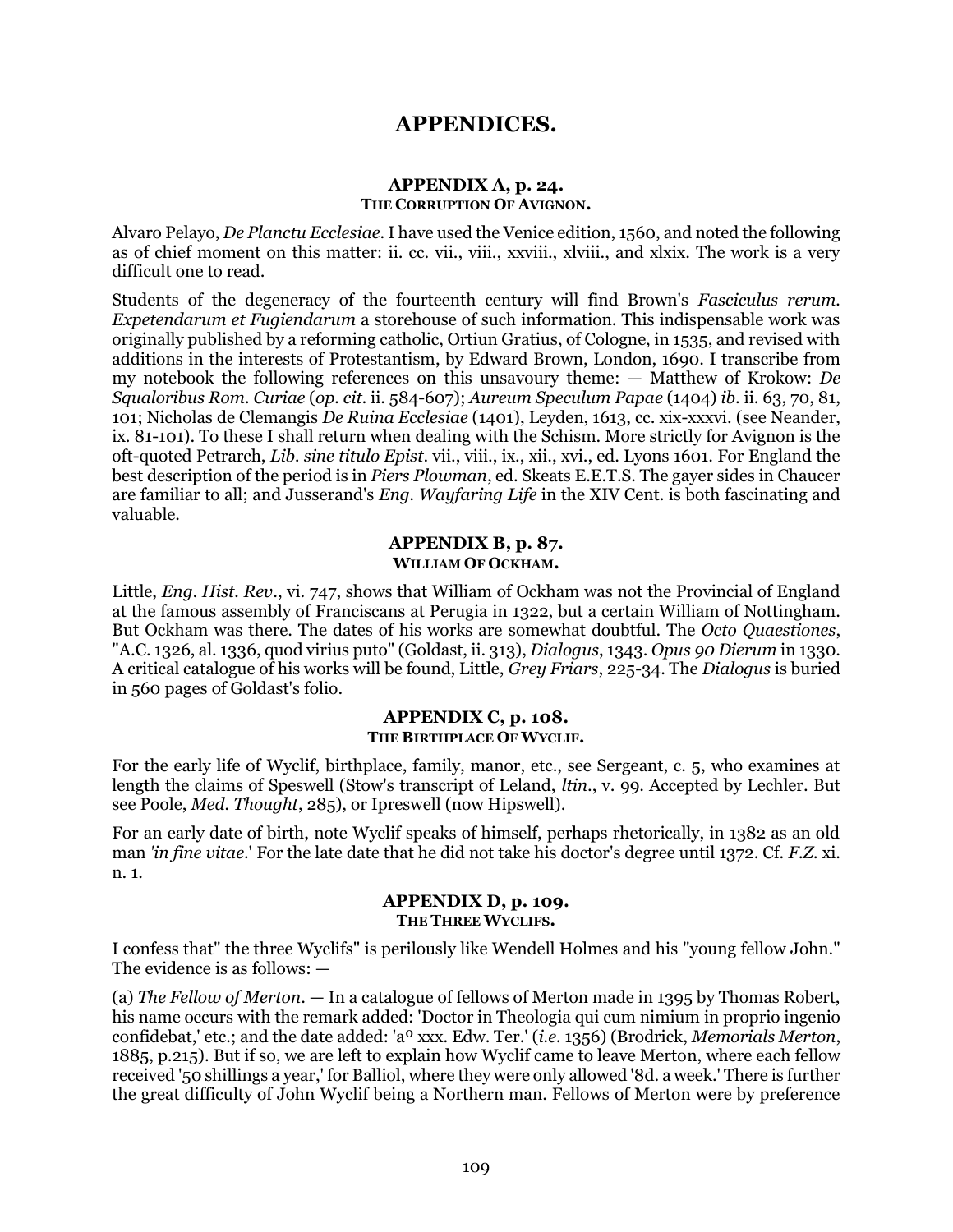# APPENDICES.

## APPENDIX A, p. 24.
### THE CORRUPTION OF AVIGNON.

Alvaro Pelayo, *De Planctu Ecclesiae*. I have used the Venice edition, 1560, and noted the following as of chief moment on this matter: ii. cc. vii., viii., xxviii., xlviii., and xlxix. The work is a very difficult one to read.

Students of the degeneracy of the fourteenth century will find Brown's *Fasciculus rerum. Expetendarum et Fugiendarum* a storehouse of such information. This indispensable work was originally published by a reforming catholic, Ortiun Gratius, of Cologne, in 1535, and revised with additions in the interests of Protestantism, by Edward Brown, London, 1690. I transcribe from my notebook the following references on this unsavoury theme: — Matthew of Krokow: *De Squaloribus Rom. Curiae* (*op. cit.* ii. 584-607); *Aureum Speculum Papae* (1404) *ib.* ii. 63, 70, 81, 101; Nicholas de Clemangis *De Ruina Ecclesiae* (1401), Leyden, 1613, cc. xix-xxxvi. (see Neander, ix. 81-101). To these I shall return when dealing with the Schism. More strictly for Avignon is the oft-quoted Petrarch, *Lib. sine titulo Epist.* vii., viii., ix., xii., xvi., ed. Lyons 1601. For England the best description of the period is in *Piers Plowman*, ed. Skeats E.E.T.S. The gayer sides in Chaucer are familiar to all; and Jusserand's *Eng. Wayfaring Life* in the XIV Cent. is both fascinating and valuable.

## APPENDIX B, p. 87.
### WILLIAM OF OCKHAM.

Little, *Eng. Hist. Rev.*, vi. 747, shows that William of Ockham was not the Provincial of England at the famous assembly of Franciscans at Perugia in 1322, but a certain William of Nottingham. But Ockham was there. The dates of his works are somewhat doubtful. The *Octo Quaestiones*, "A.C. 1326, al. 1336, quod virius puto" (Goldast, ii. 313), *Dialogus*, 1343. *Opus 90 Dierum* in 1330. A critical catalogue of his works will be found, Little, *Grey Friars*, 225-34. The *Dialogus* is buried in 560 pages of Goldast's folio.

## APPENDIX C, p. 108.
### THE BIRTHPLACE OF WYCLIF.

For the early life of Wyclif, birthplace, family, manor, etc., see Sergeant, c. 5, who examines at length the claims of Speswell (Stow's transcript of Leland, *ltin.*, v. 99. Accepted by Lechler. But see Poole, *Med. Thought*, 285), or Ipreswell (now Hipswell).

For an early date of birth, note Wyclif speaks of himself, perhaps rhetorically, in 1382 as an old man *'in fine vitae*.' For the late date that he did not take his doctor's degree until 1372. Cf. *F.Z.* xi. n. 1.

## APPENDIX D, p. 109.
### THE THREE WYCLIFS.

I confess that" the three Wyclifs" is perilously like Wendell Holmes and his "young fellow John." The evidence is as follows: —

(a) *The Fellow of Merton*. — In a catalogue of fellows of Merton made in 1395 by Thomas Robert, his name occurs with the remark added: 'Doctor in Theologia qui cum nimium in proprio ingenio confidebat,' etc.; and the date added: 'a° xxx. Edw. Ter.' (*i.e.* 1356) (Brodrick, *Memorials Merton*, 1885, p.215). But if so, we are left to explain how Wyclif came to leave Merton, where each fellow received '50 shillings a year,' for Balliol, where they were only allowed '8d. a week.' There is further the great difficulty of John Wyclif being a Northern man. Fellows of Merton were by preference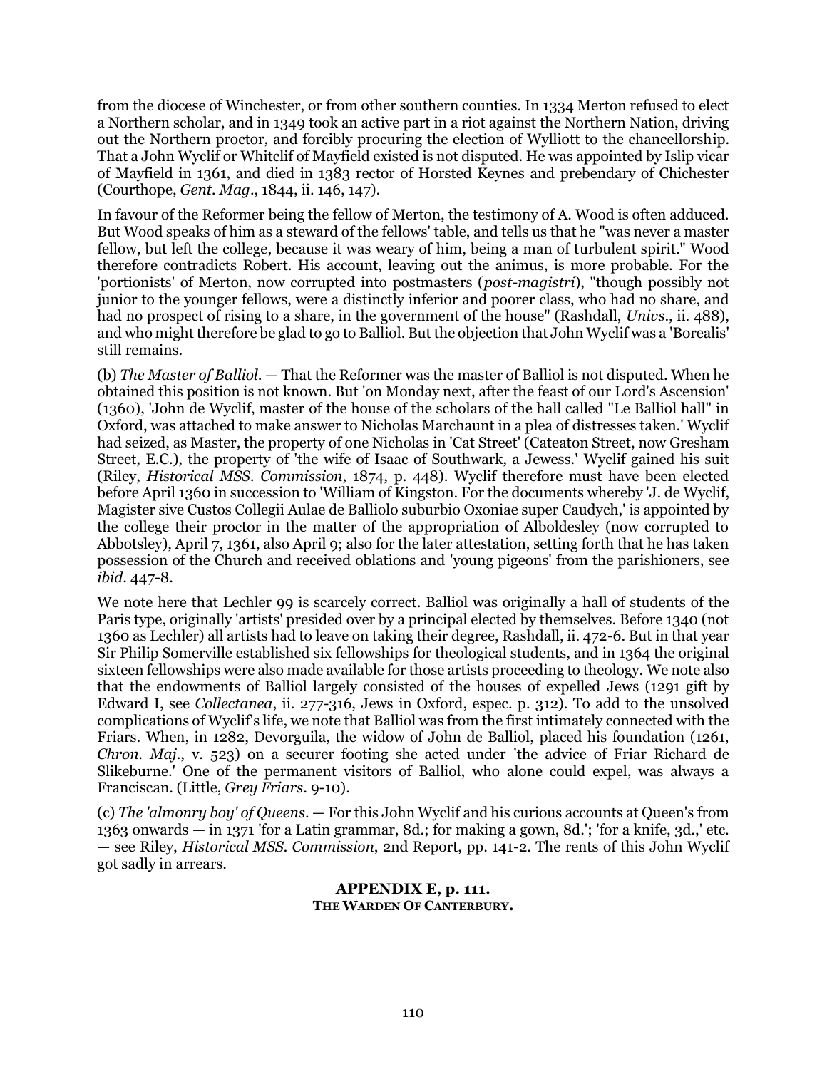from the diocese of Winchester, or from other southern counties. In 1334 Merton refused to elect a Northern scholar, and in 1349 took an active part in a riot against the Northern Nation, driving out the Northern proctor, and forcibly procuring the election of Wylliott to the chancellorship. That a John Wyclif or Whitclif of Mayfield existed is not disputed. He was appointed by Islip vicar of Mayfield in 1361, and died in 1383 rector of Horsted Keynes and prebendary of Chichester (Courthope, *Gent. Mag*., 1844, ii. 146, 147).

In favour of the Reformer being the fellow of Merton, the testimony of A. Wood is often adduced. But Wood speaks of him as a steward of the fellows' table, and tells us that he "was never a master fellow, but left the college, because it was weary of him, being a man of turbulent spirit." Wood therefore contradicts Robert. His account, leaving out the animus, is more probable. For the 'portionists' of Merton, now corrupted into postmasters (*post-magistri*), "though possibly not junior to the younger fellows, were a distinctly inferior and poorer class, who had no share, and had no prospect of rising to a share, in the government of the house" (Rashdall, *Univs*., ii. 488), and who might therefore be glad to go to Balliol. But the objection that John Wyclif was a 'Borealis' still remains.

(b) *The Master of Balliol*. — That the Reformer was the master of Balliol is not disputed. When he obtained this position is not known. But 'on Monday next, after the feast of our Lord's Ascension' (1360), 'John de Wyclif, master of the house of the scholars of the hall called "Le Balliol hall" in Oxford, was attached to make answer to Nicholas Marchaunt in a plea of distresses taken.' Wyclif had seized, as Master, the property of one Nicholas in 'Cat Street' (Cateaton Street, now Gresham Street, E.C.), the property of 'the wife of Isaac of Southwark, a Jewess.' Wyclif gained his suit (Riley, *Historical MSS. Commission*, 1874, p. 448). Wyclif therefore must have been elected before April 1360 in succession to 'William of Kingston. For the documents whereby 'J. de Wyclif, Magister sive Custos Collegii Aulae de Balliolo suburbio Oxoniae super Caudych,' is appointed by the college their proctor in the matter of the appropriation of Alboldesley (now corrupted to Abbotsley), April 7, 1361, also April 9; also for the later attestation, setting forth that he has taken possession of the Church and received oblations and 'young pigeons' from the parishioners, see *ibid*. 447-8.

We note here that Lechler 99 is scarcely correct. Balliol was originally a hall of students of the Paris type, originally 'artists' presided over by a principal elected by themselves. Before 1340 (not 1360 as Lechler) all artists had to leave on taking their degree, Rashdall, ii. 472-6. But in that year Sir Philip Somerville established six fellowships for theological students, and in 1364 the original sixteen fellowships were also made available for those artists proceeding to theology. We note also that the endowments of Balliol largely consisted of the houses of expelled Jews (1291 gift by Edward I, see *Collectanea*, ii. 277-316, Jews in Oxford, espec. p. 312). To add to the unsolved complications of Wyclif's life, we note that Balliol was from the first intimately connected with the Friars. When, in 1282, Devorguila, the widow of John de Balliol, placed his foundation (1261, *Chron. Maj*., v. 523) on a securer footing she acted under 'the advice of Friar Richard de Slikeburne.' One of the permanent visitors of Balliol, who alone could expel, was always a Franciscan. (Little, *Grey Friars*. 9-10).

(c) *The 'almonry boy' of Queens*. — For this John Wyclif and his curious accounts at Queen's from 1363 onwards — in 1371 'for a Latin grammar, 8d.; for making a gown, 8d.'; 'for a knife, 3d.,' etc. — see Riley, *Historical MSS. Commission*, 2nd Report, pp. 141-2. The rents of this John Wyclif got sadly in arrears.

## APPENDIX E, p. 111.
### THE WARDEN OF CANTERBURY.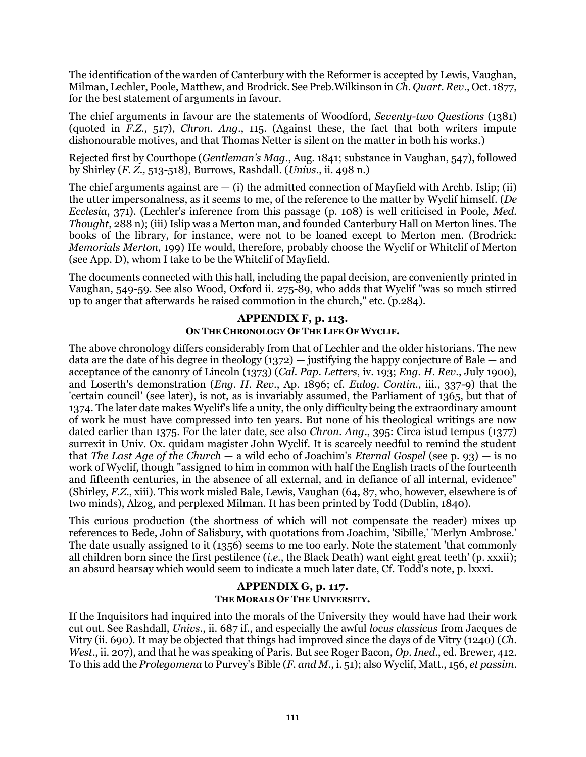The identification of the warden of Canterbury with the Reformer is accepted by Lewis, Vaughan, Milman, Lechler, Poole, Matthew, and Brodrick. See Preb.Wilkinson in *Ch. Quart. Rev.*, Oct. 1877, for the best statement of arguments in favour.

The chief arguments in favour are the statements of Woodford, *Seventy-two Questions* (1381) (quoted in *F.Z.*, 517), *Chron. Ang.*, 115. (Against these, the fact that both writers impute dishonourable motives, and that Thomas Netter is silent on the matter in both his works.)

Rejected first by Courthope (*Gentleman's Mag.*, Aug. 1841; substance in Vaughan, 547), followed by Shirley (*F. Z.,* 513-518), Burrows, Rashdall. (*Univs.*, ii. 498 n.)

The chief arguments against are — (i) the admitted connection of Mayfield with Archb. Islip; (ii) the utter impersonalness, as it seems to me, of the reference to the matter by Wyclif himself. (*De Ecclesia*, 371). (Lechler's inference from this passage (p. 108) is well criticised in Poole, *Med. Thought*, 288 n); (iii) Islip was a Merton man, and founded Canterbury Hall on Merton lines. The books of the library, for instance, were not to be loaned except to Merton men. (Brodrick: *Memorials Merton*, 199) He would, therefore, probably choose the Wyclif or Whitclif of Merton (see App. D), whom I take to be the Whitclif of Mayfield.

The documents connected with this hall, including the papal decision, are conveniently printed in Vaughan, 549-59. See also Wood, Oxford ii. 275-89, who adds that Wyclif "was so much stirred up to anger that afterwards he raised commotion in the church," etc. (p.284).

## APPENDIX F, p. 113.
### ON THE CHRONOLOGY OF THE LIFE OF WYCLIF.

The above chronology differs considerably from that of Lechler and the older historians. The new data are the date of his degree in theology (1372) — justifying the happy conjecture of Bale — and acceptance of the canonry of Lincoln (1373) (*Cal. Pap. Letters*, iv. 193; *Eng. H. Rev.*, July 1900), and Loserth's demonstration (*Eng. H. Rev.*, Ap. 1896; cf. *Eulog. Contin.*, iii., 337-9) that the 'certain council' (see later), is not, as is invariably assumed, the Parliament of 1365, but that of 1374. The later date makes Wyclif's life a unity, the only difficulty being the extraordinary amount of work he must have compressed into ten years. But none of his theological writings are now dated earlier than 1375. For the later date, see also *Chron. Ang.*, 395: Circa istud tempus (1377) surrexit in Univ. Ox. quidam magister John Wyclif. It is scarcely needful to remind the student that *The Last Age of the Church* — a wild echo of Joachim's *Eternal Gospel* (see p. 93) — is no work of Wyclif, though "assigned to him in common with half the English tracts of the fourteenth and fifteenth centuries, in the absence of all external, and in defiance of all internal, evidence" (Shirley, *F.Z.*, xiii). This work misled Bale, Lewis, Vaughan (64, 87, who, however, elsewhere is of two minds), Alzog, and perplexed Milman. It has been printed by Todd (Dublin, 1840).

This curious production (the shortness of which will not compensate the reader) mixes up references to Bede, John of Salisbury, with quotations from Joachim, 'Sibille,' 'Merlyn Ambrose.' The date usually assigned to it (1356) seems to me too early. Note the statement 'that commonly all children born since the first pestilence (*i.e.*, the Black Death) want eight great teeth' (p. xxxii); an absurd hearsay which would seem to indicate a much later date, Cf. Todd's note, p. lxxxi.

## APPENDIX G, p. 117.
### THE MORALS OF THE UNIVERSITY.

If the Inquisitors had inquired into the morals of the University they would have had their work cut out. See Rashdall, *Univs.*, ii. 687 if., and especially the awful *locus classicus* from Jacques de Vitry (ii. 690). It may be objected that things had improved since the days of de Vitry (1240) (*Ch. West.*, ii. 207), and that he was speaking of Paris. But see Roger Bacon, *Op. Ined.*, ed. Brewer, 412. To this add the *Prolegomena* to Purvey's Bible (*F. and M.*, i. 51); also Wyclif, Matt., 156, *et passim*.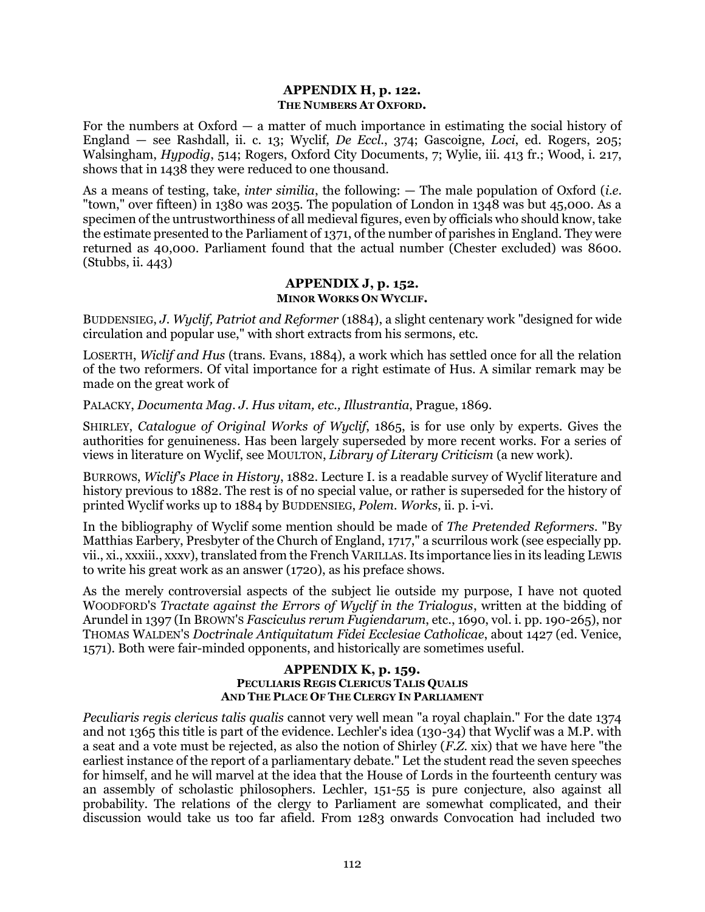## APPENDIX H, p. 122.
### THE NUMBERS AT OXFORD.

For the numbers at Oxford — a matter of much importance in estimating the social history of England — see Rashdall, ii. c. 13; Wyclif, *De Eccl.*, 374; Gascoigne, *Loci*, ed. Rogers, 205; Walsingham, *Hypodig*, 514; Rogers, Oxford City Documents, 7; Wylie, iii. 413 fr.; Wood, i. 217, shows that in 1438 they were reduced to one thousand.

As a means of testing, take, *inter similia*, the following: — The male population of Oxford (*i.e.* "town," over fifteen) in 1380 was 2035. The population of London in 1348 was but 45,000. As a specimen of the untrustworthiness of all medieval figures, even by officials who should know, take the estimate presented to the Parliament of 1371, of the number of parishes in England. They were returned as 40,000. Parliament found that the actual number (Chester excluded) was 8600. (Stubbs, ii. 443)

## APPENDIX J, p. 152.
### MINOR WORKS ON WYCLIF.

BUDDENSIEG, *J. Wyclif, Patriot and Reformer* (1884), a slight centenary work "designed for wide circulation and popular use," with short extracts from his sermons, etc.

LOSERTH, *Wiclif and Hus* (trans. Evans, 1884), a work which has settled once for all the relation of the two reformers. Of vital importance for a right estimate of Hus. A similar remark may be made on the great work of

PALACKY, *Documenta Mag. J. Hus vitam, etc., Illustrantia*, Prague, 1869.

SHIRLEY, *Catalogue of Original Works of Wyclif*, 1865, is for use only by experts. Gives the authorities for genuineness. Has been largely superseded by more recent works. For a series of views in literature on Wyclif, see MOULTON, *Library of Literary Criticism* (a new work).

BURROWS, *Wiclif's Place in History*, 1882. Lecture I. is a readable survey of Wyclif literature and history previous to 1882. The rest is of no special value, or rather is superseded for the history of printed Wyclif works up to 1884 by BUDDENSIEG, *Polem. Works*, ii. p. i-vi.

In the bibliography of Wyclif some mention should be made of *The Pretended Reformers*. "By Matthias Earbery, Presbyter of the Church of England, 1717," a scurrilous work (see especially pp. vii., xi., xxxiii., xxxv), translated from the French VARILLAS. Its importance lies in its leading LEWIS to write his great work as an answer (1720), as his preface shows.

As the merely controversial aspects of the subject lie outside my purpose, I have not quoted WOODFORD'S *Tractate against the Errors of Wyclif in the Trialogus*, written at the bidding of Arundel in 1397 (In BROWN'S *Fasciculus rerum Fugiendarum*, etc., 1690, vol. i. pp. 190-265), nor THOMAS WALDEN'S *Doctrinale Antiquitatum Fidei Ecclesiae Catholicae*, about 1427 (ed. Venice, 1571). Both were fair-minded opponents, and historically are sometimes useful.

## APPENDIX K, p. 159.
### PECULIARIS REGIS CLERICUS TALIS QUALIS AND THE PLACE OF THE CLERGY IN PARLIAMENT

*Peculiaris regis clericus talis qualis* cannot very well mean "a royal chaplain." For the date 1374 and not 1365 this title is part of the evidence. Lechler's idea (130-34) that Wyclif was a M.P. with a seat and a vote must be rejected, as also the notion of Shirley (*F.Z.* xix) that we have here "the earliest instance of the report of a parliamentary debate." Let the student read the seven speeches for himself, and he will marvel at the idea that the House of Lords in the fourteenth century was an assembly of scholastic philosophers. Lechler, 151-55 is pure conjecture, also against all probability. The relations of the clergy to Parliament are somewhat complicated, and their discussion would take us too far afield. From 1283 onwards Convocation had included two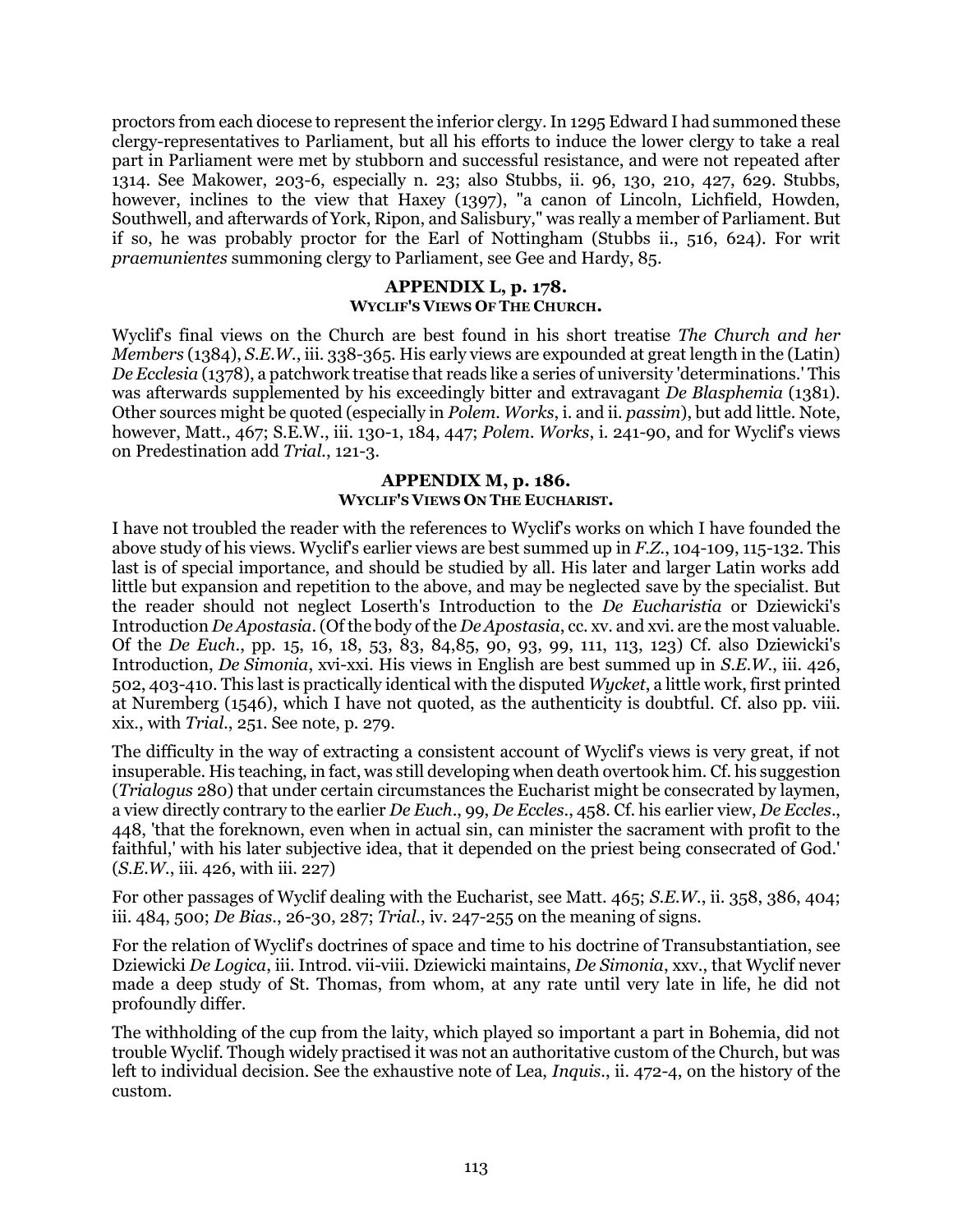proctors from each diocese to represent the inferior clergy. In 1295 Edward I had summoned these clergy-representatives to Parliament, but all his efforts to induce the lower clergy to take a real part in Parliament were met by stubborn and successful resistance, and were not repeated after 1314. See Makower, 203-6, especially n. 23; also Stubbs, ii. 96, 130, 210, 427, 629. Stubbs, however, inclines to the view that Haxey (1397), "a canon of Lincoln, Lichfield, Howden, Southwell, and afterwards of York, Ripon, and Salisbury," was really a member of Parliament. But if so, he was probably proctor for the Earl of Nottingham (Stubbs ii., 516, 624). For writ *praemunientes* summoning clergy to Parliament, see Gee and Hardy, 85.

## APPENDIX L, p. 178.
### WYCLIF'S VIEWS OF THE CHURCH.

Wyclif's final views on the Church are best found in his short treatise *The Church and her Members* (1384), *S.E.W.*, iii. 338-365. His early views are expounded at great length in the (Latin) *De Ecclesia* (1378), a patchwork treatise that reads like a series of university 'determinations.' This was afterwards supplemented by his exceedingly bitter and extravagant *De Blasphemia* (1381). Other sources might be quoted (especially in *Polem. Works*, i. and ii. *passim*), but add little. Note, however, Matt., 467; S.E.W., iii. 130-1, 184, 447; *Polem. Works*, i. 241-90, and for Wyclif's views on Predestination add *Trial.*, 121-3.

## APPENDIX M, p. 186.
### WYCLIF'S VIEWS ON THE EUCHARIST.

I have not troubled the reader with the references to Wyclif's works on which I have founded the above study of his views. Wyclif's earlier views are best summed up in *F.Z.*, 104-109, 115-132. This last is of special importance, and should be studied by all. His later and larger Latin works add little but expansion and repetition to the above, and may be neglected save by the specialist. But the reader should not neglect Loserth's Introduction to the *De Eucharistia* or Dziewicki's Introduction *De Apostasia*. (Of the body of the *De Apostasia*, cc. xv. and xvi. are the most valuable. Of the *De Euch.*, pp. 15, 16, 18, 53, 83, 84,85, 90, 93, 99, 111, 113, 123) Cf. also Dziewicki's Introduction, *De Simonia*, xvi-xxi. His views in English are best summed up in *S.E.W.*, iii. 426, 502, 403-410. This last is practically identical with the disputed *Wycket*, a little work, first printed at Nuremberg (1546), which I have not quoted, as the authenticity is doubtful. Cf. also pp. viii. xix., with *Trial.*, 251. See note, p. 279.

The difficulty in the way of extracting a consistent account of Wyclif's views is very great, if not insuperable. His teaching, in fact, was still developing when death overtook him. Cf. his suggestion (*Trialogus* 280) that under certain circumstances the Eucharist might be consecrated by laymen, a view directly contrary to the earlier *De Euch.*, 99, *De Eccles.*, 458. Cf. his earlier view, *De Eccles.*, 448, 'that the foreknown, even when in actual sin, can minister the sacrament with profit to the faithful,' with his later subjective idea, that it depended on the priest being consecrated of God.' (*S.E.W.*, iii. 426, with iii. 227)

For other passages of Wyclif dealing with the Eucharist, see Matt. 465; *S.E.W.*, ii. 358, 386, 404; iii. 484, 500; *De Bias.*, 26-30, 287; *Trial.*, iv. 247-255 on the meaning of signs.

For the relation of Wyclif's doctrines of space and time to his doctrine of Transubstantiation, see Dziewicki *De Logica*, iii. Introd. vii-viii. Dziewicki maintains, *De Simonia*, xxv., that Wyclif never made a deep study of St. Thomas, from whom, at any rate until very late in life, he did not profoundly differ.

The withholding of the cup from the laity, which played so important a part in Bohemia, did not trouble Wyclif. Though widely practised it was not an authoritative custom of the Church, but was left to individual decision. See the exhaustive note of Lea, *Inquis.*, ii. 472-4, on the history of the custom.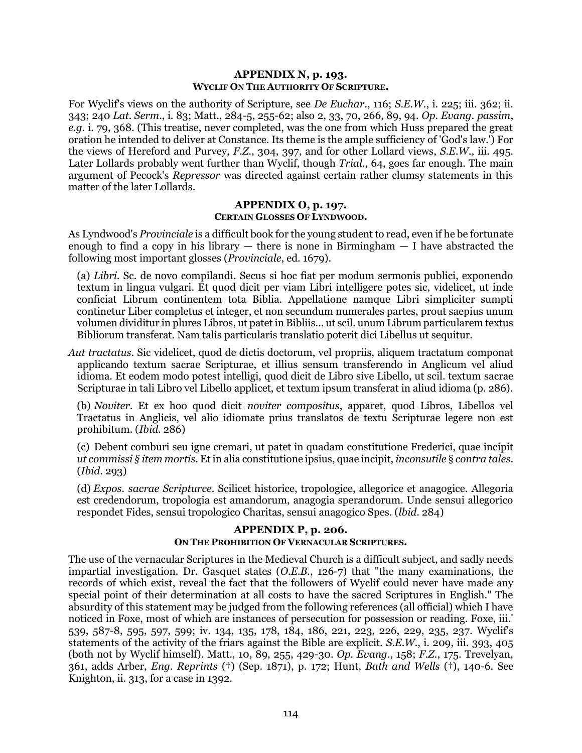## APPENDIX N, p. 193.
### WYCLIF ON THE AUTHORITY OF SCRIPTURE.

For Wyclif's views on the authority of Scripture, see *De Euchar.*, 116; *S.E.W.*, i. 225; iii. 362; ii. 343; 240 *Lat. Serm.*, i. 83; Matt., 284-5, 255-62; also 2, 33, 70, 266, 89, 94. *Op. Evang. passim*, *e.g.* i. 79, 368. (This treatise, never completed, was the one from which Huss prepared the great oration he intended to deliver at Constance. Its theme is the ample sufficiency of 'God's law.') For the views of Hereford and Purvey, *F.Z.*, 304, 397, and for other Lollard views, *S.E.W.*, iii. 495. Later Lollards probably went further than Wyclif, though *Trial.*, 64, goes far enough. The main argument of Pecock's *Repressor* was directed against certain rather clumsy statements in this matter of the later Lollards.

## APPENDIX O, p. 197.
### CERTAIN GLOSSES OF LYNDWOOD.

As Lyndwood's *Provinciale* is a difficult book for the young student to read, even if he be fortunate enough to find a copy in his library — there is none in Birmingham — I have abstracted the following most important glosses (*Provinciale*, ed. 1679).

(a) *Libri.* Sc. de novo compilandi. Secus si hoc fiat per modum sermonis publici, exponendo textum in lingua vulgari. Et quod dicit per viam Libri intelligere potes sic, videlicet, ut inde conficiat Librum continentem tota Biblia. Appellatione namque Libri simpliciter sumpti continetur Liber completus et integer, et non secundum numerales partes, prout saepius unum volumen dividitur in plures Libros, ut patet in Bibliis... ut scil. unum Librum particularem textus Bibliorum transferat. Nam talis particularis translatio poterit dici Libellus ut sequitur.

*Aut tractatus.* Sic videlicet, quod de dictis doctorum, vel propriis, aliquem tractatum componat applicando textum sacrae Scripturae, et illius sensum transferendo in Anglicum vel aliud idioma. Et eodem modo potest intelligi, quod dicit de Libro sive Libello, ut scil. textum sacrae Scripturae in tali Libro vel Libello applicet, et textum ipsum transferat in aliud idioma (p. 286).

(b) *Noviter.* Et ex hoo quod dicit *noviter compositus*, apparet, quod Libros, Libellos vel Tractatus in Anglicis, vel alio idiomate prius translatos de textu Scripturae legere non est prohibitum. (*Ibid.* 286)

(c) Debent comburi seu igne cremari, ut patet in quadam constitutione Frederici, quae incipit *ut commissi § item mortis*. Et in alia constitutione ipsius, quae incipit, *inconsutile* § *contra tales*. (*Ibid.* 293)

(d) *Expos. sacrae Scripturce.* Scilicet historice, tropologice, allegorice et anagogice. Allegoria est credendorum, tropologia est amandorum, anagogia sperandorum. Unde sensui allegorico respondet Fides, sensui tropologico Charitas, sensui anagogico Spes. (*lbid.* 284)

## APPENDIX P, p. 206.
### ON THE PROHIBITION OF VERNACULAR SCRIPTURES.

The use of the vernacular Scriptures in the Medieval Church is a difficult subject, and sadly needs impartial investigation. Dr. Gasquet states (*O.E.B.*, 126-7) that "the many examinations, the records of which exist, reveal the fact that the followers of Wyclif could never have made any special point of their determination at all costs to have the sacred Scriptures in English." The absurdity of this statement may be judged from the following references (all official) which I have noticed in Foxe, most of which are instances of persecution for possession or reading. Foxe, iii.' 539, 587-8, 595, 597, 599; iv. 134, 135, 178, 184, 186, 221, 223, 226, 229, 235, 237. Wyclif's statements of the activity of the friars against the Bible are explicit. *S.E.W.*, i. 209, iii. 393, 405 (both not by Wyclif himself). Matt., 10, 89, 255, 429-30. *Op. Evang.*, 158; *F.Z.*, 175. Trevelyan, 361, adds Arber, *Eng. Reprints* (†) (Sep. 1871), p. 172; Hunt, *Bath and Wells* (†), 140-6. See Knighton, ii. 313, for a case in 1392.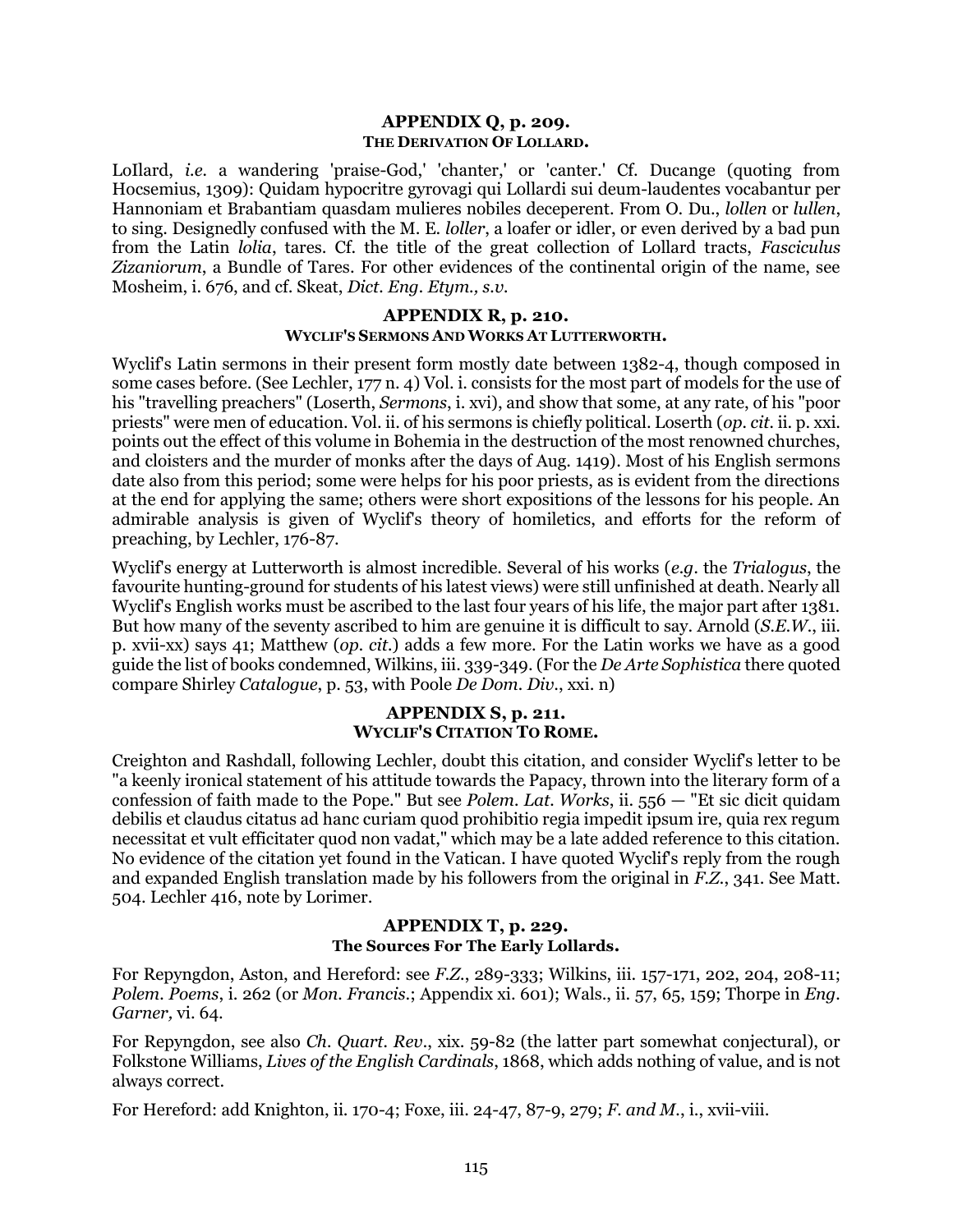## APPENDIX Q, p. 209.
### THE DERIVATION OF LOLLARD.

LoIlard, *i.e.* a wandering 'praise-God,' 'chanter,' or 'canter.' Cf. Ducange (quoting from Hocsemius, 1309): Quidam hypocritre gyrovagi qui Lollardi sui deum-laudentes vocabantur per Hannoniam et Brabantiam quasdam mulieres nobiles deceperent. From O. Du., *lollen* or *lullen*, to sing. Designedly confused with the M. E. *loller*, a loafer or idler, or even derived by a bad pun from the Latin *lolia*, tares. Cf. the title of the great collection of Lollard tracts, *Fasciculus Zizaniorum*, a Bundle of Tares. For other evidences of the continental origin of the name, see Mosheim, i. 676, and cf. Skeat, *Dict. Eng. Etym., s.v.*

## APPENDIX R, p. 210.
### WYCLIF'S SERMONS AND WORKS AT LUTTERWORTH.

Wyclif's Latin sermons in their present form mostly date between 1382-4, though composed in some cases before. (See Lechler, 177 n. 4) Vol. i. consists for the most part of models for the use of his "travelling preachers" (Loserth, *Sermons*, i. xvi), and show that some, at any rate, of his "poor priests" were men of education. Vol. ii. of his sermons is chiefly political. Loserth (*op. cit.* ii. p. xxi. points out the effect of this volume in Bohemia in the destruction of the most renowned churches, and cloisters and the murder of monks after the days of Aug. 1419). Most of his English sermons date also from this period; some were helps for his poor priests, as is evident from the directions at the end for applying the same; others were short expositions of the lessons for his people. An admirable analysis is given of Wyclif's theory of homiletics, and efforts for the reform of preaching, by Lechler, 176-87.

Wyclif's energy at Lutterworth is almost incredible. Several of his works (*e.g.* the *Trialogus*, the favourite hunting-ground for students of his latest views) were still unfinished at death. Nearly all Wyclif's English works must be ascribed to the last four years of his life, the major part after 1381. But how many of the seventy ascribed to him are genuine it is difficult to say. Arnold (*S.E.W.*, iii. p. xvii-xx) says 41; Matthew (*op. cit.*) adds a few more. For the Latin works we have as a good guide the list of books condemned, Wilkins, iii. 339-349. (For the *De Arte Sophistica* there quoted compare Shirley *Catalogue*, p. 53, with Poole *De Dom. Div.*, xxi. n)

## APPENDIX S, p. 211.
### WYCLIF'S CITATION TO ROME.

Creighton and Rashdall, following Lechler, doubt this citation, and consider Wyclif's letter to be "a keenly ironical statement of his attitude towards the Papacy, thrown into the literary form of a confession of faith made to the Pope." But see *Polem. Lat. Works*, ii. 556 — "Et sic dicit quidam debilis et claudus citatus ad hanc curiam quod prohibitio regia impedit ipsum ire, quia rex regum necessitat et vult efficitater quod non vadat," which may be a late added reference to this citation. No evidence of the citation yet found in the Vatican. I have quoted Wyclif's reply from the rough and expanded English translation made by his followers from the original in *F.Z.*, 341. See Matt. 504. Lechler 416, note by Lorimer.

## APPENDIX T, p. 229.
### The Sources For The Early Lollards.

For Repyngdon, Aston, and Hereford: see *F.Z.*, 289-333; Wilkins, iii. 157-171, 202, 204, 208-11; *Polem. Poems*, i. 262 (or *Mon. Francis.*; Appendix xi. 601); Wals., ii. 57, 65, 159; Thorpe in *Eng. Garner,* vi. 64.

For Repyngdon, see also *Ch. Quart. Rev.*, xix. 59-82 (the latter part somewhat conjectural), or Folkstone Williams, *Lives of the English Cardinals*, 1868, which adds nothing of value, and is not always correct.

For Hereford: add Knighton, ii. 170-4; Foxe, iii. 24-47, 87-9, 279; *F. and M.*, i., xvii-viii.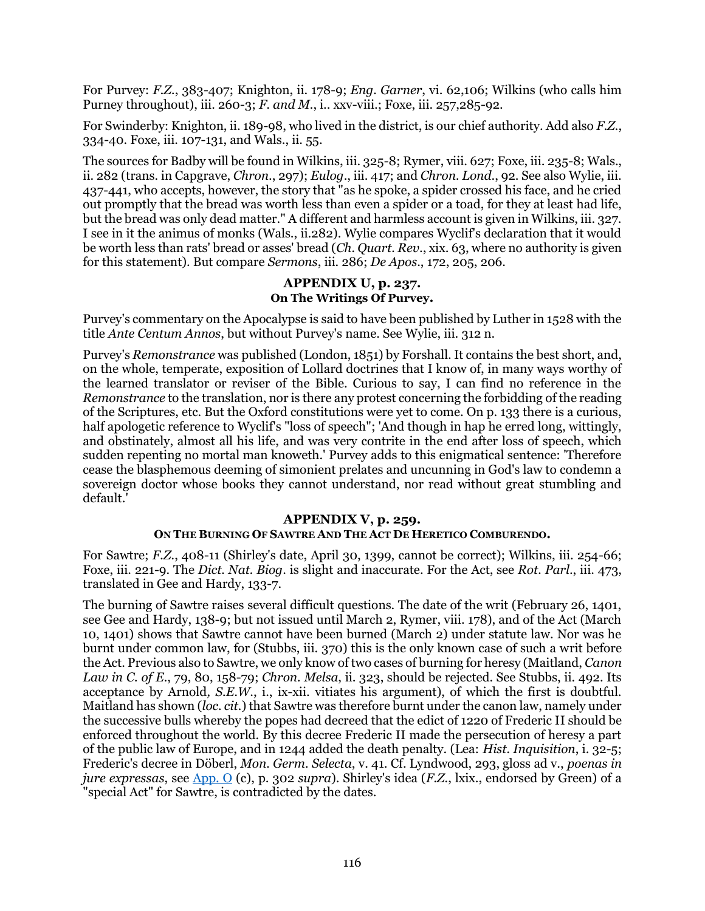For Purvey: *F.Z.*, 383-407; Knighton, ii. 178-9; *Eng. Garner*, vi. 62,106; Wilkins (who calls him Purney throughout), iii. 260-3; *F. and M.*, i.. xxv-viii.; Foxe, iii. 257,285-92.

For Swinderby: Knighton, ii. 189-98, who lived in the district, is our chief authority. Add also *F.Z.*, 334-40. Foxe, iii. 107-131, and Wals., ii. 55.

The sources for Badby will be found in Wilkins, iii. 325-8; Rymer, viii. 627; Foxe, iii. 235-8; Wals., ii. 282 (trans. in Capgrave, *Chron.*, 297); *Eulog.*, iii. 417; and *Chron. Lond.*, 92. See also Wylie, iii. 437-441, who accepts, however, the story that "as he spoke, a spider crossed his face, and he cried out promptly that the bread was worth less than even a spider or a toad, for they at least had life, but the bread was only dead matter." A different and harmless account is given in Wilkins, iii. 327. I see in it the animus of monks (Wals., ii.282). Wylie compares Wyclif's declaration that it would be worth less than rats' bread or asses' bread (*Ch. Quart. Rev.*, xix. 63, where no authority is given for this statement). But compare *Sermons*, iii. 286; *De Apos.*, 172, 205, 206.

## APPENDIX U, p. 237.
### On The Writings Of Purvey.

Purvey's commentary on the Apocalypse is said to have been published by Luther in 1528 with the title *Ante Centum Annos*, but without Purvey's name. See Wylie, iii. 312 n.

Purvey's *Remonstrance* was published (London, 1851) by Forshall. It contains the best short, and, on the whole, temperate, exposition of Lollard doctrines that I know of, in many ways worthy of the learned translator or reviser of the Bible. Curious to say, I can find no reference in the *Remonstrance* to the translation, nor is there any protest concerning the forbidding of the reading of the Scriptures, etc. But the Oxford constitutions were yet to come. On p. 133 there is a curious, half apologetic reference to Wyclif's "loss of speech"; 'And though in hap he erred long, wittingly, and obstinately, almost all his life, and was very contrite in the end after loss of speech, which sudden repenting no mortal man knoweth.' Purvey adds to this enigmatical sentence: 'Therefore cease the blasphemous deeming of simonient prelates and uncunning in God's law to condemn a sovereign doctor whose books they cannot understand, nor read without great stumbling and default.'

## APPENDIX V, p. 259.
### On The Burning Of Sawtre And The Act De Heretico Comburendo.

For Sawtre; *F.Z.*, 408-11 (Shirley's date, April 30, 1399, cannot be correct); Wilkins, iii. 254-66; Foxe, iii. 221-9. The *Dict. Nat. Biog.* is slight and inaccurate. For the Act, see *Rot. Parl.*, iii. 473, translated in Gee and Hardy, 133-7.

The burning of Sawtre raises several difficult questions. The date of the writ (February 26, 1401, see Gee and Hardy, 138-9; but not issued until March 2, Rymer, viii. 178), and of the Act (March 10, 1401) shows that Sawtre cannot have been burned (March 2) under statute law. Nor was he burnt under common law, for (Stubbs, iii. 370) this is the only known case of such a writ before the Act. Previous also to Sawtre, we only know of two cases of burning for heresy (Maitland, *Canon Law in C. of E.*, 79, 80, 158-79; *Chron. Melsa*, ii. 323, should be rejected. See Stubbs, ii. 492. Its acceptance by Arnold, *S.E.W.*, i., ix-xii. vitiates his argument), of which the first is doubtful. Maitland has shown (*loc. cit.*) that Sawtre was therefore burnt under the canon law, namely under the successive bulls whereby the popes had decreed that the edict of 1220 of Frederic II should be enforced throughout the world. By this decree Frederic II made the persecution of heresy a part of the public law of Europe, and in 1244 added the death penalty. (Lea: *Hist. Inquisition*, i. 32-5; Frederic's decree in Döberl, *Mon. Germ. Selecta*, v. 41. Cf. Lyndwood, 293, gloss ad v., *poenas in jure expressas*, see App. O (c), p. 302 *supra*). Shirley's idea (*F.Z.*, lxix., endorsed by Green) of a "special Act" for Sawtre, is contradicted by the dates.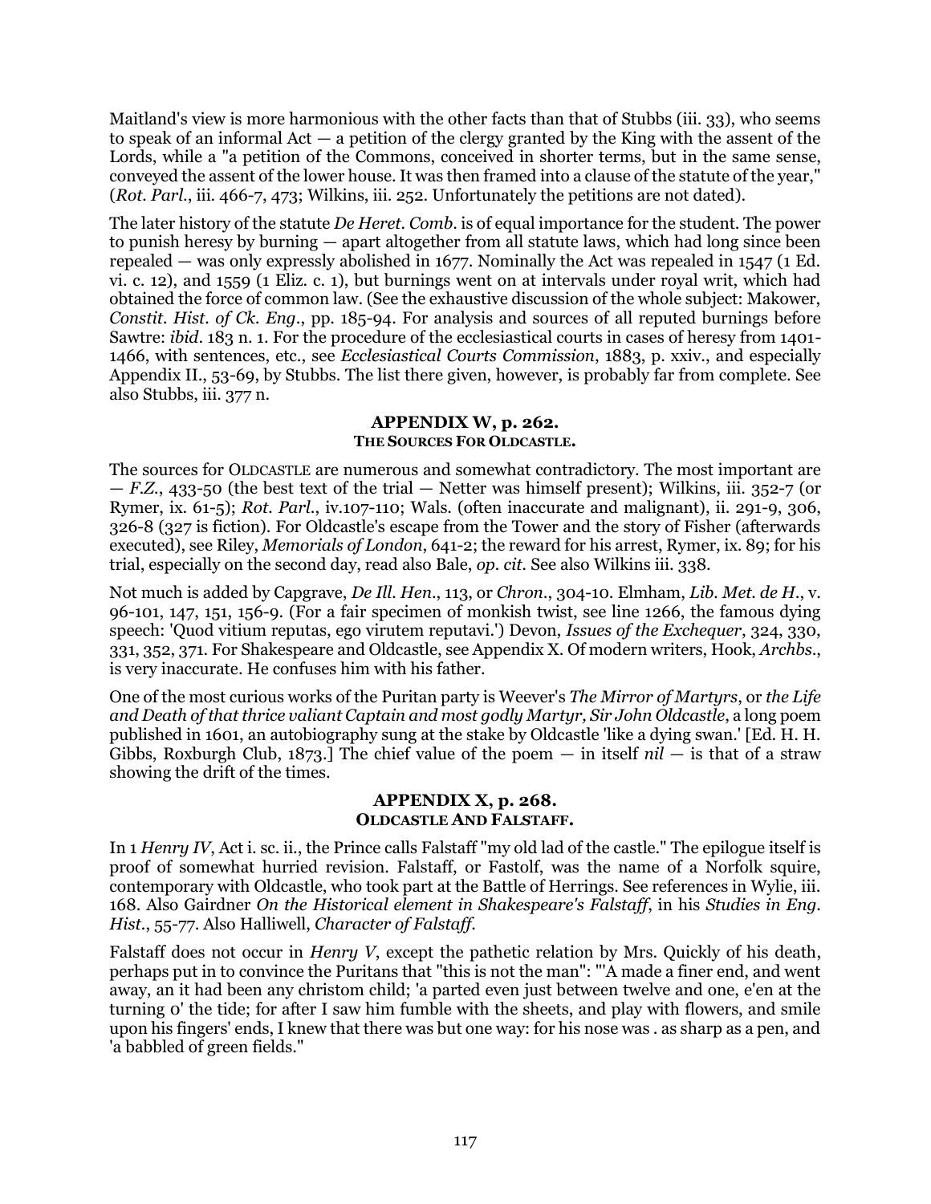Maitland's view is more harmonious with the other facts than that of Stubbs (iii. 33), who seems to speak of an informal Act — a petition of the clergy granted by the King with the assent of the Lords, while a "a petition of the Commons, conceived in shorter terms, but in the same sense, conveyed the assent of the lower house. It was then framed into a clause of the statute of the year," (*Rot. Parl.*, iii. 466-7, 473; Wilkins, iii. 252. Unfortunately the petitions are not dated).

The later history of the statute *De Heret. Comb.* is of equal importance for the student. The power to punish heresy by burning — apart altogether from all statute laws, which had long since been repealed — was only expressly abolished in 1677. Nominally the Act was repealed in 1547 (1 Ed. vi. c. 12), and 1559 (1 Eliz. c. 1), but burnings went on at intervals under royal writ, which had obtained the force of common law. (See the exhaustive discussion of the whole subject: Makower, *Constit. Hist. of Ck. Eng.*, pp. 185-94. For analysis and sources of all reputed burnings before Sawtre: *ibid.* 183 n. 1. For the procedure of the ecclesiastical courts in cases of heresy from 1401-1466, with sentences, etc., see *Ecclesiastical Courts Commission*, 1883, p. xxiv., and especially Appendix II., 53-69, by Stubbs. The list there given, however, is probably far from complete. See also Stubbs, iii. 377 n.

## APPENDIX W, p. 262.
### THE SOURCES FOR OLDCASTLE.

The sources for OLDCASTLE are numerous and somewhat contradictory. The most important are — *F.Z.*, 433-50 (the best text of the trial — Netter was himself present); Wilkins, iii. 352-7 (or Rymer, ix. 61-5); *Rot. Parl.*, iv.107-110; Wals. (often inaccurate and malignant), ii. 291-9, 306, 326-8 (327 is fiction). For Oldcastle's escape from the Tower and the story of Fisher (afterwards executed), see Riley, *Memorials of London*, 641-2; the reward for his arrest, Rymer, ix. 89; for his trial, especially on the second day, read also Bale, *op. cit.* See also Wilkins iii. 338.

Not much is added by Capgrave, *De Ill. Hen.*, 113, or *Chron.*, 304-10. Elmham, *Lib. Met. de H.*, v. 96-101, 147, 151, 156-9. (For a fair specimen of monkish twist, see line 1266, the famous dying speech: 'Quod vitium reputas, ego virutem reputavi.') Devon, *Issues of the Exchequer*, 324, 330, 331, 352, 371. For Shakespeare and Oldcastle, see Appendix X. Of modern writers, Hook, *Archbs.*, is very inaccurate. He confuses him with his father.

One of the most curious works of the Puritan party is Weever's *The Mirror of Martyrs*, or *the Life and Death of that thrice valiant Captain and most godly Martyr, Sir John Oldcastle*, a long poem published in 1601, an autobiography sung at the stake by Oldcastle 'like a dying swan.' [Ed. H. H. Gibbs, Roxburgh Club, 1873.] The chief value of the poem — in itself *nil* — is that of a straw showing the drift of the times.

## APPENDIX X, p. 268.
### OLDCASTLE AND FALSTAFF.

In 1 *Henry IV*, Act i. sc. ii., the Prince calls Falstaff "my old lad of the castle." The epilogue itself is proof of somewhat hurried revision. Falstaff, or Fastolf, was the name of a Norfolk squire, contemporary with Oldcastle, who took part at the Battle of Herrings. See references in Wylie, iii. 168. Also Gairdner *On the Historical element in Shakespeare's Falstaff*, in his *Studies in Eng. Hist.*, 55-77. Also Halliwell, *Character of Falstaff*.

Falstaff does not occur in *Henry V*, except the pathetic relation by Mrs. Quickly of his death, perhaps put in to convince the Puritans that "this is not the man": "'A made a finer end, and went away, an it had been any christom child; 'a parted even just between twelve and one, e'en at the turning o' the tide; for after I saw him fumble with the sheets, and play with flowers, and smile upon his fingers' ends, I knew that there was but one way: for his nose was . as sharp as a pen, and 'a babbled of green fields."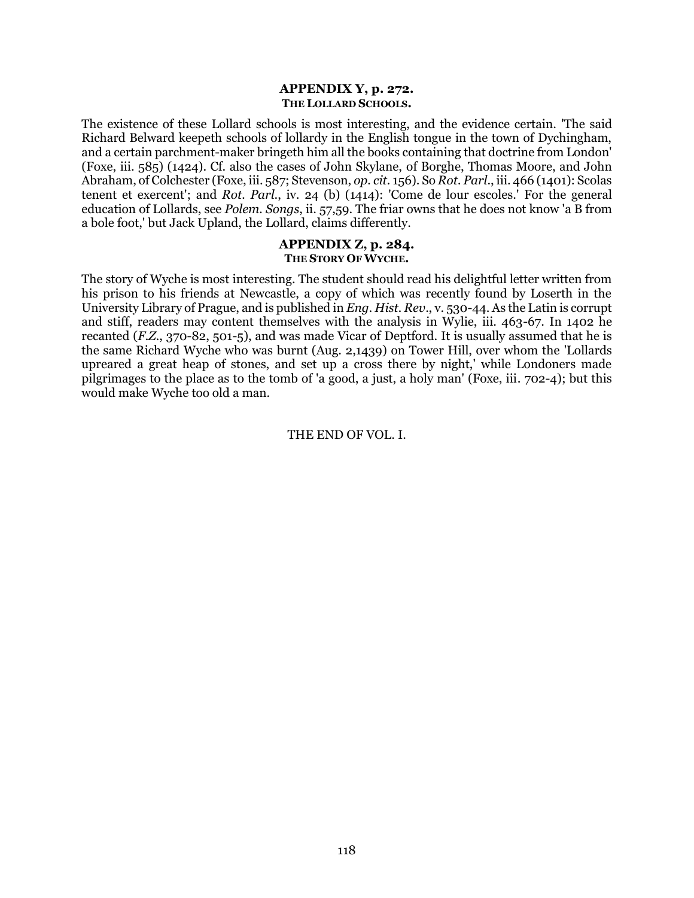## APPENDIX Y, p. 272.
### THE LOLLARD SCHOOLS.

The existence of these Lollard schools is most interesting, and the evidence certain. 'The said Richard Belward keepeth schools of lollardy in the English tongue in the town of Dychingham, and a certain parchment-maker bringeth him all the books containing that doctrine from London' (Foxe, iii. 585) (1424). Cf. also the cases of John Skylane, of Borghe, Thomas Moore, and John Abraham, of Colchester (Foxe, iii. 587; Stevenson, *op. cit.* 156). So *Rot. Parl.*, iii. 466 (1401): Scolas tenent et exercent'; and *Rot. Parl.*, iv. 24 (b) (1414): 'Come de lour escoles.' For the general education of Lollards, see *Polem. Songs*, ii. 57,59. The friar owns that he does not know 'a B from a bole foot,' but Jack Upland, the Lollard, claims differently.

## APPENDIX Z, p. 284.
### THE STORY OF WYCHE.

The story of Wyche is most interesting. The student should read his delightful letter written from his prison to his friends at Newcastle, a copy of which was recently found by Loserth in the University Library of Prague, and is published in *Eng. Hist. Rev.*, v. 530-44. As the Latin is corrupt and stiff, readers may content themselves with the analysis in Wylie, iii. 463-67. In 1402 he recanted (*F.Z.*, 370-82, 501-5), and was made Vicar of Deptford. It is usually assumed that he is the same Richard Wyche who was burnt (Aug. 2,1439) on Tower Hill, over whom the 'Lollards upreared a great heap of stones, and set up a cross there by night,' while Londoners made pilgrimages to the place as to the tomb of 'a good, a just, a holy man' (Foxe, iii. 702-4); but this would make Wyche too old a man.

THE END OF VOL. I.